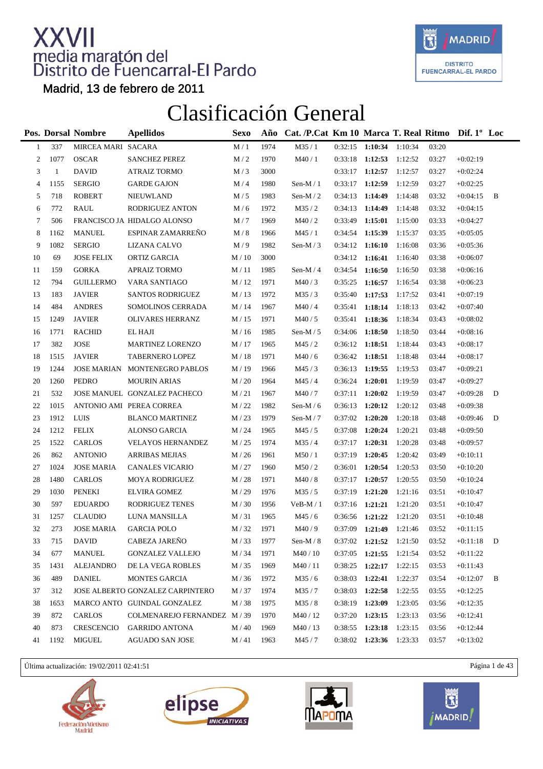# XXVII media maratón del Distrito de Fuencarral-El Pardo

Madrid, 13 de febrero de 2011

¡MADRID! DISTRITO FUENCARRAL-EL PARDO

## Clasificación General

| Pos. | Dorsal | Nombre | Apellidos | Sexo | Año | Cat. /P.Cat | Km 10 | Marca | T. Real | Ritmo | Dif. 1º | Loc |
|---|---|---|---|---|---|---|---|---|---|---|---|---|
| 1 | 337 | MIRCEA MARI | SACARA | M / 1 | 1974 | M35 / 1 | 0:32:15 | **1:10:34** | 1:10:34 | 03:20 | | |
| 2 | 1077 | OSCAR | SANCHEZ PEREZ | M / 2 | 1970 | M40 / 1 | 0:33:18 | **1:12:53** | 1:12:52 | 03:27 | +0:02:19 | |
| 3 | 1 | DAVID | ATRAIZ TORMO | M / 3 | 3000 | | 0:33:17 | **1:12:57** | 1:12:57 | 03:27 | +0:02:24 | |
| 4 | 1155 | SERGIO | GARDE GAJON | M / 4 | 1980 | Sen-M / 1 | 0:33:17 | **1:12:59** | 1:12:59 | 03:27 | +0:02:25 | |
| 5 | 718 | ROBERT | NIEUWLAND | M / 5 | 1983 | Sen-M / 2 | 0:34:13 | **1:14:49** | 1:14:48 | 03:32 | +0:04:15 | B |
| 6 | 772 | RAUL | RODRIGUEZ ANTON | M / 6 | 1972 | M35 / 2 | 0:34:13 | **1:14:49** | 1:14:48 | 03:32 | +0:04:15 | |
| 7 | 506 | FRANCISCO JA | HIDALGO ALONSO | M / 7 | 1969 | M40 / 2 | 0:33:49 | **1:15:01** | 1:15:00 | 03:33 | +0:04:27 | |
| 8 | 1162 | MANUEL | ESPINAR ZAMARREÑO | M / 8 | 1966 | M45 / 1 | 0:34:54 | **1:15:39** | 1:15:37 | 03:35 | +0:05:05 | |
| 9 | 1082 | SERGIO | LIZANA CALVO | M / 9 | 1982 | Sen-M / 3 | 0:34:12 | **1:16:10** | 1:16:08 | 03:36 | +0:05:36 | |
| 10 | 69 | JOSE FELIX | ORTIZ GARCIA | M / 10 | 3000 | | 0:34:12 | **1:16:41** | 1:16:40 | 03:38 | +0:06:07 | |
| 11 | 159 | GORKA | APRAIZ TORMO | M / 11 | 1985 | Sen-M / 4 | 0:34:54 | **1:16:50** | 1:16:50 | 03:38 | +0:06:16 | |
| 12 | 794 | GUILLERMO | VARA SANTIAGO | M / 12 | 1971 | M40 / 3 | 0:35:25 | **1:16:57** | 1:16:54 | 03:38 | +0:06:23 | |
| 13 | 183 | JAVIER | SANTOS RODRIGUEZ | M / 13 | 1972 | M35 / 3 | 0:35:40 | **1:17:53** | 1:17:52 | 03:41 | +0:07:19 | |
| 14 | 484 | ANDRES | SOMOLINOS CERRADA | M / 14 | 1967 | M40 / 4 | 0:35:41 | **1:18:14** | 1:18:13 | 03:42 | +0:07:40 | |
| 15 | 1249 | JAVIER | OLIVARES HERRANZ | M / 15 | 1971 | M40 / 5 | 0:35:41 | **1:18:36** | 1:18:34 | 03:43 | +0:08:02 | |
| 16 | 1771 | RACHID | EL HAJI | M / 16 | 1985 | Sen-M / 5 | 0:34:06 | **1:18:50** | 1:18:50 | 03:44 | +0:08:16 | |
| 17 | 382 | JOSE | MARTINEZ LORENZO | M / 17 | 1965 | M45 / 2 | 0:36:12 | **1:18:51** | 1:18:44 | 03:43 | +0:08:17 | |
| 18 | 1515 | JAVIER | TABERNERO LOPEZ | M / 18 | 1971 | M40 / 6 | 0:36:42 | **1:18:51** | 1:18:48 | 03:44 | +0:08:17 | |
| 19 | 1244 | JOSE MARIAN | MONTENEGRO PABLOS | M / 19 | 1966 | M45 / 3 | 0:36:13 | **1:19:55** | 1:19:53 | 03:47 | +0:09:21 | |
| 20 | 1260 | PEDRO | MOURIN ARIAS | M / 20 | 1964 | M45 / 4 | 0:36:24 | **1:20:01** | 1:19:59 | 03:47 | +0:09:27 | |
| 21 | 532 | JOSE MANUEL | GONZALEZ PACHECO | M / 21 | 1967 | M40 / 7 | 0:37:11 | **1:20:02** | 1:19:59 | 03:47 | +0:09:28 | D |
| 22 | 1015 | ANTONIO AMI | PEREA CORREA | M / 22 | 1982 | Sen-M / 6 | 0:36:13 | **1:20:12** | 1:20:12 | 03:48 | +0:09:38 | |
| 23 | 1912 | LUIS | BLANCO MARTINEZ | M / 23 | 1979 | Sen-M / 7 | 0:37:02 | **1:20:20** | 1:20:18 | 03:48 | +0:09:46 | D |
| 24 | 1212 | FELIX | ALONSO GARCIA | M / 24 | 1965 | M45 / 5 | 0:37:08 | **1:20:24** | 1:20:21 | 03:48 | +0:09:50 | |
| 25 | 1522 | CARLOS | VELAYOS HERNANDEZ | M / 25 | 1974 | M35 / 4 | 0:37:17 | **1:20:31** | 1:20:28 | 03:48 | +0:09:57 | |
| 26 | 862 | ANTONIO | ARRIBAS MEJIAS | M / 26 | 1961 | M50 / 1 | 0:37:19 | **1:20:45** | 1:20:42 | 03:49 | +0:10:11 | |
| 27 | 1024 | JOSE MARIA | CANALES VICARIO | M / 27 | 1960 | M50 / 2 | 0:36:01 | **1:20:54** | 1:20:53 | 03:50 | +0:10:20 | |
| 28 | 1480 | CARLOS | MOYA RODRIGUEZ | M / 28 | 1971 | M40 / 8 | 0:37:17 | **1:20:57** | 1:20:55 | 03:50 | +0:10:24 | |
| 29 | 1030 | PENEKI | ELVIRA GOMEZ | M / 29 | 1976 | M35 / 5 | 0:37:19 | **1:21:20** | 1:21:16 | 03:51 | +0:10:47 | |
| 30 | 597 | EDUARDO | RODRIGUEZ TENES | M / 30 | 1956 | VeB-M / 1 | 0:37:16 | **1:21:21** | 1:21:20 | 03:51 | +0:10:47 | |
| 31 | 1257 | CLAUDIO | LUNA MANSILLA | M / 31 | 1965 | M45 / 6 | 0:36:56 | **1:21:22** | 1:21:20 | 03:51 | +0:10:48 | |
| 32 | 273 | JOSE MARIA | GARCIA POLO | M / 32 | 1971 | M40 / 9 | 0:37:09 | **1:21:49** | 1:21:46 | 03:52 | +0:11:15 | |
| 33 | 715 | DAVID | CABEZA JAREÑO | M / 33 | 1977 | Sen-M / 8 | 0:37:02 | **1:21:52** | 1:21:50 | 03:52 | +0:11:18 | D |
| 34 | 677 | MANUEL | GONZALEZ VALLEJO | M / 34 | 1971 | M40 / 10 | 0:37:05 | **1:21:55** | 1:21:54 | 03:52 | +0:11:22 | |
| 35 | 1431 | ALEJANDRO | DE LA VEGA ROBLES | M / 35 | 1969 | M40 / 11 | 0:38:25 | **1:22:17** | 1:22:15 | 03:53 | +0:11:43 | |
| 36 | 489 | DANIEL | MONTES GARCIA | M / 36 | 1972 | M35 / 6 | 0:38:03 | **1:22:41** | 1:22:37 | 03:54 | +0:12:07 | B |
| 37 | 312 | JOSE ALBERTO | GONZALEZ CARPINTERO | M / 37 | 1974 | M35 / 7 | 0:38:03 | **1:22:58** | 1:22:55 | 03:55 | +0:12:25 | |
| 38 | 1653 | MARCO ANTO | GUINDAL GONZALEZ | M / 38 | 1975 | M35 / 8 | 0:38:19 | **1:23:09** | 1:23:05 | 03:56 | +0:12:35 | |
| 39 | 872 | CARLOS | COLMENAREJO FERNANDEZ | M / 39 | 1970 | M40 / 12 | 0:37:20 | **1:23:15** | 1:23:13 | 03:56 | +0:12:41 | |
| 40 | 873 | CRESCENCIO | GARRIDO ANTONA | M / 40 | 1969 | M40 / 13 | 0:38:55 | **1:23:18** | 1:23:15 | 03:56 | +0:12:44 | |
| 41 | 1192 | MIGUEL | AGUADO SAN JOSE | M / 41 | 1963 | M45 / 7 | 0:38:02 | **1:23:36** | 1:23:33 | 03:57 | +0:13:02 | |

Última actualización: 19/02/2011 02:41:51

Federación Atletismo Madrid · elipse INICIATIVAS · MAPOMA · ¡MADRID!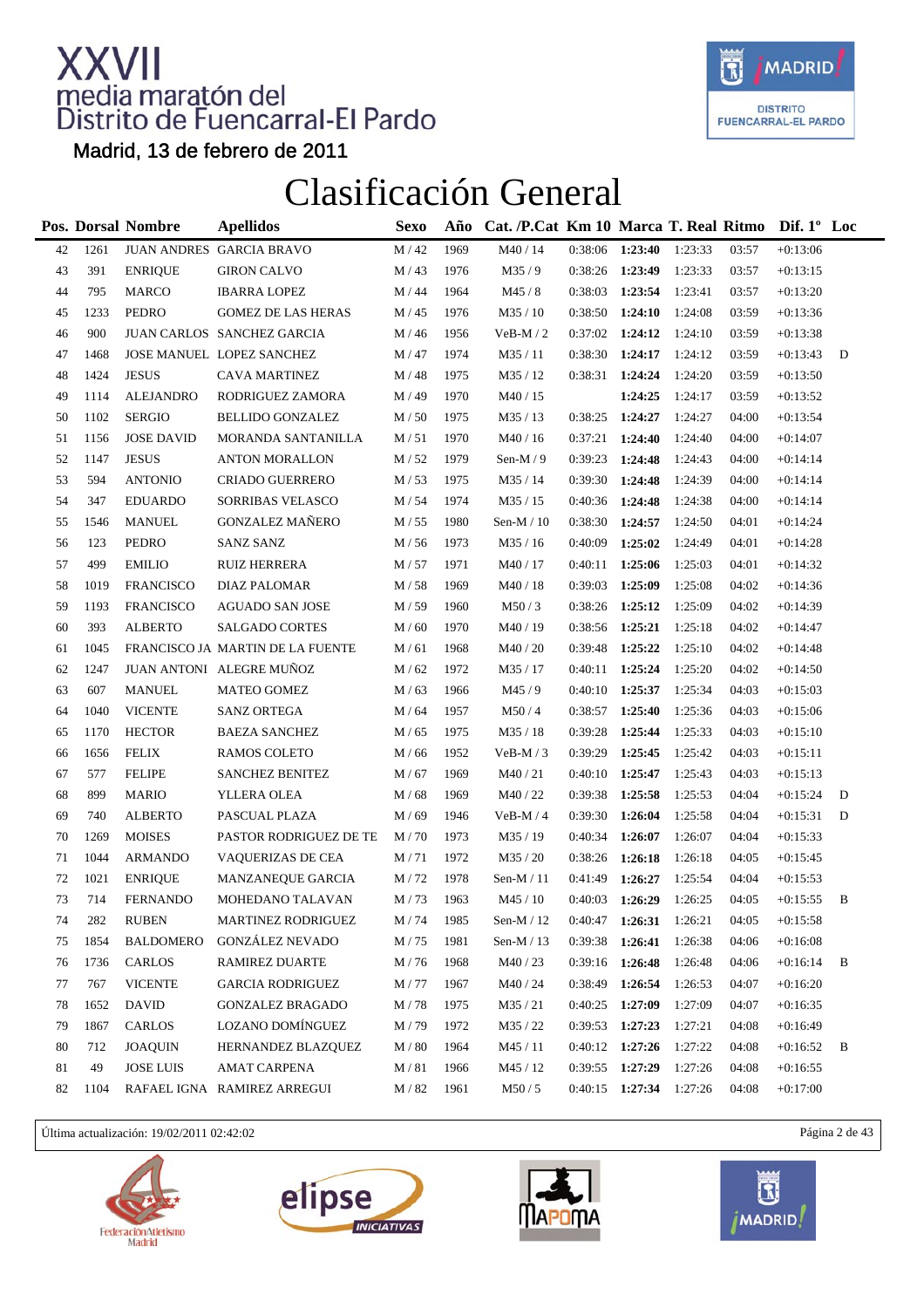# XXVII media maratón del Distrito de Fuencarral-El Pardo

Madrid, 13 de febrero de 2011

## Clasificación General

| Pos. | Dorsal | Nombre | Apellidos | Sexo | Año | Cat. /P.Cat | Km 10 | Marca | T. Real | Ritmo | Dif. 1º | Loc |
|---|---|---|---|---|---|---|---|---|---|---|---|---|
| 42 | 1261 | JUAN ANDRES | GARCIA BRAVO | M / 42 | 1969 | M40 / 14 | 0:38:06 | **1:23:40** | 1:23:33 | 03:57 | +0:13:06 | |
| 43 | 391 | ENRIQUE | GIRON CALVO | M / 43 | 1976 | M35 / 9 | 0:38:26 | **1:23:49** | 1:23:33 | 03:57 | +0:13:15 | |
| 44 | 795 | MARCO | IBARRA LOPEZ | M / 44 | 1964 | M45 / 8 | 0:38:03 | **1:23:54** | 1:23:41 | 03:57 | +0:13:20 | |
| 45 | 1233 | PEDRO | GOMEZ DE LAS HERAS | M / 45 | 1976 | M35 / 10 | 0:38:50 | **1:24:10** | 1:24:08 | 03:59 | +0:13:36 | |
| 46 | 900 | JUAN CARLOS | SANCHEZ GARCIA | M / 46 | 1956 | VeB-M / 2 | 0:37:02 | **1:24:12** | 1:24:10 | 03:59 | +0:13:38 | |
| 47 | 1468 | JOSE MANUEL | LOPEZ SANCHEZ | M / 47 | 1974 | M35 / 11 | 0:38:30 | **1:24:17** | 1:24:12 | 03:59 | +0:13:43 | D |
| 48 | 1424 | JESUS | CAVA MARTINEZ | M / 48 | 1975 | M35 / 12 | 0:38:31 | **1:24:24** | 1:24:20 | 03:59 | +0:13:50 | |
| 49 | 1114 | ALEJANDRO | RODRIGUEZ ZAMORA | M / 49 | 1970 | M40 / 15 | | **1:24:25** | 1:24:17 | 03:59 | +0:13:52 | |
| 50 | 1102 | SERGIO | BELLIDO GONZALEZ | M / 50 | 1975 | M35 / 13 | 0:38:25 | **1:24:27** | 1:24:27 | 04:00 | +0:13:54 | |
| 51 | 1156 | JOSE DAVID | MORANDA SANTANILLA | M / 51 | 1970 | M40 / 16 | 0:37:21 | **1:24:40** | 1:24:40 | 04:00 | +0:14:07 | |
| 52 | 1147 | JESUS | ANTON MORALLON | M / 52 | 1979 | Sen-M / 9 | 0:39:23 | **1:24:48** | 1:24:43 | 04:00 | +0:14:14 | |
| 53 | 594 | ANTONIO | CRIADO GUERRERO | M / 53 | 1975 | M35 / 14 | 0:39:30 | **1:24:48** | 1:24:39 | 04:00 | +0:14:14 | |
| 54 | 347 | EDUARDO | SORRIBAS VELASCO | M / 54 | 1974 | M35 / 15 | 0:40:36 | **1:24:48** | 1:24:38 | 04:00 | +0:14:14 | |
| 55 | 1546 | MANUEL | GONZALEZ MAÑERO | M / 55 | 1980 | Sen-M / 10 | 0:38:30 | **1:24:57** | 1:24:50 | 04:01 | +0:14:24 | |
| 56 | 123 | PEDRO | SANZ SANZ | M / 56 | 1973 | M35 / 16 | 0:40:09 | **1:25:02** | 1:24:49 | 04:01 | +0:14:28 | |
| 57 | 499 | EMILIO | RUIZ HERRERA | M / 57 | 1971 | M40 / 17 | 0:40:11 | **1:25:06** | 1:25:03 | 04:01 | +0:14:32 | |
| 58 | 1019 | FRANCISCO | DIAZ PALOMAR | M / 58 | 1969 | M40 / 18 | 0:39:03 | **1:25:09** | 1:25:08 | 04:02 | +0:14:36 | |
| 59 | 1193 | FRANCISCO | AGUADO SAN JOSE | M / 59 | 1960 | M50 / 3 | 0:38:26 | **1:25:12** | 1:25:09 | 04:02 | +0:14:39 | |
| 60 | 393 | ALBERTO | SALGADO CORTES | M / 60 | 1970 | M40 / 19 | 0:38:56 | **1:25:21** | 1:25:18 | 04:02 | +0:14:47 | |
| 61 | 1045 | FRANCISCO JA | MARTIN DE LA FUENTE | M / 61 | 1968 | M40 / 20 | 0:39:48 | **1:25:22** | 1:25:10 | 04:02 | +0:14:48 | |
| 62 | 1247 | JUAN ANTONI | ALEGRE MUÑOZ | M / 62 | 1972 | M35 / 17 | 0:40:11 | **1:25:24** | 1:25:20 | 04:02 | +0:14:50 | |
| 63 | 607 | MANUEL | MATEO GOMEZ | M / 63 | 1966 | M45 / 9 | 0:40:10 | **1:25:37** | 1:25:34 | 04:03 | +0:15:03 | |
| 64 | 1040 | VICENTE | SANZ ORTEGA | M / 64 | 1957 | M50 / 4 | 0:38:57 | **1:25:40** | 1:25:36 | 04:03 | +0:15:06 | |
| 65 | 1170 | HECTOR | BAEZA SANCHEZ | M / 65 | 1975 | M35 / 18 | 0:39:28 | **1:25:44** | 1:25:33 | 04:03 | +0:15:10 | |
| 66 | 1656 | FELIX | RAMOS COLETO | M / 66 | 1952 | VeB-M / 3 | 0:39:29 | **1:25:45** | 1:25:42 | 04:03 | +0:15:11 | |
| 67 | 577 | FELIPE | SANCHEZ BENITEZ | M / 67 | 1969 | M40 / 21 | 0:40:10 | **1:25:47** | 1:25:43 | 04:03 | +0:15:13 | |
| 68 | 899 | MARIO | YLLERA OLEA | M / 68 | 1969 | M40 / 22 | 0:39:38 | **1:25:58** | 1:25:53 | 04:04 | +0:15:24 | D |
| 69 | 740 | ALBERTO | PASCUAL PLAZA | M / 69 | 1946 | VeB-M / 4 | 0:39:30 | **1:26:04** | 1:25:58 | 04:04 | +0:15:31 | D |
| 70 | 1269 | MOISES | PASTOR RODRIGUEZ DE TE | M / 70 | 1973 | M35 / 19 | 0:40:34 | **1:26:07** | 1:26:07 | 04:04 | +0:15:33 | |
| 71 | 1044 | ARMANDO | VAQUERIZAS DE CEA | M / 71 | 1972 | M35 / 20 | 0:38:26 | **1:26:18** | 1:26:18 | 04:05 | +0:15:45 | |
| 72 | 1021 | ENRIQUE | MANZANEQUE GARCIA | M / 72 | 1978 | Sen-M / 11 | 0:41:49 | **1:26:27** | 1:25:54 | 04:04 | +0:15:53 | |
| 73 | 714 | FERNANDO | MOHEDANO TALAVAN | M / 73 | 1963 | M45 / 10 | 0:40:03 | **1:26:29** | 1:26:25 | 04:05 | +0:15:55 | B |
| 74 | 282 | RUBEN | MARTINEZ RODRIGUEZ | M / 74 | 1985 | Sen-M / 12 | 0:40:47 | **1:26:31** | 1:26:21 | 04:05 | +0:15:58 | |
| 75 | 1854 | BALDOMERO | GONZÁLEZ NEVADO | M / 75 | 1981 | Sen-M / 13 | 0:39:38 | **1:26:41** | 1:26:38 | 04:06 | +0:16:08 | |
| 76 | 1736 | CARLOS | RAMIREZ DUARTE | M / 76 | 1968 | M40 / 23 | 0:39:16 | **1:26:48** | 1:26:48 | 04:06 | +0:16:14 | B |
| 77 | 767 | VICENTE | GARCIA RODRIGUEZ | M / 77 | 1967 | M40 / 24 | 0:38:49 | **1:26:54** | 1:26:53 | 04:07 | +0:16:20 | |
| 78 | 1652 | DAVID | GONZALEZ BRAGADO | M / 78 | 1975 | M35 / 21 | 0:40:25 | **1:27:09** | 1:27:09 | 04:07 | +0:16:35 | |
| 79 | 1867 | CARLOS | LOZANO DOMÍNGUEZ | M / 79 | 1972 | M35 / 22 | 0:39:53 | **1:27:23** | 1:27:21 | 04:08 | +0:16:49 | |
| 80 | 712 | JOAQUIN | HERNANDEZ BLAZQUEZ | M / 80 | 1964 | M45 / 11 | 0:40:12 | **1:27:26** | 1:27:22 | 04:08 | +0:16:52 | B |
| 81 | 49 | JOSE LUIS | AMAT CARPENA | M / 81 | 1966 | M45 / 12 | 0:39:55 | **1:27:29** | 1:27:26 | 04:08 | +0:16:55 | |
| 82 | 1104 | RAFAEL IGNA | RAMIREZ ARREGUI | M / 82 | 1961 | M50 / 5 | 0:40:15 | **1:27:34** | 1:27:26 | 04:08 | +0:17:00 | |

Última actualización: 19/02/2011 02:42:02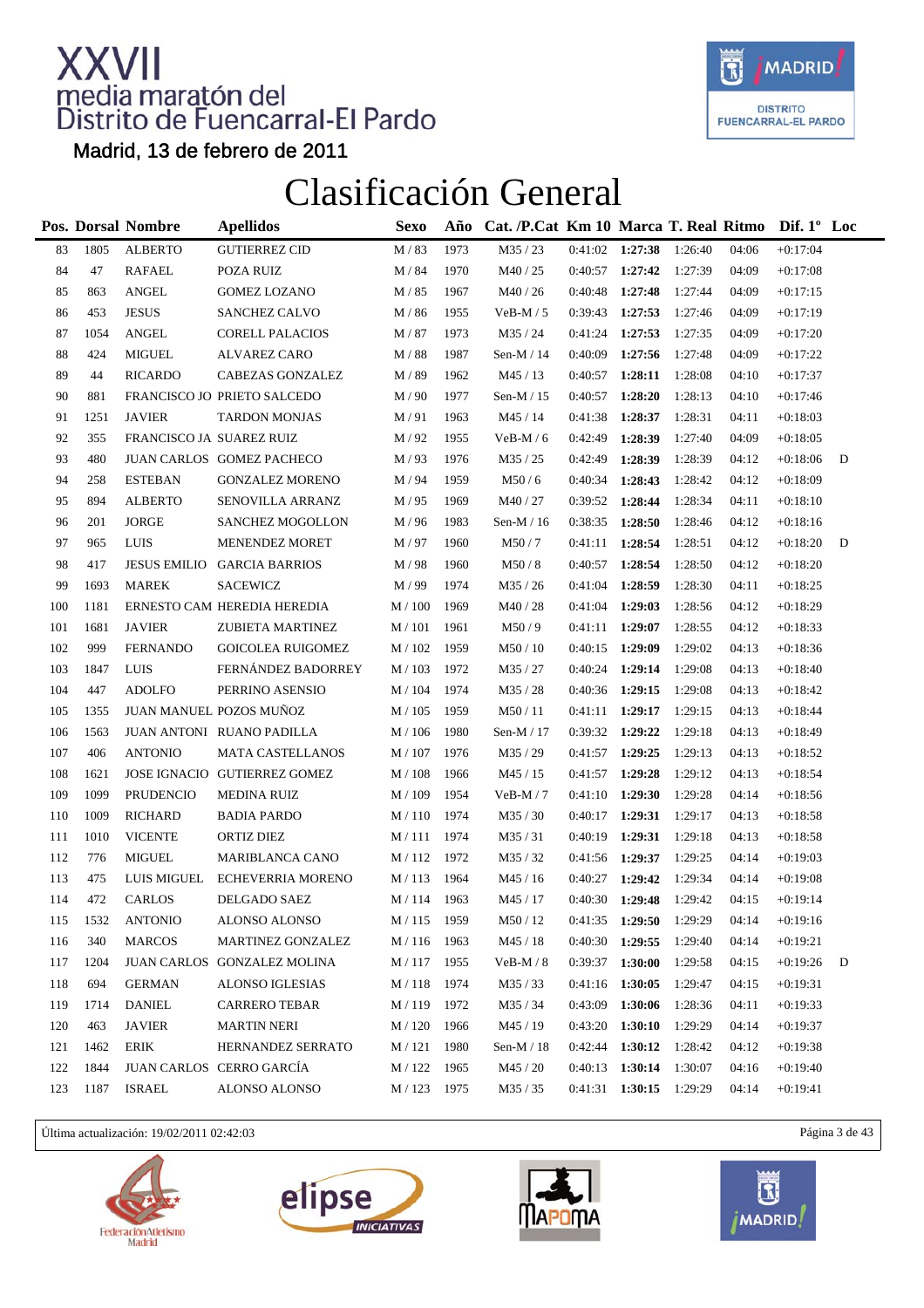# XXVII media maratón del Distrito de Fuencarral-El Pardo

Madrid, 13 de febrero de 2011

## Clasificación General

| Pos. | Dorsal | Nombre | Apellidos | Sexo | Año | Cat. /P.Cat | Km 10 | Marca | T. Real | Ritmo | Dif. 1º | Loc |
|---|---|---|---|---|---|---|---|---|---|---|---|---|
| 83 | 1805 | ALBERTO | GUTIERREZ CID | M / 83 | 1973 | M35 / 23 | 0:41:02 | **1:27:38** | 1:26:40 | 04:06 | +0:17:04 | |
| 84 | 47 | RAFAEL | POZA RUIZ | M / 84 | 1970 | M40 / 25 | 0:40:57 | **1:27:42** | 1:27:39 | 04:09 | +0:17:08 | |
| 85 | 863 | ANGEL | GOMEZ LOZANO | M / 85 | 1967 | M40 / 26 | 0:40:48 | **1:27:48** | 1:27:44 | 04:09 | +0:17:15 | |
| 86 | 453 | JESUS | SANCHEZ CALVO | M / 86 | 1955 | VeB-M / 5 | 0:39:43 | **1:27:53** | 1:27:46 | 04:09 | +0:17:19 | |
| 87 | 1054 | ANGEL | CORELL PALACIOS | M / 87 | 1973 | M35 / 24 | 0:41:24 | **1:27:53** | 1:27:35 | 04:09 | +0:17:20 | |
| 88 | 424 | MIGUEL | ALVAREZ CARO | M / 88 | 1987 | Sen-M / 14 | 0:40:09 | **1:27:56** | 1:27:48 | 04:09 | +0:17:22 | |
| 89 | 44 | RICARDO | CABEZAS GONZALEZ | M / 89 | 1962 | M45 / 13 | 0:40:57 | **1:28:11** | 1:28:08 | 04:10 | +0:17:37 | |
| 90 | 881 | FRANCISCO JO | PRIETO SALCEDO | M / 90 | 1977 | Sen-M / 15 | 0:40:57 | **1:28:20** | 1:28:13 | 04:10 | +0:17:46 | |
| 91 | 1251 | JAVIER | TARDON MONJAS | M / 91 | 1963 | M45 / 14 | 0:41:38 | **1:28:37** | 1:28:31 | 04:11 | +0:18:03 | |
| 92 | 355 | FRANCISCO JA | SUAREZ RUIZ | M / 92 | 1955 | VeB-M / 6 | 0:42:49 | **1:28:39** | 1:27:40 | 04:09 | +0:18:05 | |
| 93 | 480 | JUAN CARLOS | GOMEZ PACHECO | M / 93 | 1976 | M35 / 25 | 0:42:49 | **1:28:39** | 1:28:39 | 04:12 | +0:18:06 | D |
| 94 | 258 | ESTEBAN | GONZALEZ MORENO | M / 94 | 1959 | M50 / 6 | 0:40:34 | **1:28:43** | 1:28:42 | 04:12 | +0:18:09 | |
| 95 | 894 | ALBERTO | SENOVILLA ARRANZ | M / 95 | 1969 | M40 / 27 | 0:39:52 | **1:28:44** | 1:28:34 | 04:11 | +0:18:10 | |
| 96 | 201 | JORGE | SANCHEZ MOGOLLON | M / 96 | 1983 | Sen-M / 16 | 0:38:35 | **1:28:50** | 1:28:46 | 04:12 | +0:18:16 | |
| 97 | 965 | LUIS | MENENDEZ MORET | M / 97 | 1960 | M50 / 7 | 0:41:11 | **1:28:54** | 1:28:51 | 04:12 | +0:18:20 | D |
| 98 | 417 | JESUS EMILIO | GARCIA BARRIOS | M / 98 | 1960 | M50 / 8 | 0:40:57 | **1:28:54** | 1:28:50 | 04:12 | +0:18:20 | |
| 99 | 1693 | MAREK | SACEWICZ | M / 99 | 1974 | M35 / 26 | 0:41:04 | **1:28:59** | 1:28:30 | 04:11 | +0:18:25 | |
| 100 | 1181 | ERNESTO CAM | HEREDIA HEREDIA | M / 100 | 1969 | M40 / 28 | 0:41:04 | **1:29:03** | 1:28:56 | 04:12 | +0:18:29 | |
| 101 | 1681 | JAVIER | ZUBIETA MARTINEZ | M / 101 | 1961 | M50 / 9 | 0:41:11 | **1:29:07** | 1:28:55 | 04:12 | +0:18:33 | |
| 102 | 999 | FERNANDO | GOICOLEA RUIGOMEZ | M / 102 | 1959 | M50 / 10 | 0:40:15 | **1:29:09** | 1:29:02 | 04:13 | +0:18:36 | |
| 103 | 1847 | LUIS | FERNÁNDEZ BADORREY | M / 103 | 1972 | M35 / 27 | 0:40:24 | **1:29:14** | 1:29:08 | 04:13 | +0:18:40 | |
| 104 | 447 | ADOLFO | PERRINO ASENSIO | M / 104 | 1974 | M35 / 28 | 0:40:36 | **1:29:15** | 1:29:08 | 04:13 | +0:18:42 | |
| 105 | 1355 | JUAN MANUEL | POZOS MUÑOZ | M / 105 | 1959 | M50 / 11 | 0:41:11 | **1:29:17** | 1:29:15 | 04:13 | +0:18:44 | |
| 106 | 1563 | JUAN ANTONI | RUANO PADILLA | M / 106 | 1980 | Sen-M / 17 | 0:39:32 | **1:29:22** | 1:29:18 | 04:13 | +0:18:49 | |
| 107 | 406 | ANTONIO | MATA CASTELLANOS | M / 107 | 1976 | M35 / 29 | 0:41:57 | **1:29:25** | 1:29:13 | 04:13 | +0:18:52 | |
| 108 | 1621 | JOSE IGNACIO | GUTIERREZ GOMEZ | M / 108 | 1966 | M45 / 15 | 0:41:57 | **1:29:28** | 1:29:12 | 04:13 | +0:18:54 | |
| 109 | 1099 | PRUDENCIO | MEDINA RUIZ | M / 109 | 1954 | VeB-M / 7 | 0:41:10 | **1:29:30** | 1:29:28 | 04:14 | +0:18:56 | |
| 110 | 1009 | RICHARD | BADIA PARDO | M / 110 | 1974 | M35 / 30 | 0:40:17 | **1:29:31** | 1:29:17 | 04:13 | +0:18:58 | |
| 111 | 1010 | VICENTE | ORTIZ DIEZ | M / 111 | 1974 | M35 / 31 | 0:40:19 | **1:29:31** | 1:29:18 | 04:13 | +0:18:58 | |
| 112 | 776 | MIGUEL | MARIBLANCA CANO | M / 112 | 1972 | M35 / 32 | 0:41:56 | **1:29:37** | 1:29:25 | 04:14 | +0:19:03 | |
| 113 | 475 | LUIS MIGUEL | ECHEVERRIA MORENO | M / 113 | 1964 | M45 / 16 | 0:40:27 | **1:29:42** | 1:29:34 | 04:14 | +0:19:08 | |
| 114 | 472 | CARLOS | DELGADO SAEZ | M / 114 | 1963 | M45 / 17 | 0:40:30 | **1:29:48** | 1:29:42 | 04:15 | +0:19:14 | |
| 115 | 1532 | ANTONIO | ALONSO ALONSO | M / 115 | 1959 | M50 / 12 | 0:41:35 | **1:29:50** | 1:29:29 | 04:14 | +0:19:16 | |
| 116 | 340 | MARCOS | MARTINEZ GONZALEZ | M / 116 | 1963 | M45 / 18 | 0:40:30 | **1:29:55** | 1:29:40 | 04:14 | +0:19:21 | |
| 117 | 1204 | JUAN CARLOS | GONZALEZ MOLINA | M / 117 | 1955 | VeB-M / 8 | 0:39:37 | **1:30:00** | 1:29:58 | 04:15 | +0:19:26 | D |
| 118 | 694 | GERMAN | ALONSO IGLESIAS | M / 118 | 1974 | M35 / 33 | 0:41:16 | **1:30:05** | 1:29:47 | 04:15 | +0:19:31 | |
| 119 | 1714 | DANIEL | CARRERO TEBAR | M / 119 | 1972 | M35 / 34 | 0:43:09 | **1:30:06** | 1:28:36 | 04:11 | +0:19:33 | |
| 120 | 463 | JAVIER | MARTIN NERI | M / 120 | 1966 | M45 / 19 | 0:43:20 | **1:30:10** | 1:29:29 | 04:14 | +0:19:37 | |
| 121 | 1462 | ERIK | HERNANDEZ SERRATO | M / 121 | 1980 | Sen-M / 18 | 0:42:44 | **1:30:12** | 1:28:42 | 04:12 | +0:19:38 | |
| 122 | 1844 | JUAN CARLOS | CERRO GARCÍA | M / 122 | 1965 | M45 / 20 | 0:40:13 | **1:30:14** | 1:30:07 | 04:16 | +0:19:40 | |
| 123 | 1187 | ISRAEL | ALONSO ALONSO | M / 123 | 1975 | M35 / 35 | 0:41:31 | **1:30:15** | 1:29:29 | 04:14 | +0:19:41 | |

Última actualización: 19/02/2011 02:42:03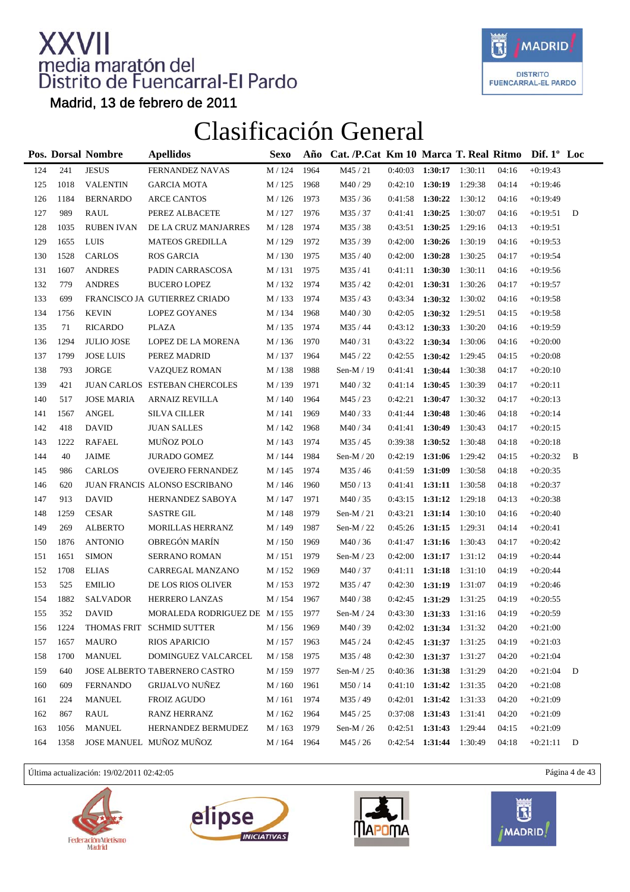# XXVII media maratón del Distrito de Fuencarral-El Pardo

Madrid, 13 de febrero de 2011

## Clasificación General

| Pos. | Dorsal | Nombre | Apellidos | Sexo | Año | Cat. /P.Cat | Km 10 | Marca | T. Real | Ritmo | Dif. 1º | Loc |
|---|---|---|---|---|---|---|---|---|---|---|---|---|
| 124 | 241 | JESUS | FERNANDEZ NAVAS | M / 124 | 1964 | M45 / 21 | 0:40:03 | **1:30:17** | 1:30:11 | 04:16 | +0:19:43 | |
| 125 | 1018 | VALENTIN | GARCIA MOTA | M / 125 | 1968 | M40 / 29 | 0:42:10 | **1:30:19** | 1:29:38 | 04:14 | +0:19:46 | |
| 126 | 1184 | BERNARDO | ARCE CANTOS | M / 126 | 1973 | M35 / 36 | 0:41:58 | **1:30:22** | 1:30:12 | 04:16 | +0:19:49 | |
| 127 | 989 | RAUL | PEREZ ALBACETE | M / 127 | 1976 | M35 / 37 | 0:41:41 | **1:30:25** | 1:30:07 | 04:16 | +0:19:51 | D |
| 128 | 1035 | RUBEN IVAN | DE LA CRUZ MANJARRES | M / 128 | 1974 | M35 / 38 | 0:43:51 | **1:30:25** | 1:29:16 | 04:13 | +0:19:51 | |
| 129 | 1655 | LUIS | MATEOS GREDILLA | M / 129 | 1972 | M35 / 39 | 0:42:00 | **1:30:26** | 1:30:19 | 04:16 | +0:19:53 | |
| 130 | 1528 | CARLOS | ROS GARCIA | M / 130 | 1975 | M35 / 40 | 0:42:00 | **1:30:28** | 1:30:25 | 04:17 | +0:19:54 | |
| 131 | 1607 | ANDRES | PADIN CARRASCOSA | M / 131 | 1975 | M35 / 41 | 0:41:11 | **1:30:30** | 1:30:11 | 04:16 | +0:19:56 | |
| 132 | 779 | ANDRES | BUCERO LOPEZ | M / 132 | 1974 | M35 / 42 | 0:42:01 | **1:30:31** | 1:30:26 | 04:17 | +0:19:57 | |
| 133 | 699 | FRANCISCO JA | GUTIERREZ CRIADO | M / 133 | 1974 | M35 / 43 | 0:43:34 | **1:30:32** | 1:30:02 | 04:16 | +0:19:58 | |
| 134 | 1756 | KEVIN | LOPEZ GOYANES | M / 134 | 1968 | M40 / 30 | 0:42:05 | **1:30:32** | 1:29:51 | 04:15 | +0:19:58 | |
| 135 | 71 | RICARDO | PLAZA | M / 135 | 1974 | M35 / 44 | 0:43:12 | **1:30:33** | 1:30:20 | 04:16 | +0:19:59 | |
| 136 | 1294 | JULIO JOSE | LOPEZ DE LA MORENA | M / 136 | 1970 | M40 / 31 | 0:43:22 | **1:30:34** | 1:30:06 | 04:16 | +0:20:00 | |
| 137 | 1799 | JOSE LUIS | PEREZ MADRID | M / 137 | 1964 | M45 / 22 | 0:42:55 | **1:30:42** | 1:29:45 | 04:15 | +0:20:08 | |
| 138 | 793 | JORGE | VAZQUEZ ROMAN | M / 138 | 1988 | Sen-M / 19 | 0:41:41 | **1:30:44** | 1:30:38 | 04:17 | +0:20:10 | |
| 139 | 421 | JUAN CARLOS | ESTEBAN CHERCOLES | M / 139 | 1971 | M40 / 32 | 0:41:14 | **1:30:45** | 1:30:39 | 04:17 | +0:20:11 | |
| 140 | 517 | JOSE MARIA | ARNAIZ REVILLA | M / 140 | 1964 | M45 / 23 | 0:42:21 | **1:30:47** | 1:30:32 | 04:17 | +0:20:13 | |
| 141 | 1567 | ANGEL | SILVA CILLER | M / 141 | 1969 | M40 / 33 | 0:41:44 | **1:30:48** | 1:30:46 | 04:18 | +0:20:14 | |
| 142 | 418 | DAVID | JUAN SALLES | M / 142 | 1968 | M40 / 34 | 0:41:41 | **1:30:49** | 1:30:43 | 04:17 | +0:20:15 | |
| 143 | 1222 | RAFAEL | MUÑOZ POLO | M / 143 | 1974 | M35 / 45 | 0:39:38 | **1:30:52** | 1:30:48 | 04:18 | +0:20:18 | |
| 144 | 40 | JAIME | JURADO GOMEZ | M / 144 | 1984 | Sen-M / 20 | 0:42:19 | **1:31:06** | 1:29:42 | 04:15 | +0:20:32 | B |
| 145 | 986 | CARLOS | OVEJERO FERNANDEZ | M / 145 | 1974 | M35 / 46 | 0:41:59 | **1:31:09** | 1:30:58 | 04:18 | +0:20:35 | |
| 146 | 620 | JUAN FRANCIS | ALONSO ESCRIBANO | M / 146 | 1960 | M50 / 13 | 0:41:41 | **1:31:11** | 1:30:58 | 04:18 | +0:20:37 | |
| 147 | 913 | DAVID | HERNANDEZ SABOYA | M / 147 | 1971 | M40 / 35 | 0:43:15 | **1:31:12** | 1:29:18 | 04:13 | +0:20:38 | |
| 148 | 1259 | CESAR | SASTRE GIL | M / 148 | 1979 | Sen-M / 21 | 0:43:21 | **1:31:14** | 1:30:10 | 04:16 | +0:20:40 | |
| 149 | 269 | ALBERTO | MORILLAS HERRANZ | M / 149 | 1987 | Sen-M / 22 | 0:45:26 | **1:31:15** | 1:29:31 | 04:14 | +0:20:41 | |
| 150 | 1876 | ANTONIO | OBREGÓN MARÍN | M / 150 | 1969 | M40 / 36 | 0:41:47 | **1:31:16** | 1:30:43 | 04:17 | +0:20:42 | |
| 151 | 1651 | SIMON | SERRANO ROMAN | M / 151 | 1979 | Sen-M / 23 | 0:42:00 | **1:31:17** | 1:31:12 | 04:19 | +0:20:44 | |
| 152 | 1708 | ELIAS | CARREGAL MANZANO | M / 152 | 1969 | M40 / 37 | 0:41:11 | **1:31:18** | 1:31:10 | 04:19 | +0:20:44 | |
| 153 | 525 | EMILIO | DE LOS RIOS OLIVER | M / 153 | 1972 | M35 / 47 | 0:42:30 | **1:31:19** | 1:31:07 | 04:19 | +0:20:46 | |
| 154 | 1882 | SALVADOR | HERRERO LANZAS | M / 154 | 1967 | M40 / 38 | 0:42:45 | **1:31:29** | 1:31:25 | 04:19 | +0:20:55 | |
| 155 | 352 | DAVID | MORALEDA RODRIGUEZ DE | M / 155 | 1977 | Sen-M / 24 | 0:43:30 | **1:31:33** | 1:31:16 | 04:19 | +0:20:59 | |
| 156 | 1224 | THOMAS FRIT | SCHMID SUTTER | M / 156 | 1969 | M40 / 39 | 0:42:02 | **1:31:34** | 1:31:32 | 04:20 | +0:21:00 | |
| 157 | 1657 | MAURO | RIOS APARICIO | M / 157 | 1963 | M45 / 24 | 0:42:45 | **1:31:37** | 1:31:25 | 04:19 | +0:21:03 | |
| 158 | 1700 | MANUEL | DOMINGUEZ VALCARCEL | M / 158 | 1975 | M35 / 48 | 0:42:30 | **1:31:37** | 1:31:27 | 04:20 | +0:21:04 | |
| 159 | 640 | JOSE ALBERTO | TABERNERO CASTRO | M / 159 | 1977 | Sen-M / 25 | 0:40:36 | **1:31:38** | 1:31:29 | 04:20 | +0:21:04 | D |
| 160 | 609 | FERNANDO | GRIJALVO NUÑEZ | M / 160 | 1961 | M50 / 14 | 0:41:10 | **1:31:42** | 1:31:35 | 04:20 | +0:21:08 | |
| 161 | 224 | MANUEL | FROIZ AGUDO | M / 161 | 1974 | M35 / 49 | 0:42:01 | **1:31:42** | 1:31:33 | 04:20 | +0:21:09 | |
| 162 | 867 | RAUL | RANZ HERRANZ | M / 162 | 1964 | M45 / 25 | 0:37:08 | **1:31:43** | 1:31:41 | 04:20 | +0:21:09 | |
| 163 | 1056 | MANUEL | HERNANDEZ BERMUDEZ | M / 163 | 1979 | Sen-M / 26 | 0:42:51 | **1:31:43** | 1:29:44 | 04:15 | +0:21:09 | |
| 164 | 1358 | JOSE MANUEL | MUÑOZ MUÑOZ | M / 164 | 1964 | M45 / 26 | 0:42:54 | **1:31:44** | 1:30:49 | 04:18 | +0:21:11 | D |

Última actualización: 19/02/2011 02:42:05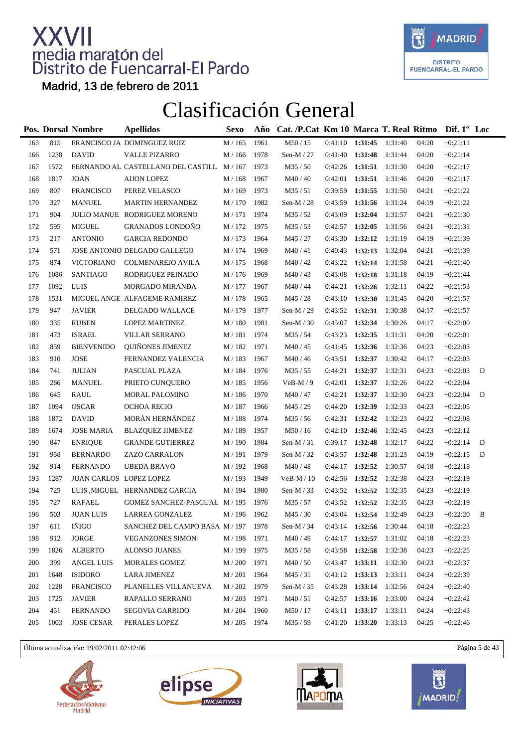# XXVII media maratón del Distrito de Fuencarral-El Pardo

Madrid, 13 de febrero de 2011

## Clasificación General

| Pos. | Dorsal | Nombre | Apellidos | Sexo | Año | Cat. /P.Cat | Km 10 | Marca | T. Real | Ritmo | Dif. 1º | Loc |
|---|---|---|---|---|---|---|---|---|---|---|---|---|
| 165 | 815 | FRANCISCO JA | DOMINGUEZ RUIZ | M / 165 | 1961 | M50 / 15 | 0:41:10 | **1:31:45** | 1:31:40 | 04:20 | +0:21:11 | |
| 166 | 1238 | DAVID | VALLE PIZARRO | M / 166 | 1978 | Sen-M / 27 | 0:41:40 | **1:31:48** | 1:31:44 | 04:20 | +0:21:14 | |
| 167 | 1572 | FERNANDO AL | CASTELLANO DEL CASTILL | M / 167 | 1973 | M35 / 50 | 0:42:26 | **1:31:51** | 1:31:30 | 04:20 | +0:21:17 | |
| 168 | 1817 | JOAN | AIJON LOPEZ | M / 168 | 1967 | M40 / 40 | 0:42:01 | **1:31:51** | 1:31:46 | 04:20 | +0:21:17 | |
| 169 | 807 | FRANCISCO | PEREZ VELASCO | M / 169 | 1973 | M35 / 51 | 0:39:59 | **1:31:55** | 1:31:50 | 04:21 | +0:21:22 | |
| 170 | 327 | MANUEL | MARTIN HERNANDEZ | M / 170 | 1982 | Sen-M / 28 | 0:43:59 | **1:31:56** | 1:31:24 | 04:19 | +0:21:22 | |
| 171 | 904 | JULIO MANUE | RODRIGUEZ MORENO | M / 171 | 1974 | M35 / 52 | 0:43:09 | **1:32:04** | 1:31:57 | 04:21 | +0:21:30 | |
| 172 | 595 | MIGUEL | GRANADOS LONDOÑO | M / 172 | 1975 | M35 / 53 | 0:42:57 | **1:32:05** | 1:31:56 | 04:21 | +0:21:31 | |
| 173 | 217 | ANTONIO | GARCIA REDONDO | M / 173 | 1964 | M45 / 27 | 0:43:30 | **1:32:12** | 1:31:19 | 04:19 | +0:21:39 | |
| 174 | 571 | JOSE ANTONIO | DELGADO GALLEGO | M / 174 | 1969 | M40 / 41 | 0:40:43 | **1:32:13** | 1:32:04 | 04:21 | +0:21:39 | |
| 175 | 874 | VICTORIANO | COLMENAREJO AVILA | M / 175 | 1968 | M40 / 42 | 0:43:22 | **1:32:14** | 1:31:58 | 04:21 | +0:21:40 | |
| 176 | 1086 | SANTIAGO | RODRIGUEZ PEINADO | M / 176 | 1969 | M40 / 43 | 0:43:08 | **1:32:18** | 1:31:18 | 04:19 | +0:21:44 | |
| 177 | 1092 | LUIS | MORGADO MIRANDA | M / 177 | 1967 | M40 / 44 | 0:44:21 | **1:32:26** | 1:32:11 | 04:22 | +0:21:53 | |
| 178 | 1531 | MIGUEL ANGE | ALFAGEME RAMIREZ | M / 178 | 1965 | M45 / 28 | 0:43:10 | **1:32:30** | 1:31:45 | 04:20 | +0:21:57 | |
| 179 | 947 | JAVIER | DELGADO WALLACE | M / 179 | 1977 | Sen-M / 29 | 0:43:52 | **1:32:31** | 1:30:38 | 04:17 | +0:21:57 | |
| 180 | 335 | RUBEN | LOPEZ MARTINEZ | M / 180 | 1981 | Sen-M / 30 | 0:45:07 | **1:32:34** | 1:30:26 | 04:17 | +0:22:00 | |
| 181 | 473 | ISRAEL | VILLAR SERRANO | M / 181 | 1974 | M35 / 54 | 0:43:23 | **1:32:35** | 1:31:31 | 04:20 | +0:22:01 | |
| 182 | 859 | BIENVENIDO | QUIÑONES JIMENEZ | M / 182 | 1971 | M40 / 45 | 0:41:45 | **1:32:36** | 1:32:36 | 04:23 | +0:22:03 | |
| 183 | 910 | JOSE | FERNANDEZ VALENCIA | M / 183 | 1967 | M40 / 46 | 0:43:51 | **1:32:37** | 1:30:42 | 04:17 | +0:22:03 | |
| 184 | 741 | JULIAN | PASCUAL PLAZA | M / 184 | 1976 | M35 / 55 | 0:44:21 | **1:32:37** | 1:32:31 | 04:23 | +0:22:03 | D |
| 185 | 266 | MANUEL | PRIETO CUNQUERO | M / 185 | 1956 | VeB-M / 9 | 0:42:01 | **1:32:37** | 1:32:26 | 04:22 | +0:22:04 | |
| 186 | 645 | RAUL | MORAL PALOMINO | M / 186 | 1970 | M40 / 47 | 0:42:21 | **1:32:37** | 1:32:30 | 04:23 | +0:22:04 | D |
| 187 | 1094 | OSCAR | OCHOA RECIO | M / 187 | 1966 | M45 / 29 | 0:44:20 | **1:32:39** | 1:32:33 | 04:23 | +0:22:05 | |
| 188 | 1872 | DAVID | MORÁN HERNÁNDEZ | M / 188 | 1974 | M35 / 56 | 0:42:31 | **1:32:42** | 1:32:23 | 04:22 | +0:22:08 | |
| 189 | 1674 | JOSE MARIA | BLAZQUEZ JIMENEZ | M / 189 | 1957 | M50 / 16 | 0:42:10 | **1:32:46** | 1:32:45 | 04:23 | +0:22:12 | |
| 190 | 847 | ENRIQUE | GRANDE GUTIERREZ | M / 190 | 1984 | Sen-M / 31 | 0:39:17 | **1:32:48** | 1:32:17 | 04:22 | +0:22:14 | D |
| 191 | 958 | BERNARDO | ZAZO CARRALON | M / 191 | 1979 | Sen-M / 32 | 0:43:57 | **1:32:48** | 1:31:23 | 04:19 | +0:22:15 | D |
| 192 | 914 | FERNANDO | UBEDA BRAVO | M / 192 | 1968 | M40 / 48 | 0:44:17 | **1:32:52** | 1:30:57 | 04:18 | +0:22:18 | |
| 193 | 1287 | JUAN CARLOS | LOPEZ LOPEZ | M / 193 | 1949 | VeB-M / 10 | 0:42:56 | **1:32:52** | 1:32:38 | 04:23 | +0:22:19 | |
| 194 | 725 | LUIS ,MIGUEL | HERNANDEZ GARCIA | M / 194 | 1980 | Sen-M / 33 | 0:43:52 | **1:32:52** | 1:32:35 | 04:23 | +0:22:19 | |
| 195 | 727 | RAFAEL | GOMEZ SANCHEZ-PASCUAL | M / 195 | 1976 | M35 / 57 | 0:43:52 | **1:32:52** | 1:32:35 | 04:23 | +0:22:19 | |
| 196 | 503 | JUAN LUIS | LARREA GONZALEZ | M / 196 | 1962 | M45 / 30 | 0:43:04 | **1:32:54** | 1:32:49 | 04:23 | +0:22:20 | B |
| 197 | 611 | IÑIGO | SANCHEZ DEL CAMPO BASA | M / 197 | 1978 | Sen-M / 34 | 0:43:14 | **1:32:56** | 1:30:44 | 04:18 | +0:22:23 | |
| 198 | 912 | JORGE | VEGANZONES SIMON | M / 198 | 1971 | M40 / 49 | 0:44:17 | **1:32:57** | 1:31:02 | 04:18 | +0:22:23 | |
| 199 | 1826 | ALBERTO | ALONSO JUANES | M / 199 | 1975 | M35 / 58 | 0:43:58 | **1:32:58** | 1:32:38 | 04:23 | +0:22:25 | |
| 200 | 399 | ANGEL LUIS | MORALES GOMEZ | M / 200 | 1971 | M40 / 50 | 0:43:47 | **1:33:11** | 1:32:30 | 04:23 | +0:22:37 | |
| 201 | 1648 | ISIDORO | LARA JIMENEZ | M / 201 | 1964 | M45 / 31 | 0:41:12 | **1:33:13** | 1:33:11 | 04:24 | +0:22:39 | |
| 202 | 1228 | FRANCISCO | PLANELLES VILLANUEVA | M / 202 | 1979 | Sen-M / 35 | 0:43:28 | **1:33:14** | 1:32:56 | 04:24 | +0:22:40 | |
| 203 | 1725 | JAVIER | RAPALLO SERRANO | M / 203 | 1971 | M40 / 51 | 0:42:57 | **1:33:16** | 1:33:00 | 04:24 | +0:22:42 | |
| 204 | 451 | FERNANDO | SEGOVIA GARRIDO | M / 204 | 1960 | M50 / 17 | 0:43:11 | **1:33:17** | 1:33:11 | 04:24 | +0:22:43 | |
| 205 | 1003 | JOSE CESAR | PERALES LOPEZ | M / 205 | 1974 | M35 / 59 | 0:41:20 | **1:33:20** | 1:33:13 | 04:25 | +0:22:46 | |

Última actualización: 19/02/2011 02:42:06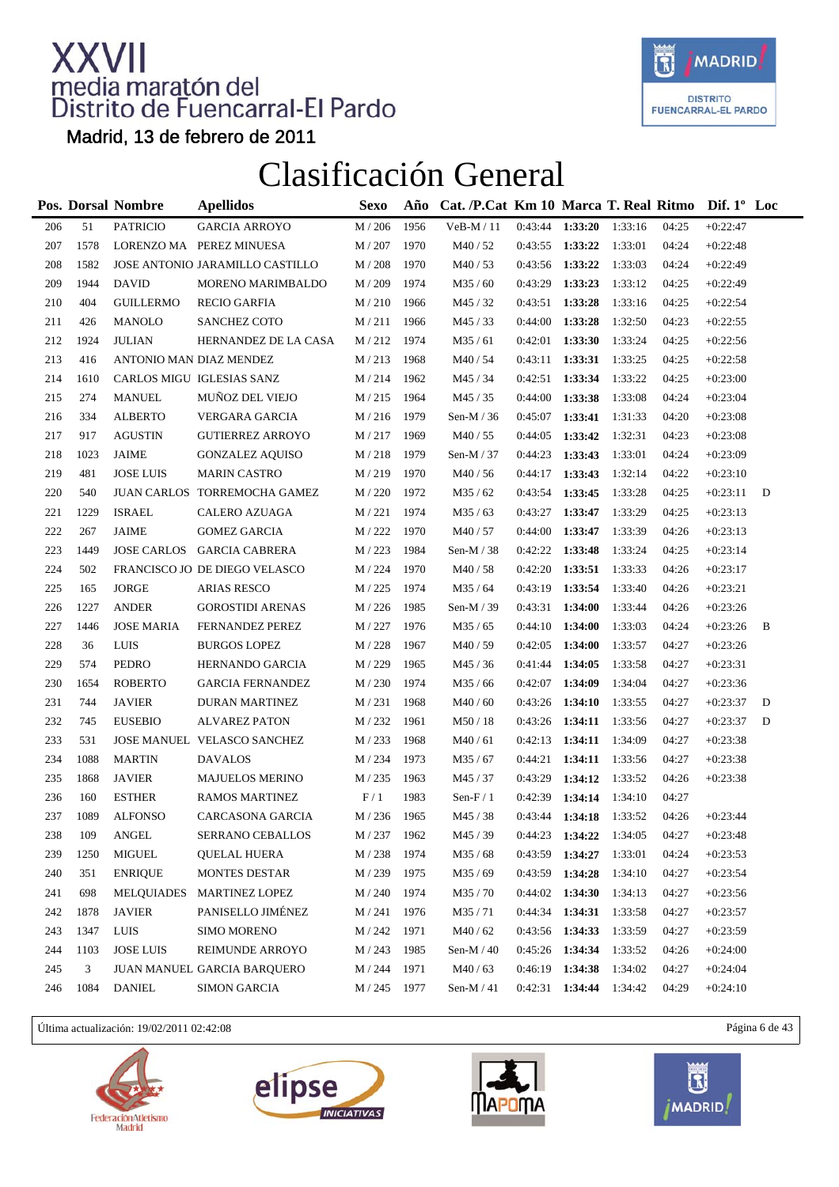# XXVII media maratón del Distrito de Fuencarral-El Pardo

Madrid, 13 de febrero de 2011

## Clasificación General

| Pos. | Dorsal | Nombre | Apellidos | Sexo | Año | Cat. /P.Cat | Km 10 | Marca | T. Real | Ritmo | Dif. 1º | Loc |
|---|---|---|---|---|---|---|---|---|---|---|---|---|
| 206 | 51 | PATRICIO | GARCIA ARROYO | M / 206 | 1956 | VeB-M / 11 | 0:43:44 | **1:33:20** | 1:33:16 | 04:25 | +0:22:47 | |
| 207 | 1578 | LORENZO MA | PEREZ MINUESA | M / 207 | 1970 | M40 / 52 | 0:43:55 | **1:33:22** | 1:33:01 | 04:24 | +0:22:48 | |
| 208 | 1582 | JOSE ANTONIO | JARAMILLO CASTILLO | M / 208 | 1970 | M40 / 53 | 0:43:56 | **1:33:22** | 1:33:03 | 04:24 | +0:22:49 | |
| 209 | 1944 | DAVID | MORENO MARIMBALDO | M / 209 | 1974 | M35 / 60 | 0:43:29 | **1:33:23** | 1:33:12 | 04:25 | +0:22:49 | |
| 210 | 404 | GUILLERMO | RECIO GARFIA | M / 210 | 1966 | M45 / 32 | 0:43:51 | **1:33:28** | 1:33:16 | 04:25 | +0:22:54 | |
| 211 | 426 | MANOLO | SANCHEZ COTO | M / 211 | 1966 | M45 / 33 | 0:44:00 | **1:33:28** | 1:32:50 | 04:23 | +0:22:55 | |
| 212 | 1924 | JULIAN | HERNANDEZ DE LA CASA | M / 212 | 1974 | M35 / 61 | 0:42:01 | **1:33:30** | 1:33:24 | 04:25 | +0:22:56 | |
| 213 | 416 | ANTONIO MAN | DIAZ MENDEZ | M / 213 | 1968 | M40 / 54 | 0:43:11 | **1:33:31** | 1:33:25 | 04:25 | +0:22:58 | |
| 214 | 1610 | CARLOS MIGU | IGLESIAS SANZ | M / 214 | 1962 | M45 / 34 | 0:42:51 | **1:33:34** | 1:33:22 | 04:25 | +0:23:00 | |
| 215 | 274 | MANUEL | MUÑOZ DEL VIEJO | M / 215 | 1964 | M45 / 35 | 0:44:00 | **1:33:38** | 1:33:08 | 04:24 | +0:23:04 | |
| 216 | 334 | ALBERTO | VERGARA GARCIA | M / 216 | 1979 | Sen-M / 36 | 0:45:07 | **1:33:41** | 1:31:33 | 04:20 | +0:23:08 | |
| 217 | 917 | AGUSTIN | GUTIERREZ ARROYO | M / 217 | 1969 | M40 / 55 | 0:44:05 | **1:33:42** | 1:32:31 | 04:23 | +0:23:08 | |
| 218 | 1023 | JAIME | GONZALEZ AQUISO | M / 218 | 1979 | Sen-M / 37 | 0:44:23 | **1:33:43** | 1:33:01 | 04:24 | +0:23:09 | |
| 219 | 481 | JOSE LUIS | MARIN CASTRO | M / 219 | 1970 | M40 / 56 | 0:44:17 | **1:33:43** | 1:32:14 | 04:22 | +0:23:10 | |
| 220 | 540 | JUAN CARLOS | TORREMOCHA GAMEZ | M / 220 | 1972 | M35 / 62 | 0:43:54 | **1:33:45** | 1:33:28 | 04:25 | +0:23:11 | D |
| 221 | 1229 | ISRAEL | CALERO AZUAGA | M / 221 | 1974 | M35 / 63 | 0:43:27 | **1:33:47** | 1:33:29 | 04:25 | +0:23:13 | |
| 222 | 267 | JAIME | GOMEZ GARCIA | M / 222 | 1970 | M40 / 57 | 0:44:00 | **1:33:47** | 1:33:39 | 04:26 | +0:23:13 | |
| 223 | 1449 | JOSE CARLOS | GARCIA CABRERA | M / 223 | 1984 | Sen-M / 38 | 0:42:22 | **1:33:48** | 1:33:24 | 04:25 | +0:23:14 | |
| 224 | 502 | FRANCISCO JO | DE DIEGO VELASCO | M / 224 | 1970 | M40 / 58 | 0:42:20 | **1:33:51** | 1:33:33 | 04:26 | +0:23:17 | |
| 225 | 165 | JORGE | ARIAS RESCO | M / 225 | 1974 | M35 / 64 | 0:43:19 | **1:33:54** | 1:33:40 | 04:26 | +0:23:21 | |
| 226 | 1227 | ANDER | GOROSTIDI ARENAS | M / 226 | 1985 | Sen-M / 39 | 0:43:31 | **1:34:00** | 1:33:44 | 04:26 | +0:23:26 | |
| 227 | 1446 | JOSE MARIA | FERNANDEZ PEREZ | M / 227 | 1976 | M35 / 65 | 0:44:10 | **1:34:00** | 1:33:03 | 04:24 | +0:23:26 | B |
| 228 | 36 | LUIS | BURGOS LOPEZ | M / 228 | 1967 | M40 / 59 | 0:42:05 | **1:34:00** | 1:33:57 | 04:27 | +0:23:26 | |
| 229 | 574 | PEDRO | HERNANDO GARCIA | M / 229 | 1965 | M45 / 36 | 0:41:44 | **1:34:05** | 1:33:58 | 04:27 | +0:23:31 | |
| 230 | 1654 | ROBERTO | GARCIA FERNANDEZ | M / 230 | 1974 | M35 / 66 | 0:42:07 | **1:34:09** | 1:34:04 | 04:27 | +0:23:36 | |
| 231 | 744 | JAVIER | DURAN MARTINEZ | M / 231 | 1968 | M40 / 60 | 0:43:26 | **1:34:10** | 1:33:55 | 04:27 | +0:23:37 | D |
| 232 | 745 | EUSEBIO | ALVAREZ PATON | M / 232 | 1961 | M50 / 18 | 0:43:26 | **1:34:11** | 1:33:56 | 04:27 | +0:23:37 | D |
| 233 | 531 | JOSE MANUEL | VELASCO SANCHEZ | M / 233 | 1968 | M40 / 61 | 0:42:13 | **1:34:11** | 1:34:09 | 04:27 | +0:23:38 | |
| 234 | 1088 | MARTIN | DAVALOS | M / 234 | 1973 | M35 / 67 | 0:44:21 | **1:34:11** | 1:33:56 | 04:27 | +0:23:38 | |
| 235 | 1868 | JAVIER | MAJUELOS MERINO | M / 235 | 1963 | M45 / 37 | 0:43:29 | **1:34:12** | 1:33:52 | 04:26 | +0:23:38 | |
| 236 | 160 | ESTHER | RAMOS MARTINEZ | F / 1 | 1983 | Sen-F / 1 | 0:42:39 | **1:34:14** | 1:34:10 | 04:27 | | |
| 237 | 1089 | ALFONSO | CARCASONA GARCIA | M / 236 | 1965 | M45 / 38 | 0:43:44 | **1:34:18** | 1:33:52 | 04:26 | +0:23:44 | |
| 238 | 109 | ANGEL | SERRANO CEBALLOS | M / 237 | 1962 | M45 / 39 | 0:44:23 | **1:34:22** | 1:34:05 | 04:27 | +0:23:48 | |
| 239 | 1250 | MIGUEL | QUELAL HUERA | M / 238 | 1974 | M35 / 68 | 0:43:59 | **1:34:27** | 1:33:01 | 04:24 | +0:23:53 | |
| 240 | 351 | ENRIQUE | MONTES DESTAR | M / 239 | 1975 | M35 / 69 | 0:43:59 | **1:34:28** | 1:34:10 | 04:27 | +0:23:54 | |
| 241 | 698 | MELQUIADES | MARTINEZ LOPEZ | M / 240 | 1974 | M35 / 70 | 0:44:02 | **1:34:30** | 1:34:13 | 04:27 | +0:23:56 | |
| 242 | 1878 | JAVIER | PANISELLO JIMÉNEZ | M / 241 | 1976 | M35 / 71 | 0:44:34 | **1:34:31** | 1:33:58 | 04:27 | +0:23:57 | |
| 243 | 1347 | LUIS | SIMO MORENO | M / 242 | 1971 | M40 / 62 | 0:43:56 | **1:34:33** | 1:33:59 | 04:27 | +0:23:59 | |
| 244 | 1103 | JOSE LUIS | REIMUNDE ARROYO | M / 243 | 1985 | Sen-M / 40 | 0:45:26 | **1:34:34** | 1:33:52 | 04:26 | +0:24:00 | |
| 245 | 3 | JUAN MANUEL | GARCIA BARQUERO | M / 244 | 1971 | M40 / 63 | 0:46:19 | **1:34:38** | 1:34:02 | 04:27 | +0:24:04 | |
| 246 | 1084 | DANIEL | SIMON GARCIA | M / 245 | 1977 | Sen-M / 41 | 0:42:31 | **1:34:44** | 1:34:42 | 04:29 | +0:24:10 | |

Última actualización: 19/02/2011 02:42:08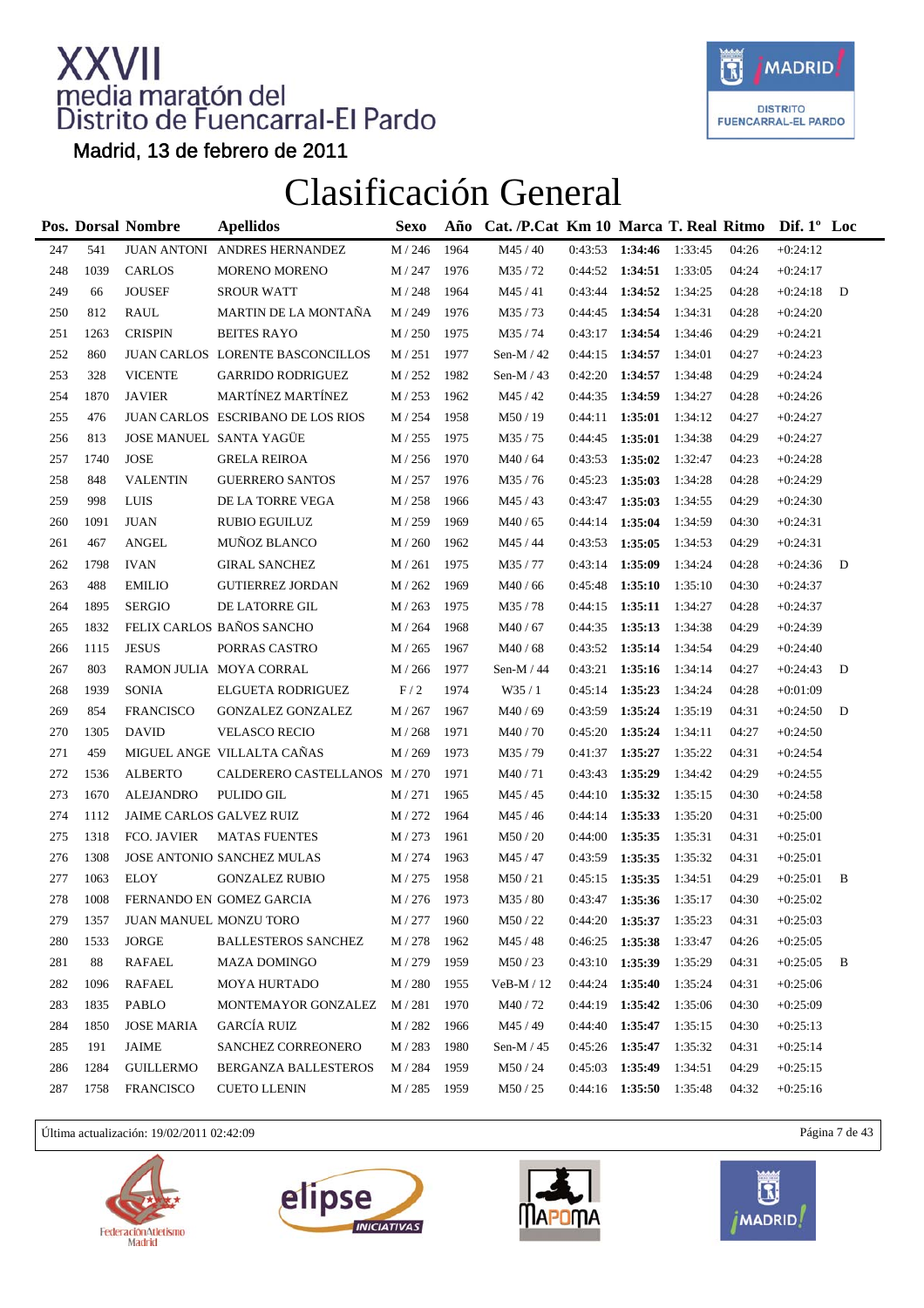# XXVII media maratón del Distrito de Fuencarral-El Pardo

Madrid, 13 de febrero de 2011

## Clasificación General

| Pos. | Dorsal | Nombre | Apellidos | Sexo | Año | Cat. /P.Cat | Km 10 | Marca | T. Real | Ritmo | Dif. 1º | Loc |
|---|---|---|---|---|---|---|---|---|---|---|---|---|
| 247 | 541 | JUAN ANTONI | ANDRES HERNANDEZ | M / 246 | 1964 | M45 / 40 | 0:43:53 | **1:34:46** | 1:33:45 | 04:26 | +0:24:12 | |
| 248 | 1039 | CARLOS | MORENO MORENO | M / 247 | 1976 | M35 / 72 | 0:44:52 | **1:34:51** | 1:33:05 | 04:24 | +0:24:17 | |
| 249 | 66 | JOUSEF | SROUR WATT | M / 248 | 1964 | M45 / 41 | 0:43:44 | **1:34:52** | 1:34:25 | 04:28 | +0:24:18 | D |
| 250 | 812 | RAUL | MARTIN DE LA MONTAÑA | M / 249 | 1976 | M35 / 73 | 0:44:45 | **1:34:54** | 1:34:31 | 04:28 | +0:24:20 | |
| 251 | 1263 | CRISPIN | BEITES RAYO | M / 250 | 1975 | M35 / 74 | 0:43:17 | **1:34:54** | 1:34:46 | 04:29 | +0:24:21 | |
| 252 | 860 | JUAN CARLOS | LORENTE BASCONCILLOS | M / 251 | 1977 | Sen-M / 42 | 0:44:15 | **1:34:57** | 1:34:01 | 04:27 | +0:24:23 | |
| 253 | 328 | VICENTE | GARRIDO RODRIGUEZ | M / 252 | 1982 | Sen-M / 43 | 0:42:20 | **1:34:57** | 1:34:48 | 04:29 | +0:24:24 | |
| 254 | 1870 | JAVIER | MARTÍNEZ MARTÍNEZ | M / 253 | 1962 | M45 / 42 | 0:44:35 | **1:34:59** | 1:34:27 | 04:28 | +0:24:26 | |
| 255 | 476 | JUAN CARLOS | ESCRIBANO DE LOS RIOS | M / 254 | 1958 | M50 / 19 | 0:44:11 | **1:35:01** | 1:34:12 | 04:27 | +0:24:27 | |
| 256 | 813 | JOSE MANUEL | SANTA YAGÜE | M / 255 | 1975 | M35 / 75 | 0:44:45 | **1:35:01** | 1:34:38 | 04:29 | +0:24:27 | |
| 257 | 1740 | JOSE | GRELA REIROA | M / 256 | 1970 | M40 / 64 | 0:43:53 | **1:35:02** | 1:32:47 | 04:23 | +0:24:28 | |
| 258 | 848 | VALENTIN | GUERRERO SANTOS | M / 257 | 1976 | M35 / 76 | 0:45:23 | **1:35:03** | 1:34:28 | 04:28 | +0:24:29 | |
| 259 | 998 | LUIS | DE LA TORRE VEGA | M / 258 | 1966 | M45 / 43 | 0:43:47 | **1:35:03** | 1:34:55 | 04:29 | +0:24:30 | |
| 260 | 1091 | JUAN | RUBIO EGUILUZ | M / 259 | 1969 | M40 / 65 | 0:44:14 | **1:35:04** | 1:34:59 | 04:30 | +0:24:31 | |
| 261 | 467 | ANGEL | MUÑOZ BLANCO | M / 260 | 1962 | M45 / 44 | 0:43:53 | **1:35:05** | 1:34:53 | 04:29 | +0:24:31 | |
| 262 | 1798 | IVAN | GIRAL SANCHEZ | M / 261 | 1975 | M35 / 77 | 0:43:14 | **1:35:09** | 1:34:24 | 04:28 | +0:24:36 | D |
| 263 | 488 | EMILIO | GUTIERREZ JORDAN | M / 262 | 1969 | M40 / 66 | 0:45:48 | **1:35:10** | 1:35:10 | 04:30 | +0:24:37 | |
| 264 | 1895 | SERGIO | DE LATORRE GIL | M / 263 | 1975 | M35 / 78 | 0:44:15 | **1:35:11** | 1:34:27 | 04:28 | +0:24:37 | |
| 265 | 1832 | FELIX CARLOS | BAÑOS SANCHO | M / 264 | 1968 | M40 / 67 | 0:44:35 | **1:35:13** | 1:34:38 | 04:29 | +0:24:39 | |
| 266 | 1115 | JESUS | PORRAS CASTRO | M / 265 | 1967 | M40 / 68 | 0:43:52 | **1:35:14** | 1:34:54 | 04:29 | +0:24:40 | |
| 267 | 803 | RAMON JULIA | MOYA CORRAL | M / 266 | 1977 | Sen-M / 44 | 0:43:21 | **1:35:16** | 1:34:14 | 04:27 | +0:24:43 | D |
| 268 | 1939 | SONIA | ELGUETA RODRIGUEZ | F / 2 | 1974 | W35 / 1 | 0:45:14 | **1:35:23** | 1:34:24 | 04:28 | +0:01:09 | |
| 269 | 854 | FRANCISCO | GONZALEZ GONZALEZ | M / 267 | 1967 | M40 / 69 | 0:43:59 | **1:35:24** | 1:35:19 | 04:31 | +0:24:50 | D |
| 270 | 1305 | DAVID | VELASCO RECIO | M / 268 | 1971 | M40 / 70 | 0:45:20 | **1:35:24** | 1:34:11 | 04:27 | +0:24:50 | |
| 271 | 459 | MIGUEL ANGE | VILLALTA CAÑAS | M / 269 | 1973 | M35 / 79 | 0:41:37 | **1:35:27** | 1:35:22 | 04:31 | +0:24:54 | |
| 272 | 1536 | ALBERTO | CALDERERO CASTELLANOS | M / 270 | 1971 | M40 / 71 | 0:43:43 | **1:35:29** | 1:34:42 | 04:29 | +0:24:55 | |
| 273 | 1670 | ALEJANDRO | PULIDO GIL | M / 271 | 1965 | M45 / 45 | 0:44:10 | **1:35:32** | 1:35:15 | 04:30 | +0:24:58 | |
| 274 | 1112 | JAIME CARLOS | GALVEZ RUIZ | M / 272 | 1964 | M45 / 46 | 0:44:14 | **1:35:33** | 1:35:20 | 04:31 | +0:25:00 | |
| 275 | 1318 | FCO. JAVIER | MATAS FUENTES | M / 273 | 1961 | M50 / 20 | 0:44:00 | **1:35:35** | 1:35:31 | 04:31 | +0:25:01 | |
| 276 | 1308 | JOSE ANTONIO | SANCHEZ MULAS | M / 274 | 1963 | M45 / 47 | 0:43:59 | **1:35:35** | 1:35:32 | 04:31 | +0:25:01 | |
| 277 | 1063 | ELOY | GONZALEZ RUBIO | M / 275 | 1958 | M50 / 21 | 0:45:15 | **1:35:35** | 1:34:51 | 04:29 | +0:25:01 | B |
| 278 | 1008 | FERNANDO EN | GOMEZ GARCIA | M / 276 | 1973 | M35 / 80 | 0:43:47 | **1:35:36** | 1:35:17 | 04:30 | +0:25:02 | |
| 279 | 1357 | JUAN MANUEL | MONZU TORO | M / 277 | 1960 | M50 / 22 | 0:44:20 | **1:35:37** | 1:35:23 | 04:31 | +0:25:03 | |
| 280 | 1533 | JORGE | BALLESTEROS SANCHEZ | M / 278 | 1962 | M45 / 48 | 0:46:25 | **1:35:38** | 1:33:47 | 04:26 | +0:25:05 | |
| 281 | 88 | RAFAEL | MAZA DOMINGO | M / 279 | 1959 | M50 / 23 | 0:43:10 | **1:35:39** | 1:35:29 | 04:31 | +0:25:05 | B |
| 282 | 1096 | RAFAEL | MOYA HURTADO | M / 280 | 1955 | VeB-M / 12 | 0:44:24 | **1:35:40** | 1:35:24 | 04:31 | +0:25:06 | |
| 283 | 1835 | PABLO | MONTEMAYOR GONZALEZ | M / 281 | 1970 | M40 / 72 | 0:44:19 | **1:35:42** | 1:35:06 | 04:30 | +0:25:09 | |
| 284 | 1850 | JOSE MARIA | GARCÍA RUIZ | M / 282 | 1966 | M45 / 49 | 0:44:40 | **1:35:47** | 1:35:15 | 04:30 | +0:25:13 | |
| 285 | 191 | JAIME | SANCHEZ CORREONERO | M / 283 | 1980 | Sen-M / 45 | 0:45:26 | **1:35:47** | 1:35:32 | 04:31 | +0:25:14 | |
| 286 | 1284 | GUILLERMO | BERGANZA BALLESTEROS | M / 284 | 1959 | M50 / 24 | 0:45:03 | **1:35:49** | 1:34:51 | 04:29 | +0:25:15 | |
| 287 | 1758 | FRANCISCO | CUETO LLENIN | M / 285 | 1959 | M50 / 25 | 0:44:16 | **1:35:50** | 1:35:48 | 04:32 | +0:25:16 | |

Última actualización: 19/02/2011 02:42:09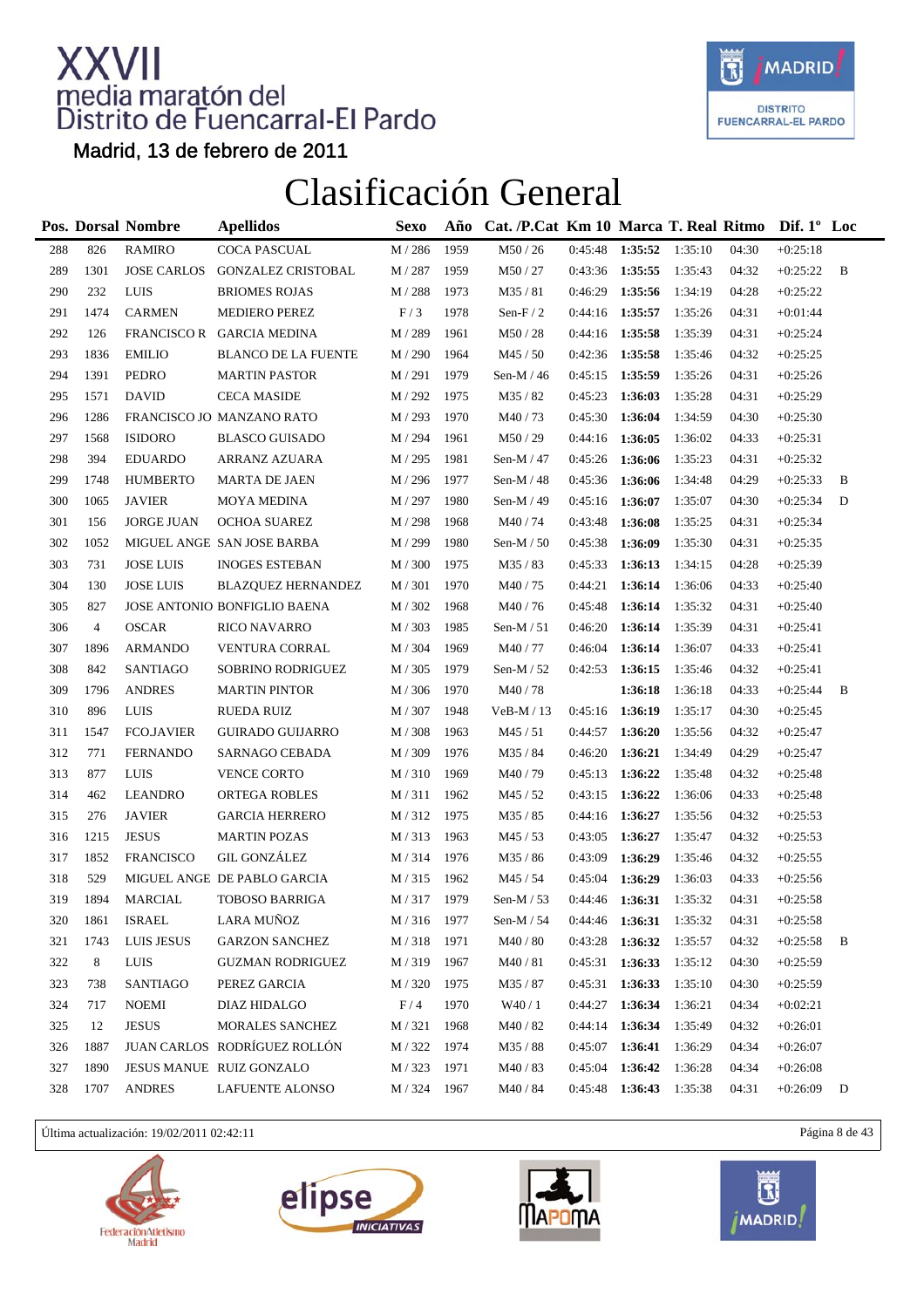# XXVII media maratón del Distrito de Fuencarral-El Pardo

Madrid, 13 de febrero de 2011

## Clasificación General

| Pos. | Dorsal | Nombre | Apellidos | Sexo | Año | Cat. /P.Cat | Km 10 | Marca | T. Real | Ritmo | Dif. 1º | Loc |
|---|---|---|---|---|---|---|---|---|---|---|---|---|
| 288 | 826 | RAMIRO | COCA PASCUAL | M / 286 | 1959 | M50 / 26 | 0:45:48 | **1:35:52** | 1:35:10 | 04:30 | +0:25:18 | |
| 289 | 1301 | JOSE CARLOS | GONZALEZ CRISTOBAL | M / 287 | 1959 | M50 / 27 | 0:43:36 | **1:35:55** | 1:35:43 | 04:32 | +0:25:22 | B |
| 290 | 232 | LUIS | BRIOMES ROJAS | M / 288 | 1973 | M35 / 81 | 0:46:29 | **1:35:56** | 1:34:19 | 04:28 | +0:25:22 | |
| 291 | 1474 | CARMEN | MEDIERO PEREZ | F / 3 | 1978 | Sen-F / 2 | 0:44:16 | **1:35:57** | 1:35:26 | 04:31 | +0:01:44 | |
| 292 | 126 | FRANCISCO R | GARCIA MEDINA | M / 289 | 1961 | M50 / 28 | 0:44:16 | **1:35:58** | 1:35:39 | 04:31 | +0:25:24 | |
| 293 | 1836 | EMILIO | BLANCO DE LA FUENTE | M / 290 | 1964 | M45 / 50 | 0:42:36 | **1:35:58** | 1:35:46 | 04:32 | +0:25:25 | |
| 294 | 1391 | PEDRO | MARTIN PASTOR | M / 291 | 1979 | Sen-M / 46 | 0:45:15 | **1:35:59** | 1:35:26 | 04:31 | +0:25:26 | |
| 295 | 1571 | DAVID | CECA MASIDE | M / 292 | 1975 | M35 / 82 | 0:45:23 | **1:36:03** | 1:35:28 | 04:31 | +0:25:29 | |
| 296 | 1286 | FRANCISCO JO | MANZANO RATO | M / 293 | 1970 | M40 / 73 | 0:45:30 | **1:36:04** | 1:34:59 | 04:30 | +0:25:30 | |
| 297 | 1568 | ISIDORO | BLASCO GUISADO | M / 294 | 1961 | M50 / 29 | 0:44:16 | **1:36:05** | 1:36:02 | 04:33 | +0:25:31 | |
| 298 | 394 | EDUARDO | ARRANZ AZUARA | M / 295 | 1981 | Sen-M / 47 | 0:45:26 | **1:36:06** | 1:35:23 | 04:31 | +0:25:32 | |
| 299 | 1748 | HUMBERTO | MARTA DE JAEN | M / 296 | 1977 | Sen-M / 48 | 0:45:36 | **1:36:06** | 1:34:48 | 04:29 | +0:25:33 | B |
| 300 | 1065 | JAVIER | MOYA MEDINA | M / 297 | 1980 | Sen-M / 49 | 0:45:16 | **1:36:07** | 1:35:07 | 04:30 | +0:25:34 | D |
| 301 | 156 | JORGE JUAN | OCHOA SUAREZ | M / 298 | 1968 | M40 / 74 | 0:43:48 | **1:36:08** | 1:35:25 | 04:31 | +0:25:34 | |
| 302 | 1052 | MIGUEL ANGE | SAN JOSE BARBA | M / 299 | 1980 | Sen-M / 50 | 0:45:38 | **1:36:09** | 1:35:30 | 04:31 | +0:25:35 | |
| 303 | 731 | JOSE LUIS | INOGES ESTEBAN | M / 300 | 1975 | M35 / 83 | 0:45:33 | **1:36:13** | 1:34:15 | 04:28 | +0:25:39 | |
| 304 | 130 | JOSE LUIS | BLAZQUEZ HERNANDEZ | M / 301 | 1970 | M40 / 75 | 0:44:21 | **1:36:14** | 1:36:06 | 04:33 | +0:25:40 | |
| 305 | 827 | JOSE ANTONIO | BONFIGLIO BAENA | M / 302 | 1968 | M40 / 76 | 0:45:48 | **1:36:14** | 1:35:32 | 04:31 | +0:25:40 | |
| 306 | 4 | OSCAR | RICO NAVARRO | M / 303 | 1985 | Sen-M / 51 | 0:46:20 | **1:36:14** | 1:35:39 | 04:31 | +0:25:41 | |
| 307 | 1896 | ARMANDO | VENTURA CORRAL | M / 304 | 1969 | M40 / 77 | 0:46:04 | **1:36:14** | 1:36:07 | 04:33 | +0:25:41 | |
| 308 | 842 | SANTIAGO | SOBRINO RODRIGUEZ | M / 305 | 1979 | Sen-M / 52 | 0:42:53 | **1:36:15** | 1:35:46 | 04:32 | +0:25:41 | |
| 309 | 1796 | ANDRES | MARTIN PINTOR | M / 306 | 1970 | M40 / 78 | | **1:36:18** | 1:36:18 | 04:33 | +0:25:44 | B |
| 310 | 896 | LUIS | RUEDA RUIZ | M / 307 | 1948 | VeB-M / 13 | 0:45:16 | **1:36:19** | 1:35:17 | 04:30 | +0:25:45 | |
| 311 | 1547 | FCO.JAVIER | GUIRADO GUIJARRO | M / 308 | 1963 | M45 / 51 | 0:44:57 | **1:36:20** | 1:35:56 | 04:32 | +0:25:47 | |
| 312 | 771 | FERNANDO | SARNAGO CEBADA | M / 309 | 1976 | M35 / 84 | 0:46:20 | **1:36:21** | 1:34:49 | 04:29 | +0:25:47 | |
| 313 | 877 | LUIS | VENCE CORTO | M / 310 | 1969 | M40 / 79 | 0:45:13 | **1:36:22** | 1:35:48 | 04:32 | +0:25:48 | |
| 314 | 462 | LEANDRO | ORTEGA ROBLES | M / 311 | 1962 | M45 / 52 | 0:43:15 | **1:36:22** | 1:36:06 | 04:33 | +0:25:48 | |
| 315 | 276 | JAVIER | GARCIA HERRERO | M / 312 | 1975 | M35 / 85 | 0:44:16 | **1:36:27** | 1:35:56 | 04:32 | +0:25:53 | |
| 316 | 1215 | JESUS | MARTIN POZAS | M / 313 | 1963 | M45 / 53 | 0:43:05 | **1:36:27** | 1:35:47 | 04:32 | +0:25:53 | |
| 317 | 1852 | FRANCISCO | GIL GONZÁLEZ | M / 314 | 1976 | M35 / 86 | 0:43:09 | **1:36:29** | 1:35:46 | 04:32 | +0:25:55 | |
| 318 | 529 | MIGUEL ANGE | DE PABLO GARCIA | M / 315 | 1962 | M45 / 54 | 0:45:04 | **1:36:29** | 1:36:03 | 04:33 | +0:25:56 | |
| 319 | 1894 | MARCIAL | TOBOSO BARRIGA | M / 317 | 1979 | Sen-M / 53 | 0:44:46 | **1:36:31** | 1:35:32 | 04:31 | +0:25:58 | |
| 320 | 1861 | ISRAEL | LARA MUÑOZ | M / 316 | 1977 | Sen-M / 54 | 0:44:46 | **1:36:31** | 1:35:32 | 04:31 | +0:25:58 | |
| 321 | 1743 | LUIS JESUS | GARZON SANCHEZ | M / 318 | 1971 | M40 / 80 | 0:43:28 | **1:36:32** | 1:35:57 | 04:32 | +0:25:58 | B |
| 322 | 8 | LUIS | GUZMAN RODRIGUEZ | M / 319 | 1967 | M40 / 81 | 0:45:31 | **1:36:33** | 1:35:12 | 04:30 | +0:25:59 | |
| 323 | 738 | SANTIAGO | PEREZ GARCIA | M / 320 | 1975 | M35 / 87 | 0:45:31 | **1:36:33** | 1:35:10 | 04:30 | +0:25:59 | |
| 324 | 717 | NOEMI | DIAZ HIDALGO | F / 4 | 1970 | W40 / 1 | 0:44:27 | **1:36:34** | 1:36:21 | 04:34 | +0:02:21 | |
| 325 | 12 | JESUS | MORALES SANCHEZ | M / 321 | 1968 | M40 / 82 | 0:44:14 | **1:36:34** | 1:35:49 | 04:32 | +0:26:01 | |
| 326 | 1887 | JUAN CARLOS | RODRÍGUEZ ROLLÓN | M / 322 | 1974 | M35 / 88 | 0:45:07 | **1:36:41** | 1:36:29 | 04:34 | +0:26:07 | |
| 327 | 1890 | JESUS MANUE | RUIZ GONZALO | M / 323 | 1971 | M40 / 83 | 0:45:04 | **1:36:42** | 1:36:28 | 04:34 | +0:26:08 | |
| 328 | 1707 | ANDRES | LAFUENTE ALONSO | M / 324 | 1967 | M40 / 84 | 0:45:48 | **1:36:43** | 1:35:38 | 04:31 | +0:26:09 | D |

Última actualización: 19/02/2011 02:42:11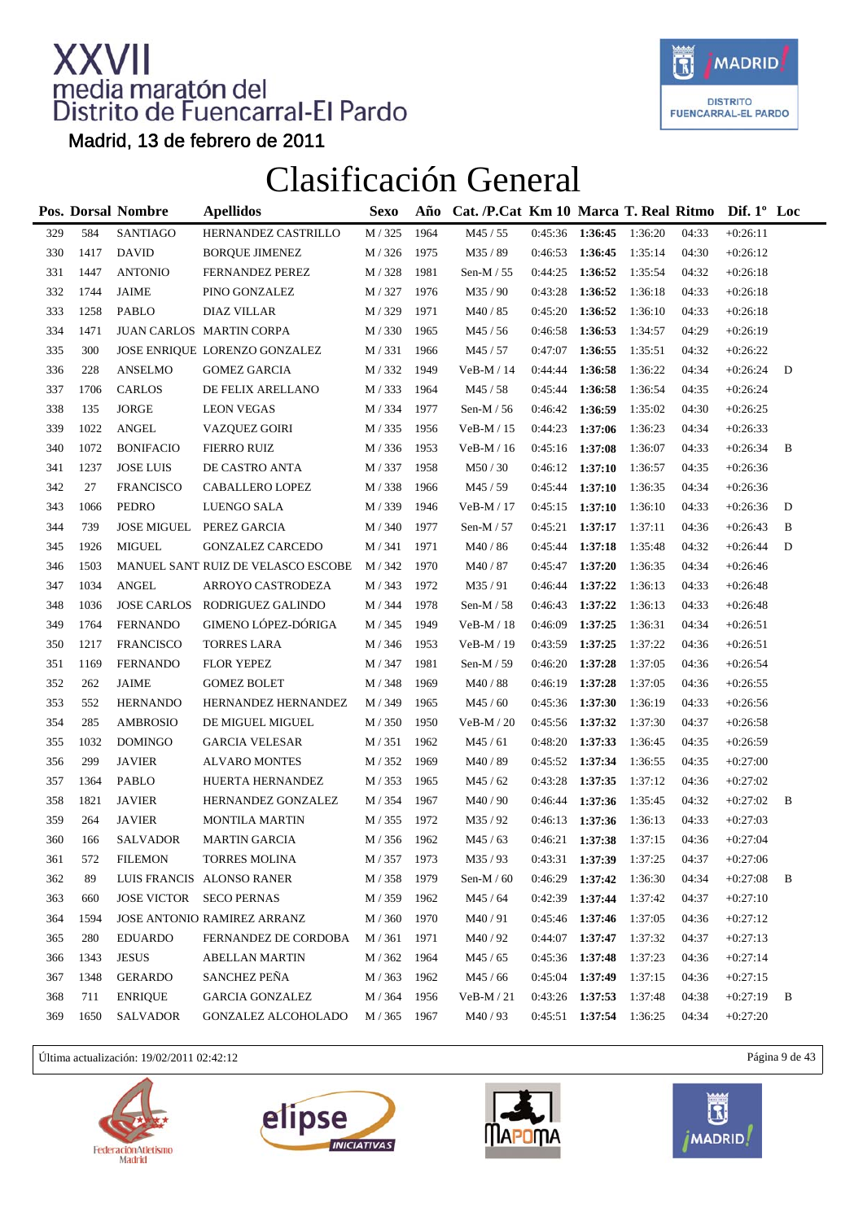# XXVII media maratón del Distrito de Fuencarral-El Pardo

Madrid, 13 de febrero de 2011

## Clasificación General

| Pos. | Dorsal | Nombre | Apellidos | Sexo | Año | Cat. /P.Cat | Km 10 | Marca | T. Real | Ritmo | Dif. 1º | Loc |
|---|---|---|---|---|---|---|---|---|---|---|---|---|
| 329 | 584 | SANTIAGO | HERNANDEZ CASTRILLO | M / 325 | 1964 | M45 / 55 | 0:45:36 | **1:36:45** | 1:36:20 | 04:33 | +0:26:11 | |
| 330 | 1417 | DAVID | BORQUE JIMENEZ | M / 326 | 1975 | M35 / 89 | 0:46:53 | **1:36:45** | 1:35:14 | 04:30 | +0:26:12 | |
| 331 | 1447 | ANTONIO | FERNANDEZ PEREZ | M / 328 | 1981 | Sen-M / 55 | 0:44:25 | **1:36:52** | 1:35:54 | 04:32 | +0:26:18 | |
| 332 | 1744 | JAIME | PINO GONZALEZ | M / 327 | 1976 | M35 / 90 | 0:43:28 | **1:36:52** | 1:36:18 | 04:33 | +0:26:18 | |
| 333 | 1258 | PABLO | DIAZ VILLAR | M / 329 | 1971 | M40 / 85 | 0:45:20 | **1:36:52** | 1:36:10 | 04:33 | +0:26:18 | |
| 334 | 1471 | JUAN CARLOS | MARTIN CORPA | M / 330 | 1965 | M45 / 56 | 0:46:58 | **1:36:53** | 1:34:57 | 04:29 | +0:26:19 | |
| 335 | 300 | JOSE ENRIQUE | LORENZO GONZALEZ | M / 331 | 1966 | M45 / 57 | 0:47:07 | **1:36:55** | 1:35:51 | 04:32 | +0:26:22 | |
| 336 | 228 | ANSELMO | GOMEZ GARCIA | M / 332 | 1949 | VeB-M / 14 | 0:44:44 | **1:36:58** | 1:36:22 | 04:34 | +0:26:24 | D |
| 337 | 1706 | CARLOS | DE FELIX ARELLANO | M / 333 | 1964 | M45 / 58 | 0:45:44 | **1:36:58** | 1:36:54 | 04:35 | +0:26:24 | |
| 338 | 135 | JORGE | LEON VEGAS | M / 334 | 1977 | Sen-M / 56 | 0:46:42 | **1:36:59** | 1:35:02 | 04:30 | +0:26:25 | |
| 339 | 1022 | ANGEL | VAZQUEZ GOIRI | M / 335 | 1956 | VeB-M / 15 | 0:44:23 | **1:37:06** | 1:36:23 | 04:34 | +0:26:33 | |
| 340 | 1072 | BONIFACIO | FIERRO RUIZ | M / 336 | 1953 | VeB-M / 16 | 0:45:16 | **1:37:08** | 1:36:07 | 04:33 | +0:26:34 | B |
| 341 | 1237 | JOSE LUIS | DE CASTRO ANTA | M / 337 | 1958 | M50 / 30 | 0:46:12 | **1:37:10** | 1:36:57 | 04:35 | +0:26:36 | |
| 342 | 27 | FRANCISCO | CABALLERO LOPEZ | M / 338 | 1966 | M45 / 59 | 0:45:44 | **1:37:10** | 1:36:35 | 04:34 | +0:26:36 | |
| 343 | 1066 | PEDRO | LUENGO SALA | M / 339 | 1946 | VeB-M / 17 | 0:45:15 | **1:37:10** | 1:36:10 | 04:33 | +0:26:36 | D |
| 344 | 739 | JOSE MIGUEL | PEREZ GARCIA | M / 340 | 1977 | Sen-M / 57 | 0:45:21 | **1:37:17** | 1:37:11 | 04:36 | +0:26:43 | B |
| 345 | 1926 | MIGUEL | GONZALEZ CARCEDO | M / 341 | 1971 | M40 / 86 | 0:45:44 | **1:37:18** | 1:35:48 | 04:32 | +0:26:44 | D |
| 346 | 1503 | MANUEL SANT | RUIZ DE VELASCO ESCOBE | M / 342 | 1970 | M40 / 87 | 0:45:47 | **1:37:20** | 1:36:35 | 04:34 | +0:26:46 | |
| 347 | 1034 | ANGEL | ARROYO CASTRODEZA | M / 343 | 1972 | M35 / 91 | 0:46:44 | **1:37:22** | 1:36:13 | 04:33 | +0:26:48 | |
| 348 | 1036 | JOSE CARLOS | RODRIGUEZ GALINDO | M / 344 | 1978 | Sen-M / 58 | 0:46:43 | **1:37:22** | 1:36:13 | 04:33 | +0:26:48 | |
| 349 | 1764 | FERNANDO | GIMENO LÓPEZ-DÓRIGA | M / 345 | 1949 | VeB-M / 18 | 0:46:09 | **1:37:25** | 1:36:31 | 04:34 | +0:26:51 | |
| 350 | 1217 | FRANCISCO | TORRES LARA | M / 346 | 1953 | VeB-M / 19 | 0:43:59 | **1:37:25** | 1:37:22 | 04:36 | +0:26:51 | |
| 351 | 1169 | FERNANDO | FLOR YEPEZ | M / 347 | 1981 | Sen-M / 59 | 0:46:20 | **1:37:28** | 1:37:05 | 04:36 | +0:26:54 | |
| 352 | 262 | JAIME | GOMEZ BOLET | M / 348 | 1969 | M40 / 88 | 0:46:19 | **1:37:28** | 1:37:05 | 04:36 | +0:26:55 | |
| 353 | 552 | HERNANDO | HERNANDEZ HERNANDEZ | M / 349 | 1965 | M45 / 60 | 0:45:36 | **1:37:30** | 1:36:19 | 04:33 | +0:26:56 | |
| 354 | 285 | AMBROSIO | DE MIGUEL MIGUEL | M / 350 | 1950 | VeB-M / 20 | 0:45:56 | **1:37:32** | 1:37:30 | 04:37 | +0:26:58 | |
| 355 | 1032 | DOMINGO | GARCIA VELESAR | M / 351 | 1962 | M45 / 61 | 0:48:20 | **1:37:33** | 1:36:45 | 04:35 | +0:26:59 | |
| 356 | 299 | JAVIER | ALVARO MONTES | M / 352 | 1969 | M40 / 89 | 0:45:52 | **1:37:34** | 1:36:55 | 04:35 | +0:27:00 | |
| 357 | 1364 | PABLO | HUERTA HERNANDEZ | M / 353 | 1965 | M45 / 62 | 0:43:28 | **1:37:35** | 1:37:12 | 04:36 | +0:27:02 | |
| 358 | 1821 | JAVIER | HERNANDEZ GONZALEZ | M / 354 | 1967 | M40 / 90 | 0:46:44 | **1:37:36** | 1:35:45 | 04:32 | +0:27:02 | B |
| 359 | 264 | JAVIER | MONTILA MARTIN | M / 355 | 1972 | M35 / 92 | 0:46:13 | **1:37:36** | 1:36:13 | 04:33 | +0:27:03 | |
| 360 | 166 | SALVADOR | MARTIN GARCIA | M / 356 | 1962 | M45 / 63 | 0:46:21 | **1:37:38** | 1:37:15 | 04:36 | +0:27:04 | |
| 361 | 572 | FILEMON | TORRES MOLINA | M / 357 | 1973 | M35 / 93 | 0:43:31 | **1:37:39** | 1:37:25 | 04:37 | +0:27:06 | |
| 362 | 89 | LUIS FRANCIS | ALONSO RANER | M / 358 | 1979 | Sen-M / 60 | 0:46:29 | **1:37:42** | 1:36:30 | 04:34 | +0:27:08 | B |
| 363 | 660 | JOSE VICTOR | SECO PERNAS | M / 359 | 1962 | M45 / 64 | 0:42:39 | **1:37:44** | 1:37:42 | 04:37 | +0:27:10 | |
| 364 | 1594 | JOSE ANTONIO | RAMIREZ ARRANZ | M / 360 | 1970 | M40 / 91 | 0:45:46 | **1:37:46** | 1:37:05 | 04:36 | +0:27:12 | |
| 365 | 280 | EDUARDO | FERNANDEZ DE CORDOBA | M / 361 | 1971 | M40 / 92 | 0:44:07 | **1:37:47** | 1:37:32 | 04:37 | +0:27:13 | |
| 366 | 1343 | JESUS | ABELLAN MARTIN | M / 362 | 1964 | M45 / 65 | 0:45:36 | **1:37:48** | 1:37:23 | 04:36 | +0:27:14 | |
| 367 | 1348 | GERARDO | SANCHEZ PEÑA | M / 363 | 1962 | M45 / 66 | 0:45:04 | **1:37:49** | 1:37:15 | 04:36 | +0:27:15 | |
| 368 | 711 | ENRIQUE | GARCIA GONZALEZ | M / 364 | 1956 | VeB-M / 21 | 0:43:26 | **1:37:53** | 1:37:48 | 04:38 | +0:27:19 | B |
| 369 | 1650 | SALVADOR | GONZALEZ ALCOHOLADO | M / 365 | 1967 | M40 / 93 | 0:45:51 | **1:37:54** | 1:36:25 | 04:34 | +0:27:20 | |

Última actualización: 19/02/2011 02:42:12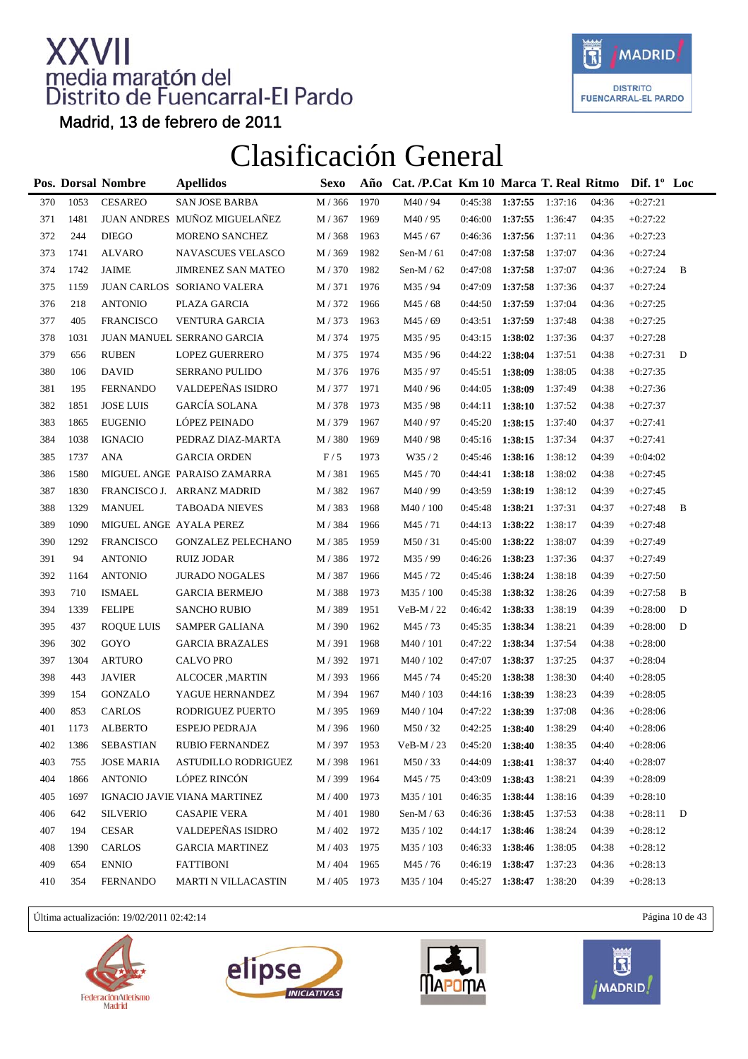# XXVII media maratón del Distrito de Fuencarral-El Pardo

Madrid, 13 de febrero de 2011

# Clasificación General

| Pos. | Dorsal | Nombre | Apellidos | Sexo | Año | Cat. /P.Cat | Km 10 | Marca | T. Real | Ritmo | Dif. 1º | Loc |
|---|---|---|---|---|---|---|---|---|---|---|---|---|
| 370 | 1053 | CESAREO | SAN JOSE BARBA | M / 366 | 1970 | M40 / 94 | 0:45:38 | **1:37:55** | 1:37:16 | 04:36 | +0:27:21 | |
| 371 | 1481 | JUAN ANDRES | MUÑOZ MIGUELAÑEZ | M / 367 | 1969 | M40 / 95 | 0:46:00 | **1:37:55** | 1:36:47 | 04:35 | +0:27:22 | |
| 372 | 244 | DIEGO | MORENO SANCHEZ | M / 368 | 1963 | M45 / 67 | 0:46:36 | **1:37:56** | 1:37:11 | 04:36 | +0:27:23 | |
| 373 | 1741 | ALVARO | NAVASCUES VELASCO | M / 369 | 1982 | Sen-M / 61 | 0:47:08 | **1:37:58** | 1:37:07 | 04:36 | +0:27:24 | |
| 374 | 1742 | JAIME | JIMRENEZ SAN MATEO | M / 370 | 1982 | Sen-M / 62 | 0:47:08 | **1:37:58** | 1:37:07 | 04:36 | +0:27:24 | B |
| 375 | 1159 | JUAN CARLOS | SORIANO VALERA | M / 371 | 1976 | M35 / 94 | 0:47:09 | **1:37:58** | 1:37:36 | 04:37 | +0:27:24 | |
| 376 | 218 | ANTONIO | PLAZA GARCIA | M / 372 | 1966 | M45 / 68 | 0:44:50 | **1:37:59** | 1:37:04 | 04:36 | +0:27:25 | |
| 377 | 405 | FRANCISCO | VENTURA GARCIA | M / 373 | 1963 | M45 / 69 | 0:43:51 | **1:37:59** | 1:37:48 | 04:38 | +0:27:25 | |
| 378 | 1031 | JUAN MANUEL | SERRANO GARCIA | M / 374 | 1975 | M35 / 95 | 0:43:15 | **1:38:02** | 1:37:36 | 04:37 | +0:27:28 | |
| 379 | 656 | RUBEN | LOPEZ GUERRERO | M / 375 | 1974 | M35 / 96 | 0:44:22 | **1:38:04** | 1:37:51 | 04:38 | +0:27:31 | D |
| 380 | 106 | DAVID | SERRANO PULIDO | M / 376 | 1976 | M35 / 97 | 0:45:51 | **1:38:09** | 1:38:05 | 04:38 | +0:27:35 | |
| 381 | 195 | FERNANDO | VALDEPEÑAS ISIDRO | M / 377 | 1971 | M40 / 96 | 0:44:05 | **1:38:09** | 1:37:49 | 04:38 | +0:27:36 | |
| 382 | 1851 | JOSE LUIS | GARCÍA SOLANA | M / 378 | 1973 | M35 / 98 | 0:44:11 | **1:38:10** | 1:37:52 | 04:38 | +0:27:37 | |
| 383 | 1865 | EUGENIO | LÓPEZ PEINADO | M / 379 | 1967 | M40 / 97 | 0:45:20 | **1:38:15** | 1:37:40 | 04:37 | +0:27:41 | |
| 384 | 1038 | IGNACIO | PEDRAZ DIAZ-MARTA | M / 380 | 1969 | M40 / 98 | 0:45:16 | **1:38:15** | 1:37:34 | 04:37 | +0:27:41 | |
| 385 | 1737 | ANA | GARCIA ORDEN | F / 5 | 1973 | W35 / 2 | 0:45:46 | **1:38:16** | 1:38:12 | 04:39 | +0:04:02 | |
| 386 | 1580 | MIGUEL ANGE | PARAISO ZAMARRA | M / 381 | 1965 | M45 / 70 | 0:44:41 | **1:38:18** | 1:38:02 | 04:38 | +0:27:45 | |
| 387 | 1830 | FRANCISCO J. | ARRANZ MADRID | M / 382 | 1967 | M40 / 99 | 0:43:59 | **1:38:19** | 1:38:12 | 04:39 | +0:27:45 | |
| 388 | 1329 | MANUEL | TABOADA NIEVES | M / 383 | 1968 | M40 / 100 | 0:45:48 | **1:38:21** | 1:37:31 | 04:37 | +0:27:48 | B |
| 389 | 1090 | MIGUEL ANGE | AYALA PEREZ | M / 384 | 1966 | M45 / 71 | 0:44:13 | **1:38:22** | 1:38:17 | 04:39 | +0:27:48 | |
| 390 | 1292 | FRANCISCO | GONZALEZ PELECHANO | M / 385 | 1959 | M50 / 31 | 0:45:00 | **1:38:22** | 1:38:07 | 04:39 | +0:27:49 | |
| 391 | 94 | ANTONIO | RUIZ JODAR | M / 386 | 1972 | M35 / 99 | 0:46:26 | **1:38:23** | 1:37:36 | 04:37 | +0:27:49 | |
| 392 | 1164 | ANTONIO | JURADO NOGALES | M / 387 | 1966 | M45 / 72 | 0:45:46 | **1:38:24** | 1:38:18 | 04:39 | +0:27:50 | |
| 393 | 710 | ISMAEL | GARCIA BERMEJO | M / 388 | 1973 | M35 / 100 | 0:45:38 | **1:38:32** | 1:38:26 | 04:39 | +0:27:58 | B |
| 394 | 1339 | FELIPE | SANCHO RUBIO | M / 389 | 1951 | VeB-M / 22 | 0:46:42 | **1:38:33** | 1:38:19 | 04:39 | +0:28:00 | D |
| 395 | 437 | ROQUE LUIS | SAMPER GALIANA | M / 390 | 1962 | M45 / 73 | 0:45:35 | **1:38:34** | 1:38:21 | 04:39 | +0:28:00 | D |
| 396 | 302 | GOYO | GARCIA BRAZALES | M / 391 | 1968 | M40 / 101 | 0:47:22 | **1:38:34** | 1:37:54 | 04:38 | +0:28:00 | |
| 397 | 1304 | ARTURO | CALVO PRO | M / 392 | 1971 | M40 / 102 | 0:47:07 | **1:38:37** | 1:37:25 | 04:37 | +0:28:04 | |
| 398 | 443 | JAVIER | ALCOCER ,MARTIN | M / 393 | 1966 | M45 / 74 | 0:45:20 | **1:38:38** | 1:38:30 | 04:40 | +0:28:05 | |
| 399 | 154 | GONZALO | YAGUE HERNANDEZ | M / 394 | 1967 | M40 / 103 | 0:44:16 | **1:38:39** | 1:38:23 | 04:39 | +0:28:05 | |
| 400 | 853 | CARLOS | RODRIGUEZ PUERTO | M / 395 | 1969 | M40 / 104 | 0:47:22 | **1:38:39** | 1:37:08 | 04:36 | +0:28:06 | |
| 401 | 1173 | ALBERTO | ESPEJO PEDRAJA | M / 396 | 1960 | M50 / 32 | 0:42:25 | **1:38:40** | 1:38:29 | 04:40 | +0:28:06 | |
| 402 | 1386 | SEBASTIAN | RUBIO FERNANDEZ | M / 397 | 1953 | VeB-M / 23 | 0:45:20 | **1:38:40** | 1:38:35 | 04:40 | +0:28:06 | |
| 403 | 755 | JOSE MARIA | ASTUDILLO RODRIGUEZ | M / 398 | 1961 | M50 / 33 | 0:44:09 | **1:38:41** | 1:38:37 | 04:40 | +0:28:07 | |
| 404 | 1866 | ANTONIO | LÓPEZ RINCÓN | M / 399 | 1964 | M45 / 75 | 0:43:09 | **1:38:43** | 1:38:21 | 04:39 | +0:28:09 | |
| 405 | 1697 | IGNACIO JAVIE | VIANA MARTINEZ | M / 400 | 1973 | M35 / 101 | 0:46:35 | **1:38:44** | 1:38:16 | 04:39 | +0:28:10 | |
| 406 | 642 | SILVERIO | CASAPIE VERA | M / 401 | 1980 | Sen-M / 63 | 0:46:36 | **1:38:45** | 1:37:53 | 04:38 | +0:28:11 | D |
| 407 | 194 | CESAR | VALDEPEÑAS ISIDRO | M / 402 | 1972 | M35 / 102 | 0:44:17 | **1:38:46** | 1:38:24 | 04:39 | +0:28:12 | |
| 408 | 1390 | CARLOS | GARCIA MARTINEZ | M / 403 | 1975 | M35 / 103 | 0:46:33 | **1:38:46** | 1:38:05 | 04:38 | +0:28:12 | |
| 409 | 654 | ENNIO | FATTIBONI | M / 404 | 1965 | M45 / 76 | 0:46:19 | **1:38:47** | 1:37:23 | 04:36 | +0:28:13 | |
| 410 | 354 | FERNANDO | MARTI N VILLACASTIN | M / 405 | 1973 | M35 / 104 | 0:45:27 | **1:38:47** | 1:38:20 | 04:39 | +0:28:13 | |

Última actualización: 19/02/2011 02:42:14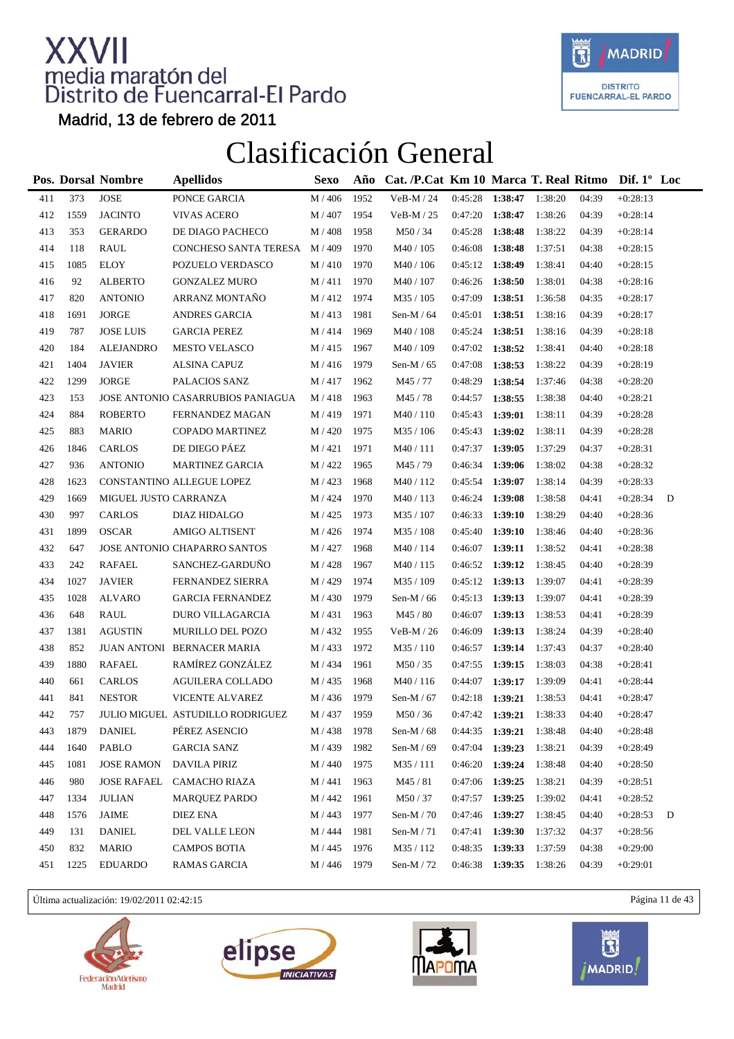# XXVII media maratón del Distrito de Fuencarral-El Pardo

Madrid, 13 de febrero de 2011

## Clasificación General

| Pos. | Dorsal | Nombre | Apellidos | Sexo | Año | Cat. /P.Cat | Km 10 | Marca | T. Real | Ritmo | Dif. 1º | Loc |
|---|---|---|---|---|---|---|---|---|---|---|---|---|
| 411 | 373 | JOSE | PONCE GARCIA | M / 406 | 1952 | VeB-M / 24 | 0:45:28 | **1:38:47** | 1:38:20 | 04:39 | +0:28:13 | |
| 412 | 1559 | JACINTO | VIVAS ACERO | M / 407 | 1954 | VeB-M / 25 | 0:47:20 | **1:38:47** | 1:38:26 | 04:39 | +0:28:14 | |
| 413 | 353 | GERARDO | DE DIAGO PACHECO | M / 408 | 1958 | M50 / 34 | 0:45:28 | **1:38:48** | 1:38:22 | 04:39 | +0:28:14 | |
| 414 | 118 | RAUL | CONCHESO SANTA TERESA | M / 409 | 1970 | M40 / 105 | 0:46:08 | **1:38:48** | 1:37:51 | 04:38 | +0:28:15 | |
| 415 | 1085 | ELOY | POZUELO VERDASCO | M / 410 | 1970 | M40 / 106 | 0:45:12 | **1:38:49** | 1:38:41 | 04:40 | +0:28:15 | |
| 416 | 92 | ALBERTO | GONZALEZ MURO | M / 411 | 1970 | M40 / 107 | 0:46:26 | **1:38:50** | 1:38:01 | 04:38 | +0:28:16 | |
| 417 | 820 | ANTONIO | ARRANZ MONTAÑO | M / 412 | 1974 | M35 / 105 | 0:47:09 | **1:38:51** | 1:36:58 | 04:35 | +0:28:17 | |
| 418 | 1691 | JORGE | ANDRES GARCIA | M / 413 | 1981 | Sen-M / 64 | 0:45:01 | **1:38:51** | 1:38:16 | 04:39 | +0:28:17 | |
| 419 | 787 | JOSE LUIS | GARCIA PEREZ | M / 414 | 1969 | M40 / 108 | 0:45:24 | **1:38:51** | 1:38:16 | 04:39 | +0:28:18 | |
| 420 | 184 | ALEJANDRO | MESTO VELASCO | M / 415 | 1967 | M40 / 109 | 0:47:02 | **1:38:52** | 1:38:41 | 04:40 | +0:28:18 | |
| 421 | 1404 | JAVIER | ALSINA CAPUZ | M / 416 | 1979 | Sen-M / 65 | 0:47:08 | **1:38:53** | 1:38:22 | 04:39 | +0:28:19 | |
| 422 | 1299 | JORGE | PALACIOS SANZ | M / 417 | 1962 | M45 / 77 | 0:48:29 | **1:38:54** | 1:37:46 | 04:38 | +0:28:20 | |
| 423 | 153 | JOSE ANTONIO | CASARRUBIOS PANIAGUA | M / 418 | 1963 | M45 / 78 | 0:44:57 | **1:38:55** | 1:38:38 | 04:40 | +0:28:21 | |
| 424 | 884 | ROBERTO | FERNANDEZ MAGAN | M / 419 | 1971 | M40 / 110 | 0:45:43 | **1:39:01** | 1:38:11 | 04:39 | +0:28:28 | |
| 425 | 883 | MARIO | COPADO MARTINEZ | M / 420 | 1975 | M35 / 106 | 0:45:43 | **1:39:02** | 1:38:11 | 04:39 | +0:28:28 | |
| 426 | 1846 | CARLOS | DE DIEGO PÁEZ | M / 421 | 1971 | M40 / 111 | 0:47:37 | **1:39:05** | 1:37:29 | 04:37 | +0:28:31 | |
| 427 | 936 | ANTONIO | MARTINEZ GARCIA | M / 422 | 1965 | M45 / 79 | 0:46:34 | **1:39:06** | 1:38:02 | 04:38 | +0:28:32 | |
| 428 | 1623 | CONSTANTINO | ALLEGUE LOPEZ | M / 423 | 1968 | M40 / 112 | 0:45:54 | **1:39:07** | 1:38:14 | 04:39 | +0:28:33 | |
| 429 | 1669 | MIGUEL JUSTO | CARRANZA | M / 424 | 1970 | M40 / 113 | 0:46:24 | **1:39:08** | 1:38:58 | 04:41 | +0:28:34 | D |
| 430 | 997 | CARLOS | DIAZ HIDALGO | M / 425 | 1973 | M35 / 107 | 0:46:33 | **1:39:10** | 1:38:29 | 04:40 | +0:28:36 | |
| 431 | 1899 | OSCAR | AMIGO ALTISENT | M / 426 | 1974 | M35 / 108 | 0:45:40 | **1:39:10** | 1:38:46 | 04:40 | +0:28:36 | |
| 432 | 647 | JOSE ANTONIO | CHAPARRO SANTOS | M / 427 | 1968 | M40 / 114 | 0:46:07 | **1:39:11** | 1:38:52 | 04:41 | +0:28:38 | |
| 433 | 242 | RAFAEL | SANCHEZ-GARDUÑO | M / 428 | 1967 | M40 / 115 | 0:46:52 | **1:39:12** | 1:38:45 | 04:40 | +0:28:39 | |
| 434 | 1027 | JAVIER | FERNANDEZ SIERRA | M / 429 | 1974 | M35 / 109 | 0:45:12 | **1:39:13** | 1:39:07 | 04:41 | +0:28:39 | |
| 435 | 1028 | ALVARO | GARCIA FERNANDEZ | M / 430 | 1979 | Sen-M / 66 | 0:45:13 | **1:39:13** | 1:39:07 | 04:41 | +0:28:39 | |
| 436 | 648 | RAUL | DURO VILLAGARCIA | M / 431 | 1963 | M45 / 80 | 0:46:07 | **1:39:13** | 1:38:53 | 04:41 | +0:28:39 | |
| 437 | 1381 | AGUSTIN | MURILLO DEL POZO | M / 432 | 1955 | VeB-M / 26 | 0:46:09 | **1:39:13** | 1:38:24 | 04:39 | +0:28:40 | |
| 438 | 852 | JUAN ANTONI | BERNACER MARIA | M / 433 | 1972 | M35 / 110 | 0:46:57 | **1:39:14** | 1:37:43 | 04:37 | +0:28:40 | |
| 439 | 1880 | RAFAEL | RAMÍREZ GONZÁLEZ | M / 434 | 1961 | M50 / 35 | 0:47:55 | **1:39:15** | 1:38:03 | 04:38 | +0:28:41 | |
| 440 | 661 | CARLOS | AGUILERA COLLADO | M / 435 | 1968 | M40 / 116 | 0:44:07 | **1:39:17** | 1:39:09 | 04:41 | +0:28:44 | |
| 441 | 841 | NESTOR | VICENTE ALVAREZ | M / 436 | 1979 | Sen-M / 67 | 0:42:18 | **1:39:21** | 1:38:53 | 04:41 | +0:28:47 | |
| 442 | 757 | JULIO MIGUEL | ASTUDILLO RODRIGUEZ | M / 437 | 1959 | M50 / 36 | 0:47:42 | **1:39:21** | 1:38:33 | 04:40 | +0:28:47 | |
| 443 | 1879 | DANIEL | PÉREZ ASENCIO | M / 438 | 1978 | Sen-M / 68 | 0:44:35 | **1:39:21** | 1:38:48 | 04:40 | +0:28:48 | |
| 444 | 1640 | PABLO | GARCIA SANZ | M / 439 | 1982 | Sen-M / 69 | 0:47:04 | **1:39:23** | 1:38:21 | 04:39 | +0:28:49 | |
| 445 | 1081 | JOSE RAMON | DAVILA PIRIZ | M / 440 | 1975 | M35 / 111 | 0:46:20 | **1:39:24** | 1:38:48 | 04:40 | +0:28:50 | |
| 446 | 980 | JOSE RAFAEL | CAMACHO RIAZA | M / 441 | 1963 | M45 / 81 | 0:47:06 | **1:39:25** | 1:38:21 | 04:39 | +0:28:51 | |
| 447 | 1334 | JULIAN | MARQUEZ PARDO | M / 442 | 1961 | M50 / 37 | 0:47:57 | **1:39:25** | 1:39:02 | 04:41 | +0:28:52 | |
| 448 | 1576 | JAIME | DIEZ ENA | M / 443 | 1977 | Sen-M / 70 | 0:47:46 | **1:39:27** | 1:38:45 | 04:40 | +0:28:53 | D |
| 449 | 131 | DANIEL | DEL VALLE LEON | M / 444 | 1981 | Sen-M / 71 | 0:47:41 | **1:39:30** | 1:37:32 | 04:37 | +0:28:56 | |
| 450 | 832 | MARIO | CAMPOS BOTIA | M / 445 | 1976 | M35 / 112 | 0:48:35 | **1:39:33** | 1:37:59 | 04:38 | +0:29:00 | |
| 451 | 1225 | EDUARDO | RAMAS GARCIA | M / 446 | 1979 | Sen-M / 72 | 0:46:38 | **1:39:35** | 1:38:26 | 04:39 | +0:29:01 | |

Última actualización: 19/02/2011 02:42:15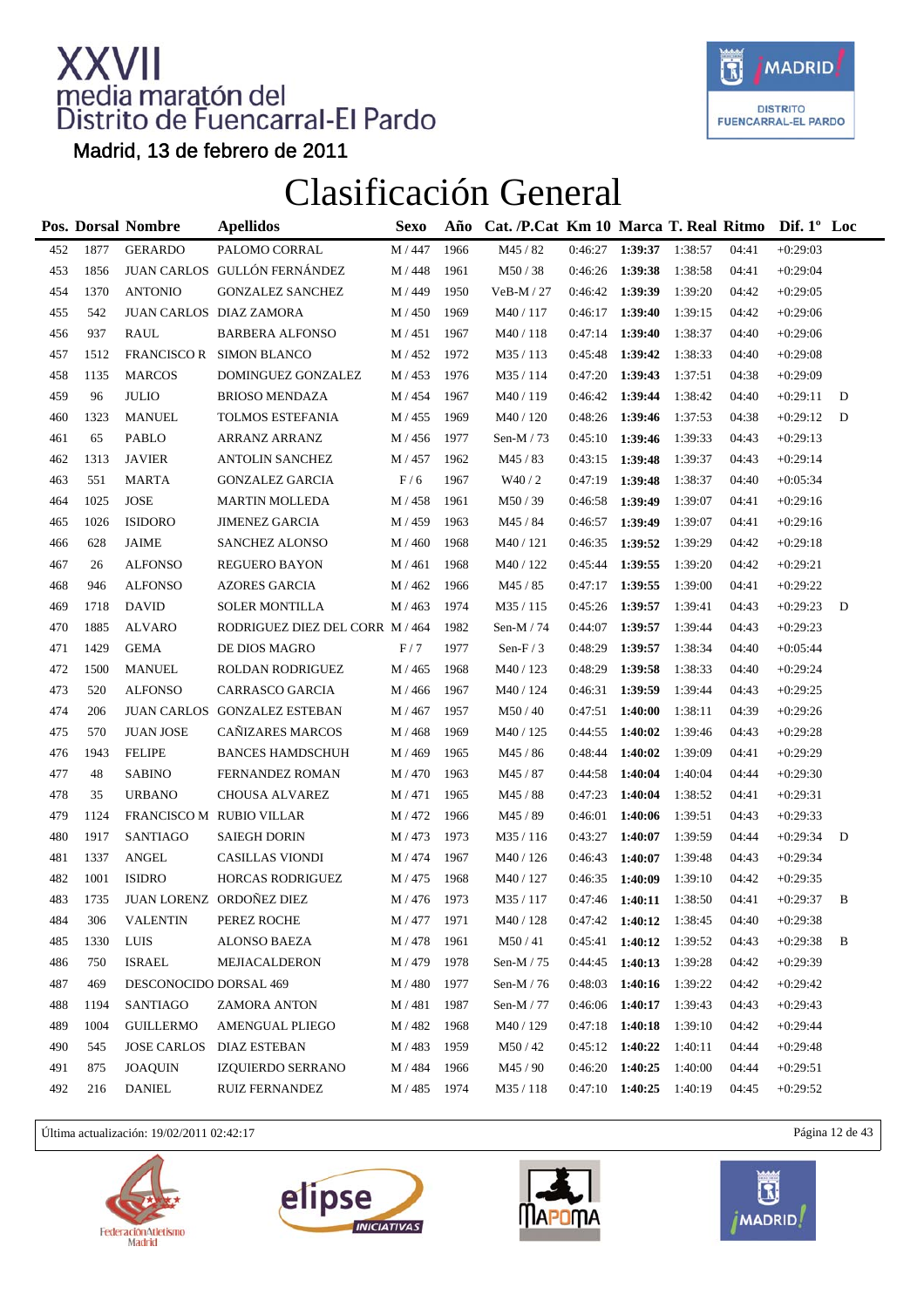# XXVII media maratón del Distrito de Fuencarral-El Pardo

Madrid, 13 de febrero de 2011

## Clasificación General

| Pos. | Dorsal | Nombre | Apellidos | Sexo | Año | Cat. /P.Cat | Km 10 | Marca | T. Real | Ritmo | Dif. 1º | Loc |
|---|---|---|---|---|---|---|---|---|---|---|---|---|
| 452 | 1877 | GERARDO | PALOMO CORRAL | M / 447 | 1966 | M45 / 82 | 0:46:27 | **1:39:37** | 1:38:57 | 04:41 | +0:29:03 | |
| 453 | 1856 | JUAN CARLOS | GULLÓN FERNÁNDEZ | M / 448 | 1961 | M50 / 38 | 0:46:26 | **1:39:38** | 1:38:58 | 04:41 | +0:29:04 | |
| 454 | 1370 | ANTONIO | GONZALEZ SANCHEZ | M / 449 | 1950 | VeB-M / 27 | 0:46:42 | **1:39:39** | 1:39:20 | 04:42 | +0:29:05 | |
| 455 | 542 | JUAN CARLOS | DIAZ ZAMORA | M / 450 | 1969 | M40 / 117 | 0:46:17 | **1:39:40** | 1:39:15 | 04:42 | +0:29:06 | |
| 456 | 937 | RAUL | BARBERA ALFONSO | M / 451 | 1967 | M40 / 118 | 0:47:14 | **1:39:40** | 1:38:37 | 04:40 | +0:29:06 | |
| 457 | 1512 | FRANCISCO R | SIMON BLANCO | M / 452 | 1972 | M35 / 113 | 0:45:48 | **1:39:42** | 1:38:33 | 04:40 | +0:29:08 | |
| 458 | 1135 | MARCOS | DOMINGUEZ GONZALEZ | M / 453 | 1976 | M35 / 114 | 0:47:20 | **1:39:43** | 1:37:51 | 04:38 | +0:29:09 | |
| 459 | 96 | JULIO | BRIOSO MENDAZA | M / 454 | 1967 | M40 / 119 | 0:46:42 | **1:39:44** | 1:38:42 | 04:40 | +0:29:11 | D |
| 460 | 1323 | MANUEL | TOLMOS ESTEFANIA | M / 455 | 1969 | M40 / 120 | 0:48:26 | **1:39:46** | 1:37:53 | 04:38 | +0:29:12 | D |
| 461 | 65 | PABLO | ARRANZ ARRANZ | M / 456 | 1977 | Sen-M / 73 | 0:45:10 | **1:39:46** | 1:39:33 | 04:43 | +0:29:13 | |
| 462 | 1313 | JAVIER | ANTOLIN SANCHEZ | M / 457 | 1962 | M45 / 83 | 0:43:15 | **1:39:48** | 1:39:37 | 04:43 | +0:29:14 | |
| 463 | 551 | MARTA | GONZALEZ GARCIA | F / 6 | 1967 | W40 / 2 | 0:47:19 | **1:39:48** | 1:38:37 | 04:40 | +0:05:34 | |
| 464 | 1025 | JOSE | MARTIN MOLLEDA | M / 458 | 1961 | M50 / 39 | 0:46:58 | **1:39:49** | 1:39:07 | 04:41 | +0:29:16 | |
| 465 | 1026 | ISIDORO | JIMENEZ GARCIA | M / 459 | 1963 | M45 / 84 | 0:46:57 | **1:39:49** | 1:39:07 | 04:41 | +0:29:16 | |
| 466 | 628 | JAIME | SANCHEZ ALONSO | M / 460 | 1968 | M40 / 121 | 0:46:35 | **1:39:52** | 1:39:29 | 04:42 | +0:29:18 | |
| 467 | 26 | ALFONSO | REGUERO BAYON | M / 461 | 1968 | M40 / 122 | 0:45:44 | **1:39:55** | 1:39:20 | 04:42 | +0:29:21 | |
| 468 | 946 | ALFONSO | AZORES GARCIA | M / 462 | 1966 | M45 / 85 | 0:47:17 | **1:39:55** | 1:39:00 | 04:41 | +0:29:22 | |
| 469 | 1718 | DAVID | SOLER MONTILLA | M / 463 | 1974 | M35 / 115 | 0:45:26 | **1:39:57** | 1:39:41 | 04:43 | +0:29:23 | D |
| 470 | 1885 | ALVARO | RODRIGUEZ DIEZ DEL CORR | M / 464 | 1982 | Sen-M / 74 | 0:44:07 | **1:39:57** | 1:39:44 | 04:43 | +0:29:23 | |
| 471 | 1429 | GEMA | DE DIOS MAGRO | F / 7 | 1977 | Sen-F / 3 | 0:48:29 | **1:39:57** | 1:38:34 | 04:40 | +0:05:44 | |
| 472 | 1500 | MANUEL | ROLDAN RODRIGUEZ | M / 465 | 1968 | M40 / 123 | 0:48:29 | **1:39:58** | 1:38:33 | 04:40 | +0:29:24 | |
| 473 | 520 | ALFONSO | CARRASCO GARCIA | M / 466 | 1967 | M40 / 124 | 0:46:31 | **1:39:59** | 1:39:44 | 04:43 | +0:29:25 | |
| 474 | 206 | JUAN CARLOS | GONZALEZ ESTEBAN | M / 467 | 1957 | M50 / 40 | 0:47:51 | **1:40:00** | 1:38:11 | 04:39 | +0:29:26 | |
| 475 | 570 | JUAN JOSE | CAÑIZARES MARCOS | M / 468 | 1969 | M40 / 125 | 0:44:55 | **1:40:02** | 1:39:46 | 04:43 | +0:29:28 | |
| 476 | 1943 | FELIPE | BANCES HAMDSCHUH | M / 469 | 1965 | M45 / 86 | 0:48:44 | **1:40:02** | 1:39:09 | 04:41 | +0:29:29 | |
| 477 | 48 | SABINO | FERNANDEZ ROMAN | M / 470 | 1963 | M45 / 87 | 0:44:58 | **1:40:04** | 1:40:04 | 04:44 | +0:29:30 | |
| 478 | 35 | URBANO | CHOUSA ALVAREZ | M / 471 | 1965 | M45 / 88 | 0:47:23 | **1:40:04** | 1:38:52 | 04:41 | +0:29:31 | |
| 479 | 1124 | FRANCISCO M | RUBIO VILLAR | M / 472 | 1966 | M45 / 89 | 0:46:01 | **1:40:06** | 1:39:51 | 04:43 | +0:29:33 | |
| 480 | 1917 | SANTIAGO | SAIEGH DORIN | M / 473 | 1973 | M35 / 116 | 0:43:27 | **1:40:07** | 1:39:59 | 04:44 | +0:29:34 | D |
| 481 | 1337 | ANGEL | CASILLAS VIONDI | M / 474 | 1967 | M40 / 126 | 0:46:43 | **1:40:07** | 1:39:48 | 04:43 | +0:29:34 | |
| 482 | 1001 | ISIDRO | HORCAS RODRIGUEZ | M / 475 | 1968 | M40 / 127 | 0:46:35 | **1:40:09** | 1:39:10 | 04:42 | +0:29:35 | |
| 483 | 1735 | JUAN LORENZ | ORDOÑEZ DIEZ | M / 476 | 1973 | M35 / 117 | 0:47:46 | **1:40:11** | 1:38:50 | 04:41 | +0:29:37 | B |
| 484 | 306 | VALENTIN | PEREZ ROCHE | M / 477 | 1971 | M40 / 128 | 0:47:42 | **1:40:12** | 1:38:45 | 04:40 | +0:29:38 | |
| 485 | 1330 | LUIS | ALONSO BAEZA | M / 478 | 1961 | M50 / 41 | 0:45:41 | **1:40:12** | 1:39:52 | 04:43 | +0:29:38 | B |
| 486 | 750 | ISRAEL | MEJIACALDERON | M / 479 | 1978 | Sen-M / 75 | 0:44:45 | **1:40:13** | 1:39:28 | 04:42 | +0:29:39 | |
| 487 | 469 | DESCONOCIDO | DORSAL 469 | M / 480 | 1977 | Sen-M / 76 | 0:48:03 | **1:40:16** | 1:39:22 | 04:42 | +0:29:42 | |
| 488 | 1194 | SANTIAGO | ZAMORA ANTON | M / 481 | 1987 | Sen-M / 77 | 0:46:06 | **1:40:17** | 1:39:43 | 04:43 | +0:29:43 | |
| 489 | 1004 | GUILLERMO | AMENGUAL PLIEGO | M / 482 | 1968 | M40 / 129 | 0:47:18 | **1:40:18** | 1:39:10 | 04:42 | +0:29:44 | |
| 490 | 545 | JOSE CARLOS | DIAZ ESTEBAN | M / 483 | 1959 | M50 / 42 | 0:45:12 | **1:40:22** | 1:40:11 | 04:44 | +0:29:48 | |
| 491 | 875 | JOAQUIN | IZQUIERDO SERRANO | M / 484 | 1966 | M45 / 90 | 0:46:20 | **1:40:25** | 1:40:00 | 04:44 | +0:29:51 | |
| 492 | 216 | DANIEL | RUIZ FERNANDEZ | M / 485 | 1974 | M35 / 118 | 0:47:10 | **1:40:25** | 1:40:19 | 04:45 | +0:29:52 | |

Última actualización: 19/02/2011 02:42:17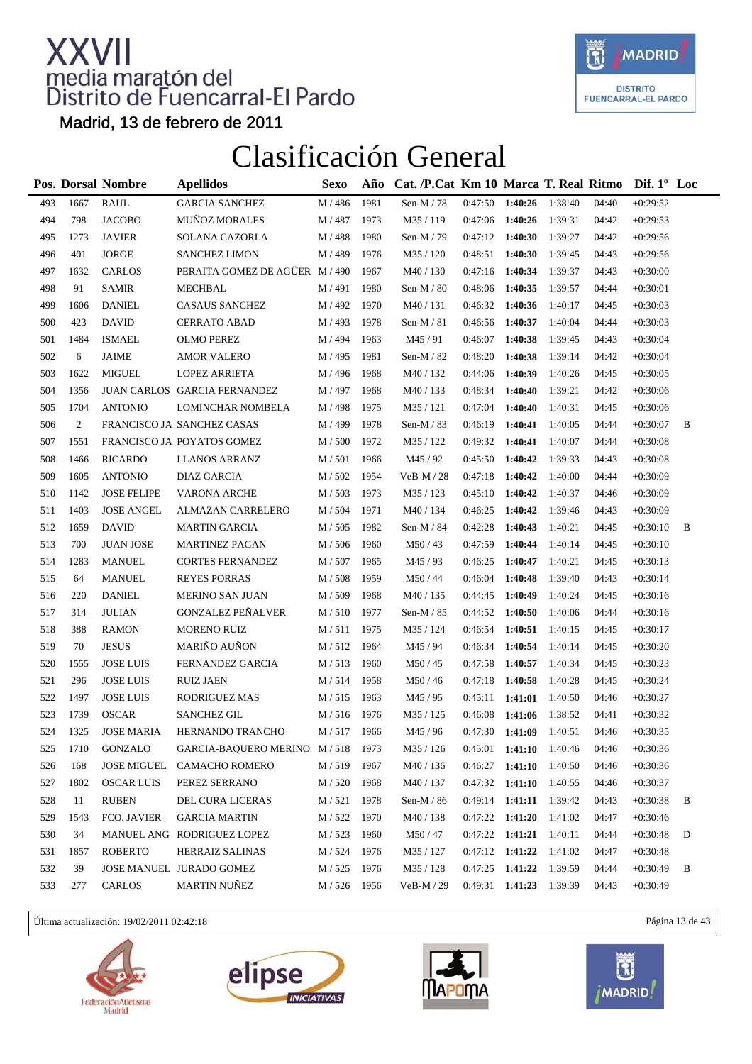# XXVII media maratón del Distrito de Fuencarral-El Pardo

Madrid, 13 de febrero de 2011

# Clasificación General

| Pos. | Dorsal | Nombre | Apellidos | Sexo | Año | Cat. /P.Cat | Km 10 | Marca | T. Real | Ritmo | Dif. 1º | Loc |
|---|---|---|---|---|---|---|---|---|---|---|---|---|
| 493 | 1667 | RAUL | GARCIA SANCHEZ | M / 486 | 1981 | Sen-M / 78 | 0:47:50 | **1:40:26** | 1:38:40 | 04:40 | +0:29:52 | |
| 494 | 798 | JACOBO | MUÑOZ MORALES | M / 487 | 1973 | M35 / 119 | 0:47:06 | **1:40:26** | 1:39:31 | 04:42 | +0:29:53 | |
| 495 | 1273 | JAVIER | SOLANA CAZORLA | M / 488 | 1980 | Sen-M / 79 | 0:47:12 | **1:40:30** | 1:39:27 | 04:42 | +0:29:56 | |
| 496 | 401 | JORGE | SANCHEZ LIMON | M / 489 | 1976 | M35 / 120 | 0:48:51 | **1:40:30** | 1:39:45 | 04:43 | +0:29:56 | |
| 497 | 1632 | CARLOS | PERAITA GOMEZ DE AGÜER | M / 490 | 1967 | M40 / 130 | 0:47:16 | **1:40:34** | 1:39:37 | 04:43 | +0:30:00 | |
| 498 | 91 | SAMIR | MECHBAL | M / 491 | 1980 | Sen-M / 80 | 0:48:06 | **1:40:35** | 1:39:57 | 04:44 | +0:30:01 | |
| 499 | 1606 | DANIEL | CASAUS SANCHEZ | M / 492 | 1970 | M40 / 131 | 0:46:32 | **1:40:36** | 1:40:17 | 04:45 | +0:30:03 | |
| 500 | 423 | DAVID | CERRATO ABAD | M / 493 | 1978 | Sen-M / 81 | 0:46:56 | **1:40:37** | 1:40:04 | 04:44 | +0:30:03 | |
| 501 | 1484 | ISMAEL | OLMO PEREZ | M / 494 | 1963 | M45 / 91 | 0:46:07 | **1:40:38** | 1:39:45 | 04:43 | +0:30:04 | |
| 502 | 6 | JAIME | AMOR VALERO | M / 495 | 1981 | Sen-M / 82 | 0:48:20 | **1:40:38** | 1:39:14 | 04:42 | +0:30:04 | |
| 503 | 1622 | MIGUEL | LOPEZ ARRIETA | M / 496 | 1968 | M40 / 132 | 0:44:06 | **1:40:39** | 1:40:26 | 04:45 | +0:30:05 | |
| 504 | 1356 | JUAN CARLOS | GARCIA FERNANDEZ | M / 497 | 1968 | M40 / 133 | 0:48:34 | **1:40:40** | 1:39:21 | 04:42 | +0:30:06 | |
| 505 | 1704 | ANTONIO | LOMINCHAR NOMBELA | M / 498 | 1975 | M35 / 121 | 0:47:04 | **1:40:40** | 1:40:31 | 04:45 | +0:30:06 | |
| 506 | 2 | FRANCISCO JA | SANCHEZ CASAS | M / 499 | 1978 | Sen-M / 83 | 0:46:19 | **1:40:41** | 1:40:05 | 04:44 | +0:30:07 | B |
| 507 | 1551 | FRANCISCO JA | POYATOS GOMEZ | M / 500 | 1972 | M35 / 122 | 0:49:32 | **1:40:41** | 1:40:07 | 04:44 | +0:30:08 | |
| 508 | 1466 | RICARDO | LLANOS ARRANZ | M / 501 | 1966 | M45 / 92 | 0:45:50 | **1:40:42** | 1:39:33 | 04:43 | +0:30:08 | |
| 509 | 1605 | ANTONIO | DIAZ GARCIA | M / 502 | 1954 | VeB-M / 28 | 0:47:18 | **1:40:42** | 1:40:00 | 04:44 | +0:30:09 | |
| 510 | 1142 | JOSE FELIPE | VARONA ARCHE | M / 503 | 1973 | M35 / 123 | 0:45:10 | **1:40:42** | 1:40:37 | 04:46 | +0:30:09 | |
| 511 | 1403 | JOSE ANGEL | ALMAZAN CARRELERO | M / 504 | 1971 | M40 / 134 | 0:46:25 | **1:40:42** | 1:39:46 | 04:43 | +0:30:09 | |
| 512 | 1659 | DAVID | MARTIN GARCIA | M / 505 | 1982 | Sen-M / 84 | 0:42:28 | **1:40:43** | 1:40:21 | 04:45 | +0:30:10 | B |
| 513 | 700 | JUAN JOSE | MARTINEZ PAGAN | M / 506 | 1960 | M50 / 43 | 0:47:59 | **1:40:44** | 1:40:14 | 04:45 | +0:30:10 | |
| 514 | 1283 | MANUEL | CORTES FERNANDEZ | M / 507 | 1965 | M45 / 93 | 0:46:25 | **1:40:47** | 1:40:21 | 04:45 | +0:30:13 | |
| 515 | 64 | MANUEL | REYES PORRAS | M / 508 | 1959 | M50 / 44 | 0:46:04 | **1:40:48** | 1:39:40 | 04:43 | +0:30:14 | |
| 516 | 220 | DANIEL | MERINO SAN JUAN | M / 509 | 1968 | M40 / 135 | 0:44:45 | **1:40:49** | 1:40:24 | 04:45 | +0:30:16 | |
| 517 | 314 | JULIAN | GONZALEZ PEÑALVER | M / 510 | 1977 | Sen-M / 85 | 0:44:52 | **1:40:50** | 1:40:06 | 04:44 | +0:30:16 | |
| 518 | 388 | RAMON | MORENO RUIZ | M / 511 | 1975 | M35 / 124 | 0:46:54 | **1:40:51** | 1:40:15 | 04:45 | +0:30:17 | |
| 519 | 70 | JESUS | MARIÑO AUÑON | M / 512 | 1964 | M45 / 94 | 0:46:34 | **1:40:54** | 1:40:14 | 04:45 | +0:30:20 | |
| 520 | 1555 | JOSE LUIS | FERNANDEZ GARCIA | M / 513 | 1960 | M50 / 45 | 0:47:58 | **1:40:57** | 1:40:34 | 04:45 | +0:30:23 | |
| 521 | 296 | JOSE LUIS | RUIZ JAEN | M / 514 | 1958 | M50 / 46 | 0:47:18 | **1:40:58** | 1:40:28 | 04:45 | +0:30:24 | |
| 522 | 1497 | JOSE LUIS | RODRIGUEZ MAS | M / 515 | 1963 | M45 / 95 | 0:45:11 | **1:41:01** | 1:40:50 | 04:46 | +0:30:27 | |
| 523 | 1739 | OSCAR | SANCHEZ GIL | M / 516 | 1976 | M35 / 125 | 0:46:08 | **1:41:06** | 1:38:52 | 04:41 | +0:30:32 | |
| 524 | 1325 | JOSE MARIA | HERNANDO TRANCHO | M / 517 | 1966 | M45 / 96 | 0:47:30 | **1:41:09** | 1:40:51 | 04:46 | +0:30:35 | |
| 525 | 1710 | GONZALO | GARCIA-BAQUERO MERINO | M / 518 | 1973 | M35 / 126 | 0:45:01 | **1:41:10** | 1:40:46 | 04:46 | +0:30:36 | |
| 526 | 168 | JOSE MIGUEL | CAMACHO ROMERO | M / 519 | 1967 | M40 / 136 | 0:46:27 | **1:41:10** | 1:40:50 | 04:46 | +0:30:36 | |
| 527 | 1802 | OSCAR LUIS | PEREZ SERRANO | M / 520 | 1968 | M40 / 137 | 0:47:32 | **1:41:10** | 1:40:55 | 04:46 | +0:30:37 | |
| 528 | 11 | RUBEN | DEL CURA LICERAS | M / 521 | 1978 | Sen-M / 86 | 0:49:14 | **1:41:11** | 1:39:42 | 04:43 | +0:30:38 | B |
| 529 | 1543 | FCO. JAVIER | GARCIA MARTIN | M / 522 | 1970 | M40 / 138 | 0:47:22 | **1:41:20** | 1:41:02 | 04:47 | +0:30:46 | |
| 530 | 34 | MANUEL ANG | RODRIGUEZ LOPEZ | M / 523 | 1960 | M50 / 47 | 0:47:22 | **1:41:21** | 1:40:11 | 04:44 | +0:30:48 | D |
| 531 | 1857 | ROBERTO | HERRAIZ SALINAS | M / 524 | 1976 | M35 / 127 | 0:47:12 | **1:41:22** | 1:41:02 | 04:47 | +0:30:48 | |
| 532 | 39 | JOSE MANUEL | JURADO GOMEZ | M / 525 | 1976 | M35 / 128 | 0:47:25 | **1:41:22** | 1:39:59 | 04:44 | +0:30:49 | B |
| 533 | 277 | CARLOS | MARTIN NUÑEZ | M / 526 | 1956 | VeB-M / 29 | 0:49:31 | **1:41:23** | 1:39:39 | 04:43 | +0:30:49 | |

Última actualización: 19/02/2011 02:42:18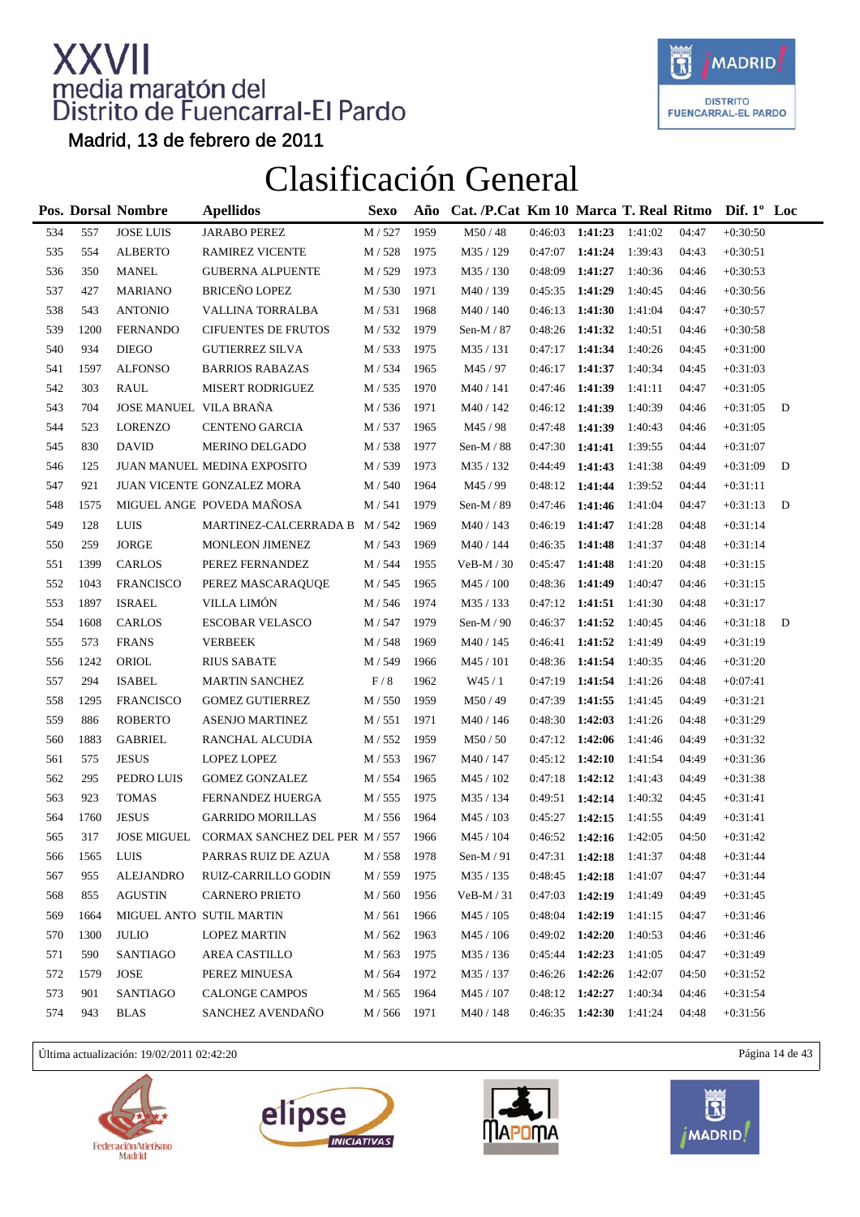# XXVII media maratón del Distrito de Fuencarral-El Pardo

Madrid, 13 de febrero de 2011

# Clasificación General

| Pos. | Dorsal | Nombre | Apellidos | Sexo | Año | Cat. /P.Cat | Km 10 | Marca | T. Real | Ritmo | Dif. 1º | Loc |
|---|---|---|---|---|---|---|---|---|---|---|---|---|
| 534 | 557 | JOSE LUIS | JARABO PEREZ | M / 527 | 1959 | M50 / 48 | 0:46:03 | **1:41:23** | 1:41:02 | 04:47 | +0:30:50 | |
| 535 | 554 | ALBERTO | RAMIREZ VICENTE | M / 528 | 1975 | M35 / 129 | 0:47:07 | **1:41:24** | 1:39:43 | 04:43 | +0:30:51 | |
| 536 | 350 | MANEL | GUBERNA ALPUENTE | M / 529 | 1973 | M35 / 130 | 0:48:09 | **1:41:27** | 1:40:36 | 04:46 | +0:30:53 | |
| 537 | 427 | MARIANO | BRICEÑO LOPEZ | M / 530 | 1971 | M40 / 139 | 0:45:35 | **1:41:29** | 1:40:45 | 04:46 | +0:30:56 | |
| 538 | 543 | ANTONIO | VALLINA TORRALBA | M / 531 | 1968 | M40 / 140 | 0:46:13 | **1:41:30** | 1:41:04 | 04:47 | +0:30:57 | |
| 539 | 1200 | FERNANDO | CIFUENTES DE FRUTOS | M / 532 | 1979 | Sen-M / 87 | 0:48:26 | **1:41:32** | 1:40:51 | 04:46 | +0:30:58 | |
| 540 | 934 | DIEGO | GUTIERREZ SILVA | M / 533 | 1975 | M35 / 131 | 0:47:17 | **1:41:34** | 1:40:26 | 04:45 | +0:31:00 | |
| 541 | 1597 | ALFONSO | BARRIOS RABAZAS | M / 534 | 1965 | M45 / 97 | 0:46:17 | **1:41:37** | 1:40:34 | 04:45 | +0:31:03 | |
| 542 | 303 | RAUL | MISERT RODRIGUEZ | M / 535 | 1970 | M40 / 141 | 0:47:46 | **1:41:39** | 1:41:11 | 04:47 | +0:31:05 | |
| 543 | 704 | JOSE MANUEL | VILA BRAÑA | M / 536 | 1971 | M40 / 142 | 0:46:12 | **1:41:39** | 1:40:39 | 04:46 | +0:31:05 | D |
| 544 | 523 | LORENZO | CENTENO GARCIA | M / 537 | 1965 | M45 / 98 | 0:47:48 | **1:41:39** | 1:40:43 | 04:46 | +0:31:05 | |
| 545 | 830 | DAVID | MERINO DELGADO | M / 538 | 1977 | Sen-M / 88 | 0:47:30 | **1:41:41** | 1:39:55 | 04:44 | +0:31:07 | |
| 546 | 125 | JUAN MANUEL | MEDINA EXPOSITO | M / 539 | 1973 | M35 / 132 | 0:44:49 | **1:41:43** | 1:41:38 | 04:49 | +0:31:09 | D |
| 547 | 921 | JUAN VICENTE | GONZALEZ MORA | M / 540 | 1964 | M45 / 99 | 0:48:12 | **1:41:44** | 1:39:52 | 04:44 | +0:31:11 | |
| 548 | 1575 | MIGUEL ANGE | POVEDA MAÑOSA | M / 541 | 1979 | Sen-M / 89 | 0:47:46 | **1:41:46** | 1:41:04 | 04:47 | +0:31:13 | D |
| 549 | 128 | LUIS | MARTINEZ-CALCERRADA B | M / 542 | 1969 | M40 / 143 | 0:46:19 | **1:41:47** | 1:41:28 | 04:48 | +0:31:14 | |
| 550 | 259 | JORGE | MONLEON JIMENEZ | M / 543 | 1969 | M40 / 144 | 0:46:35 | **1:41:48** | 1:41:37 | 04:48 | +0:31:14 | |
| 551 | 1399 | CARLOS | PEREZ FERNANDEZ | M / 544 | 1955 | VeB-M / 30 | 0:45:47 | **1:41:48** | 1:41:20 | 04:48 | +0:31:15 | |
| 552 | 1043 | FRANCISCO | PEREZ MASCARAQUQE | M / 545 | 1965 | M45 / 100 | 0:48:36 | **1:41:49** | 1:40:47 | 04:46 | +0:31:15 | |
| 553 | 1897 | ISRAEL | VILLA LIMÓN | M / 546 | 1974 | M35 / 133 | 0:47:12 | **1:41:51** | 1:41:30 | 04:48 | +0:31:17 | |
| 554 | 1608 | CARLOS | ESCOBAR VELASCO | M / 547 | 1979 | Sen-M / 90 | 0:46:37 | **1:41:52** | 1:40:45 | 04:46 | +0:31:18 | D |
| 555 | 573 | FRANS | VERBEEK | M / 548 | 1969 | M40 / 145 | 0:46:41 | **1:41:52** | 1:41:49 | 04:49 | +0:31:19 | |
| 556 | 1242 | ORIOL | RIUS SABATE | M / 549 | 1966 | M45 / 101 | 0:48:36 | **1:41:54** | 1:40:35 | 04:46 | +0:31:20 | |
| 557 | 294 | ISABEL | MARTIN SANCHEZ | F / 8 | 1962 | W45 / 1 | 0:47:19 | **1:41:54** | 1:41:26 | 04:48 | +0:07:41 | |
| 558 | 1295 | FRANCISCO | GOMEZ GUTIERREZ | M / 550 | 1959 | M50 / 49 | 0:47:39 | **1:41:55** | 1:41:45 | 04:49 | +0:31:21 | |
| 559 | 886 | ROBERTO | ASENJO MARTINEZ | M / 551 | 1971 | M40 / 146 | 0:48:30 | **1:42:03** | 1:41:26 | 04:48 | +0:31:29 | |
| 560 | 1883 | GABRIEL | RANCHAL ALCUDIA | M / 552 | 1959 | M50 / 50 | 0:47:12 | **1:42:06** | 1:41:46 | 04:49 | +0:31:32 | |
| 561 | 575 | JESUS | LOPEZ LOPEZ | M / 553 | 1967 | M40 / 147 | 0:45:12 | **1:42:10** | 1:41:54 | 04:49 | +0:31:36 | |
| 562 | 295 | PEDRO LUIS | GOMEZ GONZALEZ | M / 554 | 1965 | M45 / 102 | 0:47:18 | **1:42:12** | 1:41:43 | 04:49 | +0:31:38 | |
| 563 | 923 | TOMAS | FERNANDEZ HUERGA | M / 555 | 1975 | M35 / 134 | 0:49:51 | **1:42:14** | 1:40:32 | 04:45 | +0:31:41 | |
| 564 | 1760 | JESUS | GARRIDO MORILLAS | M / 556 | 1964 | M45 / 103 | 0:45:27 | **1:42:15** | 1:41:55 | 04:49 | +0:31:41 | |
| 565 | 317 | JOSE MIGUEL | CORMAX SANCHEZ DEL PER | M / 557 | 1966 | M45 / 104 | 0:46:52 | **1:42:16** | 1:42:05 | 04:50 | +0:31:42 | |
| 566 | 1565 | LUIS | PARRAS RUIZ DE AZUA | M / 558 | 1978 | Sen-M / 91 | 0:47:31 | **1:42:18** | 1:41:37 | 04:48 | +0:31:44 | |
| 567 | 955 | ALEJANDRO | RUIZ-CARRILLO GODIN | M / 559 | 1975 | M35 / 135 | 0:48:45 | **1:42:18** | 1:41:07 | 04:47 | +0:31:44 | |
| 568 | 855 | AGUSTIN | CARNERO PRIETO | M / 560 | 1956 | VeB-M / 31 | 0:47:03 | **1:42:19** | 1:41:49 | 04:49 | +0:31:45 | |
| 569 | 1664 | MIGUEL ANTO | SUTIL MARTIN | M / 561 | 1966 | M45 / 105 | 0:48:04 | **1:42:19** | 1:41:15 | 04:47 | +0:31:46 | |
| 570 | 1300 | JULIO | LOPEZ MARTIN | M / 562 | 1963 | M45 / 106 | 0:49:02 | **1:42:20** | 1:40:53 | 04:46 | +0:31:46 | |
| 571 | 590 | SANTIAGO | AREA CASTILLO | M / 563 | 1975 | M35 / 136 | 0:45:44 | **1:42:23** | 1:41:05 | 04:47 | +0:31:49 | |
| 572 | 1579 | JOSE | PEREZ MINUESA | M / 564 | 1972 | M35 / 137 | 0:46:26 | **1:42:26** | 1:42:07 | 04:50 | +0:31:52 | |
| 573 | 901 | SANTIAGO | CALONGE CAMPOS | M / 565 | 1964 | M45 / 107 | 0:48:12 | **1:42:27** | 1:40:34 | 04:46 | +0:31:54 | |
| 574 | 943 | BLAS | SANCHEZ AVENDAÑO | M / 566 | 1971 | M40 / 148 | 0:46:35 | **1:42:30** | 1:41:24 | 04:48 | +0:31:56 | |

Última actualización: 19/02/2011 02:42:20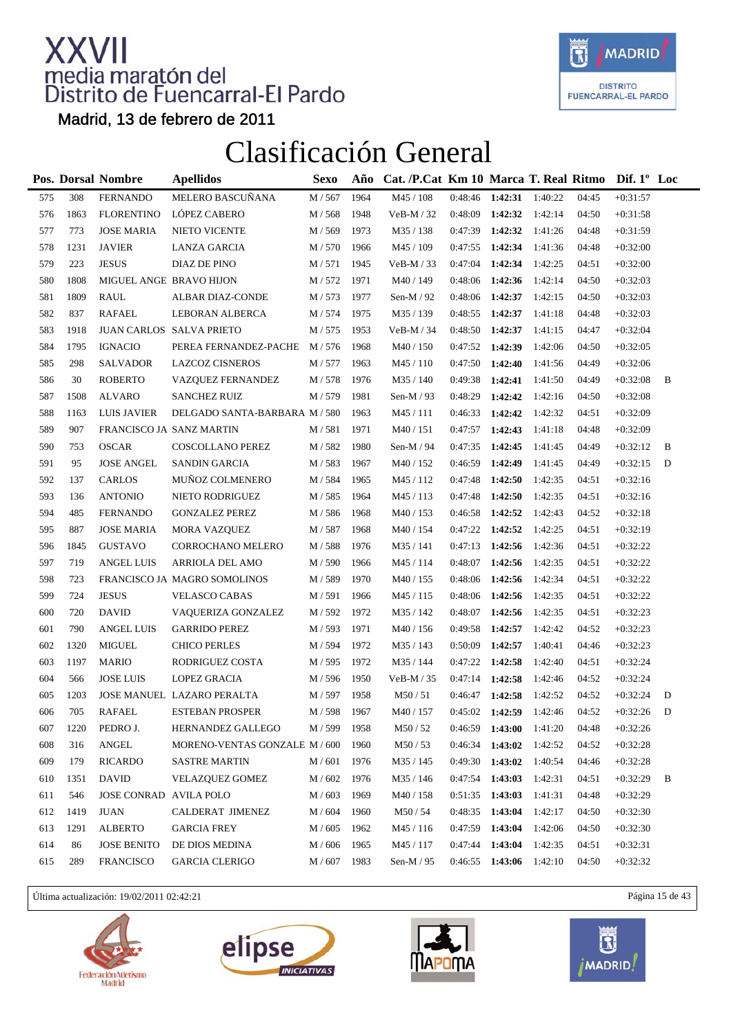# XXVII media maratón del Distrito de Fuencarral-El Pardo

Madrid, 13 de febrero de 2011

## Clasificación General

| Pos. | Dorsal | Nombre | Apellidos | Sexo | Año | Cat. /P.Cat | Km 10 | Marca | T. Real | Ritmo | Dif. 1º | Loc |
|---|---|---|---|---|---|---|---|---|---|---|---|---|
| 575 | 308 | FERNANDO | MELERO BASCUÑANA | M / 567 | 1964 | M45 / 108 | 0:48:46 | **1:42:31** | 1:40:22 | 04:45 | +0:31:57 | |
| 576 | 1863 | FLORENTINO | LÓPEZ CABERO | M / 568 | 1948 | VeB-M / 32 | 0:48:09 | **1:42:32** | 1:42:14 | 04:50 | +0:31:58 | |
| 577 | 773 | JOSE MARIA | NIETO VICENTE | M / 569 | 1973 | M35 / 138 | 0:47:39 | **1:42:32** | 1:41:26 | 04:48 | +0:31:59 | |
| 578 | 1231 | JAVIER | LANZA GARCIA | M / 570 | 1966 | M45 / 109 | 0:47:55 | **1:42:34** | 1:41:36 | 04:48 | +0:32:00 | |
| 579 | 223 | JESUS | DIAZ DE PINO | M / 571 | 1945 | VeB-M / 33 | 0:47:04 | **1:42:34** | 1:42:25 | 04:51 | +0:32:00 | |
| 580 | 1808 | MIGUEL ANGE | BRAVO HIJON | M / 572 | 1971 | M40 / 149 | 0:48:06 | **1:42:36** | 1:42:14 | 04:50 | +0:32:03 | |
| 581 | 1809 | RAUL | ALBAR DIAZ-CONDE | M / 573 | 1977 | Sen-M / 92 | 0:48:06 | **1:42:37** | 1:42:15 | 04:50 | +0:32:03 | |
| 582 | 837 | RAFAEL | LEBORAN ALBERCA | M / 574 | 1975 | M35 / 139 | 0:48:55 | **1:42:37** | 1:41:18 | 04:48 | +0:32:03 | |
| 583 | 1918 | JUAN CARLOS | SALVA PRIETO | M / 575 | 1953 | VeB-M / 34 | 0:48:50 | **1:42:37** | 1:41:15 | 04:47 | +0:32:04 | |
| 584 | 1795 | IGNACIO | PEREA FERNANDEZ-PACHE | M / 576 | 1968 | M40 / 150 | 0:47:52 | **1:42:39** | 1:42:06 | 04:50 | +0:32:05 | |
| 585 | 298 | SALVADOR | LAZCOZ CISNEROS | M / 577 | 1963 | M45 / 110 | 0:47:50 | **1:42:40** | 1:41:56 | 04:49 | +0:32:06 | |
| 586 | 30 | ROBERTO | VAZQUEZ FERNANDEZ | M / 578 | 1976 | M35 / 140 | 0:49:38 | **1:42:41** | 1:41:50 | 04:49 | +0:32:08 | B |
| 587 | 1508 | ALVARO | SANCHEZ RUIZ | M / 579 | 1981 | Sen-M / 93 | 0:48:29 | **1:42:42** | 1:42:16 | 04:50 | +0:32:08 | |
| 588 | 1163 | LUIS JAVIER | DELGADO SANTA-BARBARA | M / 580 | 1963 | M45 / 111 | 0:46:33 | **1:42:42** | 1:42:32 | 04:51 | +0:32:09 | |
| 589 | 907 | FRANCISCO JA | SANZ MARTIN | M / 581 | 1971 | M40 / 151 | 0:47:57 | **1:42:43** | 1:41:18 | 04:48 | +0:32:09 | |
| 590 | 753 | OSCAR | COSCOLLANO PEREZ | M / 582 | 1980 | Sen-M / 94 | 0:47:35 | **1:42:45** | 1:41:45 | 04:49 | +0:32:12 | B |
| 591 | 95 | JOSE ANGEL | SANDIN GARCIA | M / 583 | 1967 | M40 / 152 | 0:46:59 | **1:42:49** | 1:41:45 | 04:49 | +0:32:15 | D |
| 592 | 137 | CARLOS | MUÑOZ COLMENERO | M / 584 | 1965 | M45 / 112 | 0:47:48 | **1:42:50** | 1:42:35 | 04:51 | +0:32:16 | |
| 593 | 136 | ANTONIO | NIETO RODRIGUEZ | M / 585 | 1964 | M45 / 113 | 0:47:48 | **1:42:50** | 1:42:35 | 04:51 | +0:32:16 | |
| 594 | 485 | FERNANDO | GONZALEZ PEREZ | M / 586 | 1968 | M40 / 153 | 0:46:58 | **1:42:52** | 1:42:43 | 04:52 | +0:32:18 | |
| 595 | 887 | JOSE MARIA | MORA VAZQUEZ | M / 587 | 1968 | M40 / 154 | 0:47:22 | **1:42:52** | 1:42:25 | 04:51 | +0:32:19 | |
| 596 | 1845 | GUSTAVO | CORROCHANO MELERO | M / 588 | 1976 | M35 / 141 | 0:47:13 | **1:42:56** | 1:42:36 | 04:51 | +0:32:22 | |
| 597 | 719 | ANGEL LUIS | ARRIOLA DEL AMO | M / 590 | 1966 | M45 / 114 | 0:48:07 | **1:42:56** | 1:42:35 | 04:51 | +0:32:22 | |
| 598 | 723 | FRANCISCO JA | MAGRO SOMOLINOS | M / 589 | 1970 | M40 / 155 | 0:48:06 | **1:42:56** | 1:42:34 | 04:51 | +0:32:22 | |
| 599 | 724 | JESUS | VELASCO CABAS | M / 591 | 1966 | M45 / 115 | 0:48:06 | **1:42:56** | 1:42:35 | 04:51 | +0:32:22 | |
| 600 | 720 | DAVID | VAQUERIZA GONZALEZ | M / 592 | 1972 | M35 / 142 | 0:48:07 | **1:42:56** | 1:42:35 | 04:51 | +0:32:23 | |
| 601 | 790 | ANGEL LUIS | GARRIDO PEREZ | M / 593 | 1971 | M40 / 156 | 0:49:58 | **1:42:57** | 1:42:42 | 04:52 | +0:32:23 | |
| 602 | 1320 | MIGUEL | CHICO PERLES | M / 594 | 1972 | M35 / 143 | 0:50:09 | **1:42:57** | 1:40:41 | 04:46 | +0:32:23 | |
| 603 | 1197 | MARIO | RODRIGUEZ COSTA | M / 595 | 1972 | M35 / 144 | 0:47:22 | **1:42:58** | 1:42:40 | 04:51 | +0:32:24 | |
| 604 | 566 | JOSE LUIS | LOPEZ GRACIA | M / 596 | 1950 | VeB-M / 35 | 0:47:14 | **1:42:58** | 1:42:46 | 04:52 | +0:32:24 | |
| 605 | 1203 | JOSE MANUEL | LAZARO PERALTA | M / 597 | 1958 | M50 / 51 | 0:46:47 | **1:42:58** | 1:42:52 | 04:52 | +0:32:24 | D |
| 606 | 705 | RAFAEL | ESTEBAN PROSPER | M / 598 | 1967 | M40 / 157 | 0:45:02 | **1:42:59** | 1:42:46 | 04:52 | +0:32:26 | D |
| 607 | 1220 | PEDRO J. | HERNANDEZ GALLEGO | M / 599 | 1958 | M50 / 52 | 0:46:59 | **1:43:00** | 1:41:20 | 04:48 | +0:32:26 | |
| 608 | 316 | ANGEL | MORENO-VENTAS GONZALE | M / 600 | 1960 | M50 / 53 | 0:46:34 | **1:43:02** | 1:42:52 | 04:52 | +0:32:28 | |
| 609 | 179 | RICARDO | SASTRE MARTIN | M / 601 | 1976 | M35 / 145 | 0:49:30 | **1:43:02** | 1:40:54 | 04:46 | +0:32:28 | |
| 610 | 1351 | DAVID | VELAZQUEZ GOMEZ | M / 602 | 1976 | M35 / 146 | 0:47:54 | **1:43:03** | 1:42:31 | 04:51 | +0:32:29 | B |
| 611 | 546 | JOSE CONRAD | AVILA POLO | M / 603 | 1969 | M40 / 158 | 0:51:35 | **1:43:03** | 1:41:31 | 04:48 | +0:32:29 | |
| 612 | 1419 | JUAN | CALDERAT JIMENEZ | M / 604 | 1960 | M50 / 54 | 0:48:35 | **1:43:04** | 1:42:17 | 04:50 | +0:32:30 | |
| 613 | 1291 | ALBERTO | GARCIA FREY | M / 605 | 1962 | M45 / 116 | 0:47:59 | **1:43:04** | 1:42:06 | 04:50 | +0:32:30 | |
| 614 | 86 | JOSE BENITO | DE DIOS MEDINA | M / 606 | 1965 | M45 / 117 | 0:47:44 | **1:43:04** | 1:42:35 | 04:51 | +0:32:31 | |
| 615 | 289 | FRANCISCO | GARCIA CLERIGO | M / 607 | 1983 | Sen-M / 95 | 0:46:55 | **1:43:06** | 1:42:10 | 04:50 | +0:32:32 | |

Última actualización: 19/02/2011 02:42:21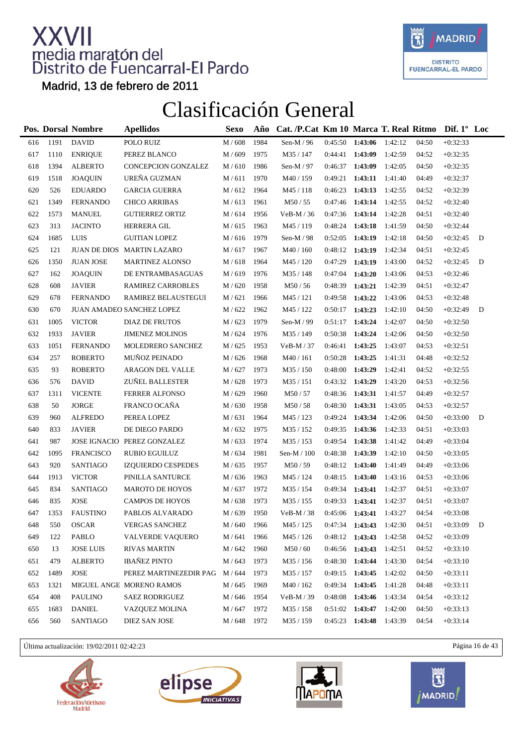# XXVII media maratón del Distrito de Fuencarral-El Pardo

Madrid, 13 de febrero de 2011

# Clasificación General

| Pos. | Dorsal | Nombre | Apellidos | Sexo | Año | Cat. /P.Cat | Km 10 | Marca | T. Real | Ritmo | Dif. 1º | Loc |
|---|---|---|---|---|---|---|---|---|---|---|---|---|
| 616 | 1191 | DAVID | POLO RUIZ | M / 608 | 1984 | Sen-M / 96 | 0:45:50 | **1:43:06** | 1:42:12 | 04:50 | +0:32:33 | |
| 617 | 1110 | ENRIQUE | PEREZ BLANCO | M / 609 | 1975 | M35 / 147 | 0:44:41 | **1:43:09** | 1:42:59 | 04:52 | +0:32:35 | |
| 618 | 1394 | ALBERTO | CONCEPCION GONZALEZ | M / 610 | 1986 | Sen-M / 97 | 0:46:37 | **1:43:09** | 1:42:05 | 04:50 | +0:32:35 | |
| 619 | 1518 | JOAQUIN | UREÑA GUZMAN | M / 611 | 1970 | M40 / 159 | 0:49:21 | **1:43:11** | 1:41:40 | 04:49 | +0:32:37 | |
| 620 | 526 | EDUARDO | GARCIA GUERRA | M / 612 | 1964 | M45 / 118 | 0:46:23 | **1:43:13** | 1:42:55 | 04:52 | +0:32:39 | |
| 621 | 1349 | FERNANDO | CHICO ARRIBAS | M / 613 | 1961 | M50 / 55 | 0:47:46 | **1:43:14** | 1:42:55 | 04:52 | +0:32:40 | |
| 622 | 1573 | MANUEL | GUTIERREZ ORTIZ | M / 614 | 1956 | VeB-M / 36 | 0:47:36 | **1:43:14** | 1:42:28 | 04:51 | +0:32:40 | |
| 623 | 313 | JACINTO | HERRERA GIL | M / 615 | 1963 | M45 / 119 | 0:48:24 | **1:43:18** | 1:41:59 | 04:50 | +0:32:44 | |
| 624 | 1685 | LUIS | GUITIAN LOPEZ | M / 616 | 1979 | Sen-M / 98 | 0:52:05 | **1:43:19** | 1:42:18 | 04:50 | +0:32:45 | D |
| 625 | 121 | JUAN DE DIOS | MARTIN LAZARO | M / 617 | 1967 | M40 / 160 | 0:48:12 | **1:43:19** | 1:42:34 | 04:51 | +0:32:45 | |
| 626 | 1350 | JUAN JOSE | MARTINEZ ALONSO | M / 618 | 1964 | M45 / 120 | 0:47:29 | **1:43:19** | 1:43:00 | 04:52 | +0:32:45 | D |
| 627 | 162 | JOAQUIN | DE ENTRAMBASAGUAS | M / 619 | 1976 | M35 / 148 | 0:47:04 | **1:43:20** | 1:43:06 | 04:53 | +0:32:46 | |
| 628 | 608 | JAVIER | RAMIREZ CARROBLES | M / 620 | 1958 | M50 / 56 | 0:48:39 | **1:43:21** | 1:42:39 | 04:51 | +0:32:47 | |
| 629 | 678 | FERNANDO | RAMIREZ BELAUSTEGUI | M / 621 | 1966 | M45 / 121 | 0:49:58 | **1:43:22** | 1:43:06 | 04:53 | +0:32:48 | |
| 630 | 670 | JUAN AMADEO | SANCHEZ LOPEZ | M / 622 | 1962 | M45 / 122 | 0:50:17 | **1:43:23** | 1:42:10 | 04:50 | +0:32:49 | D |
| 631 | 1005 | VICTOR | DIAZ DE FRUTOS | M / 623 | 1979 | Sen-M / 99 | 0:51:17 | **1:43:24** | 1:42:07 | 04:50 | +0:32:50 | |
| 632 | 1933 | JAVIER | JIMENEZ MOLINOS | M / 624 | 1976 | M35 / 149 | 0:50:38 | **1:43:24** | 1:42:06 | 04:50 | +0:32:50 | |
| 633 | 1051 | FERNANDO | MOLEDRERO SANCHEZ | M / 625 | 1953 | VeB-M / 37 | 0:46:41 | **1:43:25** | 1:43:07 | 04:53 | +0:32:51 | |
| 634 | 257 | ROBERTO | MUÑOZ PEINADO | M / 626 | 1968 | M40 / 161 | 0:50:28 | **1:43:25** | 1:41:31 | 04:48 | +0:32:52 | |
| 635 | 93 | ROBERTO | ARAGON DEL VALLE | M / 627 | 1973 | M35 / 150 | 0:48:00 | **1:43:29** | 1:42:41 | 04:52 | +0:32:55 | |
| 636 | 576 | DAVID | ZUÑEL BALLESTER | M / 628 | 1973 | M35 / 151 | 0:43:32 | **1:43:29** | 1:43:20 | 04:53 | +0:32:56 | |
| 637 | 1311 | VICENTE | FERRER ALFONSO | M / 629 | 1960 | M50 / 57 | 0:48:36 | **1:43:31** | 1:41:57 | 04:49 | +0:32:57 | |
| 638 | 50 | JORGE | FRANCO OCAÑA | M / 630 | 1958 | M50 / 58 | 0:48:30 | **1:43:31** | 1:43:05 | 04:53 | +0:32:57 | |
| 639 | 960 | ALFREDO | PEREA LOPEZ | M / 631 | 1964 | M45 / 123 | 0:49:24 | **1:43:34** | 1:42:06 | 04:50 | +0:33:00 | D |
| 640 | 833 | JAVIER | DE DIEGO PARDO | M / 632 | 1975 | M35 / 152 | 0:49:35 | **1:43:36** | 1:42:33 | 04:51 | +0:33:03 | |
| 641 | 987 | JOSE IGNACIO | PEREZ GONZALEZ | M / 633 | 1974 | M35 / 153 | 0:49:54 | **1:43:38** | 1:41:42 | 04:49 | +0:33:04 | |
| 642 | 1095 | FRANCISCO | RUBIO EGUILUZ | M / 634 | 1981 | Sen-M / 100 | 0:48:38 | **1:43:39** | 1:42:10 | 04:50 | +0:33:05 | |
| 643 | 920 | SANTIAGO | IZQUIERDO CESPEDES | M / 635 | 1957 | M50 / 59 | 0:48:12 | **1:43:40** | 1:41:49 | 04:49 | +0:33:06 | |
| 644 | 1913 | VICTOR | PINILLA SANTURCE | M / 636 | 1963 | M45 / 124 | 0:48:15 | **1:43:40** | 1:43:16 | 04:53 | +0:33:06 | |
| 645 | 834 | SANTIAGO | MAROTO DE HOYOS | M / 637 | 1972 | M35 / 154 | 0:49:34 | **1:43:41** | 1:42:37 | 04:51 | +0:33:07 | |
| 646 | 835 | JOSE | CAMPOS DE HOYOS | M / 638 | 1973 | M35 / 155 | 0:49:33 | **1:43:41** | 1:42:37 | 04:51 | +0:33:07 | |
| 647 | 1353 | FAUSTINO | PABLOS ALVARADO | M / 639 | 1950 | VeB-M / 38 | 0:45:06 | **1:43:41** | 1:43:27 | 04:54 | +0:33:08 | |
| 648 | 550 | OSCAR | VERGAS SANCHEZ | M / 640 | 1966 | M45 / 125 | 0:47:34 | **1:43:43** | 1:42:30 | 04:51 | +0:33:09 | D |
| 649 | 122 | PABLO | VALVERDE VAQUERO | M / 641 | 1966 | M45 / 126 | 0:48:12 | **1:43:43** | 1:42:58 | 04:52 | +0:33:09 | |
| 650 | 13 | JOSE LUIS | RIVAS MARTIN | M / 642 | 1960 | M50 / 60 | 0:46:56 | **1:43:43** | 1:42:51 | 04:52 | +0:33:10 | |
| 651 | 479 | ALBERTO | IBAÑEZ PINTO | M / 643 | 1973 | M35 / 156 | 0:48:30 | **1:43:44** | 1:43:30 | 04:54 | +0:33:10 | |
| 652 | 1489 | JOSE | PEREZ MARTINEZEDIR PAG | M / 644 | 1973 | M35 / 157 | 0:49:15 | **1:43:45** | 1:42:02 | 04:50 | +0:33:11 | |
| 653 | 1321 | MIGUEL ANGE | MORENO RAMOS | M / 645 | 1969 | M40 / 162 | 0:49:34 | **1:43:45** | 1:41:28 | 04:48 | +0:33:11 | |
| 654 | 408 | PAULINO | SAEZ RODRIGUEZ | M / 646 | 1954 | VeB-M / 39 | 0:48:08 | **1:43:46** | 1:43:34 | 04:54 | +0:33:12 | |
| 655 | 1683 | DANIEL | VAZQUEZ MOLINA | M / 647 | 1972 | M35 / 158 | 0:51:02 | **1:43:47** | 1:42:00 | 04:50 | +0:33:13 | |
| 656 | 560 | SANTIAGO | DIEZ SAN JOSE | M / 648 | 1972 | M35 / 159 | 0:45:23 | **1:43:48** | 1:43:39 | 04:54 | +0:33:14 | |

Última actualización: 19/02/2011 02:42:23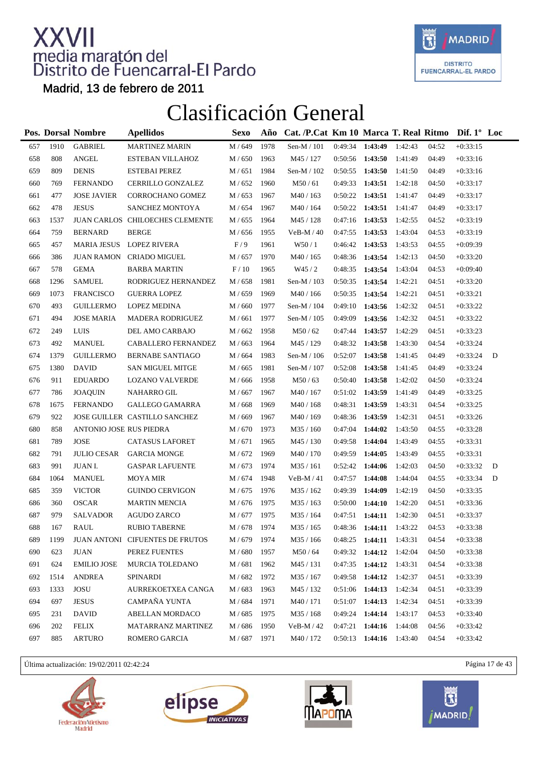# XXVII media maratón del Distrito de Fuencarral-El Pardo

Madrid, 13 de febrero de 2011

## Clasificación General

| Pos. | Dorsal | Nombre | Apellidos | Sexo | Año | Cat. /P.Cat | Km 10 | Marca | T. Real | Ritmo | Dif. 1º | Loc |
|---|---|---|---|---|---|---|---|---|---|---|---|---|
| 657 | 1910 | GABRIEL | MARTINEZ MARIN | M / 649 | 1978 | Sen-M / 101 | 0:49:34 | **1:43:49** | 1:42:43 | 04:52 | +0:33:15 | |
| 658 | 808 | ANGEL | ESTEBAN VILLAHOZ | M / 650 | 1963 | M45 / 127 | 0:50:56 | **1:43:50** | 1:41:49 | 04:49 | +0:33:16 | |
| 659 | 809 | DENIS | ESTEBAI PEREZ | M / 651 | 1984 | Sen-M / 102 | 0:50:55 | **1:43:50** | 1:41:50 | 04:49 | +0:33:16 | |
| 660 | 769 | FERNANDO | CERRILLO GONZALEZ | M / 652 | 1960 | M50 / 61 | 0:49:33 | **1:43:51** | 1:42:18 | 04:50 | +0:33:17 | |
| 661 | 477 | JOSE JAVIER | CORROCHANO GOMEZ | M / 653 | 1967 | M40 / 163 | 0:50:22 | **1:43:51** | 1:41:47 | 04:49 | +0:33:17 | |
| 662 | 478 | JESUS | SANCHEZ MONTOYA | M / 654 | 1967 | M40 / 164 | 0:50:22 | **1:43:51** | 1:41:47 | 04:49 | +0:33:17 | |
| 663 | 1537 | JUAN CARLOS | CHILOECHES CLEMENTE | M / 655 | 1964 | M45 / 128 | 0:47:16 | **1:43:53** | 1:42:55 | 04:52 | +0:33:19 | |
| 664 | 759 | BERNARD | BERGE | M / 656 | 1955 | VeB-M / 40 | 0:47:55 | **1:43:53** | 1:43:04 | 04:53 | +0:33:19 | |
| 665 | 457 | MARIA JESUS | LOPEZ RIVERA | F / 9 | 1961 | W50 / 1 | 0:46:42 | **1:43:53** | 1:43:53 | 04:55 | +0:09:39 | |
| 666 | 386 | JUAN RAMON | CRIADO MIGUEL | M / 657 | 1970 | M40 / 165 | 0:48:36 | **1:43:54** | 1:42:13 | 04:50 | +0:33:20 | |
| 667 | 578 | GEMA | BARBA MARTIN | F / 10 | 1965 | W45 / 2 | 0:48:35 | **1:43:54** | 1:43:04 | 04:53 | +0:09:40 | |
| 668 | 1296 | SAMUEL | RODRIGUEZ HERNANDEZ | M / 658 | 1981 | Sen-M / 103 | 0:50:35 | **1:43:54** | 1:42:21 | 04:51 | +0:33:20 | |
| 669 | 1073 | FRANCISCO | GUERRA LOPEZ | M / 659 | 1969 | M40 / 166 | 0:50:35 | **1:43:54** | 1:42:21 | 04:51 | +0:33:21 | |
| 670 | 493 | GUILLERMO | LOPEZ MEDINA | M / 660 | 1977 | Sen-M / 104 | 0:49:10 | **1:43:56** | 1:42:32 | 04:51 | +0:33:22 | |
| 671 | 494 | JOSE MARIA | MADERA RODRIGUEZ | M / 661 | 1977 | Sen-M / 105 | 0:49:09 | **1:43:56** | 1:42:32 | 04:51 | +0:33:22 | |
| 672 | 249 | LUIS | DEL AMO CARBAJO | M / 662 | 1958 | M50 / 62 | 0:47:44 | **1:43:57** | 1:42:29 | 04:51 | +0:33:23 | |
| 673 | 492 | MANUEL | CABALLERO FERNANDEZ | M / 663 | 1964 | M45 / 129 | 0:48:32 | **1:43:58** | 1:43:30 | 04:54 | +0:33:24 | |
| 674 | 1379 | GUILLERMO | BERNABE SANTIAGO | M / 664 | 1983 | Sen-M / 106 | 0:52:07 | **1:43:58** | 1:41:45 | 04:49 | +0:33:24 | D |
| 675 | 1380 | DAVID | SAN MIGUEL MITGE | M / 665 | 1981 | Sen-M / 107 | 0:52:08 | **1:43:58** | 1:41:45 | 04:49 | +0:33:24 | |
| 676 | 911 | EDUARDO | LOZANO VALVERDE | M / 666 | 1958 | M50 / 63 | 0:50:40 | **1:43:58** | 1:42:02 | 04:50 | +0:33:24 | |
| 677 | 786 | JOAQUIN | NAHARRO GIL | M / 667 | 1967 | M40 / 167 | 0:51:02 | **1:43:59** | 1:41:49 | 04:49 | +0:33:25 | |
| 678 | 1675 | FERNANDO | GALLEGO GAMARRA | M / 668 | 1969 | M40 / 168 | 0:48:31 | **1:43:59** | 1:43:31 | 04:54 | +0:33:25 | |
| 679 | 922 | JOSE GUILLER | CASTILLO SANCHEZ | M / 669 | 1967 | M40 / 169 | 0:48:36 | **1:43:59** | 1:42:31 | 04:51 | +0:33:26 | |
| 680 | 858 | ANTONIO JOSE | RUS PIEDRA | M / 670 | 1973 | M35 / 160 | 0:47:04 | **1:44:02** | 1:43:50 | 04:55 | +0:33:28 | |
| 681 | 789 | JOSE | CATASUS LAFORET | M / 671 | 1965 | M45 / 130 | 0:49:58 | **1:44:04** | 1:43:49 | 04:55 | +0:33:31 | |
| 682 | 791 | JULIO CESAR | GARCIA MONGE | M / 672 | 1969 | M40 / 170 | 0:49:59 | **1:44:05** | 1:43:49 | 04:55 | +0:33:31 | |
| 683 | 991 | JUAN I. | GASPAR LAFUENTE | M / 673 | 1974 | M35 / 161 | 0:52:42 | **1:44:06** | 1:42:03 | 04:50 | +0:33:32 | D |
| 684 | 1064 | MANUEL | MOYA MIR | M / 674 | 1948 | VeB-M / 41 | 0:47:57 | **1:44:08** | 1:44:04 | 04:55 | +0:33:34 | D |
| 685 | 359 | VICTOR | GUINDO CERVIGON | M / 675 | 1976 | M35 / 162 | 0:49:39 | **1:44:09** | 1:42:19 | 04:50 | +0:33:35 | |
| 686 | 360 | OSCAR | MARTIN MENCIA | M / 676 | 1975 | M35 / 163 | 0:50:00 | **1:44:10** | 1:42:20 | 04:51 | +0:33:36 | |
| 687 | 979 | SALVADOR | AGUDO ZARCO | M / 677 | 1975 | M35 / 164 | 0:47:51 | **1:44:11** | 1:42:30 | 04:51 | +0:33:37 | |
| 688 | 167 | RAUL | RUBIO TABERNE | M / 678 | 1974 | M35 / 165 | 0:48:36 | **1:44:11** | 1:43:22 | 04:53 | +0:33:38 | |
| 689 | 1199 | JUAN ANTONI | CIFUENTES DE FRUTOS | M / 679 | 1974 | M35 / 166 | 0:48:25 | **1:44:11** | 1:43:31 | 04:54 | +0:33:38 | |
| 690 | 623 | JUAN | PEREZ FUENTES | M / 680 | 1957 | M50 / 64 | 0:49:32 | **1:44:12** | 1:42:04 | 04:50 | +0:33:38 | |
| 691 | 624 | EMILIO JOSE | MURCIA TOLEDANO | M / 681 | 1962 | M45 / 131 | 0:47:35 | **1:44:12** | 1:43:31 | 04:54 | +0:33:38 | |
| 692 | 1514 | ANDREA | SPINARDI | M / 682 | 1972 | M35 / 167 | 0:49:58 | **1:44:12** | 1:42:37 | 04:51 | +0:33:39 | |
| 693 | 1333 | JOSU | AURREKOETXEA CANGA | M / 683 | 1963 | M45 / 132 | 0:51:06 | **1:44:13** | 1:42:34 | 04:51 | +0:33:39 | |
| 694 | 697 | JESUS | CAMPAÑA YUNTA | M / 684 | 1971 | M40 / 171 | 0:51:07 | **1:44:13** | 1:42:34 | 04:51 | +0:33:39 | |
| 695 | 231 | DAVID | ABELLAN MORDACO | M / 685 | 1975 | M35 / 168 | 0:49:24 | **1:44:14** | 1:43:17 | 04:53 | +0:33:40 | |
| 696 | 202 | FELIX | MATARRANZ MARTINEZ | M / 686 | 1950 | VeB-M / 42 | 0:47:21 | **1:44:16** | 1:44:08 | 04:56 | +0:33:42 | |
| 697 | 885 | ARTURO | ROMERO GARCIA | M / 687 | 1971 | M40 / 172 | 0:50:13 | **1:44:16** | 1:43:40 | 04:54 | +0:33:42 | |

Última actualización: 19/02/2011 02:42:24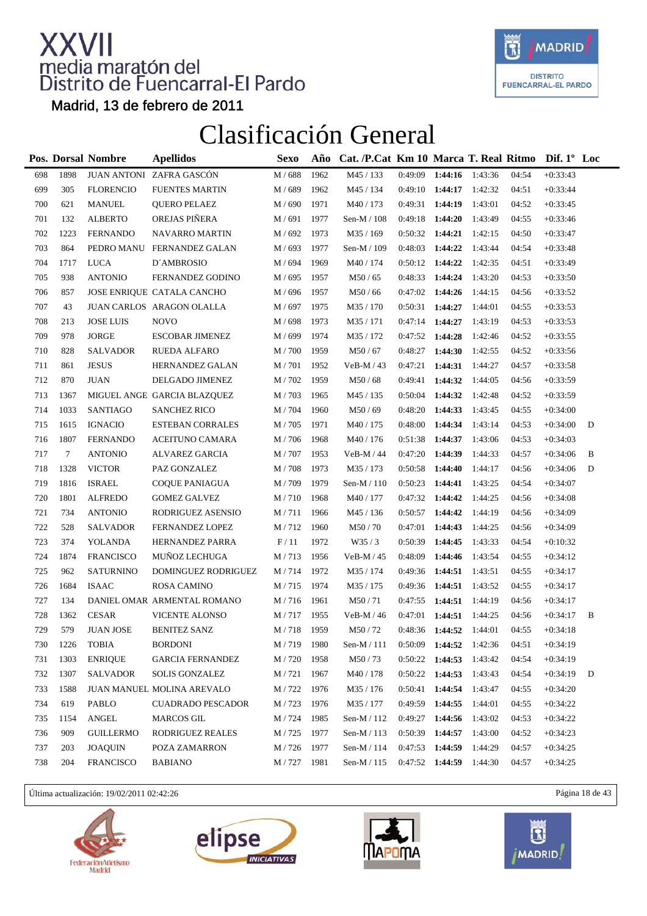# XXVII media maratón del Distrito de Fuencarral-El Pardo

Madrid, 13 de febrero de 2011

## Clasificación General

| Pos. | Dorsal | Nombre | Apellidos | Sexo | Año | Cat. /P.Cat | Km 10 | Marca | T. Real | Ritmo | Dif. 1º | Loc |
|---|---|---|---|---|---|---|---|---|---|---|---|---|
| 698 | 1898 | JUAN ANTONI | ZAFRA GASCÓN | M / 688 | 1962 | M45 / 133 | 0:49:09 | **1:44:16** | 1:43:36 | 04:54 | +0:33:43 | |
| 699 | 305 | FLORENCIO | FUENTES MARTIN | M / 689 | 1962 | M45 / 134 | 0:49:10 | **1:44:17** | 1:42:32 | 04:51 | +0:33:44 | |
| 700 | 621 | MANUEL | QUERO PELAEZ | M / 690 | 1971 | M40 / 173 | 0:49:31 | **1:44:19** | 1:43:01 | 04:52 | +0:33:45 | |
| 701 | 132 | ALBERTO | OREJAS PIÑERA | M / 691 | 1977 | Sen-M / 108 | 0:49:18 | **1:44:20** | 1:43:49 | 04:55 | +0:33:46 | |
| 702 | 1223 | FERNANDO | NAVARRO MARTIN | M / 692 | 1973 | M35 / 169 | 0:50:32 | **1:44:21** | 1:42:15 | 04:50 | +0:33:47 | |
| 703 | 864 | PEDRO MANU | FERNANDEZ GALAN | M / 693 | 1977 | Sen-M / 109 | 0:48:03 | **1:44:22** | 1:43:44 | 04:54 | +0:33:48 | |
| 704 | 1717 | LUCA | D´AMBROSIO | M / 694 | 1969 | M40 / 174 | 0:50:12 | **1:44:22** | 1:42:35 | 04:51 | +0:33:49 | |
| 705 | 938 | ANTONIO | FERNANDEZ GODINO | M / 695 | 1957 | M50 / 65 | 0:48:33 | **1:44:24** | 1:43:20 | 04:53 | +0:33:50 | |
| 706 | 857 | JOSE ENRIQUE | CATALA CANCHO | M / 696 | 1957 | M50 / 66 | 0:47:02 | **1:44:26** | 1:44:15 | 04:56 | +0:33:52 | |
| 707 | 43 | JUAN CARLOS | ARAGON OLALLA | M / 697 | 1975 | M35 / 170 | 0:50:31 | **1:44:27** | 1:44:01 | 04:55 | +0:33:53 | |
| 708 | 213 | JOSE LUIS | NOVO | M / 698 | 1973 | M35 / 171 | 0:47:14 | **1:44:27** | 1:43:19 | 04:53 | +0:33:53 | |
| 709 | 978 | JORGE | ESCOBAR JIMENEZ | M / 699 | 1974 | M35 / 172 | 0:47:52 | **1:44:28** | 1:42:46 | 04:52 | +0:33:55 | |
| 710 | 828 | SALVADOR | RUEDA ALFARO | M / 700 | 1959 | M50 / 67 | 0:48:27 | **1:44:30** | 1:42:55 | 04:52 | +0:33:56 | |
| 711 | 861 | JESUS | HERNANDEZ GALAN | M / 701 | 1952 | VeB-M / 43 | 0:47:21 | **1:44:31** | 1:44:27 | 04:57 | +0:33:58 | |
| 712 | 870 | JUAN | DELGADO JIMENEZ | M / 702 | 1959 | M50 / 68 | 0:49:41 | **1:44:32** | 1:44:05 | 04:56 | +0:33:59 | |
| 713 | 1367 | MIGUEL ANGE | GARCIA BLAZQUEZ | M / 703 | 1965 | M45 / 135 | 0:50:04 | **1:44:32** | 1:42:48 | 04:52 | +0:33:59 | |
| 714 | 1033 | SANTIAGO | SANCHEZ RICO | M / 704 | 1960 | M50 / 69 | 0:48:20 | **1:44:33** | 1:43:45 | 04:55 | +0:34:00 | |
| 715 | 1615 | IGNACIO | ESTEBAN CORRALES | M / 705 | 1971 | M40 / 175 | 0:48:00 | **1:44:34** | 1:43:14 | 04:53 | +0:34:00 | D |
| 716 | 1807 | FERNANDO | ACEITUNO CAMARA | M / 706 | 1968 | M40 / 176 | 0:51:38 | **1:44:37** | 1:43:06 | 04:53 | +0:34:03 | |
| 717 | 7 | ANTONIO | ALVAREZ GARCIA | M / 707 | 1953 | VeB-M / 44 | 0:47:20 | **1:44:39** | 1:44:33 | 04:57 | +0:34:06 | B |
| 718 | 1328 | VICTOR | PAZ GONZALEZ | M / 708 | 1973 | M35 / 173 | 0:50:58 | **1:44:40** | 1:44:17 | 04:56 | +0:34:06 | D |
| 719 | 1816 | ISRAEL | COQUE PANIAGUA | M / 709 | 1979 | Sen-M / 110 | 0:50:23 | **1:44:41** | 1:43:25 | 04:54 | +0:34:07 | |
| 720 | 1801 | ALFREDO | GOMEZ GALVEZ | M / 710 | 1968 | M40 / 177 | 0:47:32 | **1:44:42** | 1:44:25 | 04:56 | +0:34:08 | |
| 721 | 734 | ANTONIO | RODRIGUEZ ASENSIO | M / 711 | 1966 | M45 / 136 | 0:50:57 | **1:44:42** | 1:44:19 | 04:56 | +0:34:09 | |
| 722 | 528 | SALVADOR | FERNANDEZ LOPEZ | M / 712 | 1960 | M50 / 70 | 0:47:01 | **1:44:43** | 1:44:25 | 04:56 | +0:34:09 | |
| 723 | 374 | YOLANDA | HERNANDEZ PARRA | F / 11 | 1972 | W35 / 3 | 0:50:39 | **1:44:45** | 1:43:33 | 04:54 | +0:10:32 | |
| 724 | 1874 | FRANCISCO | MUÑOZ LECHUGA | M / 713 | 1956 | VeB-M / 45 | 0:48:09 | **1:44:46** | 1:43:54 | 04:55 | +0:34:12 | |
| 725 | 962 | SATURNINO | DOMINGUEZ RODRIGUEZ | M / 714 | 1972 | M35 / 174 | 0:49:36 | **1:44:51** | 1:43:51 | 04:55 | +0:34:17 | |
| 726 | 1684 | ISAAC | ROSA CAMINO | M / 715 | 1974 | M35 / 175 | 0:49:36 | **1:44:51** | 1:43:52 | 04:55 | +0:34:17 | |
| 727 | 134 | DANIEL OMAR | ARMENTAL ROMANO | M / 716 | 1961 | M50 / 71 | 0:47:55 | **1:44:51** | 1:44:19 | 04:56 | +0:34:17 | |
| 728 | 1362 | CESAR | VICENTE ALONSO | M / 717 | 1955 | VeB-M / 46 | 0:47:01 | **1:44:51** | 1:44:25 | 04:56 | +0:34:17 | B |
| 729 | 579 | JUAN JOSE | BENITEZ SANZ | M / 718 | 1959 | M50 / 72 | 0:48:36 | **1:44:52** | 1:44:01 | 04:55 | +0:34:18 | |
| 730 | 1226 | TOBIA | BORDONI | M / 719 | 1980 | Sen-M / 111 | 0:50:09 | **1:44:52** | 1:42:36 | 04:51 | +0:34:19 | |
| 731 | 1303 | ENRIQUE | GARCIA FERNANDEZ | M / 720 | 1958 | M50 / 73 | 0:50:22 | **1:44:53** | 1:43:42 | 04:54 | +0:34:19 | |
| 732 | 1307 | SALVADOR | SOLIS GONZALEZ | M / 721 | 1967 | M40 / 178 | 0:50:22 | **1:44:53** | 1:43:43 | 04:54 | +0:34:19 | D |
| 733 | 1588 | JUAN MANUEL | MOLINA AREVALO | M / 722 | 1976 | M35 / 176 | 0:50:41 | **1:44:54** | 1:43:47 | 04:55 | +0:34:20 | |
| 734 | 619 | PABLO | CUADRADO PESCADOR | M / 723 | 1976 | M35 / 177 | 0:49:59 | **1:44:55** | 1:44:01 | 04:55 | +0:34:22 | |
| 735 | 1154 | ANGEL | MARCOS GIL | M / 724 | 1985 | Sen-M / 112 | 0:49:27 | **1:44:56** | 1:43:02 | 04:53 | +0:34:22 | |
| 736 | 909 | GUILLERMO | RODRIGUEZ REALES | M / 725 | 1977 | Sen-M / 113 | 0:50:39 | **1:44:57** | 1:43:00 | 04:52 | +0:34:23 | |
| 737 | 203 | JOAQUIN | POZA ZAMARRON | M / 726 | 1977 | Sen-M / 114 | 0:47:53 | **1:44:59** | 1:44:29 | 04:57 | +0:34:25 | |
| 738 | 204 | FRANCISCO | BABIANO | M / 727 | 1981 | Sen-M / 115 | 0:47:52 | **1:44:59** | 1:44:30 | 04:57 | +0:34:25 | |

Última actualización: 19/02/2011 02:42:26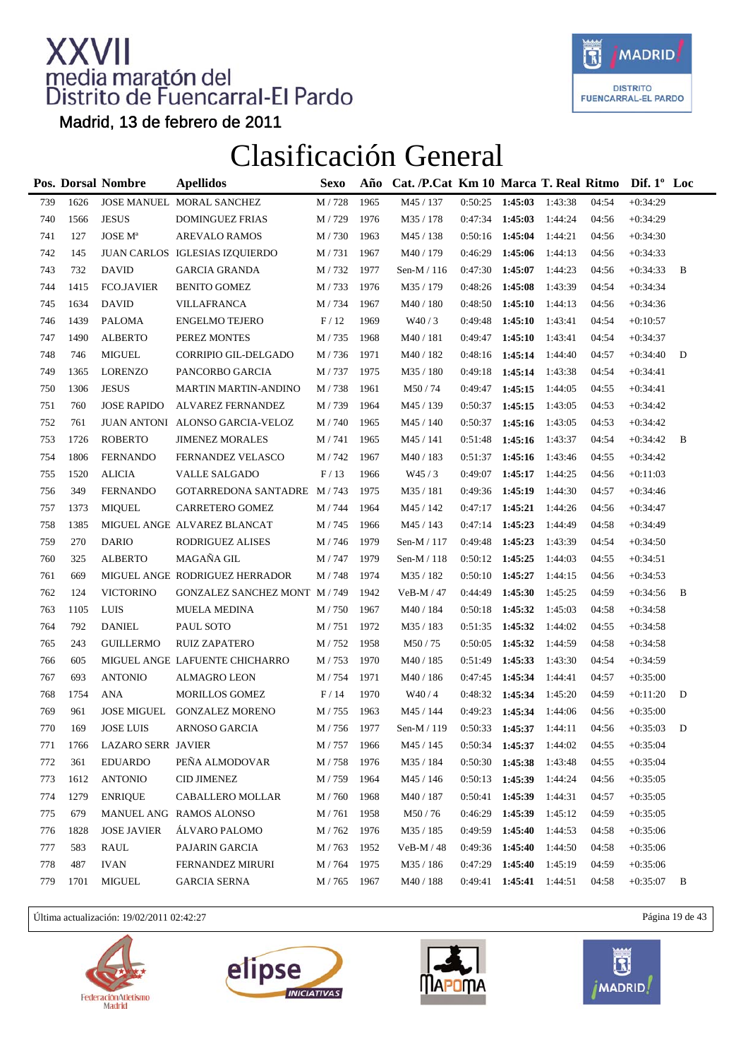# XXVII media maratón del Distrito de Fuencarral-El Pardo

Madrid, 13 de febrero de 2011

## Clasificación General

| Pos. | Dorsal | Nombre | Apellidos | Sexo | Año | Cat. /P.Cat | Km 10 | Marca | T. Real | Ritmo | Dif. 1º | Loc |
|---|---|---|---|---|---|---|---|---|---|---|---|---|
| 739 | 1626 | JOSE MANUEL | MORAL SANCHEZ | M / 728 | 1965 | M45 / 137 | 0:50:25 | **1:45:03** | 1:43:38 | 04:54 | +0:34:29 | |
| 740 | 1566 | JESUS | DOMINGUEZ FRIAS | M / 729 | 1976 | M35 / 178 | 0:47:34 | **1:45:03** | 1:44:24 | 04:56 | +0:34:29 | |
| 741 | 127 | JOSE Mª | AREVALO RAMOS | M / 730 | 1963 | M45 / 138 | 0:50:16 | **1:45:04** | 1:44:21 | 04:56 | +0:34:30 | |
| 742 | 145 | JUAN CARLOS | IGLESIAS IZQUIERDO | M / 731 | 1967 | M40 / 179 | 0:46:29 | **1:45:06** | 1:44:13 | 04:56 | +0:34:33 | |
| 743 | 732 | DAVID | GARCIA GRANDA | M / 732 | 1977 | Sen-M / 116 | 0:47:30 | **1:45:07** | 1:44:23 | 04:56 | +0:34:33 | B |
| 744 | 1415 | FCO.JAVIER | BENITO GOMEZ | M / 733 | 1976 | M35 / 179 | 0:48:26 | **1:45:08** | 1:43:39 | 04:54 | +0:34:34 | |
| 745 | 1634 | DAVID | VILLAFRANCA | M / 734 | 1967 | M40 / 180 | 0:48:50 | **1:45:10** | 1:44:13 | 04:56 | +0:34:36 | |
| 746 | 1439 | PALOMA | ENGELMO TEJERO | F / 12 | 1969 | W40 / 3 | 0:49:48 | **1:45:10** | 1:43:41 | 04:54 | +0:10:57 | |
| 747 | 1490 | ALBERTO | PEREZ MONTES | M / 735 | 1968 | M40 / 181 | 0:49:47 | **1:45:10** | 1:43:41 | 04:54 | +0:34:37 | |
| 748 | 746 | MIGUEL | CORRIPIO GIL-DELGADO | M / 736 | 1971 | M40 / 182 | 0:48:16 | **1:45:14** | 1:44:40 | 04:57 | +0:34:40 | D |
| 749 | 1365 | LORENZO | PANCORBO GARCIA | M / 737 | 1975 | M35 / 180 | 0:49:18 | **1:45:14** | 1:43:38 | 04:54 | +0:34:41 | |
| 750 | 1306 | JESUS | MARTIN MARTIN-ANDINO | M / 738 | 1961 | M50 / 74 | 0:49:47 | **1:45:15** | 1:44:05 | 04:55 | +0:34:41 | |
| 751 | 760 | JOSE RAPIDO | ALVAREZ FERNANDEZ | M / 739 | 1964 | M45 / 139 | 0:50:37 | **1:45:15** | 1:43:05 | 04:53 | +0:34:42 | |
| 752 | 761 | JUAN ANTONI | ALONSO GARCIA-VELOZ | M / 740 | 1965 | M45 / 140 | 0:50:37 | **1:45:16** | 1:43:05 | 04:53 | +0:34:42 | |
| 753 | 1726 | ROBERTO | JIMENEZ MORALES | M / 741 | 1965 | M45 / 141 | 0:51:48 | **1:45:16** | 1:43:37 | 04:54 | +0:34:42 | B |
| 754 | 1806 | FERNANDO | FERNANDEZ VELASCO | M / 742 | 1967 | M40 / 183 | 0:51:37 | **1:45:16** | 1:43:46 | 04:55 | +0:34:42 | |
| 755 | 1520 | ALICIA | VALLE SALGADO | F / 13 | 1966 | W45 / 3 | 0:49:07 | **1:45:17** | 1:44:25 | 04:56 | +0:11:03 | |
| 756 | 349 | FERNANDO | GOTARREDONA SANTADRE | M / 743 | 1975 | M35 / 181 | 0:49:36 | **1:45:19** | 1:44:30 | 04:57 | +0:34:46 | |
| 757 | 1373 | MIQUEL | CARRETERO GOMEZ | M / 744 | 1964 | M45 / 142 | 0:47:17 | **1:45:21** | 1:44:26 | 04:56 | +0:34:47 | |
| 758 | 1385 | MIGUEL ANGE | ALVAREZ BLANCAT | M / 745 | 1966 | M45 / 143 | 0:47:14 | **1:45:23** | 1:44:49 | 04:58 | +0:34:49 | |
| 759 | 270 | DARIO | RODRIGUEZ ALISES | M / 746 | 1979 | Sen-M / 117 | 0:49:48 | **1:45:23** | 1:43:39 | 04:54 | +0:34:50 | |
| 760 | 325 | ALBERTO | MAGAÑA GIL | M / 747 | 1979 | Sen-M / 118 | 0:50:12 | **1:45:25** | 1:44:03 | 04:55 | +0:34:51 | |
| 761 | 669 | MIGUEL ANGE | RODRIGUEZ HERRADOR | M / 748 | 1974 | M35 / 182 | 0:50:10 | **1:45:27** | 1:44:15 | 04:56 | +0:34:53 | |
| 762 | 124 | VICTORINO | GONZALEZ SANCHEZ MONT | M / 749 | 1942 | VeB-M / 47 | 0:44:49 | **1:45:30** | 1:45:25 | 04:59 | +0:34:56 | B |
| 763 | 1105 | LUIS | MUELA MEDINA | M / 750 | 1967 | M40 / 184 | 0:50:18 | **1:45:32** | 1:45:03 | 04:58 | +0:34:58 | |
| 764 | 792 | DANIEL | PAUL SOTO | M / 751 | 1972 | M35 / 183 | 0:51:35 | **1:45:32** | 1:44:02 | 04:55 | +0:34:58 | |
| 765 | 243 | GUILLERMO | RUIZ ZAPATERO | M / 752 | 1958 | M50 / 75 | 0:50:05 | **1:45:32** | 1:44:59 | 04:58 | +0:34:58 | |
| 766 | 605 | MIGUEL ANGE | LAFUENTE CHICHARRO | M / 753 | 1970 | M40 / 185 | 0:51:49 | **1:45:33** | 1:43:30 | 04:54 | +0:34:59 | |
| 767 | 693 | ANTONIO | ALMAGRO LEON | M / 754 | 1971 | M40 / 186 | 0:47:45 | **1:45:34** | 1:44:41 | 04:57 | +0:35:00 | |
| 768 | 1754 | ANA | MORILLOS GOMEZ | F / 14 | 1970 | W40 / 4 | 0:48:32 | **1:45:34** | 1:45:20 | 04:59 | +0:11:20 | D |
| 769 | 961 | JOSE MIGUEL | GONZALEZ MORENO | M / 755 | 1963 | M45 / 144 | 0:49:23 | **1:45:34** | 1:44:06 | 04:56 | +0:35:00 | |
| 770 | 169 | JOSE LUIS | ARNOSO GARCIA | M / 756 | 1977 | Sen-M / 119 | 0:50:33 | **1:45:37** | 1:44:11 | 04:56 | +0:35:03 | D |
| 771 | 1766 | LAZARO SERR | JAVIER | M / 757 | 1966 | M45 / 145 | 0:50:34 | **1:45:37** | 1:44:02 | 04:55 | +0:35:04 | |
| 772 | 361 | EDUARDO | PEÑA ALMODOVAR | M / 758 | 1976 | M35 / 184 | 0:50:30 | **1:45:38** | 1:43:48 | 04:55 | +0:35:04 | |
| 773 | 1612 | ANTONIO | CID JIMENEZ | M / 759 | 1964 | M45 / 146 | 0:50:13 | **1:45:39** | 1:44:24 | 04:56 | +0:35:05 | |
| 774 | 1279 | ENRIQUE | CABALLERO MOLLAR | M / 760 | 1968 | M40 / 187 | 0:50:41 | **1:45:39** | 1:44:31 | 04:57 | +0:35:05 | |
| 775 | 679 | MANUEL ANG | RAMOS ALONSO | M / 761 | 1958 | M50 / 76 | 0:46:29 | **1:45:39** | 1:45:12 | 04:59 | +0:35:05 | |
| 776 | 1828 | JOSE JAVIER | ÁLVARO PALOMO | M / 762 | 1976 | M35 / 185 | 0:49:59 | **1:45:40** | 1:44:53 | 04:58 | +0:35:06 | |
| 777 | 583 | RAUL | PAJARIN GARCIA | M / 763 | 1952 | VeB-M / 48 | 0:49:36 | **1:45:40** | 1:44:50 | 04:58 | +0:35:06 | |
| 778 | 487 | IVAN | FERNANDEZ MIRURI | M / 764 | 1975 | M35 / 186 | 0:47:29 | **1:45:40** | 1:45:19 | 04:59 | +0:35:06 | |
| 779 | 1701 | MIGUEL | GARCIA SERNA | M / 765 | 1967 | M40 / 188 | 0:49:41 | **1:45:41** | 1:44:51 | 04:58 | +0:35:07 | B |

Última actualización: 19/02/2011 02:42:27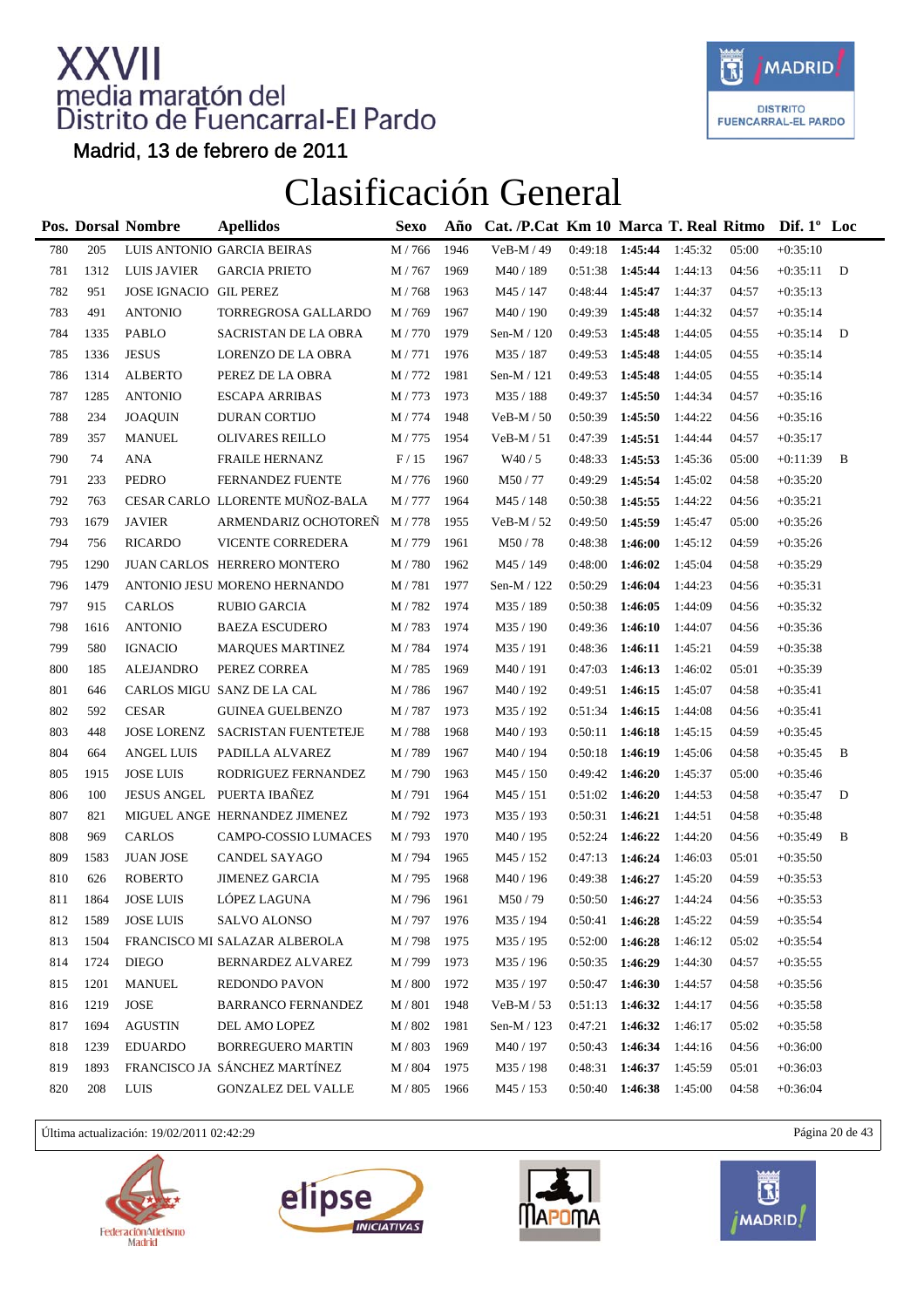# XXVII media maratón del Distrito de Fuencarral-El Pardo

Madrid, 13 de febrero de 2011

# Clasificación General

| Pos. | Dorsal | Nombre | Apellidos | Sexo | Año | Cat. /P.Cat | Km 10 | Marca | T. Real | Ritmo | Dif. 1º | Loc |
|---|---|---|---|---|---|---|---|---|---|---|---|---|
| 780 | 205 | LUIS ANTONIO | GARCIA BEIRAS | M / 766 | 1946 | VeB-M / 49 | 0:49:18 | **1:45:44** | 1:45:32 | 05:00 | +0:35:10 | |
| 781 | 1312 | LUIS JAVIER | GARCIA PRIETO | M / 767 | 1969 | M40 / 189 | 0:51:38 | **1:45:44** | 1:44:13 | 04:56 | +0:35:11 | D |
| 782 | 951 | JOSE IGNACIO | GIL PEREZ | M / 768 | 1963 | M45 / 147 | 0:48:44 | **1:45:47** | 1:44:37 | 04:57 | +0:35:13 | |
| 783 | 491 | ANTONIO | TORREGROSA GALLARDO | M / 769 | 1967 | M40 / 190 | 0:49:39 | **1:45:48** | 1:44:32 | 04:57 | +0:35:14 | |
| 784 | 1335 | PABLO | SACRISTAN DE LA OBRA | M / 770 | 1979 | Sen-M / 120 | 0:49:53 | **1:45:48** | 1:44:05 | 04:55 | +0:35:14 | D |
| 785 | 1336 | JESUS | LORENZO DE LA OBRA | M / 771 | 1976 | M35 / 187 | 0:49:53 | **1:45:48** | 1:44:05 | 04:55 | +0:35:14 | |
| 786 | 1314 | ALBERTO | PEREZ DE LA OBRA | M / 772 | 1981 | Sen-M / 121 | 0:49:53 | **1:45:48** | 1:44:05 | 04:55 | +0:35:14 | |
| 787 | 1285 | ANTONIO | ESCAPA ARRIBAS | M / 773 | 1973 | M35 / 188 | 0:49:37 | **1:45:50** | 1:44:34 | 04:57 | +0:35:16 | |
| 788 | 234 | JOAQUIN | DURAN CORTIJO | M / 774 | 1948 | VeB-M / 50 | 0:50:39 | **1:45:50** | 1:44:22 | 04:56 | +0:35:16 | |
| 789 | 357 | MANUEL | OLIVARES REILLO | M / 775 | 1954 | VeB-M / 51 | 0:47:39 | **1:45:51** | 1:44:44 | 04:57 | +0:35:17 | |
| 790 | 74 | ANA | FRAILE HERNANZ | F / 15 | 1967 | W40 / 5 | 0:48:33 | **1:45:53** | 1:45:36 | 05:00 | +0:11:39 | B |
| 791 | 233 | PEDRO | FERNANDEZ FUENTE | M / 776 | 1960 | M50 / 77 | 0:49:29 | **1:45:54** | 1:45:02 | 04:58 | +0:35:20 | |
| 792 | 763 | CESAR CARLO | LLORENTE MUÑOZ-BALA | M / 777 | 1964 | M45 / 148 | 0:50:38 | **1:45:55** | 1:44:22 | 04:56 | +0:35:21 | |
| 793 | 1679 | JAVIER | ARMENDARIZ OCHOTOREÑ | M / 778 | 1955 | VeB-M / 52 | 0:49:50 | **1:45:59** | 1:45:47 | 05:00 | +0:35:26 | |
| 794 | 756 | RICARDO | VICENTE CORREDERA | M / 779 | 1961 | M50 / 78 | 0:48:38 | **1:46:00** | 1:45:12 | 04:59 | +0:35:26 | |
| 795 | 1290 | JUAN CARLOS | HERRERO MONTERO | M / 780 | 1962 | M45 / 149 | 0:48:00 | **1:46:02** | 1:45:04 | 04:58 | +0:35:29 | |
| 796 | 1479 | ANTONIO JESU | MORENO HERNANDO | M / 781 | 1977 | Sen-M / 122 | 0:50:29 | **1:46:04** | 1:44:23 | 04:56 | +0:35:31 | |
| 797 | 915 | CARLOS | RUBIO GARCIA | M / 782 | 1974 | M35 / 189 | 0:50:38 | **1:46:05** | 1:44:09 | 04:56 | +0:35:32 | |
| 798 | 1616 | ANTONIO | BAEZA ESCUDERO | M / 783 | 1974 | M35 / 190 | 0:49:36 | **1:46:10** | 1:44:07 | 04:56 | +0:35:36 | |
| 799 | 580 | IGNACIO | MARQUES MARTINEZ | M / 784 | 1974 | M35 / 191 | 0:48:36 | **1:46:11** | 1:45:21 | 04:59 | +0:35:38 | |
| 800 | 185 | ALEJANDRO | PEREZ CORREA | M / 785 | 1969 | M40 / 191 | 0:47:03 | **1:46:13** | 1:46:02 | 05:01 | +0:35:39 | |
| 801 | 646 | CARLOS MIGU | SANZ DE LA CAL | M / 786 | 1967 | M40 / 192 | 0:49:51 | **1:46:15** | 1:45:07 | 04:58 | +0:35:41 | |
| 802 | 592 | CESAR | GUINEA GUELBENZO | M / 787 | 1973 | M35 / 192 | 0:51:34 | **1:46:15** | 1:44:08 | 04:56 | +0:35:41 | |
| 803 | 448 | JOSE LORENZ | SACRISTAN FUENTETEJE | M / 788 | 1968 | M40 / 193 | 0:50:11 | **1:46:18** | 1:45:15 | 04:59 | +0:35:45 | |
| 804 | 664 | ANGEL LUIS | PADILLA ALVAREZ | M / 789 | 1967 | M40 / 194 | 0:50:18 | **1:46:19** | 1:45:06 | 04:58 | +0:35:45 | B |
| 805 | 1915 | JOSE LUIS | RODRIGUEZ FERNANDEZ | M / 790 | 1963 | M45 / 150 | 0:49:42 | **1:46:20** | 1:45:37 | 05:00 | +0:35:46 | |
| 806 | 100 | JESUS ANGEL | PUERTA IBAÑEZ | M / 791 | 1964 | M45 / 151 | 0:51:02 | **1:46:20** | 1:44:53 | 04:58 | +0:35:47 | D |
| 807 | 821 | MIGUEL ANGE | HERNANDEZ JIMENEZ | M / 792 | 1973 | M35 / 193 | 0:50:31 | **1:46:21** | 1:44:51 | 04:58 | +0:35:48 | |
| 808 | 969 | CARLOS | CAMPO-COSSIO LUMACES | M / 793 | 1970 | M40 / 195 | 0:52:24 | **1:46:22** | 1:44:20 | 04:56 | +0:35:49 | B |
| 809 | 1583 | JUAN JOSE | CANDEL SAYAGO | M / 794 | 1965 | M45 / 152 | 0:47:13 | **1:46:24** | 1:46:03 | 05:01 | +0:35:50 | |
| 810 | 626 | ROBERTO | JIMENEZ GARCIA | M / 795 | 1968 | M40 / 196 | 0:49:38 | **1:46:27** | 1:45:20 | 04:59 | +0:35:53 | |
| 811 | 1864 | JOSE LUIS | LÓPEZ LAGUNA | M / 796 | 1961 | M50 / 79 | 0:50:50 | **1:46:27** | 1:44:24 | 04:56 | +0:35:53 | |
| 812 | 1589 | JOSE LUIS | SALVO ALONSO | M / 797 | 1976 | M35 / 194 | 0:50:41 | **1:46:28** | 1:45:22 | 04:59 | +0:35:54 | |
| 813 | 1504 | FRANCISCO MI | SALAZAR ALBEROLA | M / 798 | 1975 | M35 / 195 | 0:52:00 | **1:46:28** | 1:46:12 | 05:02 | +0:35:54 | |
| 814 | 1724 | DIEGO | BERNARDEZ ALVAREZ | M / 799 | 1973 | M35 / 196 | 0:50:35 | **1:46:29** | 1:44:30 | 04:57 | +0:35:55 | |
| 815 | 1201 | MANUEL | REDONDO PAVON | M / 800 | 1972 | M35 / 197 | 0:50:47 | **1:46:30** | 1:44:57 | 04:58 | +0:35:56 | |
| 816 | 1219 | JOSE | BARRANCO FERNANDEZ | M / 801 | 1948 | VeB-M / 53 | 0:51:13 | **1:46:32** | 1:44:17 | 04:56 | +0:35:58 | |
| 817 | 1694 | AGUSTIN | DEL AMO LOPEZ | M / 802 | 1981 | Sen-M / 123 | 0:47:21 | **1:46:32** | 1:46:17 | 05:02 | +0:35:58 | |
| 818 | 1239 | EDUARDO | BORREGUERO MARTIN | M / 803 | 1969 | M40 / 197 | 0:50:43 | **1:46:34** | 1:44:16 | 04:56 | +0:36:00 | |
| 819 | 1893 | FRANCISCO JA | SÁNCHEZ MARTÍNEZ | M / 804 | 1975 | M35 / 198 | 0:48:31 | **1:46:37** | 1:45:59 | 05:01 | +0:36:03 | |
| 820 | 208 | LUIS | GONZALEZ DEL VALLE | M / 805 | 1966 | M45 / 153 | 0:50:40 | **1:46:38** | 1:45:00 | 04:58 | +0:36:04 | |

Última actualización: 19/02/2011 02:42:29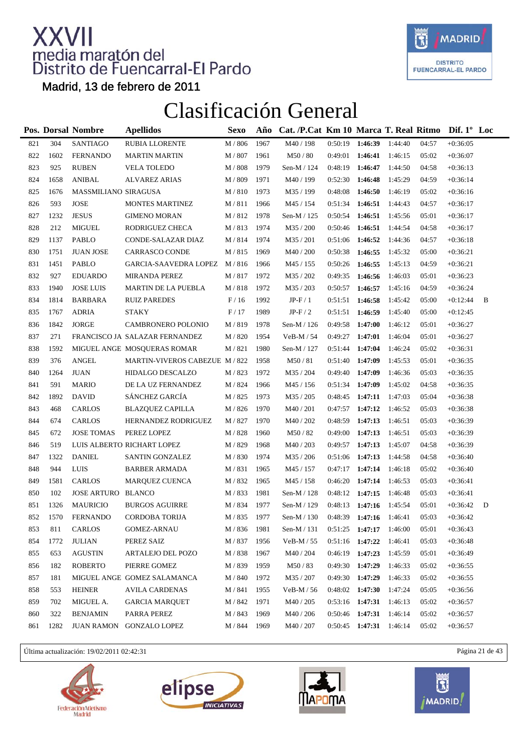# XXVII media maratón del Distrito de Fuencarral-El Pardo

Madrid, 13 de febrero de 2011

## Clasificación General

| Pos. | Dorsal | Nombre | Apellidos | Sexo | Año | Cat. /P.Cat | Km 10 | Marca | T. Real | Ritmo | Dif. 1º | Loc |
|---|---|---|---|---|---|---|---|---|---|---|---|---|
| 821 | 304 | SANTIAGO | RUBIA LLORENTE | M / 806 | 1967 | M40 / 198 | 0:50:19 | **1:46:39** | 1:44:40 | 04:57 | +0:36:05 | |
| 822 | 1602 | FERNANDO | MARTIN MARTIN | M / 807 | 1961 | M50 / 80 | 0:49:01 | **1:46:41** | 1:46:15 | 05:02 | +0:36:07 | |
| 823 | 925 | RUBEN | VELA TOLEDO | M / 808 | 1979 | Sen-M / 124 | 0:48:19 | **1:46:47** | 1:44:50 | 04:58 | +0:36:13 | |
| 824 | 1658 | ANIBAL | ALVAREZ ARIAS | M / 809 | 1971 | M40 / 199 | 0:52:30 | **1:46:48** | 1:45:29 | 04:59 | +0:36:14 | |
| 825 | 1676 | MASSMILIANO | SIRAGUSA | M / 810 | 1973 | M35 / 199 | 0:48:08 | **1:46:50** | 1:46:19 | 05:02 | +0:36:16 | |
| 826 | 593 | JOSE | MONTES MARTINEZ | M / 811 | 1966 | M45 / 154 | 0:51:34 | **1:46:51** | 1:44:43 | 04:57 | +0:36:17 | |
| 827 | 1232 | JESUS | GIMENO MORAN | M / 812 | 1978 | Sen-M / 125 | 0:50:54 | **1:46:51** | 1:45:56 | 05:01 | +0:36:17 | |
| 828 | 212 | MIGUEL | RODRIGUEZ CHECA | M / 813 | 1974 | M35 / 200 | 0:50:46 | **1:46:51** | 1:44:54 | 04:58 | +0:36:17 | |
| 829 | 1137 | PABLO | CONDE-SALAZAR DIAZ | M / 814 | 1974 | M35 / 201 | 0:51:06 | **1:46:52** | 1:44:36 | 04:57 | +0:36:18 | |
| 830 | 1751 | JUAN JOSE | CARRASCO CONDE | M / 815 | 1969 | M40 / 200 | 0:50:38 | **1:46:55** | 1:45:32 | 05:00 | +0:36:21 | |
| 831 | 1451 | PABLO | GARCIA-SAAVEDRA LOPEZ | M / 816 | 1966 | M45 / 155 | 0:50:26 | **1:46:55** | 1:45:13 | 04:59 | +0:36:21 | |
| 832 | 927 | EDUARDO | MIRANDA PEREZ | M / 817 | 1972 | M35 / 202 | 0:49:35 | **1:46:56** | 1:46:03 | 05:01 | +0:36:23 | |
| 833 | 1940 | JOSE LUIS | MARTIN DE LA PUEBLA | M / 818 | 1972 | M35 / 203 | 0:50:57 | **1:46:57** | 1:45:16 | 04:59 | +0:36:24 | |
| 834 | 1814 | BARBARA | RUIZ PAREDES | F / 16 | 1992 | JP-F / 1 | 0:51:51 | **1:46:58** | 1:45:42 | 05:00 | +0:12:44 | B |
| 835 | 1767 | ADRIA | STAKY | F / 17 | 1989 | JP-F / 2 | 0:51:51 | **1:46:59** | 1:45:40 | 05:00 | +0:12:45 | |
| 836 | 1842 | JORGE | CAMBRONERO POLONIO | M / 819 | 1978 | Sen-M / 126 | 0:49:58 | **1:47:00** | 1:46:12 | 05:01 | +0:36:27 | |
| 837 | 271 | FRANCISCO JA | SALAZAR FERNANDEZ | M / 820 | 1954 | VeB-M / 54 | 0:49:27 | **1:47:01** | 1:46:04 | 05:01 | +0:36:27 | |
| 838 | 1592 | MIGUEL ANGE | MOSQUERAS ROMAR | M / 821 | 1980 | Sen-M / 127 | 0:51:44 | **1:47:04** | 1:46:24 | 05:02 | +0:36:31 | |
| 839 | 376 | ANGEL | MARTIN-VIVEROS CABEZUE | M / 822 | 1958 | M50 / 81 | 0:51:40 | **1:47:09** | 1:45:53 | 05:01 | +0:36:35 | |
| 840 | 1264 | JUAN | HIDALGO DESCALZO | M / 823 | 1972 | M35 / 204 | 0:49:40 | **1:47:09** | 1:46:36 | 05:03 | +0:36:35 | |
| 841 | 591 | MARIO | DE LA UZ FERNANDEZ | M / 824 | 1966 | M45 / 156 | 0:51:34 | **1:47:09** | 1:45:02 | 04:58 | +0:36:35 | |
| 842 | 1892 | DAVID | SÁNCHEZ GARCÍA | M / 825 | 1973 | M35 / 205 | 0:48:45 | **1:47:11** | 1:47:03 | 05:04 | +0:36:38 | |
| 843 | 468 | CARLOS | BLAZQUEZ CAPILLA | M / 826 | 1970 | M40 / 201 | 0:47:57 | **1:47:12** | 1:46:52 | 05:03 | +0:36:38 | |
| 844 | 674 | CARLOS | HERNANDEZ RODRIGUEZ | M / 827 | 1970 | M40 / 202 | 0:48:59 | **1:47:13** | 1:46:51 | 05:03 | +0:36:39 | |
| 845 | 672 | JOSE TOMAS | PEREZ LOPEZ | M / 828 | 1960 | M50 / 82 | 0:49:00 | **1:47:13** | 1:46:51 | 05:03 | +0:36:39 | |
| 846 | 519 | LUIS ALBERTO | RICHART LOPEZ | M / 829 | 1968 | M40 / 203 | 0:49:57 | **1:47:13** | 1:45:07 | 04:58 | +0:36:39 | |
| 847 | 1322 | DANIEL | SANTIN GONZALEZ | M / 830 | 1974 | M35 / 206 | 0:51:06 | **1:47:13** | 1:44:58 | 04:58 | +0:36:40 | |
| 848 | 944 | LUIS | BARBER ARMADA | M / 831 | 1965 | M45 / 157 | 0:47:17 | **1:47:14** | 1:46:18 | 05:02 | +0:36:40 | |
| 849 | 1581 | CARLOS | MARQUEZ CUENCA | M / 832 | 1965 | M45 / 158 | 0:46:20 | **1:47:14** | 1:46:53 | 05:03 | +0:36:41 | |
| 850 | 102 | JOSE ARTURO | BLANCO | M / 833 | 1981 | Sen-M / 128 | 0:48:12 | **1:47:15** | 1:46:48 | 05:03 | +0:36:41 | |
| 851 | 1326 | MAURICIO | BURGOS AGUIRRE | M / 834 | 1977 | Sen-M / 129 | 0:48:13 | **1:47:16** | 1:45:54 | 05:01 | +0:36:42 | D |
| 852 | 1570 | FERNANDO | CORDOBA TORIJA | M / 835 | 1977 | Sen-M / 130 | 0:48:39 | **1:47:16** | 1:46:41 | 05:03 | +0:36:42 | |
| 853 | 811 | CARLOS | GOMEZ-ARNAU | M / 836 | 1981 | Sen-M / 131 | 0:51:25 | **1:47:17** | 1:46:00 | 05:01 | +0:36:43 | |
| 854 | 1772 | JULIAN | PEREZ SAIZ | M / 837 | 1956 | VeB-M / 55 | 0:51:16 | **1:47:22** | 1:46:41 | 05:03 | +0:36:48 | |
| 855 | 653 | AGUSTIN | ARTALEJO DEL POZO | M / 838 | 1967 | M40 / 204 | 0:46:19 | **1:47:23** | 1:45:59 | 05:01 | +0:36:49 | |
| 856 | 182 | ROBERTO | PIERRE GOMEZ | M / 839 | 1959 | M50 / 83 | 0:49:30 | **1:47:29** | 1:46:33 | 05:02 | +0:36:55 | |
| 857 | 181 | MIGUEL ANGE | GOMEZ SALAMANCA | M / 840 | 1972 | M35 / 207 | 0:49:30 | **1:47:29** | 1:46:33 | 05:02 | +0:36:55 | |
| 858 | 553 | HEINER | AVILA CARDENAS | M / 841 | 1955 | VeB-M / 56 | 0:48:02 | **1:47:30** | 1:47:24 | 05:05 | +0:36:56 | |
| 859 | 702 | MIGUEL A. | GARCIA MARQUET | M / 842 | 1971 | M40 / 205 | 0:53:16 | **1:47:31** | 1:46:13 | 05:02 | +0:36:57 | |
| 860 | 322 | BENJAMIN | PARRA PEREZ | M / 843 | 1969 | M40 / 206 | 0:50:46 | **1:47:31** | 1:46:14 | 05:02 | +0:36:57 | |
| 861 | 1282 | JUAN RAMON | GONZALO LOPEZ | M / 844 | 1969 | M40 / 207 | 0:50:45 | **1:47:31** | 1:46:14 | 05:02 | +0:36:57 | |

Última actualización: 19/02/2011 02:42:31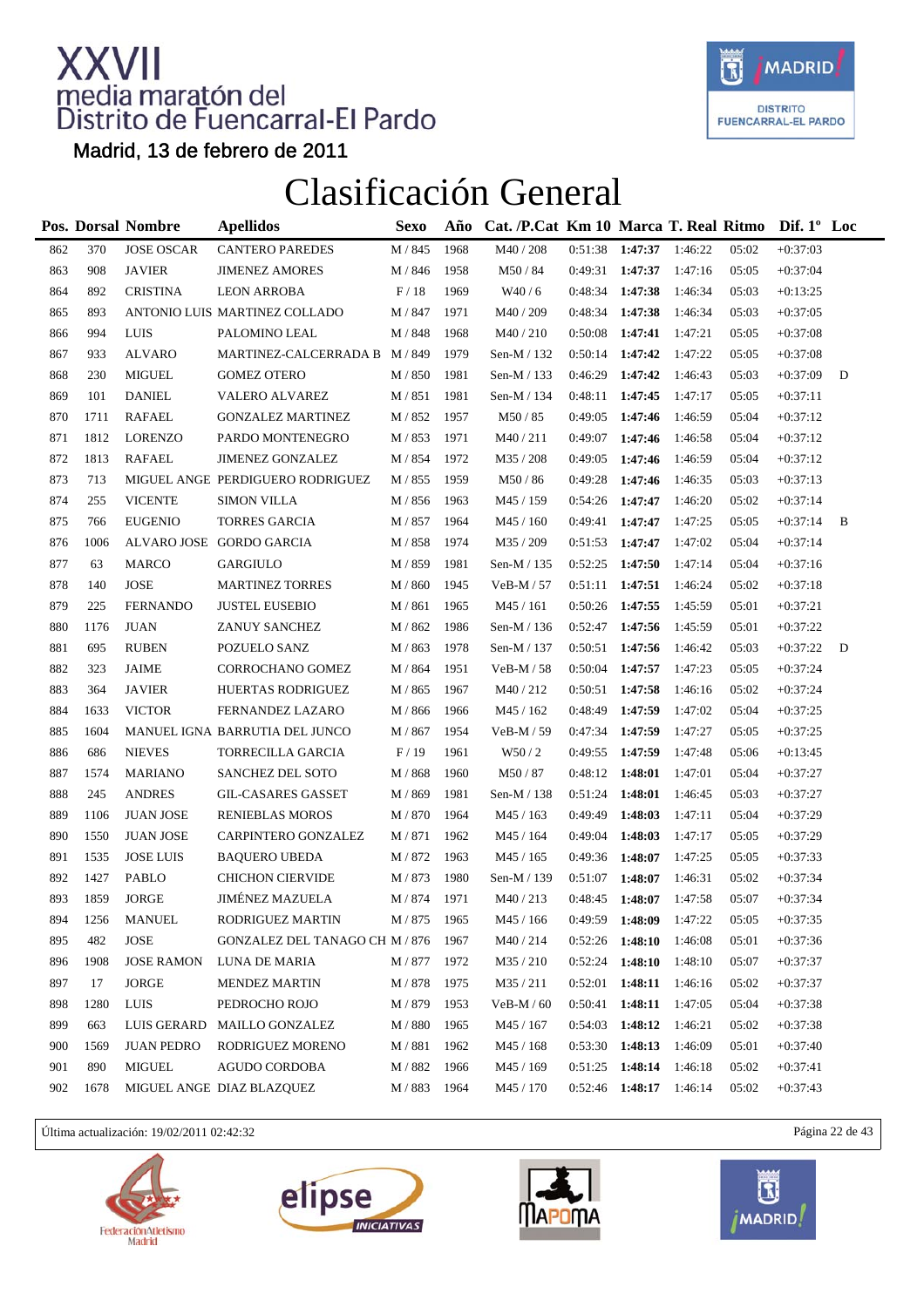# XXVII media maratón del Distrito de Fuencarral-El Pardo

Madrid, 13 de febrero de 2011

## Clasificación General

| Pos. | Dorsal | Nombre | Apellidos | Sexo | Año | Cat. /P.Cat | Km 10 | Marca | T. Real | Ritmo | Dif. 1º | Loc |
|---|---|---|---|---|---|---|---|---|---|---|---|---|
| 862 | 370 | JOSE OSCAR | CANTERO PAREDES | M / 845 | 1968 | M40 / 208 | 0:51:38 | **1:47:37** | 1:46:22 | 05:02 | +0:37:03 | |
| 863 | 908 | JAVIER | JIMENEZ AMORES | M / 846 | 1958 | M50 / 84 | 0:49:31 | **1:47:37** | 1:47:16 | 05:05 | +0:37:04 | |
| 864 | 892 | CRISTINA | LEON ARROBA | F / 18 | 1969 | W40 / 6 | 0:48:34 | **1:47:38** | 1:46:34 | 05:03 | +0:13:25 | |
| 865 | 893 | ANTONIO LUIS | MARTINEZ COLLADO | M / 847 | 1971 | M40 / 209 | 0:48:34 | **1:47:38** | 1:46:34 | 05:03 | +0:37:05 | |
| 866 | 994 | LUIS | PALOMINO LEAL | M / 848 | 1968 | M40 / 210 | 0:50:08 | **1:47:41** | 1:47:21 | 05:05 | +0:37:08 | |
| 867 | 933 | ALVARO | MARTINEZ-CALCERRADA B | M / 849 | 1979 | Sen-M / 132 | 0:50:14 | **1:47:42** | 1:47:22 | 05:05 | +0:37:08 | |
| 868 | 230 | MIGUEL | GOMEZ OTERO | M / 850 | 1981 | Sen-M / 133 | 0:46:29 | **1:47:42** | 1:46:43 | 05:03 | +0:37:09 | D |
| 869 | 101 | DANIEL | VALERO ALVAREZ | M / 851 | 1981 | Sen-M / 134 | 0:48:11 | **1:47:45** | 1:47:17 | 05:05 | +0:37:11 | |
| 870 | 1711 | RAFAEL | GONZALEZ MARTINEZ | M / 852 | 1957 | M50 / 85 | 0:49:05 | **1:47:46** | 1:46:59 | 05:04 | +0:37:12 | |
| 871 | 1812 | LORENZO | PARDO MONTENEGRO | M / 853 | 1971 | M40 / 211 | 0:49:07 | **1:47:46** | 1:46:58 | 05:04 | +0:37:12 | |
| 872 | 1813 | RAFAEL | JIMENEZ GONZALEZ | M / 854 | 1972 | M35 / 208 | 0:49:05 | **1:47:46** | 1:46:59 | 05:04 | +0:37:12 | |
| 873 | 713 | MIGUEL ANGE | PERDIGUERO RODRIGUEZ | M / 855 | 1959 | M50 / 86 | 0:49:28 | **1:47:46** | 1:46:35 | 05:03 | +0:37:13 | |
| 874 | 255 | VICENTE | SIMON VILLA | M / 856 | 1963 | M45 / 159 | 0:54:26 | **1:47:47** | 1:46:20 | 05:02 | +0:37:14 | |
| 875 | 766 | EUGENIO | TORRES GARCIA | M / 857 | 1964 | M45 / 160 | 0:49:41 | **1:47:47** | 1:47:25 | 05:05 | +0:37:14 | B |
| 876 | 1006 | ALVARO JOSE | GORDO GARCIA | M / 858 | 1974 | M35 / 209 | 0:51:53 | **1:47:47** | 1:47:02 | 05:04 | +0:37:14 | |
| 877 | 63 | MARCO | GARGIULO | M / 859 | 1981 | Sen-M / 135 | 0:52:25 | **1:47:50** | 1:47:14 | 05:04 | +0:37:16 | |
| 878 | 140 | JOSE | MARTINEZ TORRES | M / 860 | 1945 | VeB-M / 57 | 0:51:11 | **1:47:51** | 1:46:24 | 05:02 | +0:37:18 | |
| 879 | 225 | FERNANDO | JUSTEL EUSEBIO | M / 861 | 1965 | M45 / 161 | 0:50:26 | **1:47:55** | 1:45:59 | 05:01 | +0:37:21 | |
| 880 | 1176 | JUAN | ZANUY SANCHEZ | M / 862 | 1986 | Sen-M / 136 | 0:52:47 | **1:47:56** | 1:45:59 | 05:01 | +0:37:22 | |
| 881 | 695 | RUBEN | POZUELO SANZ | M / 863 | 1978 | Sen-M / 137 | 0:50:51 | **1:47:56** | 1:46:42 | 05:03 | +0:37:22 | D |
| 882 | 323 | JAIME | CORROCHANO GOMEZ | M / 864 | 1951 | VeB-M / 58 | 0:50:04 | **1:47:57** | 1:47:23 | 05:05 | +0:37:24 | |
| 883 | 364 | JAVIER | HUERTAS RODRIGUEZ | M / 865 | 1967 | M40 / 212 | 0:50:51 | **1:47:58** | 1:46:16 | 05:02 | +0:37:24 | |
| 884 | 1633 | VICTOR | FERNANDEZ LAZARO | M / 866 | 1966 | M45 / 162 | 0:48:49 | **1:47:59** | 1:47:02 | 05:04 | +0:37:25 | |
| 885 | 1604 | MANUEL IGNA | BARRUTIA DEL JUNCO | M / 867 | 1954 | VeB-M / 59 | 0:47:34 | **1:47:59** | 1:47:27 | 05:05 | +0:37:25 | |
| 886 | 686 | NIEVES | TORRECILLA GARCIA | F / 19 | 1961 | W50 / 2 | 0:49:55 | **1:47:59** | 1:47:48 | 05:06 | +0:13:45 | |
| 887 | 1574 | MARIANO | SANCHEZ DEL SOTO | M / 868 | 1960 | M50 / 87 | 0:48:12 | **1:48:01** | 1:47:01 | 05:04 | +0:37:27 | |
| 888 | 245 | ANDRES | GIL-CASARES GASSET | M / 869 | 1981 | Sen-M / 138 | 0:51:24 | **1:48:01** | 1:46:45 | 05:03 | +0:37:27 | |
| 889 | 1106 | JUAN JOSE | RENIEBLAS MOROS | M / 870 | 1964 | M45 / 163 | 0:49:49 | **1:48:03** | 1:47:11 | 05:04 | +0:37:29 | |
| 890 | 1550 | JUAN JOSE | CARPINTERO GONZALEZ | M / 871 | 1962 | M45 / 164 | 0:49:04 | **1:48:03** | 1:47:17 | 05:05 | +0:37:29 | |
| 891 | 1535 | JOSE LUIS | BAQUERO UBEDA | M / 872 | 1963 | M45 / 165 | 0:49:36 | **1:48:07** | 1:47:25 | 05:05 | +0:37:33 | |
| 892 | 1427 | PABLO | CHICHON CIERVIDE | M / 873 | 1980 | Sen-M / 139 | 0:51:07 | **1:48:07** | 1:46:31 | 05:02 | +0:37:34 | |
| 893 | 1859 | JORGE | JIMÉNEZ MAZUELA | M / 874 | 1971 | M40 / 213 | 0:48:45 | **1:48:07** | 1:47:58 | 05:07 | +0:37:34 | |
| 894 | 1256 | MANUEL | RODRIGUEZ MARTIN | M / 875 | 1965 | M45 / 166 | 0:49:59 | **1:48:09** | 1:47:22 | 05:05 | +0:37:35 | |
| 895 | 482 | JOSE | GONZALEZ DEL TANAGO CH | M / 876 | 1967 | M40 / 214 | 0:52:26 | **1:48:10** | 1:46:08 | 05:01 | +0:37:36 | |
| 896 | 1908 | JOSE RAMON | LUNA DE MARIA | M / 877 | 1972 | M35 / 210 | 0:52:24 | **1:48:10** | 1:48:10 | 05:07 | +0:37:37 | |
| 897 | 17 | JORGE | MENDEZ MARTIN | M / 878 | 1975 | M35 / 211 | 0:52:01 | **1:48:11** | 1:46:16 | 05:02 | +0:37:37 | |
| 898 | 1280 | LUIS | PEDROCHO ROJO | M / 879 | 1953 | VeB-M / 60 | 0:50:41 | **1:48:11** | 1:47:05 | 05:04 | +0:37:38 | |
| 899 | 663 | LUIS GERARD | MAILLO GONZALEZ | M / 880 | 1965 | M45 / 167 | 0:54:03 | **1:48:12** | 1:46:21 | 05:02 | +0:37:38 | |
| 900 | 1569 | JUAN PEDRO | RODRIGUEZ MORENO | M / 881 | 1962 | M45 / 168 | 0:53:30 | **1:48:13** | 1:46:09 | 05:01 | +0:37:40 | |
| 901 | 890 | MIGUEL | AGUDO CORDOBA | M / 882 | 1966 | M45 / 169 | 0:51:25 | **1:48:14** | 1:46:18 | 05:02 | +0:37:41 | |
| 902 | 1678 | MIGUEL ANGE | DIAZ BLAZQUEZ | M / 883 | 1964 | M45 / 170 | 0:52:46 | **1:48:17** | 1:46:14 | 05:02 | +0:37:43 | |

Última actualización: 19/02/2011 02:42:32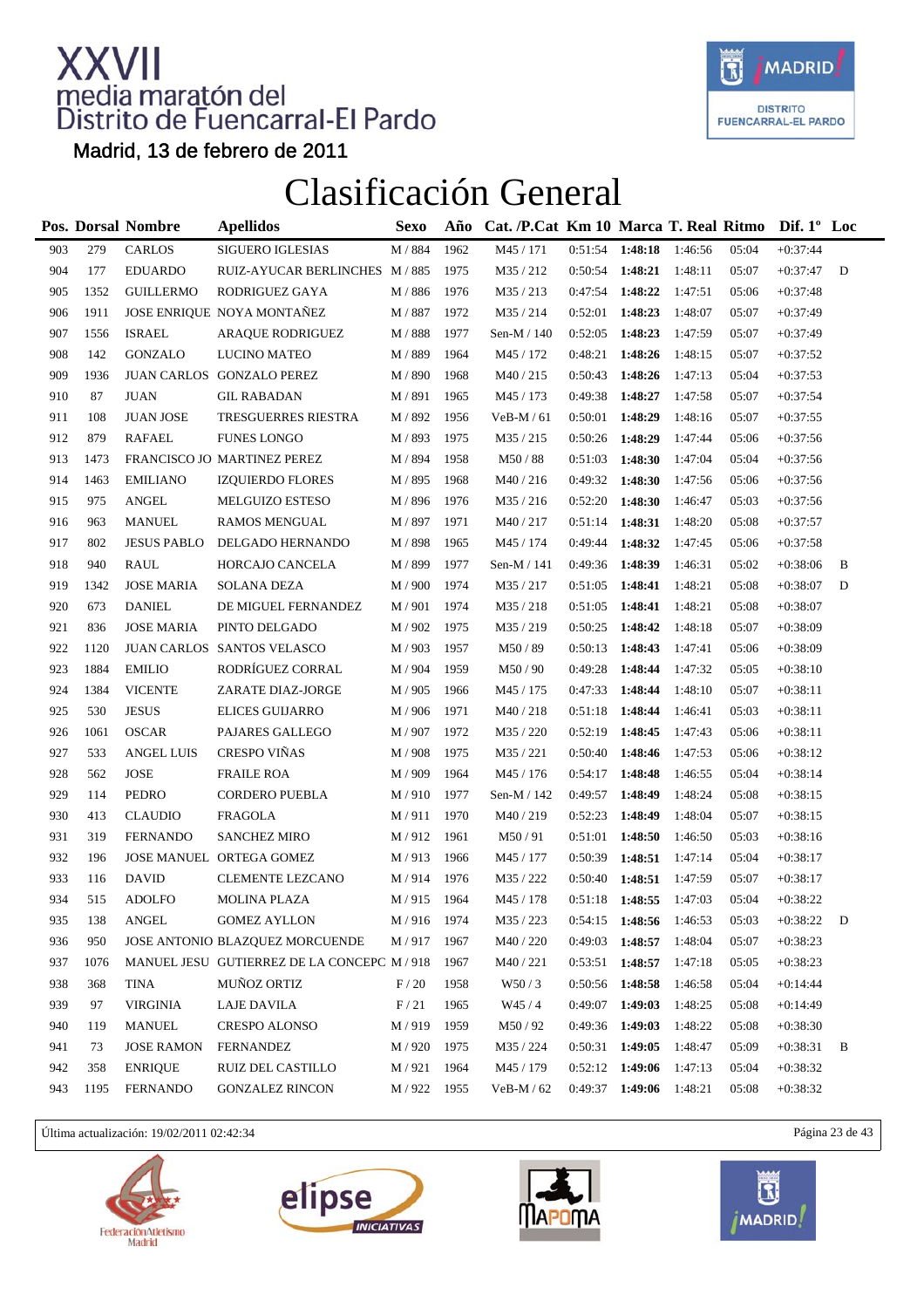# XXVII media maratón del Distrito de Fuencarral-El Pardo

Madrid, 13 de febrero de 2011

## Clasificación General

| Pos. | Dorsal | Nombre | Apellidos | Sexo | Año | Cat. /P.Cat | Km 10 | Marca | T. Real | Ritmo | Dif. 1º | Loc |
|---|---|---|---|---|---|---|---|---|---|---|---|---|
| 903 | 279 | CARLOS | SIGUERO IGLESIAS | M / 884 | 1962 | M45 / 171 | 0:51:54 | **1:48:18** | 1:46:56 | 05:04 | +0:37:44 | |
| 904 | 177 | EDUARDO | RUIZ-AYUCAR BERLINCHES | M / 885 | 1975 | M35 / 212 | 0:50:54 | **1:48:21** | 1:48:11 | 05:07 | +0:37:47 | D |
| 905 | 1352 | GUILLERMO | RODRIGUEZ GAYA | M / 886 | 1976 | M35 / 213 | 0:47:54 | **1:48:22** | 1:47:51 | 05:06 | +0:37:48 | |
| 906 | 1911 | JOSE ENRIQUE | NOYA MONTAÑEZ | M / 887 | 1972 | M35 / 214 | 0:52:01 | **1:48:23** | 1:48:07 | 05:07 | +0:37:49 | |
| 907 | 1556 | ISRAEL | ARAQUE RODRIGUEZ | M / 888 | 1977 | Sen-M / 140 | 0:52:05 | **1:48:23** | 1:47:59 | 05:07 | +0:37:49 | |
| 908 | 142 | GONZALO | LUCINO MATEO | M / 889 | 1964 | M45 / 172 | 0:48:21 | **1:48:26** | 1:48:15 | 05:07 | +0:37:52 | |
| 909 | 1936 | JUAN CARLOS | GONZALO PEREZ | M / 890 | 1968 | M40 / 215 | 0:50:43 | **1:48:26** | 1:47:13 | 05:04 | +0:37:53 | |
| 910 | 87 | JUAN | GIL RABADAN | M / 891 | 1965 | M45 / 173 | 0:49:38 | **1:48:27** | 1:47:58 | 05:07 | +0:37:54 | |
| 911 | 108 | JUAN JOSE | TRESGUERRES RIESTRA | M / 892 | 1956 | VeB-M / 61 | 0:50:01 | **1:48:29** | 1:48:16 | 05:07 | +0:37:55 | |
| 912 | 879 | RAFAEL | FUNES LONGO | M / 893 | 1975 | M35 / 215 | 0:50:26 | **1:48:29** | 1:47:44 | 05:06 | +0:37:56 | |
| 913 | 1473 | FRANCISCO JO | MARTINEZ PEREZ | M / 894 | 1958 | M50 / 88 | 0:51:03 | **1:48:30** | 1:47:04 | 05:04 | +0:37:56 | |
| 914 | 1463 | EMILIANO | IZQUIERDO FLORES | M / 895 | 1968 | M40 / 216 | 0:49:32 | **1:48:30** | 1:47:56 | 05:06 | +0:37:56 | |
| 915 | 975 | ANGEL | MELGUIZO ESTESO | M / 896 | 1976 | M35 / 216 | 0:52:20 | **1:48:30** | 1:46:47 | 05:03 | +0:37:56 | |
| 916 | 963 | MANUEL | RAMOS MENGUAL | M / 897 | 1971 | M40 / 217 | 0:51:14 | **1:48:31** | 1:48:20 | 05:08 | +0:37:57 | |
| 917 | 802 | JESUS PABLO | DELGADO HERNANDO | M / 898 | 1965 | M45 / 174 | 0:49:44 | **1:48:32** | 1:47:45 | 05:06 | +0:37:58 | |
| 918 | 940 | RAUL | HORCAJO CANCELA | M / 899 | 1977 | Sen-M / 141 | 0:49:36 | **1:48:39** | 1:46:31 | 05:02 | +0:38:06 | B |
| 919 | 1342 | JOSE MARIA | SOLANA DEZA | M / 900 | 1974 | M35 / 217 | 0:51:05 | **1:48:41** | 1:48:21 | 05:08 | +0:38:07 | D |
| 920 | 673 | DANIEL | DE MIGUEL FERNANDEZ | M / 901 | 1974 | M35 / 218 | 0:51:05 | **1:48:41** | 1:48:21 | 05:08 | +0:38:07 | |
| 921 | 836 | JOSE MARIA | PINTO DELGADO | M / 902 | 1975 | M35 / 219 | 0:50:25 | **1:48:42** | 1:48:18 | 05:07 | +0:38:09 | |
| 922 | 1120 | JUAN CARLOS | SANTOS VELASCO | M / 903 | 1957 | M50 / 89 | 0:50:13 | **1:48:43** | 1:47:41 | 05:06 | +0:38:09 | |
| 923 | 1884 | EMILIO | RODRÍGUEZ CORRAL | M / 904 | 1959 | M50 / 90 | 0:49:28 | **1:48:44** | 1:47:32 | 05:05 | +0:38:10 | |
| 924 | 1384 | VICENTE | ZARATE DIAZ-JORGE | M / 905 | 1966 | M45 / 175 | 0:47:33 | **1:48:44** | 1:48:10 | 05:07 | +0:38:11 | |
| 925 | 530 | JESUS | ELICES GUIJARRO | M / 906 | 1971 | M40 / 218 | 0:51:18 | **1:48:44** | 1:46:41 | 05:03 | +0:38:11 | |
| 926 | 1061 | OSCAR | PAJARES GALLEGO | M / 907 | 1972 | M35 / 220 | 0:52:19 | **1:48:45** | 1:47:43 | 05:06 | +0:38:11 | |
| 927 | 533 | ANGEL LUIS | CRESPO VIÑAS | M / 908 | 1975 | M35 / 221 | 0:50:40 | **1:48:46** | 1:47:53 | 05:06 | +0:38:12 | |
| 928 | 562 | JOSE | FRAILE ROA | M / 909 | 1964 | M45 / 176 | 0:54:17 | **1:48:48** | 1:46:55 | 05:04 | +0:38:14 | |
| 929 | 114 | PEDRO | CORDERO PUEBLA | M / 910 | 1977 | Sen-M / 142 | 0:49:57 | **1:48:49** | 1:48:24 | 05:08 | +0:38:15 | |
| 930 | 413 | CLAUDIO | FRAGOLA | M / 911 | 1970 | M40 / 219 | 0:52:23 | **1:48:49** | 1:48:04 | 05:07 | +0:38:15 | |
| 931 | 319 | FERNANDO | SANCHEZ MIRO | M / 912 | 1961 | M50 / 91 | 0:51:01 | **1:48:50** | 1:46:50 | 05:03 | +0:38:16 | |
| 932 | 196 | JOSE MANUEL | ORTEGA GOMEZ | M / 913 | 1966 | M45 / 177 | 0:50:39 | **1:48:51** | 1:47:14 | 05:04 | +0:38:17 | |
| 933 | 116 | DAVID | CLEMENTE LEZCANO | M / 914 | 1976 | M35 / 222 | 0:50:40 | **1:48:51** | 1:47:59 | 05:07 | +0:38:17 | |
| 934 | 515 | ADOLFO | MOLINA PLAZA | M / 915 | 1964 | M45 / 178 | 0:51:18 | **1:48:55** | 1:47:03 | 05:04 | +0:38:22 | |
| 935 | 138 | ANGEL | GOMEZ AYLLON | M / 916 | 1974 | M35 / 223 | 0:54:15 | **1:48:56** | 1:46:53 | 05:03 | +0:38:22 | D |
| 936 | 950 | JOSE ANTONIO | BLAZQUEZ MORCUENDE | M / 917 | 1967 | M40 / 220 | 0:49:03 | **1:48:57** | 1:48:04 | 05:07 | +0:38:23 | |
| 937 | 1076 | MANUEL JESU | GUTIERREZ DE LA CONCEPC | M / 918 | 1967 | M40 / 221 | 0:53:51 | **1:48:57** | 1:47:18 | 05:05 | +0:38:23 | |
| 938 | 368 | TINA | MUÑOZ ORTIZ | F / 20 | 1958 | W50 / 3 | 0:50:56 | **1:48:58** | 1:46:58 | 05:04 | +0:14:44 | |
| 939 | 97 | VIRGINIA | LAJE DAVILA | F / 21 | 1965 | W45 / 4 | 0:49:07 | **1:49:03** | 1:48:25 | 05:08 | +0:14:49 | |
| 940 | 119 | MANUEL | CRESPO ALONSO | M / 919 | 1959 | M50 / 92 | 0:49:36 | **1:49:03** | 1:48:22 | 05:08 | +0:38:30 | |
| 941 | 73 | JOSE RAMON | FERNANDEZ | M / 920 | 1975 | M35 / 224 | 0:50:31 | **1:49:05** | 1:48:47 | 05:09 | +0:38:31 | B |
| 942 | 358 | ENRIQUE | RUIZ DEL CASTILLO | M / 921 | 1964 | M45 / 179 | 0:52:12 | **1:49:06** | 1:47:13 | 05:04 | +0:38:32 | |
| 943 | 1195 | FERNANDO | GONZALEZ RINCON | M / 922 | 1955 | VeB-M / 62 | 0:49:37 | **1:49:06** | 1:48:21 | 05:08 | +0:38:32 | |

Última actualización: 19/02/2011 02:42:34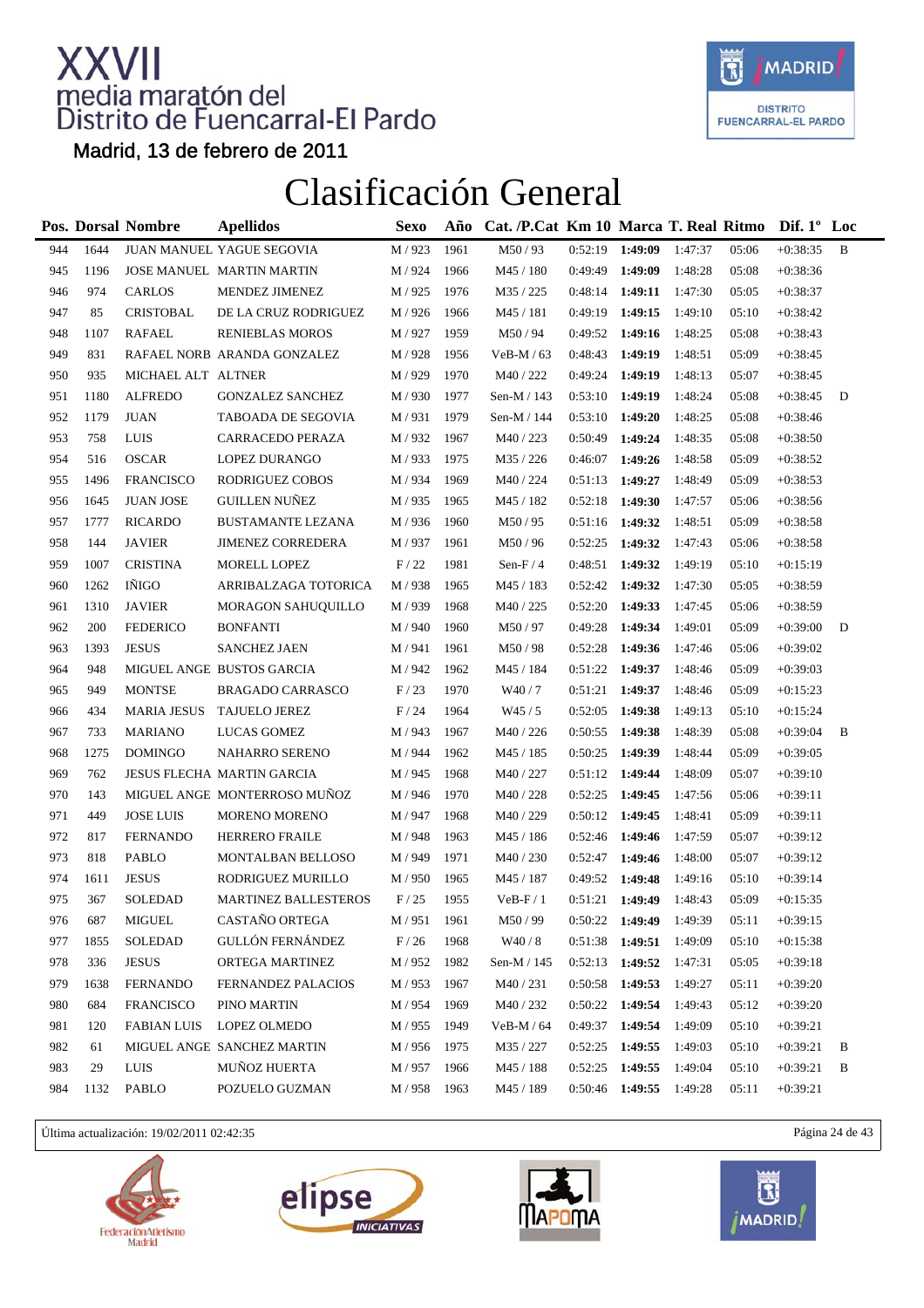# XXVII media maratón del Distrito de Fuencarral-El Pardo

Madrid, 13 de febrero de 2011

## Clasificación General

| Pos. | Dorsal | Nombre | Apellidos | Sexo | Año | Cat. /P.Cat | Km 10 | Marca | T. Real | Ritmo | Dif. 1º | Loc |
|---|---|---|---|---|---|---|---|---|---|---|---|---|
| 944 | 1644 | JUAN MANUEL | YAGUE SEGOVIA | M / 923 | 1961 | M50 / 93 | 0:52:19 | **1:49:09** | 1:47:37 | 05:06 | +0:38:35 | B |
| 945 | 1196 | JOSE MANUEL | MARTIN MARTIN | M / 924 | 1966 | M45 / 180 | 0:49:49 | **1:49:09** | 1:48:28 | 05:08 | +0:38:36 | |
| 946 | 974 | CARLOS | MENDEZ JIMENEZ | M / 925 | 1976 | M35 / 225 | 0:48:14 | **1:49:11** | 1:47:30 | 05:05 | +0:38:37 | |
| 947 | 85 | CRISTOBAL | DE LA CRUZ RODRIGUEZ | M / 926 | 1966 | M45 / 181 | 0:49:19 | **1:49:15** | 1:49:10 | 05:10 | +0:38:42 | |
| 948 | 1107 | RAFAEL | RENIEBLAS MOROS | M / 927 | 1959 | M50 / 94 | 0:49:52 | **1:49:16** | 1:48:25 | 05:08 | +0:38:43 | |
| 949 | 831 | RAFAEL NORB | ARANDA GONZALEZ | M / 928 | 1956 | VeB-M / 63 | 0:48:43 | **1:49:19** | 1:48:51 | 05:09 | +0:38:45 | |
| 950 | 935 | MICHAEL ALT | ALTNER | M / 929 | 1970 | M40 / 222 | 0:49:24 | **1:49:19** | 1:48:13 | 05:07 | +0:38:45 | |
| 951 | 1180 | ALFREDO | GONZALEZ SANCHEZ | M / 930 | 1977 | Sen-M / 143 | 0:53:10 | **1:49:19** | 1:48:24 | 05:08 | +0:38:45 | D |
| 952 | 1179 | JUAN | TABOADA DE SEGOVIA | M / 931 | 1979 | Sen-M / 144 | 0:53:10 | **1:49:20** | 1:48:25 | 05:08 | +0:38:46 | |
| 953 | 758 | LUIS | CARRACEDO PERAZA | M / 932 | 1967 | M40 / 223 | 0:50:49 | **1:49:24** | 1:48:35 | 05:08 | +0:38:50 | |
| 954 | 516 | OSCAR | LOPEZ DURANGO | M / 933 | 1975 | M35 / 226 | 0:46:07 | **1:49:26** | 1:48:58 | 05:09 | +0:38:52 | |
| 955 | 1496 | FRANCISCO | RODRIGUEZ COBOS | M / 934 | 1969 | M40 / 224 | 0:51:13 | **1:49:27** | 1:48:49 | 05:09 | +0:38:53 | |
| 956 | 1645 | JUAN JOSE | GUILLEN NUÑEZ | M / 935 | 1965 | M45 / 182 | 0:52:18 | **1:49:30** | 1:47:57 | 05:06 | +0:38:56 | |
| 957 | 1777 | RICARDO | BUSTAMANTE LEZANA | M / 936 | 1960 | M50 / 95 | 0:51:16 | **1:49:32** | 1:48:51 | 05:09 | +0:38:58 | |
| 958 | 144 | JAVIER | JIMENEZ CORREDERA | M / 937 | 1961 | M50 / 96 | 0:52:25 | **1:49:32** | 1:47:43 | 05:06 | +0:38:58 | |
| 959 | 1007 | CRISTINA | MORELL LOPEZ | F / 22 | 1981 | Sen-F / 4 | 0:48:51 | **1:49:32** | 1:49:19 | 05:10 | +0:15:19 | |
| 960 | 1262 | IÑIGO | ARRIBALZAGA TOTORICA | M / 938 | 1965 | M45 / 183 | 0:52:42 | **1:49:32** | 1:47:30 | 05:05 | +0:38:59 | |
| 961 | 1310 | JAVIER | MORAGON SAHUQUILLO | M / 939 | 1968 | M40 / 225 | 0:52:20 | **1:49:33** | 1:47:45 | 05:06 | +0:38:59 | |
| 962 | 200 | FEDERICO | BONFANTI | M / 940 | 1960 | M50 / 97 | 0:49:28 | **1:49:34** | 1:49:01 | 05:09 | +0:39:00 | D |
| 963 | 1393 | JESUS | SANCHEZ JAEN | M / 941 | 1961 | M50 / 98 | 0:52:28 | **1:49:36** | 1:47:46 | 05:06 | +0:39:02 | |
| 964 | 948 | MIGUEL ANGE | BUSTOS GARCIA | M / 942 | 1962 | M45 / 184 | 0:51:22 | **1:49:37** | 1:48:46 | 05:09 | +0:39:03 | |
| 965 | 949 | MONTSE | BRAGADO CARRASCO | F / 23 | 1970 | W40 / 7 | 0:51:21 | **1:49:37** | 1:48:46 | 05:09 | +0:15:23 | |
| 966 | 434 | MARIA JESUS | TAJUELO JEREZ | F / 24 | 1964 | W45 / 5 | 0:52:05 | **1:49:38** | 1:49:13 | 05:10 | +0:15:24 | |
| 967 | 733 | MARIANO | LUCAS GOMEZ | M / 943 | 1967 | M40 / 226 | 0:50:55 | **1:49:38** | 1:48:39 | 05:08 | +0:39:04 | B |
| 968 | 1275 | DOMINGO | NAHARRO SERENO | M / 944 | 1962 | M45 / 185 | 0:50:25 | **1:49:39** | 1:48:44 | 05:09 | +0:39:05 | |
| 969 | 762 | JESUS FLECHA | MARTIN GARCIA | M / 945 | 1968 | M40 / 227 | 0:51:12 | **1:49:44** | 1:48:09 | 05:07 | +0:39:10 | |
| 970 | 143 | MIGUEL ANGE | MONTERROSO MUÑOZ | M / 946 | 1970 | M40 / 228 | 0:52:25 | **1:49:45** | 1:47:56 | 05:06 | +0:39:11 | |
| 971 | 449 | JOSE LUIS | MORENO MORENO | M / 947 | 1968 | M40 / 229 | 0:50:12 | **1:49:45** | 1:48:41 | 05:09 | +0:39:11 | |
| 972 | 817 | FERNANDO | HERRERO FRAILE | M / 948 | 1963 | M45 / 186 | 0:52:46 | **1:49:46** | 1:47:59 | 05:07 | +0:39:12 | |
| 973 | 818 | PABLO | MONTALBAN BELLOSO | M / 949 | 1971 | M40 / 230 | 0:52:47 | **1:49:46** | 1:48:00 | 05:07 | +0:39:12 | |
| 974 | 1611 | JESUS | RODRIGUEZ MURILLO | M / 950 | 1965 | M45 / 187 | 0:49:52 | **1:49:48** | 1:49:16 | 05:10 | +0:39:14 | |
| 975 | 367 | SOLEDAD | MARTINEZ BALLESTEROS | F / 25 | 1955 | VeB-F / 1 | 0:51:21 | **1:49:49** | 1:48:43 | 05:09 | +0:15:35 | |
| 976 | 687 | MIGUEL | CASTAÑO ORTEGA | M / 951 | 1961 | M50 / 99 | 0:50:22 | **1:49:49** | 1:49:39 | 05:11 | +0:39:15 | |
| 977 | 1855 | SOLEDAD | GULLÓN FERNÁNDEZ | F / 26 | 1968 | W40 / 8 | 0:51:38 | **1:49:51** | 1:49:09 | 05:10 | +0:15:38 | |
| 978 | 336 | JESUS | ORTEGA MARTINEZ | M / 952 | 1982 | Sen-M / 145 | 0:52:13 | **1:49:52** | 1:47:31 | 05:05 | +0:39:18 | |
| 979 | 1638 | FERNANDO | FERNANDEZ PALACIOS | M / 953 | 1967 | M40 / 231 | 0:50:58 | **1:49:53** | 1:49:27 | 05:11 | +0:39:20 | |
| 980 | 684 | FRANCISCO | PINO MARTIN | M / 954 | 1969 | M40 / 232 | 0:50:22 | **1:49:54** | 1:49:43 | 05:12 | +0:39:20 | |
| 981 | 120 | FABIAN LUIS | LOPEZ OLMEDO | M / 955 | 1949 | VeB-M / 64 | 0:49:37 | **1:49:54** | 1:49:09 | 05:10 | +0:39:21 | |
| 982 | 61 | MIGUEL ANGE | SANCHEZ MARTIN | M / 956 | 1975 | M35 / 227 | 0:52:25 | **1:49:55** | 1:49:03 | 05:10 | +0:39:21 | B |
| 983 | 29 | LUIS | MUÑOZ HUERTA | M / 957 | 1966 | M45 / 188 | 0:52:25 | **1:49:55** | 1:49:04 | 05:10 | +0:39:21 | B |
| 984 | 1132 | PABLO | POZUELO GUZMAN | M / 958 | 1963 | M45 / 189 | 0:50:46 | **1:49:55** | 1:49:28 | 05:11 | +0:39:21 | |

Última actualización: 19/02/2011 02:42:35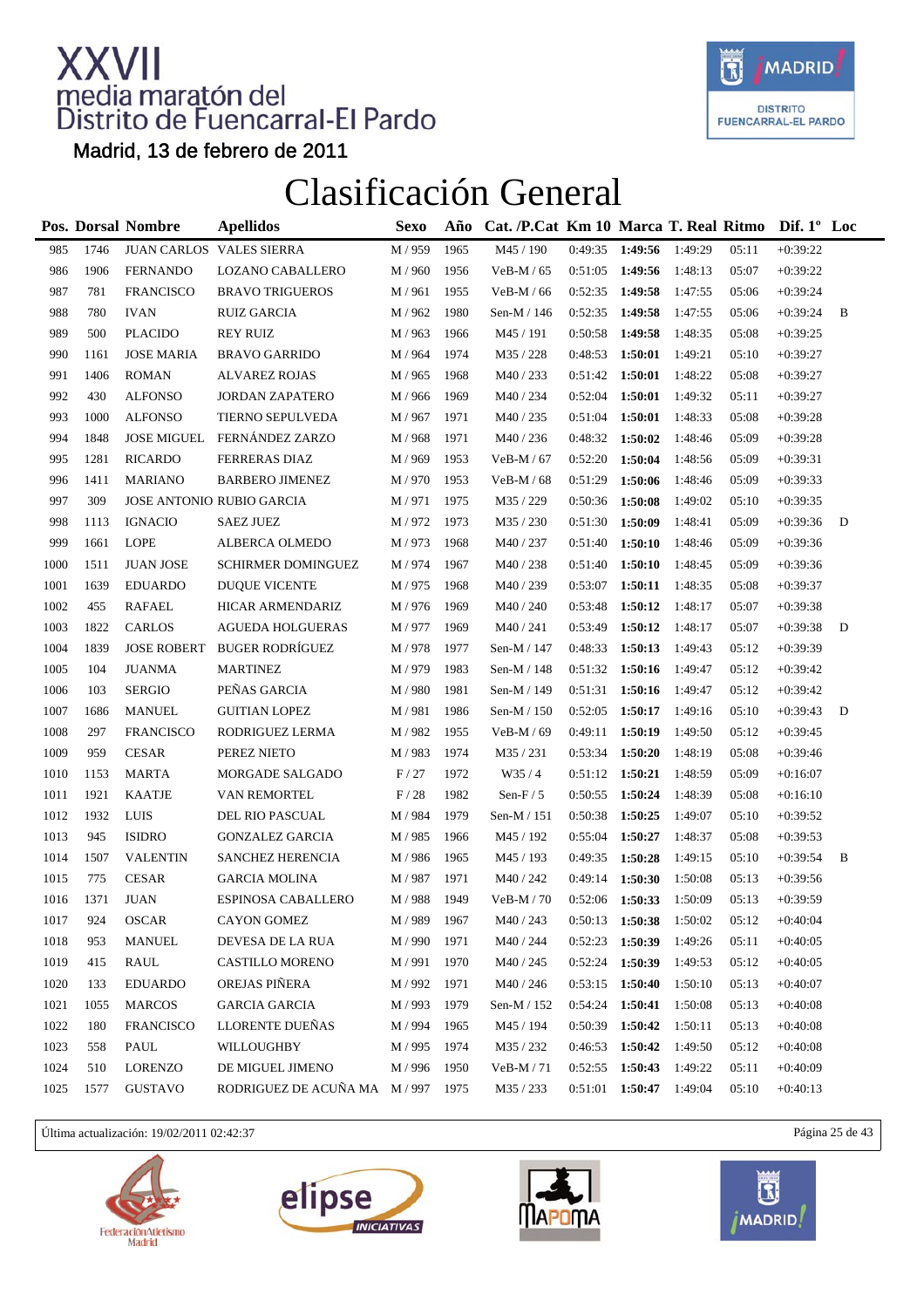# XXVII media maratón del Distrito de Fuencarral-El Pardo

Madrid, 13 de febrero de 2011

## Clasificación General

| Pos. | Dorsal | Nombre | Apellidos | Sexo | Año | Cat. /P.Cat | Km 10 | Marca | T. Real | Ritmo | Dif. 1º | Loc |
|---|---|---|---|---|---|---|---|---|---|---|---|---|
| 985 | 1746 | JUAN CARLOS | VALES SIERRA | M / 959 | 1965 | M45 / 190 | 0:49:35 | **1:49:56** | 1:49:29 | 05:11 | +0:39:22 | |
| 986 | 1906 | FERNANDO | LOZANO CABALLERO | M / 960 | 1956 | VeB-M / 65 | 0:51:05 | **1:49:56** | 1:48:13 | 05:07 | +0:39:22 | |
| 987 | 781 | FRANCISCO | BRAVO TRIGUEROS | M / 961 | 1955 | VeB-M / 66 | 0:52:35 | **1:49:58** | 1:47:55 | 05:06 | +0:39:24 | |
| 988 | 780 | IVAN | RUIZ GARCIA | M / 962 | 1980 | Sen-M / 146 | 0:52:35 | **1:49:58** | 1:47:55 | 05:06 | +0:39:24 | B |
| 989 | 500 | PLACIDO | REY RUIZ | M / 963 | 1966 | M45 / 191 | 0:50:58 | **1:49:58** | 1:48:35 | 05:08 | +0:39:25 | |
| 990 | 1161 | JOSE MARIA | BRAVO GARRIDO | M / 964 | 1974 | M35 / 228 | 0:48:53 | **1:50:01** | 1:49:21 | 05:10 | +0:39:27 | |
| 991 | 1406 | ROMAN | ALVAREZ ROJAS | M / 965 | 1968 | M40 / 233 | 0:51:42 | **1:50:01** | 1:48:22 | 05:08 | +0:39:27 | |
| 992 | 430 | ALFONSO | JORDAN ZAPATERO | M / 966 | 1969 | M40 / 234 | 0:52:04 | **1:50:01** | 1:49:32 | 05:11 | +0:39:27 | |
| 993 | 1000 | ALFONSO | TIERNO SEPULVEDA | M / 967 | 1971 | M40 / 235 | 0:51:04 | **1:50:01** | 1:48:33 | 05:08 | +0:39:28 | |
| 994 | 1848 | JOSE MIGUEL | FERNÁNDEZ ZARZO | M / 968 | 1971 | M40 / 236 | 0:48:32 | **1:50:02** | 1:48:46 | 05:09 | +0:39:28 | |
| 995 | 1281 | RICARDO | FERRERAS DIAZ | M / 969 | 1953 | VeB-M / 67 | 0:52:20 | **1:50:04** | 1:48:56 | 05:09 | +0:39:31 | |
| 996 | 1411 | MARIANO | BARBERO JIMENEZ | M / 970 | 1953 | VeB-M / 68 | 0:51:29 | **1:50:06** | 1:48:46 | 05:09 | +0:39:33 | |
| 997 | 309 | JOSE ANTONIO | RUBIO GARCIA | M / 971 | 1975 | M35 / 229 | 0:50:36 | **1:50:08** | 1:49:02 | 05:10 | +0:39:35 | |
| 998 | 1113 | IGNACIO | SAEZ JUEZ | M / 972 | 1973 | M35 / 230 | 0:51:30 | **1:50:09** | 1:48:41 | 05:09 | +0:39:36 | D |
| 999 | 1661 | LOPE | ALBERCA OLMEDO | M / 973 | 1968 | M40 / 237 | 0:51:40 | **1:50:10** | 1:48:46 | 05:09 | +0:39:36 | |
| 1000 | 1511 | JUAN JOSE | SCHIRMER DOMINGUEZ | M / 974 | 1967 | M40 / 238 | 0:51:40 | **1:50:10** | 1:48:45 | 05:09 | +0:39:36 | |
| 1001 | 1639 | EDUARDO | DUQUE VICENTE | M / 975 | 1968 | M40 / 239 | 0:53:07 | **1:50:11** | 1:48:35 | 05:08 | +0:39:37 | |
| 1002 | 455 | RAFAEL | HICAR ARMENDARIZ | M / 976 | 1969 | M40 / 240 | 0:53:48 | **1:50:12** | 1:48:17 | 05:07 | +0:39:38 | |
| 1003 | 1822 | CARLOS | AGUEDA HOLGUERAS | M / 977 | 1969 | M40 / 241 | 0:53:49 | **1:50:12** | 1:48:17 | 05:07 | +0:39:38 | D |
| 1004 | 1839 | JOSE ROBERT | BUGER RODRÍGUEZ | M / 978 | 1977 | Sen-M / 147 | 0:48:33 | **1:50:13** | 1:49:43 | 05:12 | +0:39:39 | |
| 1005 | 104 | JUANMA | MARTINEZ | M / 979 | 1983 | Sen-M / 148 | 0:51:32 | **1:50:16** | 1:49:47 | 05:12 | +0:39:42 | |
| 1006 | 103 | SERGIO | PEÑAS GARCIA | M / 980 | 1981 | Sen-M / 149 | 0:51:31 | **1:50:16** | 1:49:47 | 05:12 | +0:39:42 | |
| 1007 | 1686 | MANUEL | GUITIAN LOPEZ | M / 981 | 1986 | Sen-M / 150 | 0:52:05 | **1:50:17** | 1:49:16 | 05:10 | +0:39:43 | D |
| 1008 | 297 | FRANCISCO | RODRIGUEZ LERMA | M / 982 | 1955 | VeB-M / 69 | 0:49:11 | **1:50:19** | 1:49:50 | 05:12 | +0:39:45 | |
| 1009 | 959 | CESAR | PEREZ NIETO | M / 983 | 1974 | M35 / 231 | 0:53:34 | **1:50:20** | 1:48:19 | 05:08 | +0:39:46 | |
| 1010 | 1153 | MARTA | MORGADE SALGADO | F / 27 | 1972 | W35 / 4 | 0:51:12 | **1:50:21** | 1:48:59 | 05:09 | +0:16:07 | |
| 1011 | 1921 | KAATJE | VAN REMORTEL | F / 28 | 1982 | Sen-F / 5 | 0:50:55 | **1:50:24** | 1:48:39 | 05:08 | +0:16:10 | |
| 1012 | 1932 | LUIS | DEL RIO PASCUAL | M / 984 | 1979 | Sen-M / 151 | 0:50:38 | **1:50:25** | 1:49:07 | 05:10 | +0:39:52 | |
| 1013 | 945 | ISIDRO | GONZALEZ GARCIA | M / 985 | 1966 | M45 / 192 | 0:55:04 | **1:50:27** | 1:48:37 | 05:08 | +0:39:53 | |
| 1014 | 1507 | VALENTIN | SANCHEZ HERENCIA | M / 986 | 1965 | M45 / 193 | 0:49:35 | **1:50:28** | 1:49:15 | 05:10 | +0:39:54 | B |
| 1015 | 775 | CESAR | GARCIA MOLINA | M / 987 | 1971 | M40 / 242 | 0:49:14 | **1:50:30** | 1:50:08 | 05:13 | +0:39:56 | |
| 1016 | 1371 | JUAN | ESPINOSA CABALLERO | M / 988 | 1949 | VeB-M / 70 | 0:52:06 | **1:50:33** | 1:50:09 | 05:13 | +0:39:59 | |
| 1017 | 924 | OSCAR | CAYON GOMEZ | M / 989 | 1967 | M40 / 243 | 0:50:13 | **1:50:38** | 1:50:02 | 05:12 | +0:40:04 | |
| 1018 | 953 | MANUEL | DEVESA DE LA RUA | M / 990 | 1971 | M40 / 244 | 0:52:23 | **1:50:39** | 1:49:26 | 05:11 | +0:40:05 | |
| 1019 | 415 | RAUL | CASTILLO MORENO | M / 991 | 1970 | M40 / 245 | 0:52:24 | **1:50:39** | 1:49:53 | 05:12 | +0:40:05 | |
| 1020 | 133 | EDUARDO | OREJAS PIÑERA | M / 992 | 1971 | M40 / 246 | 0:53:15 | **1:50:40** | 1:50:10 | 05:13 | +0:40:07 | |
| 1021 | 1055 | MARCOS | GARCIA GARCIA | M / 993 | 1979 | Sen-M / 152 | 0:54:24 | **1:50:41** | 1:50:08 | 05:13 | +0:40:08 | |
| 1022 | 180 | FRANCISCO | LLORENTE DUEÑAS | M / 994 | 1965 | M45 / 194 | 0:50:39 | **1:50:42** | 1:50:11 | 05:13 | +0:40:08 | |
| 1023 | 558 | PAUL | WILLOUGHBY | M / 995 | 1974 | M35 / 232 | 0:46:53 | **1:50:42** | 1:49:50 | 05:12 | +0:40:08 | |
| 1024 | 510 | LORENZO | DE MIGUEL JIMENO | M / 996 | 1950 | VeB-M / 71 | 0:52:55 | **1:50:43** | 1:49:22 | 05:11 | +0:40:09 | |
| 1025 | 1577 | GUSTAVO | RODRIGUEZ DE ACUÑA MA | M / 997 | 1975 | M35 / 233 | 0:51:01 | **1:50:47** | 1:49:04 | 05:10 | +0:40:13 | |

Última actualización: 19/02/2011 02:42:37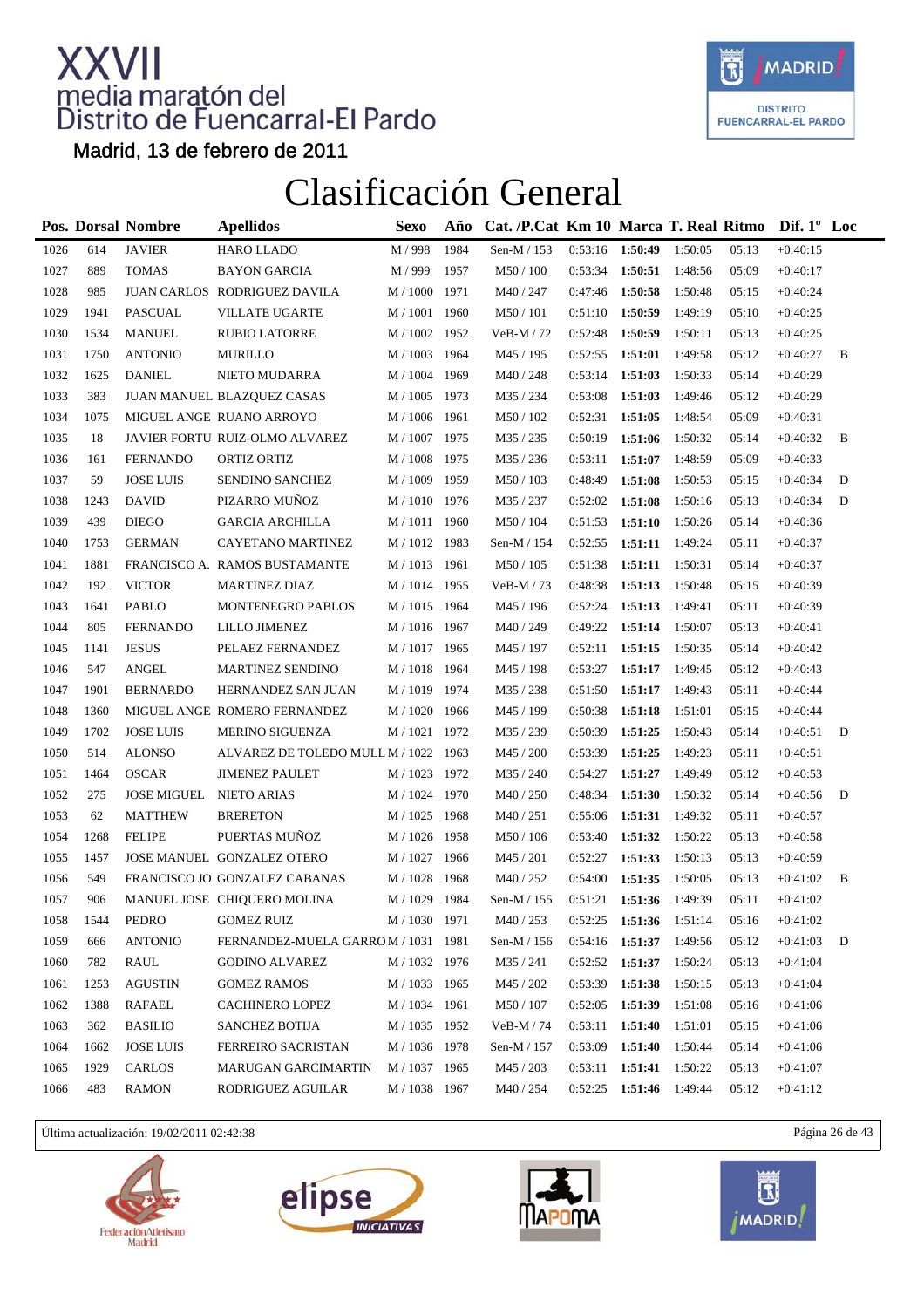# XXVII media maratón del Distrito de Fuencarral-El Pardo

Madrid, 13 de febrero de 2011

## Clasificación General

| Pos. | Dorsal | Nombre | Apellidos | Sexo | Año | Cat. /P.Cat | Km 10 | Marca | T. Real | Ritmo | Dif. 1º | Loc |
|---|---|---|---|---|---|---|---|---|---|---|---|---|
| 1026 | 614 | JAVIER | HARO LLADO | M / 998 | 1984 | Sen-M / 153 | 0:53:16 | **1:50:49** | 1:50:05 | 05:13 | +0:40:15 | |
| 1027 | 889 | TOMAS | BAYON GARCIA | M / 999 | 1957 | M50 / 100 | 0:53:34 | **1:50:51** | 1:48:56 | 05:09 | +0:40:17 | |
| 1028 | 985 | JUAN CARLOS | RODRIGUEZ DAVILA | M / 1000 | 1971 | M40 / 247 | 0:47:46 | **1:50:58** | 1:50:48 | 05:15 | +0:40:24 | |
| 1029 | 1941 | PASCUAL | VILLATE UGARTE | M / 1001 | 1960 | M50 / 101 | 0:51:10 | **1:50:59** | 1:49:19 | 05:10 | +0:40:25 | |
| 1030 | 1534 | MANUEL | RUBIO LATORRE | M / 1002 | 1952 | VeB-M / 72 | 0:52:48 | **1:50:59** | 1:50:11 | 05:13 | +0:40:25 | |
| 1031 | 1750 | ANTONIO | MURILLO | M / 1003 | 1964 | M45 / 195 | 0:52:55 | **1:51:01** | 1:49:58 | 05:12 | +0:40:27 | B |
| 1032 | 1625 | DANIEL | NIETO MUDARRA | M / 1004 | 1969 | M40 / 248 | 0:53:14 | **1:51:03** | 1:50:33 | 05:14 | +0:40:29 | |
| 1033 | 383 | JUAN MANUEL | BLAZQUEZ CASAS | M / 1005 | 1973 | M35 / 234 | 0:53:08 | **1:51:03** | 1:49:46 | 05:12 | +0:40:29 | |
| 1034 | 1075 | MIGUEL ANGE | RUANO ARROYO | M / 1006 | 1961 | M50 / 102 | 0:52:31 | **1:51:05** | 1:48:54 | 05:09 | +0:40:31 | |
| 1035 | 18 | JAVIER FORTU | RUIZ-OLMO ALVAREZ | M / 1007 | 1975 | M35 / 235 | 0:50:19 | **1:51:06** | 1:50:32 | 05:14 | +0:40:32 | B |
| 1036 | 161 | FERNANDO | ORTIZ ORTIZ | M / 1008 | 1975 | M35 / 236 | 0:53:11 | **1:51:07** | 1:48:59 | 05:09 | +0:40:33 | |
| 1037 | 59 | JOSE LUIS | SENDINO SANCHEZ | M / 1009 | 1959 | M50 / 103 | 0:48:49 | **1:51:08** | 1:50:53 | 05:15 | +0:40:34 | D |
| 1038 | 1243 | DAVID | PIZARRO MUÑOZ | M / 1010 | 1976 | M35 / 237 | 0:52:02 | **1:51:08** | 1:50:16 | 05:13 | +0:40:34 | D |
| 1039 | 439 | DIEGO | GARCIA ARCHILLA | M / 1011 | 1960 | M50 / 104 | 0:51:53 | **1:51:10** | 1:50:26 | 05:14 | +0:40:36 | |
| 1040 | 1753 | GERMAN | CAYETANO MARTINEZ | M / 1012 | 1983 | Sen-M / 154 | 0:52:55 | **1:51:11** | 1:49:24 | 05:11 | +0:40:37 | |
| 1041 | 1881 | FRANCISCO A. | RAMOS BUSTAMANTE | M / 1013 | 1961 | M50 / 105 | 0:51:38 | **1:51:11** | 1:50:31 | 05:14 | +0:40:37 | |
| 1042 | 192 | VICTOR | MARTINEZ DIAZ | M / 1014 | 1955 | VeB-M / 73 | 0:48:38 | **1:51:13** | 1:50:48 | 05:15 | +0:40:39 | |
| 1043 | 1641 | PABLO | MONTENEGRO PABLOS | M / 1015 | 1964 | M45 / 196 | 0:52:24 | **1:51:13** | 1:49:41 | 05:11 | +0:40:39 | |
| 1044 | 805 | FERNANDO | LILLO JIMENEZ | M / 1016 | 1967 | M40 / 249 | 0:49:22 | **1:51:14** | 1:50:07 | 05:13 | +0:40:41 | |
| 1045 | 1141 | JESUS | PELAEZ FERNANDEZ | M / 1017 | 1965 | M45 / 197 | 0:52:11 | **1:51:15** | 1:50:35 | 05:14 | +0:40:42 | |
| 1046 | 547 | ANGEL | MARTINEZ SENDINO | M / 1018 | 1964 | M45 / 198 | 0:53:27 | **1:51:17** | 1:49:45 | 05:12 | +0:40:43 | |
| 1047 | 1901 | BERNARDO | HERNANDEZ SAN JUAN | M / 1019 | 1974 | M35 / 238 | 0:51:50 | **1:51:17** | 1:49:43 | 05:11 | +0:40:44 | |
| 1048 | 1360 | MIGUEL ANGE | ROMERO FERNANDEZ | M / 1020 | 1966 | M45 / 199 | 0:50:38 | **1:51:18** | 1:51:01 | 05:15 | +0:40:44 | |
| 1049 | 1702 | JOSE LUIS | MERINO SIGUENZA | M / 1021 | 1972 | M35 / 239 | 0:50:39 | **1:51:25** | 1:50:43 | 05:14 | +0:40:51 | D |
| 1050 | 514 | ALONSO | ALVAREZ DE TOLEDO MULL | M / 1022 | 1963 | M45 / 200 | 0:53:39 | **1:51:25** | 1:49:23 | 05:11 | +0:40:51 | |
| 1051 | 1464 | OSCAR | JIMENEZ PAULET | M / 1023 | 1972 | M35 / 240 | 0:54:27 | **1:51:27** | 1:49:49 | 05:12 | +0:40:53 | |
| 1052 | 275 | JOSE MIGUEL | NIETO ARIAS | M / 1024 | 1970 | M40 / 250 | 0:48:34 | **1:51:30** | 1:50:32 | 05:14 | +0:40:56 | D |
| 1053 | 62 | MATTHEW | BRERETON | M / 1025 | 1968 | M40 / 251 | 0:55:06 | **1:51:31** | 1:49:32 | 05:11 | +0:40:57 | |
| 1054 | 1268 | FELIPE | PUERTAS MUÑOZ | M / 1026 | 1958 | M50 / 106 | 0:53:40 | **1:51:32** | 1:50:22 | 05:13 | +0:40:58 | |
| 1055 | 1457 | JOSE MANUEL | GONZALEZ OTERO | M / 1027 | 1966 | M45 / 201 | 0:52:27 | **1:51:33** | 1:50:13 | 05:13 | +0:40:59 | |
| 1056 | 549 | FRANCISCO JO | GONZALEZ CABANAS | M / 1028 | 1968 | M40 / 252 | 0:54:00 | **1:51:35** | 1:50:05 | 05:13 | +0:41:02 | B |
| 1057 | 906 | MANUEL JOSE | CHIQUERO MOLINA | M / 1029 | 1984 | Sen-M / 155 | 0:51:21 | **1:51:36** | 1:49:39 | 05:11 | +0:41:02 | |
| 1058 | 1544 | PEDRO | GOMEZ RUIZ | M / 1030 | 1971 | M40 / 253 | 0:52:25 | **1:51:36** | 1:51:14 | 05:16 | +0:41:02 | |
| 1059 | 666 | ANTONIO | FERNANDEZ-MUELA GARRO | M / 1031 | 1981 | Sen-M / 156 | 0:54:16 | **1:51:37** | 1:49:56 | 05:12 | +0:41:03 | D |
| 1060 | 782 | RAUL | GODINO ALVAREZ | M / 1032 | 1976 | M35 / 241 | 0:52:52 | **1:51:37** | 1:50:24 | 05:13 | +0:41:04 | |
| 1061 | 1253 | AGUSTIN | GOMEZ RAMOS | M / 1033 | 1965 | M45 / 202 | 0:53:39 | **1:51:38** | 1:50:15 | 05:13 | +0:41:04 | |
| 1062 | 1388 | RAFAEL | CACHINERO LOPEZ | M / 1034 | 1961 | M50 / 107 | 0:52:05 | **1:51:39** | 1:51:08 | 05:16 | +0:41:06 | |
| 1063 | 362 | BASILIO | SANCHEZ BOTIJA | M / 1035 | 1952 | VeB-M / 74 | 0:53:11 | **1:51:40** | 1:51:01 | 05:15 | +0:41:06 | |
| 1064 | 1662 | JOSE LUIS | FERREIRO SACRISTAN | M / 1036 | 1978 | Sen-M / 157 | 0:53:09 | **1:51:40** | 1:50:44 | 05:14 | +0:41:06 | |
| 1065 | 1929 | CARLOS | MARUGAN GARCIMARTIN | M / 1037 | 1965 | M45 / 203 | 0:53:11 | **1:51:41** | 1:50:22 | 05:13 | +0:41:07 | |
| 1066 | 483 | RAMON | RODRIGUEZ AGUILAR | M / 1038 | 1967 | M40 / 254 | 0:52:25 | **1:51:46** | 1:49:44 | 05:12 | +0:41:12 | |

Última actualización: 19/02/2011 02:42:38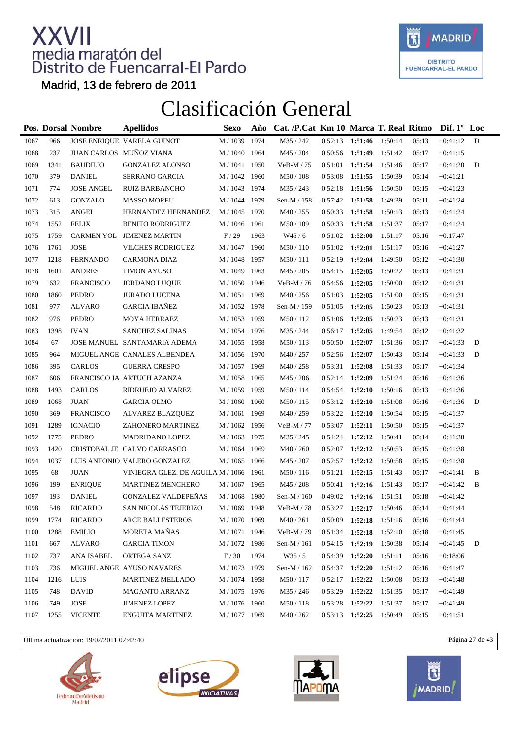# XXVII media maratón del Distrito de Fuencarral-El Pardo

Madrid, 13 de febrero de 2011

## Clasificación General

| Pos. | Dorsal | Nombre | Apellidos | Sexo | Año | Cat. /P.Cat | Km 10 | Marca | T. Real | Ritmo | Dif. 1º | Loc |
|---|---|---|---|---|---|---|---|---|---|---|---|---|
| 1067 | 966 | JOSE ENRIQUE | VARELA GUINOT | M / 1039 | 1974 | M35 / 242 | 0:52:13 | **1:51:46** | 1:50:14 | 05:13 | +0:41:12 | D |
| 1068 | 237 | JUAN CARLOS | MUÑOZ VIANA | M / 1040 | 1964 | M45 / 204 | 0:50:56 | **1:51:49** | 1:51:42 | 05:17 | +0:41:15 | |
| 1069 | 1341 | BAUDILIO | GONZALEZ ALONSO | M / 1041 | 1950 | VeB-M / 75 | 0:51:01 | **1:51:54** | 1:51:46 | 05:17 | +0:41:20 | D |
| 1070 | 379 | DANIEL | SERRANO GARCIA | M / 1042 | 1960 | M50 / 108 | 0:53:08 | **1:51:55** | 1:50:39 | 05:14 | +0:41:21 | |
| 1071 | 774 | JOSE ANGEL | RUIZ BARBANCHO | M / 1043 | 1974 | M35 / 243 | 0:52:18 | **1:51:56** | 1:50:50 | 05:15 | +0:41:23 | |
| 1072 | 613 | GONZALO | MASSO MOREU | M / 1044 | 1979 | Sen-M / 158 | 0:57:42 | **1:51:58** | 1:49:39 | 05:11 | +0:41:24 | |
| 1073 | 315 | ANGEL | HERNANDEZ HERNANDEZ | M / 1045 | 1970 | M40 / 255 | 0:50:33 | **1:51:58** | 1:50:13 | 05:13 | +0:41:24 | |
| 1074 | 1552 | FELIX | BENITO RODRIGUEZ | M / 1046 | 1961 | M50 / 109 | 0:50:33 | **1:51:58** | 1:51:37 | 05:17 | +0:41:24 | |
| 1075 | 1759 | CARMEN YOL | JIMENEZ MARTIN | F / 29 | 1963 | W45 / 6 | 0:51:02 | **1:52:00** | 1:51:17 | 05:16 | +0:17:47 | |
| 1076 | 1761 | JOSE | VILCHES RODRIGUEZ | M / 1047 | 1960 | M50 / 110 | 0:51:02 | **1:52:01** | 1:51:17 | 05:16 | +0:41:27 | |
| 1077 | 1218 | FERNANDO | CARMONA DIAZ | M / 1048 | 1957 | M50 / 111 | 0:52:19 | **1:52:04** | 1:49:50 | 05:12 | +0:41:30 | |
| 1078 | 1601 | ANDRES | TIMON AYUSO | M / 1049 | 1963 | M45 / 205 | 0:54:15 | **1:52:05** | 1:50:22 | 05:13 | +0:41:31 | |
| 1079 | 632 | FRANCISCO | JORDANO LUQUE | M / 1050 | 1946 | VeB-M / 76 | 0:54:56 | **1:52:05** | 1:50:00 | 05:12 | +0:41:31 | |
| 1080 | 1860 | PEDRO | JURADO LUCENA | M / 1051 | 1969 | M40 / 256 | 0:51:03 | **1:52:05** | 1:51:00 | 05:15 | +0:41:31 | |
| 1081 | 977 | ALVARO | GARCIA IBAÑEZ | M / 1052 | 1978 | Sen-M / 159 | 0:51:05 | **1:52:05** | 1:50:23 | 05:13 | +0:41:31 | |
| 1082 | 976 | PEDRO | MOYA HERRAEZ | M / 1053 | 1959 | M50 / 112 | 0:51:06 | **1:52:05** | 1:50:23 | 05:13 | +0:41:31 | |
| 1083 | 1398 | IVAN | SANCHEZ SALINAS | M / 1054 | 1976 | M35 / 244 | 0:56:17 | **1:52:05** | 1:49:54 | 05:12 | +0:41:32 | |
| 1084 | 67 | JOSE MANUEL | SANTAMARIA ADEMA | M / 1055 | 1958 | M50 / 113 | 0:50:50 | **1:52:07** | 1:51:36 | 05:17 | +0:41:33 | D |
| 1085 | 964 | MIGUEL ANGE | CANALES ALBENDEA | M / 1056 | 1970 | M40 / 257 | 0:52:56 | **1:52:07** | 1:50:43 | 05:14 | +0:41:33 | D |
| 1086 | 395 | CARLOS | GUERRA CRESPO | M / 1057 | 1969 | M40 / 258 | 0:53:31 | **1:52:08** | 1:51:33 | 05:17 | +0:41:34 | |
| 1087 | 606 | FRANCISCO JA | ARTUCH AZANZA | M / 1058 | 1965 | M45 / 206 | 0:52:14 | **1:52:09** | 1:51:24 | 05:16 | +0:41:36 | |
| 1088 | 1493 | CARLOS | RIDRUEJO ALVAREZ | M / 1059 | 1959 | M50 / 114 | 0:54:54 | **1:52:10** | 1:50:16 | 05:13 | +0:41:36 | |
| 1089 | 1068 | JUAN | GARCIA OLMO | M / 1060 | 1960 | M50 / 115 | 0:53:12 | **1:52:10** | 1:51:08 | 05:16 | +0:41:36 | D |
| 1090 | 369 | FRANCISCO | ALVAREZ BLAZQUEZ | M / 1061 | 1969 | M40 / 259 | 0:53:22 | **1:52:10** | 1:50:54 | 05:15 | +0:41:37 | |
| 1091 | 1289 | IGNACIO | ZAHONERO MARTINEZ | M / 1062 | 1956 | VeB-M / 77 | 0:53:07 | **1:52:11** | 1:50:50 | 05:15 | +0:41:37 | |
| 1092 | 1775 | PEDRO | MADRIDANO LOPEZ | M / 1063 | 1975 | M35 / 245 | 0:54:24 | **1:52:12** | 1:50:41 | 05:14 | +0:41:38 | |
| 1093 | 1420 | CRISTOBAL JE | CALVO CARRASCO | M / 1064 | 1969 | M40 / 260 | 0:52:07 | **1:52:12** | 1:50:53 | 05:15 | +0:41:38 | |
| 1094 | 1037 | LUIS ANTONIO | VALERO GONZALEZ | M / 1065 | 1966 | M45 / 207 | 0:52:57 | **1:52:12** | 1:50:58 | 05:15 | +0:41:38 | |
| 1095 | 68 | JUAN | VINIEGRA GLEZ. DE AGUILA | M / 1066 | 1961 | M50 / 116 | 0:51:21 | **1:52:15** | 1:51:43 | 05:17 | +0:41:41 | B |
| 1096 | 199 | ENRIQUE | MARTINEZ MENCHERO | M / 1067 | 1965 | M45 / 208 | 0:50:41 | **1:52:16** | 1:51:43 | 05:17 | +0:41:42 | B |
| 1097 | 193 | DANIEL | GONZALEZ VALDEPEÑAS | M / 1068 | 1980 | Sen-M / 160 | 0:49:02 | **1:52:16** | 1:51:51 | 05:18 | +0:41:42 | |
| 1098 | 548 | RICARDO | SAN NICOLAS TEJERIZO | M / 1069 | 1948 | VeB-M / 78 | 0:53:27 | **1:52:17** | 1:50:46 | 05:14 | +0:41:44 | |
| 1099 | 1774 | RICARDO | ARCE BALLESTEROS | M / 1070 | 1969 | M40 / 261 | 0:50:09 | **1:52:18** | 1:51:16 | 05:16 | +0:41:44 | |
| 1100 | 1288 | EMILIO | MORETA MAÑAS | M / 1071 | 1946 | VeB-M / 79 | 0:51:34 | **1:52:18** | 1:52:10 | 05:18 | +0:41:45 | |
| 1101 | 667 | ALVARO | GARCIA TIMON | M / 1072 | 1986 | Sen-M / 161 | 0:54:15 | **1:52:19** | 1:50:38 | 05:14 | +0:41:45 | D |
| 1102 | 737 | ANA ISABEL | ORTEGA SANZ | F / 30 | 1974 | W35 / 5 | 0:54:39 | **1:52:20** | 1:51:11 | 05:16 | +0:18:06 | |
| 1103 | 736 | MIGUEL ANGE | AYUSO NAVARES | M / 1073 | 1979 | Sen-M / 162 | 0:54:37 | **1:52:20** | 1:51:12 | 05:16 | +0:41:47 | |
| 1104 | 1216 | LUIS | MARTINEZ MELLADO | M / 1074 | 1958 | M50 / 117 | 0:52:17 | **1:52:22** | 1:50:08 | 05:13 | +0:41:48 | |
| 1105 | 748 | DAVID | MAGANTO ARRANZ | M / 1075 | 1976 | M35 / 246 | 0:53:29 | **1:52:22** | 1:51:35 | 05:17 | +0:41:49 | |
| 1106 | 749 | JOSE | JIMENEZ LOPEZ | M / 1076 | 1960 | M50 / 118 | 0:53:28 | **1:52:22** | 1:51:37 | 05:17 | +0:41:49 | |
| 1107 | 1255 | VICENTE | ENGUITA MARTINEZ | M / 1077 | 1969 | M40 / 262 | 0:53:13 | **1:52:25** | 1:50:49 | 05:15 | +0:41:51 | |

Última actualización: 19/02/2011 02:42:40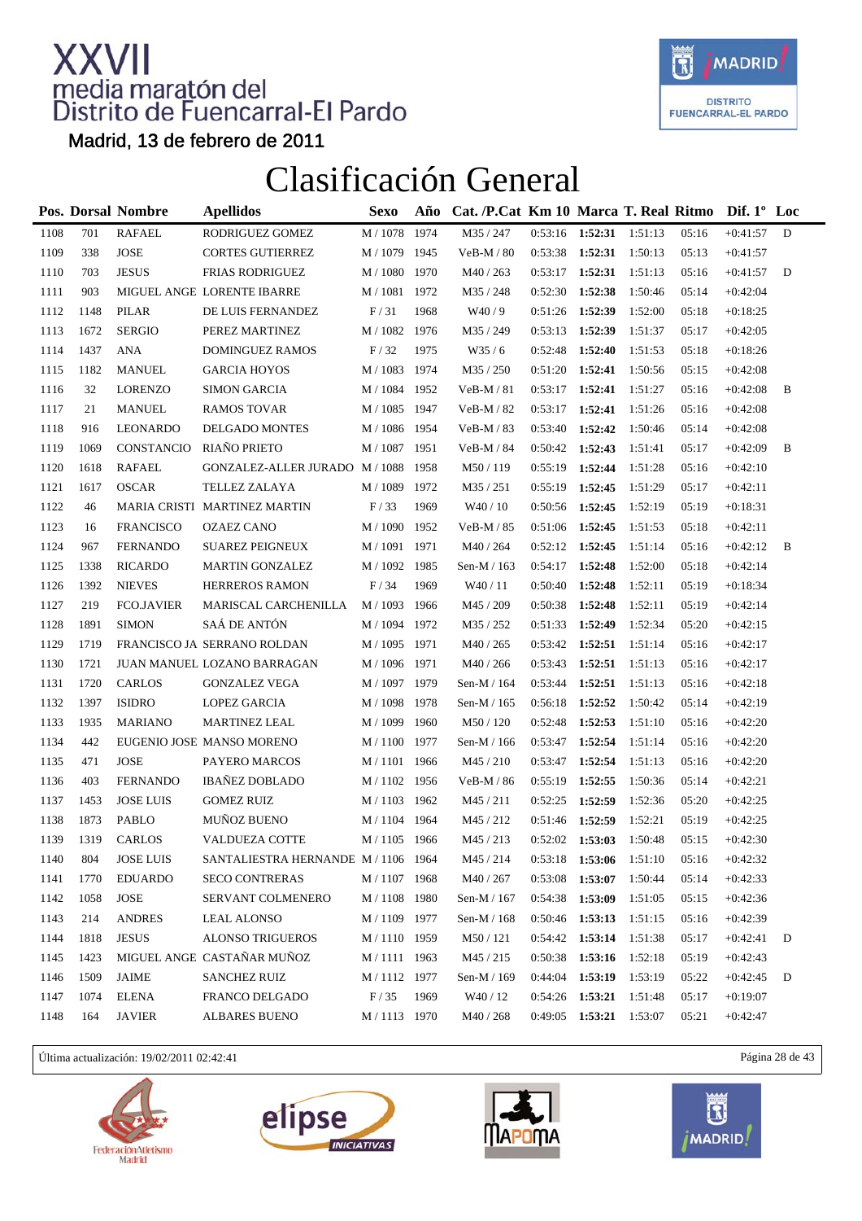# XXVII media maratón del Distrito de Fuencarral-El Pardo

Madrid, 13 de febrero de 2011

## Clasificación General

| Pos. | Dorsal | Nombre | Apellidos | Sexo | Año | Cat. /P.Cat | Km 10 | Marca | T. Real | Ritmo | Dif. 1º | Loc |
|---|---|---|---|---|---|---|---|---|---|---|---|---|
| 1108 | 701 | RAFAEL | RODRIGUEZ GOMEZ | M / 1078 | 1974 | M35 / 247 | 0:53:16 | **1:52:31** | 1:51:13 | 05:16 | +0:41:57 | D |
| 1109 | 338 | JOSE | CORTES GUTIERREZ | M / 1079 | 1945 | VeB-M / 80 | 0:53:38 | **1:52:31** | 1:50:13 | 05:13 | +0:41:57 | |
| 1110 | 703 | JESUS | FRIAS RODRIGUEZ | M / 1080 | 1970 | M40 / 263 | 0:53:17 | **1:52:31** | 1:51:13 | 05:16 | +0:41:57 | D |
| 1111 | 903 | MIGUEL ANGE | LORENTE IBARRE | M / 1081 | 1972 | M35 / 248 | 0:52:30 | **1:52:38** | 1:50:46 | 05:14 | +0:42:04 | |
| 1112 | 1148 | PILAR | DE LUIS FERNANDEZ | F / 31 | 1968 | W40 / 9 | 0:51:26 | **1:52:39** | 1:52:00 | 05:18 | +0:18:25 | |
| 1113 | 1672 | SERGIO | PEREZ MARTINEZ | M / 1082 | 1976 | M35 / 249 | 0:53:13 | **1:52:39** | 1:51:37 | 05:17 | +0:42:05 | |
| 1114 | 1437 | ANA | DOMINGUEZ RAMOS | F / 32 | 1975 | W35 / 6 | 0:52:48 | **1:52:40** | 1:51:53 | 05:18 | +0:18:26 | |
| 1115 | 1182 | MANUEL | GARCIA HOYOS | M / 1083 | 1974 | M35 / 250 | 0:51:20 | **1:52:41** | 1:50:56 | 05:15 | +0:42:08 | |
| 1116 | 32 | LORENZO | SIMON GARCIA | M / 1084 | 1952 | VeB-M / 81 | 0:53:17 | **1:52:41** | 1:51:27 | 05:16 | +0:42:08 | B |
| 1117 | 21 | MANUEL | RAMOS TOVAR | M / 1085 | 1947 | VeB-M / 82 | 0:53:17 | **1:52:41** | 1:51:26 | 05:16 | +0:42:08 | |
| 1118 | 916 | LEONARDO | DELGADO MONTES | M / 1086 | 1954 | VeB-M / 83 | 0:53:40 | **1:52:42** | 1:50:46 | 05:14 | +0:42:08 | |
| 1119 | 1069 | CONSTANCIO | RIAÑO PRIETO | M / 1087 | 1951 | VeB-M / 84 | 0:50:42 | **1:52:43** | 1:51:41 | 05:17 | +0:42:09 | B |
| 1120 | 1618 | RAFAEL | GONZALEZ-ALLER JURADO | M / 1088 | 1958 | M50 / 119 | 0:55:19 | **1:52:44** | 1:51:28 | 05:16 | +0:42:10 | |
| 1121 | 1617 | OSCAR | TELLEZ ZALAYA | M / 1089 | 1972 | M35 / 251 | 0:55:19 | **1:52:45** | 1:51:29 | 05:17 | +0:42:11 | |
| 1122 | 46 | MARIA CRISTI | MARTINEZ MARTIN | F / 33 | 1969 | W40 / 10 | 0:50:56 | **1:52:45** | 1:52:19 | 05:19 | +0:18:31 | |
| 1123 | 16 | FRANCISCO | OZAEZ CANO | M / 1090 | 1952 | VeB-M / 85 | 0:51:06 | **1:52:45** | 1:51:53 | 05:18 | +0:42:11 | |
| 1124 | 967 | FERNANDO | SUAREZ PEIGNEUX | M / 1091 | 1971 | M40 / 264 | 0:52:12 | **1:52:45** | 1:51:14 | 05:16 | +0:42:12 | B |
| 1125 | 1338 | RICARDO | MARTIN GONZALEZ | M / 1092 | 1985 | Sen-M / 163 | 0:54:17 | **1:52:48** | 1:52:00 | 05:18 | +0:42:14 | |
| 1126 | 1392 | NIEVES | HERREROS RAMON | F / 34 | 1969 | W40 / 11 | 0:50:40 | **1:52:48** | 1:52:11 | 05:19 | +0:18:34 | |
| 1127 | 219 | FCO.JAVIER | MARISCAL CARCHENILLA | M / 1093 | 1966 | M45 / 209 | 0:50:38 | **1:52:48** | 1:52:11 | 05:19 | +0:42:14 | |
| 1128 | 1891 | SIMON | SAÁ DE ANTÓN | M / 1094 | 1972 | M35 / 252 | 0:51:33 | **1:52:49** | 1:52:34 | 05:20 | +0:42:15 | |
| 1129 | 1719 | FRANCISCO JA | SERRANO ROLDAN | M / 1095 | 1971 | M40 / 265 | 0:53:42 | **1:52:51** | 1:51:14 | 05:16 | +0:42:17 | |
| 1130 | 1721 | JUAN MANUEL | LOZANO BARRAGAN | M / 1096 | 1971 | M40 / 266 | 0:53:43 | **1:52:51** | 1:51:13 | 05:16 | +0:42:17 | |
| 1131 | 1720 | CARLOS | GONZALEZ VEGA | M / 1097 | 1979 | Sen-M / 164 | 0:53:44 | **1:52:51** | 1:51:13 | 05:16 | +0:42:18 | |
| 1132 | 1397 | ISIDRO | LOPEZ GARCIA | M / 1098 | 1978 | Sen-M / 165 | 0:56:18 | **1:52:52** | 1:50:42 | 05:14 | +0:42:19 | |
| 1133 | 1935 | MARIANO | MARTINEZ LEAL | M / 1099 | 1960 | M50 / 120 | 0:52:48 | **1:52:53** | 1:51:10 | 05:16 | +0:42:20 | |
| 1134 | 442 | EUGENIO JOSE | MANSO MORENO | M / 1100 | 1977 | Sen-M / 166 | 0:53:47 | **1:52:54** | 1:51:14 | 05:16 | +0:42:20 | |
| 1135 | 471 | JOSE | PAYERO MARCOS | M / 1101 | 1966 | M45 / 210 | 0:53:47 | **1:52:54** | 1:51:13 | 05:16 | +0:42:20 | |
| 1136 | 403 | FERNANDO | IBAÑEZ DOBLADO | M / 1102 | 1956 | VeB-M / 86 | 0:55:19 | **1:52:55** | 1:50:36 | 05:14 | +0:42:21 | |
| 1137 | 1453 | JOSE LUIS | GOMEZ RUIZ | M / 1103 | 1962 | M45 / 211 | 0:52:25 | **1:52:59** | 1:52:36 | 05:20 | +0:42:25 | |
| 1138 | 1873 | PABLO | MUÑOZ BUENO | M / 1104 | 1964 | M45 / 212 | 0:51:46 | **1:52:59** | 1:52:21 | 05:19 | +0:42:25 | |
| 1139 | 1319 | CARLOS | VALDUEZA COTTE | M / 1105 | 1966 | M45 / 213 | 0:52:02 | **1:53:03** | 1:50:48 | 05:15 | +0:42:30 | |
| 1140 | 804 | JOSE LUIS | SANTALIESTRA HERNANDE | M / 1106 | 1964 | M45 / 214 | 0:53:18 | **1:53:06** | 1:51:10 | 05:16 | +0:42:32 | |
| 1141 | 1770 | EDUARDO | SECO CONTRERAS | M / 1107 | 1968 | M40 / 267 | 0:53:08 | **1:53:07** | 1:50:44 | 05:14 | +0:42:33 | |
| 1142 | 1058 | JOSE | SERVANT COLMENERO | M / 1108 | 1980 | Sen-M / 167 | 0:54:38 | **1:53:09** | 1:51:05 | 05:15 | +0:42:36 | |
| 1143 | 214 | ANDRES | LEAL ALONSO | M / 1109 | 1977 | Sen-M / 168 | 0:50:46 | **1:53:13** | 1:51:15 | 05:16 | +0:42:39 | |
| 1144 | 1818 | JESUS | ALONSO TRIGUEROS | M / 1110 | 1959 | M50 / 121 | 0:54:42 | **1:53:14** | 1:51:38 | 05:17 | +0:42:41 | D |
| 1145 | 1423 | MIGUEL ANGE | CASTAÑAR MUÑOZ | M / 1111 | 1963 | M45 / 215 | 0:50:38 | **1:53:16** | 1:52:18 | 05:19 | +0:42:43 | |
| 1146 | 1509 | JAIME | SANCHEZ RUIZ | M / 1112 | 1977 | Sen-M / 169 | 0:44:04 | **1:53:19** | 1:53:19 | 05:22 | +0:42:45 | D |
| 1147 | 1074 | ELENA | FRANCO DELGADO | F / 35 | 1969 | W40 / 12 | 0:54:26 | **1:53:21** | 1:51:48 | 05:17 | +0:19:07 | |
| 1148 | 164 | JAVIER | ALBARES BUENO | M / 1113 | 1970 | M40 / 268 | 0:49:05 | **1:53:21** | 1:53:07 | 05:21 | +0:42:47 | |

Última actualización: 19/02/2011 02:42:41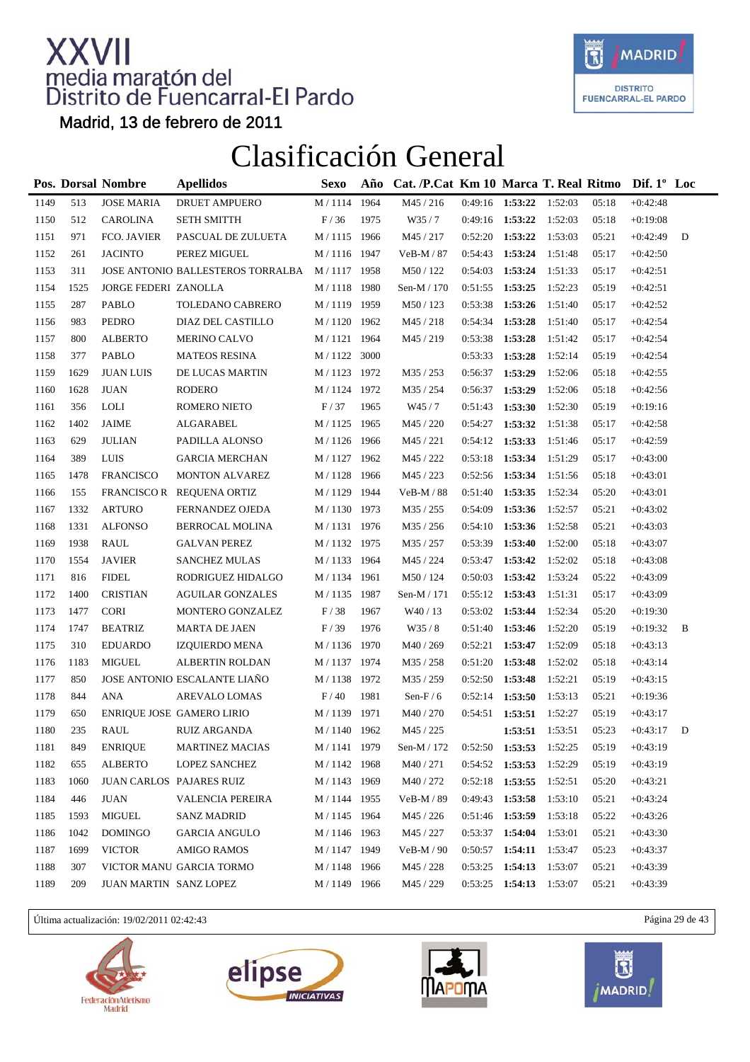# XXVII media maratón del Distrito de Fuencarral-El Pardo

Madrid, 13 de febrero de 2011

## Clasificación General

| Pos. | Dorsal | Nombre | Apellidos | Sexo | Año | Cat. /P.Cat | Km 10 | Marca | T. Real | Ritmo | Dif. 1º | Loc |
|---|---|---|---|---|---|---|---|---|---|---|---|---|
| 1149 | 513 | JOSE MARIA | DRUET AMPUERO | M / 1114 | 1964 | M45 / 216 | 0:49:16 | **1:53:22** | 1:52:03 | 05:18 | +0:42:48 | |
| 1150 | 512 | CAROLINA | SETH SMITTH | F / 36 | 1975 | W35 / 7 | 0:49:16 | **1:53:22** | 1:52:03 | 05:18 | +0:19:08 | |
| 1151 | 971 | FCO. JAVIER | PASCUAL DE ZULUETA | M / 1115 | 1966 | M45 / 217 | 0:52:20 | **1:53:22** | 1:53:03 | 05:21 | +0:42:49 | D |
| 1152 | 261 | JACINTO | PEREZ MIGUEL | M / 1116 | 1947 | VeB-M / 87 | 0:54:43 | **1:53:24** | 1:51:48 | 05:17 | +0:42:50 | |
| 1153 | 311 | JOSE ANTONIO | BALLESTEROS TORRALBA | M / 1117 | 1958 | M50 / 122 | 0:54:03 | **1:53:24** | 1:51:33 | 05:17 | +0:42:51 | |
| 1154 | 1525 | JORGE FEDERI | ZANOLLA | M / 1118 | 1980 | Sen-M / 170 | 0:51:55 | **1:53:25** | 1:52:23 | 05:19 | +0:42:51 | |
| 1155 | 287 | PABLO | TOLEDANO CABRERO | M / 1119 | 1959 | M50 / 123 | 0:53:38 | **1:53:26** | 1:51:40 | 05:17 | +0:42:52 | |
| 1156 | 983 | PEDRO | DIAZ DEL CASTILLO | M / 1120 | 1962 | M45 / 218 | 0:54:34 | **1:53:28** | 1:51:40 | 05:17 | +0:42:54 | |
| 1157 | 800 | ALBERTO | MERINO CALVO | M / 1121 | 1964 | M45 / 219 | 0:53:38 | **1:53:28** | 1:51:42 | 05:17 | +0:42:54 | |
| 1158 | 377 | PABLO | MATEOS RESINA | M / 1122 | 3000 | | 0:53:33 | **1:53:28** | 1:52:14 | 05:19 | +0:42:54 | |
| 1159 | 1629 | JUAN LUIS | DE LUCAS MARTIN | M / 1123 | 1972 | M35 / 253 | 0:56:37 | **1:53:29** | 1:52:06 | 05:18 | +0:42:55 | |
| 1160 | 1628 | JUAN | RODERO | M / 1124 | 1972 | M35 / 254 | 0:56:37 | **1:53:29** | 1:52:06 | 05:18 | +0:42:56 | |
| 1161 | 356 | LOLI | ROMERO NIETO | F / 37 | 1965 | W45 / 7 | 0:51:43 | **1:53:30** | 1:52:30 | 05:19 | +0:19:16 | |
| 1162 | 1402 | JAIME | ALGARABEL | M / 1125 | 1965 | M45 / 220 | 0:54:27 | **1:53:32** | 1:51:38 | 05:17 | +0:42:58 | |
| 1163 | 629 | JULIAN | PADILLA ALONSO | M / 1126 | 1966 | M45 / 221 | 0:54:12 | **1:53:33** | 1:51:46 | 05:17 | +0:42:59 | |
| 1164 | 389 | LUIS | GARCIA MERCHAN | M / 1127 | 1962 | M45 / 222 | 0:53:18 | **1:53:34** | 1:51:29 | 05:17 | +0:43:00 | |
| 1165 | 1478 | FRANCISCO | MONTON ALVAREZ | M / 1128 | 1966 | M45 / 223 | 0:52:56 | **1:53:34** | 1:51:56 | 05:18 | +0:43:01 | |
| 1166 | 155 | FRANCISCO R | REQUENA ORTIZ | M / 1129 | 1944 | VeB-M / 88 | 0:51:40 | **1:53:35** | 1:52:34 | 05:20 | +0:43:01 | |
| 1167 | 1332 | ARTURO | FERNANDEZ OJEDA | M / 1130 | 1973 | M35 / 255 | 0:54:09 | **1:53:36** | 1:52:57 | 05:21 | +0:43:02 | |
| 1168 | 1331 | ALFONSO | BERROCAL MOLINA | M / 1131 | 1976 | M35 / 256 | 0:54:10 | **1:53:36** | 1:52:58 | 05:21 | +0:43:03 | |
| 1169 | 1938 | RAUL | GALVAN PEREZ | M / 1132 | 1975 | M35 / 257 | 0:53:39 | **1:53:40** | 1:52:00 | 05:18 | +0:43:07 | |
| 1170 | 1554 | JAVIER | SANCHEZ MULAS | M / 1133 | 1964 | M45 / 224 | 0:53:47 | **1:53:42** | 1:52:02 | 05:18 | +0:43:08 | |
| 1171 | 816 | FIDEL | RODRIGUEZ HIDALGO | M / 1134 | 1961 | M50 / 124 | 0:50:03 | **1:53:42** | 1:53:24 | 05:22 | +0:43:09 | |
| 1172 | 1400 | CRISTIAN | AGUILAR GONZALES | M / 1135 | 1987 | Sen-M / 171 | 0:55:12 | **1:53:43** | 1:51:31 | 05:17 | +0:43:09 | |
| 1173 | 1477 | CORI | MONTERO GONZALEZ | F / 38 | 1967 | W40 / 13 | 0:53:02 | **1:53:44** | 1:52:34 | 05:20 | +0:19:30 | |
| 1174 | 1747 | BEATRIZ | MARTA DE JAEN | F / 39 | 1976 | W35 / 8 | 0:51:40 | **1:53:46** | 1:52:20 | 05:19 | +0:19:32 | B |
| 1175 | 310 | EDUARDO | IZQUIERDO MENA | M / 1136 | 1970 | M40 / 269 | 0:52:21 | **1:53:47** | 1:52:09 | 05:18 | +0:43:13 | |
| 1176 | 1183 | MIGUEL | ALBERTIN ROLDAN | M / 1137 | 1974 | M35 / 258 | 0:51:20 | **1:53:48** | 1:52:02 | 05:18 | +0:43:14 | |
| 1177 | 850 | JOSE ANTONIO | ESCALANTE LIAÑO | M / 1138 | 1972 | M35 / 259 | 0:52:50 | **1:53:48** | 1:52:21 | 05:19 | +0:43:15 | |
| 1178 | 844 | ANA | AREVALO LOMAS | F / 40 | 1981 | Sen-F / 6 | 0:52:14 | **1:53:50** | 1:53:13 | 05:21 | +0:19:36 | |
| 1179 | 650 | ENRIQUE JOSE | GAMERO LIRIO | M / 1139 | 1971 | M40 / 270 | 0:54:51 | **1:53:51** | 1:52:27 | 05:19 | +0:43:17 | |
| 1180 | 235 | RAUL | RUIZ ARGANDA | M / 1140 | 1962 | M45 / 225 | | **1:53:51** | 1:53:51 | 05:23 | +0:43:17 | D |
| 1181 | 849 | ENRIQUE | MARTINEZ MACIAS | M / 1141 | 1979 | Sen-M / 172 | 0:52:50 | **1:53:53** | 1:52:25 | 05:19 | +0:43:19 | |
| 1182 | 655 | ALBERTO | LOPEZ SANCHEZ | M / 1142 | 1968 | M40 / 271 | 0:54:52 | **1:53:53** | 1:52:29 | 05:19 | +0:43:19 | |
| 1183 | 1060 | JUAN CARLOS | PAJARES RUIZ | M / 1143 | 1969 | M40 / 272 | 0:52:18 | **1:53:55** | 1:52:51 | 05:20 | +0:43:21 | |
| 1184 | 446 | JUAN | VALENCIA PEREIRA | M / 1144 | 1955 | VeB-M / 89 | 0:49:43 | **1:53:58** | 1:53:10 | 05:21 | +0:43:24 | |
| 1185 | 1593 | MIGUEL | SANZ MADRID | M / 1145 | 1964 | M45 / 226 | 0:51:46 | **1:53:59** | 1:53:18 | 05:22 | +0:43:26 | |
| 1186 | 1042 | DOMINGO | GARCIA ANGULO | M / 1146 | 1963 | M45 / 227 | 0:53:37 | **1:54:04** | 1:53:01 | 05:21 | +0:43:30 | |
| 1187 | 1699 | VICTOR | AMIGO RAMOS | M / 1147 | 1949 | VeB-M / 90 | 0:50:57 | **1:54:11** | 1:53:47 | 05:23 | +0:43:37 | |
| 1188 | 307 | VICTOR MANU | GARCIA TORMO | M / 1148 | 1966 | M45 / 228 | 0:53:25 | **1:54:13** | 1:53:07 | 05:21 | +0:43:39 | |
| 1189 | 209 | JUAN MARTIN | SANZ LOPEZ | M / 1149 | 1966 | M45 / 229 | 0:53:25 | **1:54:13** | 1:53:07 | 05:21 | +0:43:39 | |

Última actualización: 19/02/2011 02:42:43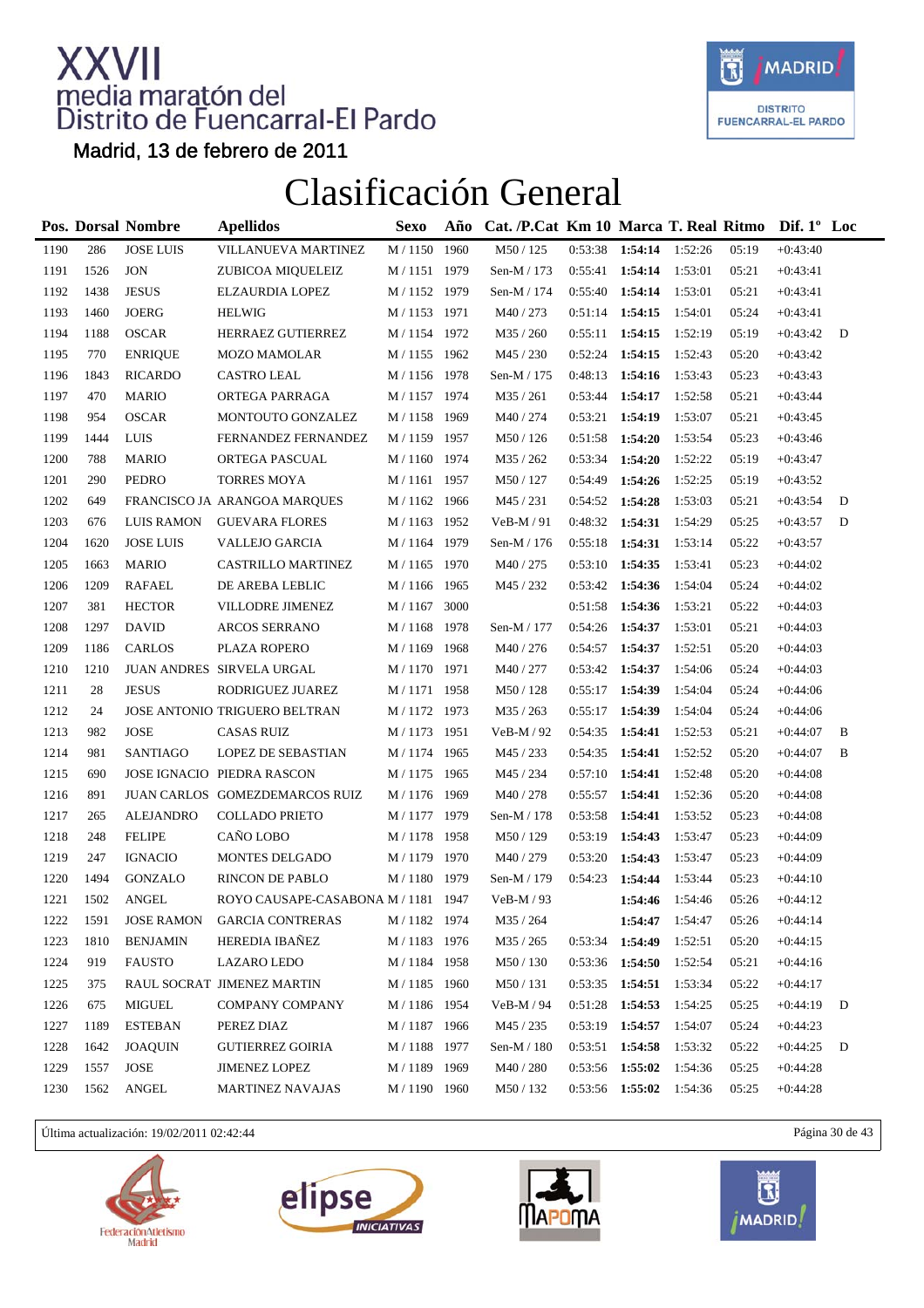# XXVII media maratón del Distrito de Fuencarral-El Pardo

Madrid, 13 de febrero de 2011

## Clasificación General

| Pos. | Dorsal | Nombre | Apellidos | Sexo | Año | Cat. /P.Cat | Km 10 | Marca | T. Real | Ritmo | Dif. 1º | Loc |
|---|---|---|---|---|---|---|---|---|---|---|---|---|
| 1190 | 286 | JOSE LUIS | VILLANUEVA MARTINEZ | M / 1150 | 1960 | M50 / 125 | 0:53:38 | **1:54:14** | 1:52:26 | 05:19 | +0:43:40 | |
| 1191 | 1526 | JON | ZUBICOA MIQUELEIZ | M / 1151 | 1979 | Sen-M / 173 | 0:55:41 | **1:54:14** | 1:53:01 | 05:21 | +0:43:41 | |
| 1192 | 1438 | JESUS | ELZAURDIA LOPEZ | M / 1152 | 1979 | Sen-M / 174 | 0:55:40 | **1:54:14** | 1:53:01 | 05:21 | +0:43:41 | |
| 1193 | 1460 | JOERG | HELWIG | M / 1153 | 1971 | M40 / 273 | 0:51:14 | **1:54:15** | 1:54:01 | 05:24 | +0:43:41 | |
| 1194 | 1188 | OSCAR | HERRAEZ GUTIERREZ | M / 1154 | 1972 | M35 / 260 | 0:55:11 | **1:54:15** | 1:52:19 | 05:19 | +0:43:42 | D |
| 1195 | 770 | ENRIQUE | MOZO MAMOLAR | M / 1155 | 1962 | M45 / 230 | 0:52:24 | **1:54:15** | 1:52:43 | 05:20 | +0:43:42 | |
| 1196 | 1843 | RICARDO | CASTRO LEAL | M / 1156 | 1978 | Sen-M / 175 | 0:48:13 | **1:54:16** | 1:53:43 | 05:23 | +0:43:43 | |
| 1197 | 470 | MARIO | ORTEGA PARRAGA | M / 1157 | 1974 | M35 / 261 | 0:53:44 | **1:54:17** | 1:52:58 | 05:21 | +0:43:44 | |
| 1198 | 954 | OSCAR | MONTOUTO GONZALEZ | M / 1158 | 1969 | M40 / 274 | 0:53:21 | **1:54:19** | 1:53:07 | 05:21 | +0:43:45 | |
| 1199 | 1444 | LUIS | FERNANDEZ FERNANDEZ | M / 1159 | 1957 | M50 / 126 | 0:51:58 | **1:54:20** | 1:53:54 | 05:23 | +0:43:46 | |
| 1200 | 788 | MARIO | ORTEGA PASCUAL | M / 1160 | 1974 | M35 / 262 | 0:53:34 | **1:54:20** | 1:52:22 | 05:19 | +0:43:47 | |
| 1201 | 290 | PEDRO | TORRES MOYA | M / 1161 | 1957 | M50 / 127 | 0:54:49 | **1:54:26** | 1:52:25 | 05:19 | +0:43:52 | |
| 1202 | 649 | FRANCISCO JA | ARANGOA MARQUES | M / 1162 | 1966 | M45 / 231 | 0:54:52 | **1:54:28** | 1:53:03 | 05:21 | +0:43:54 | D |
| 1203 | 676 | LUIS RAMON | GUEVARA FLORES | M / 1163 | 1952 | VeB-M / 91 | 0:48:32 | **1:54:31** | 1:54:29 | 05:25 | +0:43:57 | D |
| 1204 | 1620 | JOSE LUIS | VALLEJO GARCIA | M / 1164 | 1979 | Sen-M / 176 | 0:55:18 | **1:54:31** | 1:53:14 | 05:22 | +0:43:57 | |
| 1205 | 1663 | MARIO | CASTRILLO MARTINEZ | M / 1165 | 1970 | M40 / 275 | 0:53:10 | **1:54:35** | 1:53:41 | 05:23 | +0:44:02 | |
| 1206 | 1209 | RAFAEL | DE AREBA LEBLIC | M / 1166 | 1965 | M45 / 232 | 0:53:42 | **1:54:36** | 1:54:04 | 05:24 | +0:44:02 | |
| 1207 | 381 | HECTOR | VILLODRE JIMENEZ | M / 1167 | 3000 | | 0:51:58 | **1:54:36** | 1:53:21 | 05:22 | +0:44:03 | |
| 1208 | 1297 | DAVID | ARCOS SERRANO | M / 1168 | 1978 | Sen-M / 177 | 0:54:26 | **1:54:37** | 1:53:01 | 05:21 | +0:44:03 | |
| 1209 | 1186 | CARLOS | PLAZA ROPERO | M / 1169 | 1968 | M40 / 276 | 0:54:57 | **1:54:37** | 1:52:51 | 05:20 | +0:44:03 | |
| 1210 | 1210 | JUAN ANDRES | SIRVELA URGAL | M / 1170 | 1971 | M40 / 277 | 0:53:42 | **1:54:37** | 1:54:06 | 05:24 | +0:44:03 | |
| 1211 | 28 | JESUS | RODRIGUEZ JUAREZ | M / 1171 | 1958 | M50 / 128 | 0:55:17 | **1:54:39** | 1:54:04 | 05:24 | +0:44:06 | |
| 1212 | 24 | JOSE ANTONIO | TRIGUERO BELTRAN | M / 1172 | 1973 | M35 / 263 | 0:55:17 | **1:54:39** | 1:54:04 | 05:24 | +0:44:06 | |
| 1213 | 982 | JOSE | CASAS RUIZ | M / 1173 | 1951 | VeB-M / 92 | 0:54:35 | **1:54:41** | 1:52:53 | 05:21 | +0:44:07 | B |
| 1214 | 981 | SANTIAGO | LOPEZ DE SEBASTIAN | M / 1174 | 1965 | M45 / 233 | 0:54:35 | **1:54:41** | 1:52:52 | 05:20 | +0:44:07 | B |
| 1215 | 690 | JOSE IGNACIO | PIEDRA RASCON | M / 1175 | 1965 | M45 / 234 | 0:57:10 | **1:54:41** | 1:52:48 | 05:20 | +0:44:08 | |
| 1216 | 891 | JUAN CARLOS | GOMEZDEMARCOS RUIZ | M / 1176 | 1969 | M40 / 278 | 0:55:57 | **1:54:41** | 1:52:36 | 05:20 | +0:44:08 | |
| 1217 | 265 | ALEJANDRO | COLLADO PRIETO | M / 1177 | 1979 | Sen-M / 178 | 0:53:58 | **1:54:41** | 1:53:52 | 05:23 | +0:44:08 | |
| 1218 | 248 | FELIPE | CAÑO LOBO | M / 1178 | 1958 | M50 / 129 | 0:53:19 | **1:54:43** | 1:53:47 | 05:23 | +0:44:09 | |
| 1219 | 247 | IGNACIO | MONTES DELGADO | M / 1179 | 1970 | M40 / 279 | 0:53:20 | **1:54:43** | 1:53:47 | 05:23 | +0:44:09 | |
| 1220 | 1494 | GONZALO | RINCON DE PABLO | M / 1180 | 1979 | Sen-M / 179 | 0:54:23 | **1:54:44** | 1:53:44 | 05:23 | +0:44:10 | |
| 1221 | 1502 | ANGEL | ROYO CAUSAPE-CASABONA | M / 1181 | 1947 | VeB-M / 93 | | **1:54:46** | 1:54:46 | 05:26 | +0:44:12 | |
| 1222 | 1591 | JOSE RAMON | GARCIA CONTRERAS | M / 1182 | 1974 | M35 / 264 | | **1:54:47** | 1:54:47 | 05:26 | +0:44:14 | |
| 1223 | 1810 | BENJAMIN | HEREDIA IBAÑEZ | M / 1183 | 1976 | M35 / 265 | 0:53:34 | **1:54:49** | 1:52:51 | 05:20 | +0:44:15 | |
| 1224 | 919 | FAUSTO | LAZARO LEDO | M / 1184 | 1958 | M50 / 130 | 0:53:36 | **1:54:50** | 1:52:54 | 05:21 | +0:44:16 | |
| 1225 | 375 | RAUL SOCRAT | JIMENEZ MARTIN | M / 1185 | 1960 | M50 / 131 | 0:53:35 | **1:54:51** | 1:53:34 | 05:22 | +0:44:17 | |
| 1226 | 675 | MIGUEL | COMPANY COMPANY | M / 1186 | 1954 | VeB-M / 94 | 0:51:28 | **1:54:53** | 1:54:25 | 05:25 | +0:44:19 | D |
| 1227 | 1189 | ESTEBAN | PEREZ DIAZ | M / 1187 | 1966 | M45 / 235 | 0:53:19 | **1:54:57** | 1:54:07 | 05:24 | +0:44:23 | |
| 1228 | 1642 | JOAQUIN | GUTIERREZ GOIRIA | M / 1188 | 1977 | Sen-M / 180 | 0:53:51 | **1:54:58** | 1:53:32 | 05:22 | +0:44:25 | D |
| 1229 | 1557 | JOSE | JIMENEZ LOPEZ | M / 1189 | 1969 | M40 / 280 | 0:53:56 | **1:55:02** | 1:54:36 | 05:25 | +0:44:28 | |
| 1230 | 1562 | ANGEL | MARTINEZ NAVAJAS | M / 1190 | 1960 | M50 / 132 | 0:53:56 | **1:55:02** | 1:54:36 | 05:25 | +0:44:28 | |

Última actualización: 19/02/2011 02:42:44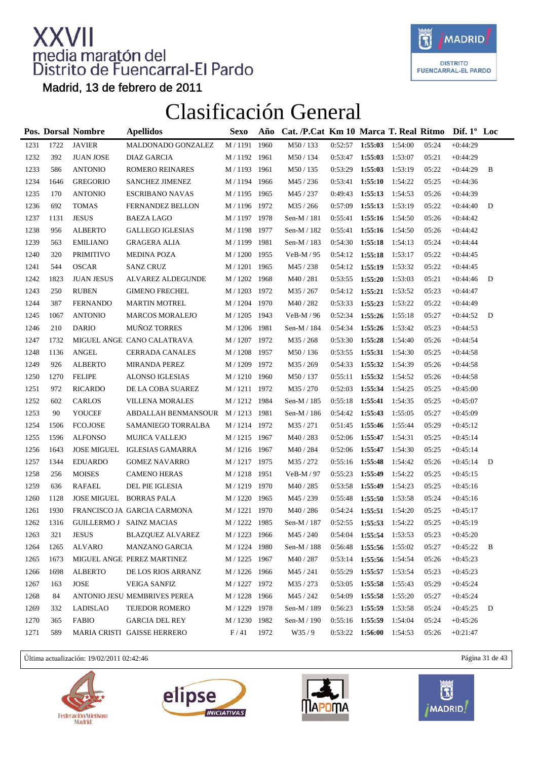# XXVII media maratón del Distrito de Fuencarral-El Pardo

Madrid, 13 de febrero de 2011

## Clasificación General

| Pos. | Dorsal | Nombre | Apellidos | Sexo | Año | Cat. /P.Cat | Km 10 | Marca | T. Real | Ritmo | Dif. 1º | Loc |
|---|---|---|---|---|---|---|---|---|---|---|---|---|
| 1231 | 1722 | JAVIER | MALDONADO GONZALEZ | M / 1191 | 1960 | M50 / 133 | 0:52:57 | **1:55:03** | 1:54:00 | 05:24 | +0:44:29 | |
| 1232 | 392 | JUAN JOSE | DIAZ GARCIA | M / 1192 | 1961 | M50 / 134 | 0:53:47 | **1:55:03** | 1:53:07 | 05:21 | +0:44:29 | |
| 1233 | 586 | ANTONIO | ROMERO REINARES | M / 1193 | 1961 | M50 / 135 | 0:53:29 | **1:55:03** | 1:53:19 | 05:22 | +0:44:29 | B |
| 1234 | 1646 | GREGORIO | SANCHEZ JIMENEZ | M / 1194 | 1966 | M45 / 236 | 0:53:41 | **1:55:10** | 1:54:22 | 05:25 | +0:44:36 | |
| 1235 | 170 | ANTONIO | ESCRIBANO NAVAS | M / 1195 | 1965 | M45 / 237 | 0:49:43 | **1:55:13** | 1:54:53 | 05:26 | +0:44:39 | |
| 1236 | 692 | TOMAS | FERNANDEZ BELLON | M / 1196 | 1972 | M35 / 266 | 0:57:09 | **1:55:13** | 1:53:19 | 05:22 | +0:44:40 | D |
| 1237 | 1131 | JESUS | BAEZA LAGO | M / 1197 | 1978 | Sen-M / 181 | 0:55:41 | **1:55:16** | 1:54:50 | 05:26 | +0:44:42 | |
| 1238 | 956 | ALBERTO | GALLEGO IGLESIAS | M / 1198 | 1977 | Sen-M / 182 | 0:55:41 | **1:55:16** | 1:54:50 | 05:26 | +0:44:42 | |
| 1239 | 563 | EMILIANO | GRAGERA ALIA | M / 1199 | 1981 | Sen-M / 183 | 0:54:30 | **1:55:18** | 1:54:13 | 05:24 | +0:44:44 | |
| 1240 | 320 | PRIMITIVO | MEDINA POZA | M / 1200 | 1955 | VeB-M / 95 | 0:54:12 | **1:55:18** | 1:53:17 | 05:22 | +0:44:45 | |
| 1241 | 544 | OSCAR | SANZ CRUZ | M / 1201 | 1965 | M45 / 238 | 0:54:12 | **1:55:19** | 1:53:32 | 05:22 | +0:44:45 | |
| 1242 | 1823 | JUAN JESUS | ALVAREZ ALDEGUNDE | M / 1202 | 1968 | M40 / 281 | 0:53:55 | **1:55:20** | 1:53:03 | 05:21 | +0:44:46 | D |
| 1243 | 250 | RUBEN | GIMENO FRECHEL | M / 1203 | 1972 | M35 / 267 | 0:54:12 | **1:55:21** | 1:53:52 | 05:23 | +0:44:47 | |
| 1244 | 387 | FERNANDO | MARTIN MOTREL | M / 1204 | 1970 | M40 / 282 | 0:53:33 | **1:55:23** | 1:53:22 | 05:22 | +0:44:49 | |
| 1245 | 1067 | ANTONIO | MARCOS MORALEJO | M / 1205 | 1943 | VeB-M / 96 | 0:52:34 | **1:55:26** | 1:55:18 | 05:27 | +0:44:52 | D |
| 1246 | 210 | DARIO | MUÑOZ TORRES | M / 1206 | 1981 | Sen-M / 184 | 0:54:34 | **1:55:26** | 1:53:42 | 05:23 | +0:44:53 | |
| 1247 | 1732 | MIGUEL ANGE | CANO CALATRAVA | M / 1207 | 1972 | M35 / 268 | 0:53:30 | **1:55:28** | 1:54:40 | 05:26 | +0:44:54 | |
| 1248 | 1136 | ANGEL | CERRADA CANALES | M / 1208 | 1957 | M50 / 136 | 0:53:55 | **1:55:31** | 1:54:30 | 05:25 | +0:44:58 | |
| 1249 | 926 | ALBERTO | MIRANDA PEREZ | M / 1209 | 1972 | M35 / 269 | 0:54:33 | **1:55:32** | 1:54:39 | 05:26 | +0:44:58 | |
| 1250 | 1270 | FELIPE | ALONSO IGLESIAS | M / 1210 | 1960 | M50 / 137 | 0:55:11 | **1:55:32** | 1:54:52 | 05:26 | +0:44:58 | |
| 1251 | 972 | RICARDO | DE LA COBA SUAREZ | M / 1211 | 1972 | M35 / 270 | 0:52:03 | **1:55:34** | 1:54:25 | 05:25 | +0:45:00 | |
| 1252 | 602 | CARLOS | VILLENA MORALES | M / 1212 | 1984 | Sen-M / 185 | 0:55:18 | **1:55:41** | 1:54:35 | 05:25 | +0:45:07 | |
| 1253 | 90 | YOUCEF | ABDALLAH BENMANSOUR | M / 1213 | 1981 | Sen-M / 186 | 0:54:42 | **1:55:43** | 1:55:05 | 05:27 | +0:45:09 | |
| 1254 | 1506 | FCO.JOSE | SAMANIEGO TORRALBA | M / 1214 | 1972 | M35 / 271 | 0:51:45 | **1:55:46** | 1:55:44 | 05:29 | +0:45:12 | |
| 1255 | 1596 | ALFONSO | MUJICA VALLEJO | M / 1215 | 1967 | M40 / 283 | 0:52:06 | **1:55:47** | 1:54:31 | 05:25 | +0:45:14 | |
| 1256 | 1643 | JOSE MIGUEL | IGLESIAS GAMARRA | M / 1216 | 1967 | M40 / 284 | 0:52:06 | **1:55:47** | 1:54:30 | 05:25 | +0:45:14 | |
| 1257 | 1344 | EDUARDO | GOMEZ NAVARRO | M / 1217 | 1975 | M35 / 272 | 0:55:16 | **1:55:48** | 1:54:42 | 05:26 | +0:45:14 | D |
| 1258 | 256 | MOISES | CAMENO HERAS | M / 1218 | 1951 | VeB-M / 97 | 0:55:23 | **1:55:49** | 1:54:22 | 05:25 | +0:45:15 | |
| 1259 | 636 | RAFAEL | DEL PIE IGLESIA | M / 1219 | 1970 | M40 / 285 | 0:53:58 | **1:55:49** | 1:54:23 | 05:25 | +0:45:16 | |
| 1260 | 1128 | JOSE MIGUEL | BORRAS PALA | M / 1220 | 1965 | M45 / 239 | 0:55:48 | **1:55:50** | 1:53:58 | 05:24 | +0:45:16 | |
| 1261 | 1930 | FRANCISCO JA | GARCIA CARMONA | M / 1221 | 1970 | M40 / 286 | 0:54:24 | **1:55:51** | 1:54:20 | 05:25 | +0:45:17 | |
| 1262 | 1316 | GUILLERMO J | SAINZ MACIAS | M / 1222 | 1985 | Sen-M / 187 | 0:52:55 | **1:55:53** | 1:54:22 | 05:25 | +0:45:19 | |
| 1263 | 321 | JESUS | BLAZQUEZ ALVAREZ | M / 1223 | 1966 | M45 / 240 | 0:54:04 | **1:55:54** | 1:53:53 | 05:23 | +0:45:20 | |
| 1264 | 1265 | ALVARO | MANZANO GARCIA | M / 1224 | 1980 | Sen-M / 188 | 0:56:48 | **1:55:56** | 1:55:02 | 05:27 | +0:45:22 | B |
| 1265 | 1673 | MIGUEL ANGE | PEREZ MARTINEZ | M / 1225 | 1967 | M40 / 287 | 0:53:14 | **1:55:56** | 1:54:54 | 05:26 | +0:45:23 | |
| 1266 | 1698 | ALBERTO | DE LOS RIOS ARRANZ | M / 1226 | 1966 | M45 / 241 | 0:55:29 | **1:55:57** | 1:53:54 | 05:23 | +0:45:23 | |
| 1267 | 163 | JOSE | VEIGA SANFIZ | M / 1227 | 1972 | M35 / 273 | 0:53:05 | **1:55:58** | 1:55:43 | 05:29 | +0:45:24 | |
| 1268 | 84 | ANTONIO JESU | MEMBRIVES PEREA | M / 1228 | 1966 | M45 / 242 | 0:54:09 | **1:55:58** | 1:55:20 | 05:27 | +0:45:24 | |
| 1269 | 332 | LADISLAO | TEJEDOR ROMERO | M / 1229 | 1978 | Sen-M / 189 | 0:56:23 | **1:55:59** | 1:53:58 | 05:24 | +0:45:25 | D |
| 1270 | 365 | FABIO | GARCIA DEL REY | M / 1230 | 1982 | Sen-M / 190 | 0:55:16 | **1:55:59** | 1:54:04 | 05:24 | +0:45:26 | |
| 1271 | 589 | MARIA CRISTI | GAISSE HERRERO | F / 41 | 1972 | W35 / 9 | 0:53:22 | **1:56:00** | 1:54:53 | 05:26 | +0:21:47 | |

Última actualización: 19/02/2011 02:42:46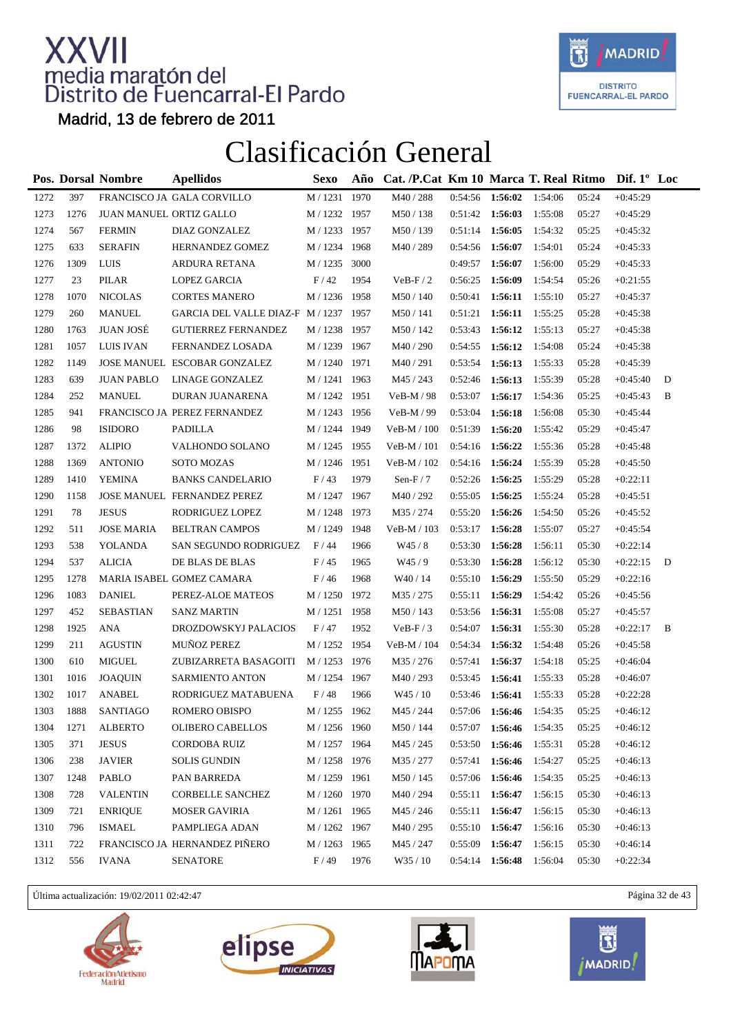# XXVII media maratón del Distrito de Fuencarral-El Pardo

Madrid, 13 de febrero de 2011

## Clasificación General

| Pos. | Dorsal | Nombre | Apellidos | Sexo | Año | Cat. /P.Cat | Km 10 | Marca | T. Real | Ritmo | Dif. 1º | Loc |
|---|---|---|---|---|---|---|---|---|---|---|---|---|
| 1272 | 397 | FRANCISCO JA | GALA CORVILLO | M / 1231 | 1970 | M40 / 288 | 0:54:56 | **1:56:02** | 1:54:06 | 05:24 | +0:45:29 | |
| 1273 | 1276 | JUAN MANUEL | ORTIZ GALLO | M / 1232 | 1957 | M50 / 138 | 0:51:42 | **1:56:03** | 1:55:08 | 05:27 | +0:45:29 | |
| 1274 | 567 | FERMIN | DIAZ GONZALEZ | M / 1233 | 1957 | M50 / 139 | 0:51:14 | **1:56:05** | 1:54:32 | 05:25 | +0:45:32 | |
| 1275 | 633 | SERAFIN | HERNANDEZ GOMEZ | M / 1234 | 1968 | M40 / 289 | 0:54:56 | **1:56:07** | 1:54:01 | 05:24 | +0:45:33 | |
| 1276 | 1309 | LUIS | ARDURA RETANA | M / 1235 | 3000 | | 0:49:57 | **1:56:07** | 1:56:00 | 05:29 | +0:45:33 | |
| 1277 | 23 | PILAR | LOPEZ GARCIA | F / 42 | 1954 | VeB-F / 2 | 0:56:25 | **1:56:09** | 1:54:54 | 05:26 | +0:21:55 | |
| 1278 | 1070 | NICOLAS | CORTES MANERO | M / 1236 | 1958 | M50 / 140 | 0:50:41 | **1:56:11** | 1:55:10 | 05:27 | +0:45:37 | |
| 1279 | 260 | MANUEL | GARCIA DEL VALLE DIAZ-F | M / 1237 | 1957 | M50 / 141 | 0:51:21 | **1:56:11** | 1:55:25 | 05:28 | +0:45:38 | |
| 1280 | 1763 | JUAN JOSÉ | GUTIERREZ FERNANDEZ | M / 1238 | 1957 | M50 / 142 | 0:53:43 | **1:56:12** | 1:55:13 | 05:27 | +0:45:38 | |
| 1281 | 1057 | LUIS IVAN | FERNANDEZ LOSADA | M / 1239 | 1967 | M40 / 290 | 0:54:55 | **1:56:12** | 1:54:08 | 05:24 | +0:45:38 | |
| 1282 | 1149 | JOSE MANUEL | ESCOBAR GONZALEZ | M / 1240 | 1971 | M40 / 291 | 0:53:54 | **1:56:13** | 1:55:33 | 05:28 | +0:45:39 | |
| 1283 | 639 | JUAN PABLO | LINAGE GONZALEZ | M / 1241 | 1963 | M45 / 243 | 0:52:46 | **1:56:13** | 1:55:39 | 05:28 | +0:45:40 | D |
| 1284 | 252 | MANUEL | DURAN JUANARENA | M / 1242 | 1951 | VeB-M / 98 | 0:53:07 | **1:56:17** | 1:54:36 | 05:25 | +0:45:43 | B |
| 1285 | 941 | FRANCISCO JA | PEREZ FERNANDEZ | M / 1243 | 1956 | VeB-M / 99 | 0:53:04 | **1:56:18** | 1:56:08 | 05:30 | +0:45:44 | |
| 1286 | 98 | ISIDORO | PADILLA | M / 1244 | 1949 | VeB-M / 100 | 0:51:39 | **1:56:20** | 1:55:42 | 05:29 | +0:45:47 | |
| 1287 | 1372 | ALIPIO | VALHONDO SOLANO | M / 1245 | 1955 | VeB-M / 101 | 0:54:16 | **1:56:22** | 1:55:36 | 05:28 | +0:45:48 | |
| 1288 | 1369 | ANTONIO | SOTO MOZAS | M / 1246 | 1951 | VeB-M / 102 | 0:54:16 | **1:56:24** | 1:55:39 | 05:28 | +0:45:50 | |
| 1289 | 1410 | YEMINA | BANKS CANDELARIO | F / 43 | 1979 | Sen-F / 7 | 0:52:26 | **1:56:25** | 1:55:29 | 05:28 | +0:22:11 | |
| 1290 | 1158 | JOSE MANUEL | FERNANDEZ PEREZ | M / 1247 | 1967 | M40 / 292 | 0:55:05 | **1:56:25** | 1:55:24 | 05:28 | +0:45:51 | |
| 1291 | 78 | JESUS | RODRIGUEZ LOPEZ | M / 1248 | 1973 | M35 / 274 | 0:55:20 | **1:56:26** | 1:54:50 | 05:26 | +0:45:52 | |
| 1292 | 511 | JOSE MARIA | BELTRAN CAMPOS | M / 1249 | 1948 | VeB-M / 103 | 0:53:17 | **1:56:28** | 1:55:07 | 05:27 | +0:45:54 | |
| 1293 | 538 | YOLANDA | SAN SEGUNDO RODRIGUEZ | F / 44 | 1966 | W45 / 8 | 0:53:30 | **1:56:28** | 1:56:11 | 05:30 | +0:22:14 | |
| 1294 | 537 | ALICIA | DE BLAS DE BLAS | F / 45 | 1965 | W45 / 9 | 0:53:30 | **1:56:28** | 1:56:12 | 05:30 | +0:22:15 | D |
| 1295 | 1278 | MARIA ISABEL | GOMEZ CAMARA | F / 46 | 1968 | W40 / 14 | 0:55:10 | **1:56:29** | 1:55:50 | 05:29 | +0:22:16 | |
| 1296 | 1083 | DANIEL | PEREZ-ALOE MATEOS | M / 1250 | 1972 | M35 / 275 | 0:55:11 | **1:56:29** | 1:54:42 | 05:26 | +0:45:56 | |
| 1297 | 452 | SEBASTIAN | SANZ MARTIN | M / 1251 | 1958 | M50 / 143 | 0:53:56 | **1:56:31** | 1:55:08 | 05:27 | +0:45:57 | |
| 1298 | 1925 | ANA | DROZDOWSKYJ PALACIOS | F / 47 | 1952 | VeB-F / 3 | 0:54:07 | **1:56:31** | 1:55:30 | 05:28 | +0:22:17 | B |
| 1299 | 211 | AGUSTIN | MUÑOZ PEREZ | M / 1252 | 1954 | VeB-M / 104 | 0:54:34 | **1:56:32** | 1:54:48 | 05:26 | +0:45:58 | |
| 1300 | 610 | MIGUEL | ZUBIZARRETA BASAGOITI | M / 1253 | 1976 | M35 / 276 | 0:57:41 | **1:56:37** | 1:54:18 | 05:25 | +0:46:04 | |
| 1301 | 1016 | JOAQUIN | SARMIENTO ANTON | M / 1254 | 1967 | M40 / 293 | 0:53:45 | **1:56:41** | 1:55:33 | 05:28 | +0:46:07 | |
| 1302 | 1017 | ANABEL | RODRIGUEZ MATABUENA | F / 48 | 1966 | W45 / 10 | 0:53:46 | **1:56:41** | 1:55:33 | 05:28 | +0:22:28 | |
| 1303 | 1888 | SANTIAGO | ROMERO OBISPO | M / 1255 | 1962 | M45 / 244 | 0:57:06 | **1:56:46** | 1:54:35 | 05:25 | +0:46:12 | |
| 1304 | 1271 | ALBERTO | OLIBERO CABELLOS | M / 1256 | 1960 | M50 / 144 | 0:57:07 | **1:56:46** | 1:54:35 | 05:25 | +0:46:12 | |
| 1305 | 371 | JESUS | CORDOBA RUIZ | M / 1257 | 1964 | M45 / 245 | 0:53:50 | **1:56:46** | 1:55:31 | 05:28 | +0:46:12 | |
| 1306 | 238 | JAVIER | SOLIS GUNDIN | M / 1258 | 1976 | M35 / 277 | 0:57:41 | **1:56:46** | 1:54:27 | 05:25 | +0:46:13 | |
| 1307 | 1248 | PABLO | PAN BARREDA | M / 1259 | 1961 | M50 / 145 | 0:57:06 | **1:56:46** | 1:54:35 | 05:25 | +0:46:13 | |
| 1308 | 728 | VALENTIN | CORBELLE SANCHEZ | M / 1260 | 1970 | M40 / 294 | 0:55:11 | **1:56:47** | 1:56:15 | 05:30 | +0:46:13 | |
| 1309 | 721 | ENRIQUE | MOSER GAVIRIA | M / 1261 | 1965 | M45 / 246 | 0:55:11 | **1:56:47** | 1:56:15 | 05:30 | +0:46:13 | |
| 1310 | 796 | ISMAEL | PAMPLIEGA ADAN | M / 1262 | 1967 | M40 / 295 | 0:55:10 | **1:56:47** | 1:56:16 | 05:30 | +0:46:13 | |
| 1311 | 722 | FRANCISCO JA | HERNANDEZ PIÑERO | M / 1263 | 1965 | M45 / 247 | 0:55:09 | **1:56:47** | 1:56:15 | 05:30 | +0:46:14 | |
| 1312 | 556 | IVANA | SENATORE | F / 49 | 1976 | W35 / 10 | 0:54:14 | **1:56:48** | 1:56:04 | 05:30 | +0:22:34 | |

Última actualización: 19/02/2011 02:42:47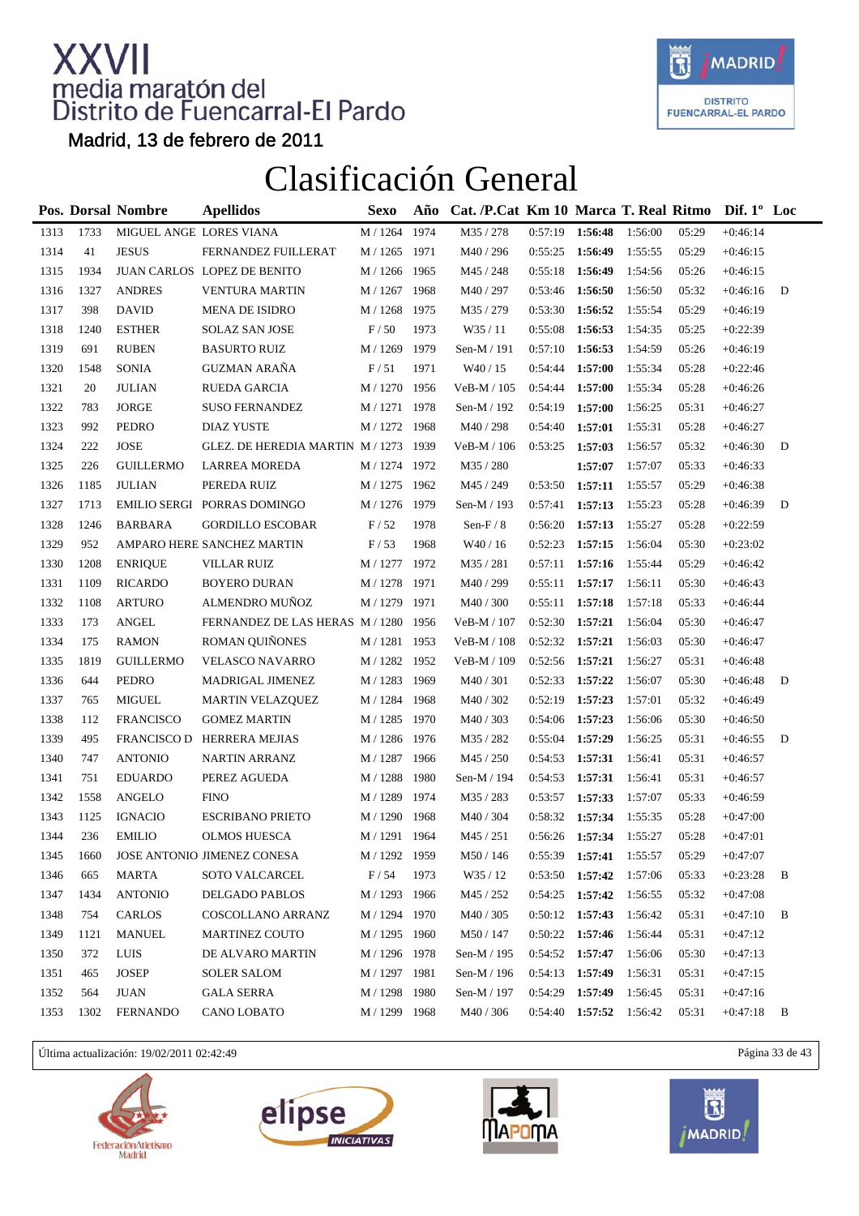# XXVII media maratón del Distrito de Fuencarral-El Pardo

Madrid, 13 de febrero de 2011

## Clasificación General

| Pos. | Dorsal | Nombre | Apellidos | Sexo | Año | Cat. /P.Cat | Km 10 | Marca | T. Real | Ritmo | Dif. 1º | Loc |
|---|---|---|---|---|---|---|---|---|---|---|---|---|
| 1313 | 1733 | MIGUEL ANGE | LORES VIANA | M / 1264 | 1974 | M35 / 278 | 0:57:19 | **1:56:48** | 1:56:00 | 05:29 | +0:46:14 | |
| 1314 | 41 | JESUS | FERNANDEZ FUILLERAT | M / 1265 | 1971 | M40 / 296 | 0:55:25 | **1:56:49** | 1:55:55 | 05:29 | +0:46:15 | |
| 1315 | 1934 | JUAN CARLOS | LOPEZ DE BENITO | M / 1266 | 1965 | M45 / 248 | 0:55:18 | **1:56:49** | 1:54:56 | 05:26 | +0:46:15 | |
| 1316 | 1327 | ANDRES | VENTURA MARTIN | M / 1267 | 1968 | M40 / 297 | 0:53:46 | **1:56:50** | 1:56:50 | 05:32 | +0:46:16 | D |
| 1317 | 398 | DAVID | MENA DE ISIDRO | M / 1268 | 1975 | M35 / 279 | 0:53:30 | **1:56:52** | 1:55:54 | 05:29 | +0:46:19 | |
| 1318 | 1240 | ESTHER | SOLAZ SAN JOSE | F / 50 | 1973 | W35 / 11 | 0:55:08 | **1:56:53** | 1:54:35 | 05:25 | +0:22:39 | |
| 1319 | 691 | RUBEN | BASURTO RUIZ | M / 1269 | 1979 | Sen-M / 191 | 0:57:10 | **1:56:53** | 1:54:59 | 05:26 | +0:46:19 | |
| 1320 | 1548 | SONIA | GUZMAN ARAÑA | F / 51 | 1971 | W40 / 15 | 0:54:44 | **1:57:00** | 1:55:34 | 05:28 | +0:22:46 | |
| 1321 | 20 | JULIAN | RUEDA GARCIA | M / 1270 | 1956 | VeB-M / 105 | 0:54:44 | **1:57:00** | 1:55:34 | 05:28 | +0:46:26 | |
| 1322 | 783 | JORGE | SUSO FERNANDEZ | M / 1271 | 1978 | Sen-M / 192 | 0:54:19 | **1:57:00** | 1:56:25 | 05:31 | +0:46:27 | |
| 1323 | 992 | PEDRO | DIAZ YUSTE | M / 1272 | 1968 | M40 / 298 | 0:54:40 | **1:57:01** | 1:55:31 | 05:28 | +0:46:27 | |
| 1324 | 222 | JOSE | GLEZ. DE HEREDIA MARTIN | M / 1273 | 1939 | VeB-M / 106 | 0:53:25 | **1:57:03** | 1:56:57 | 05:32 | +0:46:30 | D |
| 1325 | 226 | GUILLERMO | LARREA MOREDA | M / 1274 | 1972 | M35 / 280 | | **1:57:07** | 1:57:07 | 05:33 | +0:46:33 | |
| 1326 | 1185 | JULIAN | PEREDA RUIZ | M / 1275 | 1962 | M45 / 249 | 0:53:50 | **1:57:11** | 1:55:57 | 05:29 | +0:46:38 | |
| 1327 | 1713 | EMILIO SERGI | PORRAS DOMINGO | M / 1276 | 1979 | Sen-M / 193 | 0:57:41 | **1:57:13** | 1:55:23 | 05:28 | +0:46:39 | D |
| 1328 | 1246 | BARBARA | GORDILLO ESCOBAR | F / 52 | 1978 | Sen-F / 8 | 0:56:20 | **1:57:13** | 1:55:27 | 05:28 | +0:22:59 | |
| 1329 | 952 | AMPARO HERE | SANCHEZ MARTIN | F / 53 | 1968 | W40 / 16 | 0:52:23 | **1:57:15** | 1:56:04 | 05:30 | +0:23:02 | |
| 1330 | 1208 | ENRIQUE | VILLAR RUIZ | M / 1277 | 1972 | M35 / 281 | 0:57:11 | **1:57:16** | 1:55:44 | 05:29 | +0:46:42 | |
| 1331 | 1109 | RICARDO | BOYERO DURAN | M / 1278 | 1971 | M40 / 299 | 0:55:11 | **1:57:17** | 1:56:11 | 05:30 | +0:46:43 | |
| 1332 | 1108 | ARTURO | ALMENDRO MUÑOZ | M / 1279 | 1971 | M40 / 300 | 0:55:11 | **1:57:18** | 1:57:18 | 05:33 | +0:46:44 | |
| 1333 | 173 | ANGEL | FERNANDEZ DE LAS HERAS | M / 1280 | 1956 | VeB-M / 107 | 0:52:30 | **1:57:21** | 1:56:04 | 05:30 | +0:46:47 | |
| 1334 | 175 | RAMON | ROMAN QUIÑONES | M / 1281 | 1953 | VeB-M / 108 | 0:52:32 | **1:57:21** | 1:56:03 | 05:30 | +0:46:47 | |
| 1335 | 1819 | GUILLERMO | VELASCO NAVARRO | M / 1282 | 1952 | VeB-M / 109 | 0:52:56 | **1:57:21** | 1:56:27 | 05:31 | +0:46:48 | |
| 1336 | 644 | PEDRO | MADRIGAL JIMENEZ | M / 1283 | 1969 | M40 / 301 | 0:52:33 | **1:57:22** | 1:56:07 | 05:30 | +0:46:48 | D |
| 1337 | 765 | MIGUEL | MARTIN VELAZQUEZ | M / 1284 | 1968 | M40 / 302 | 0:52:19 | **1:57:23** | 1:57:01 | 05:32 | +0:46:49 | |
| 1338 | 112 | FRANCISCO | GOMEZ MARTIN | M / 1285 | 1970 | M40 / 303 | 0:54:06 | **1:57:23** | 1:56:06 | 05:30 | +0:46:50 | |
| 1339 | 495 | FRANCISCO D | HERRERA MEJIAS | M / 1286 | 1976 | M35 / 282 | 0:55:04 | **1:57:29** | 1:56:25 | 05:31 | +0:46:55 | D |
| 1340 | 747 | ANTONIO | NARTIN ARRANZ | M / 1287 | 1966 | M45 / 250 | 0:54:53 | **1:57:31** | 1:56:41 | 05:31 | +0:46:57 | |
| 1341 | 751 | EDUARDO | PEREZ AGUEDA | M / 1288 | 1980 | Sen-M / 194 | 0:54:53 | **1:57:31** | 1:56:41 | 05:31 | +0:46:57 | |
| 1342 | 1558 | ANGELO | FINO | M / 1289 | 1974 | M35 / 283 | 0:53:57 | **1:57:33** | 1:57:07 | 05:33 | +0:46:59 | |
| 1343 | 1125 | IGNACIO | ESCRIBANO PRIETO | M / 1290 | 1968 | M40 / 304 | 0:58:32 | **1:57:34** | 1:55:35 | 05:28 | +0:47:00 | |
| 1344 | 236 | EMILIO | OLMOS HUESCA | M / 1291 | 1964 | M45 / 251 | 0:56:26 | **1:57:34** | 1:55:27 | 05:28 | +0:47:01 | |
| 1345 | 1660 | JOSE ANTONIO | JIMENEZ CONESA | M / 1292 | 1959 | M50 / 146 | 0:55:39 | **1:57:41** | 1:55:57 | 05:29 | +0:47:07 | |
| 1346 | 665 | MARTA | SOTO VALCARCEL | F / 54 | 1973 | W35 / 12 | 0:53:50 | **1:57:42** | 1:57:06 | 05:33 | +0:23:28 | B |
| 1347 | 1434 | ANTONIO | DELGADO PABLOS | M / 1293 | 1966 | M45 / 252 | 0:54:25 | **1:57:42** | 1:56:55 | 05:32 | +0:47:08 | |
| 1348 | 754 | CARLOS | COSCOLLANO ARRANZ | M / 1294 | 1970 | M40 / 305 | 0:50:12 | **1:57:43** | 1:56:42 | 05:31 | +0:47:10 | B |
| 1349 | 1121 | MANUEL | MARTINEZ COUTO | M / 1295 | 1960 | M50 / 147 | 0:50:22 | **1:57:46** | 1:56:44 | 05:31 | +0:47:12 | |
| 1350 | 372 | LUIS | DE ALVARO MARTIN | M / 1296 | 1978 | Sen-M / 195 | 0:54:52 | **1:57:47** | 1:56:06 | 05:30 | +0:47:13 | |
| 1351 | 465 | JOSEP | SOLER SALOM | M / 1297 | 1981 | Sen-M / 196 | 0:54:13 | **1:57:49** | 1:56:31 | 05:31 | +0:47:15 | |
| 1352 | 564 | JUAN | GALA SERRA | M / 1298 | 1980 | Sen-M / 197 | 0:54:29 | **1:57:49** | 1:56:45 | 05:31 | +0:47:16 | |
| 1353 | 1302 | FERNANDO | CANO LOBATO | M / 1299 | 1968 | M40 / 306 | 0:54:40 | **1:57:52** | 1:56:42 | 05:31 | +0:47:18 | B |

Última actualización: 19/02/2011 02:42:49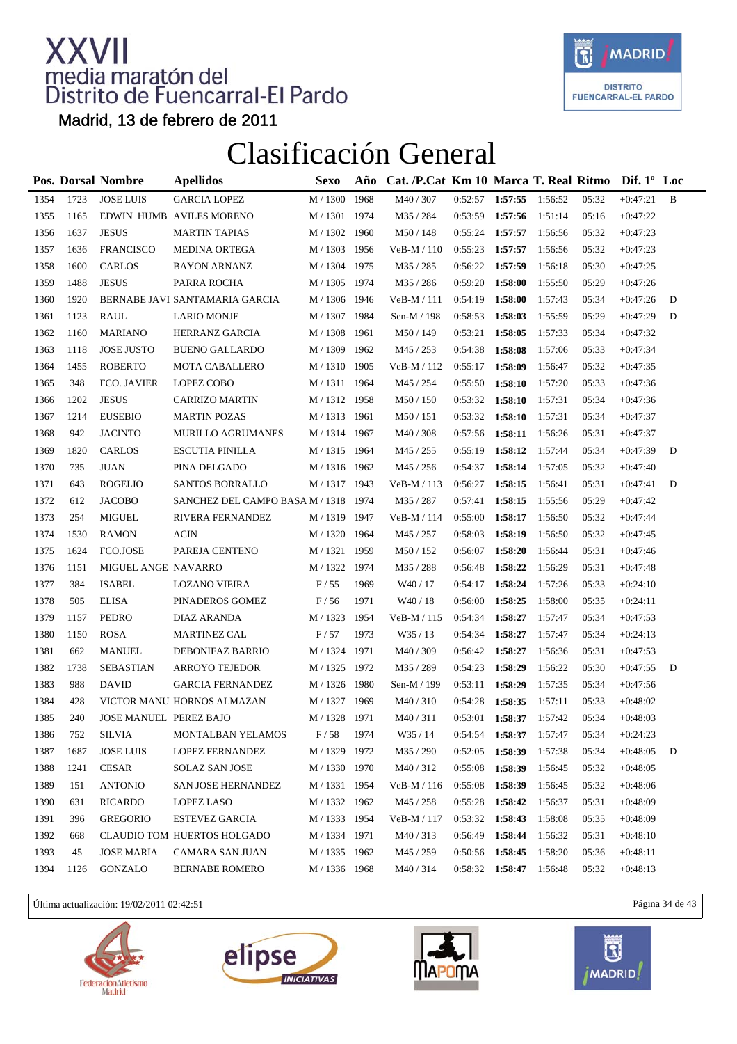# XXVII media maratón del Distrito de Fuencarral-El Pardo

Madrid, 13 de febrero de 2011

## Clasificación General

| Pos. | Dorsal | Nombre | Apellidos | Sexo | Año | Cat. /P.Cat | Km 10 | Marca | T. Real | Ritmo | Dif. 1º | Loc |
|---|---|---|---|---|---|---|---|---|---|---|---|---|
| 1354 | 1723 | JOSE LUIS | GARCIA LOPEZ | M / 1300 | 1968 | M40 / 307 | 0:52:57 | **1:57:55** | 1:56:52 | 05:32 | +0:47:21 | B |
| 1355 | 1165 | EDWIN HUMB | AVILES MORENO | M / 1301 | 1974 | M35 / 284 | 0:53:59 | **1:57:56** | 1:51:14 | 05:16 | +0:47:22 | |
| 1356 | 1637 | JESUS | MARTIN TAPIAS | M / 1302 | 1960 | M50 / 148 | 0:55:24 | **1:57:57** | 1:56:56 | 05:32 | +0:47:23 | |
| 1357 | 1636 | FRANCISCO | MEDINA ORTEGA | M / 1303 | 1956 | VeB-M / 110 | 0:55:23 | **1:57:57** | 1:56:56 | 05:32 | +0:47:23 | |
| 1358 | 1600 | CARLOS | BAYON ARNANZ | M / 1304 | 1975 | M35 / 285 | 0:56:22 | **1:57:59** | 1:56:18 | 05:30 | +0:47:25 | |
| 1359 | 1488 | JESUS | PARRA ROCHA | M / 1305 | 1974 | M35 / 286 | 0:59:20 | **1:58:00** | 1:55:50 | 05:29 | +0:47:26 | |
| 1360 | 1920 | BERNABE JAVI | SANTAMARIA GARCIA | M / 1306 | 1946 | VeB-M / 111 | 0:54:19 | **1:58:00** | 1:57:43 | 05:34 | +0:47:26 | D |
| 1361 | 1123 | RAUL | LARIO MONJE | M / 1307 | 1984 | Sen-M / 198 | 0:58:53 | **1:58:03** | 1:55:59 | 05:29 | +0:47:29 | D |
| 1362 | 1160 | MARIANO | HERRANZ GARCIA | M / 1308 | 1961 | M50 / 149 | 0:53:21 | **1:58:05** | 1:57:33 | 05:34 | +0:47:32 | |
| 1363 | 1118 | JOSE JUSTO | BUENO GALLARDO | M / 1309 | 1962 | M45 / 253 | 0:54:38 | **1:58:08** | 1:57:06 | 05:33 | +0:47:34 | |
| 1364 | 1455 | ROBERTO | MOTA CABALLERO | M / 1310 | 1905 | VeB-M / 112 | 0:55:17 | **1:58:09** | 1:56:47 | 05:32 | +0:47:35 | |
| 1365 | 348 | FCO. JAVIER | LOPEZ COBO | M / 1311 | 1964 | M45 / 254 | 0:55:50 | **1:58:10** | 1:57:20 | 05:33 | +0:47:36 | |
| 1366 | 1202 | JESUS | CARRIZO MARTIN | M / 1312 | 1958 | M50 / 150 | 0:53:32 | **1:58:10** | 1:57:31 | 05:34 | +0:47:36 | |
| 1367 | 1214 | EUSEBIO | MARTIN POZAS | M / 1313 | 1961 | M50 / 151 | 0:53:32 | **1:58:10** | 1:57:31 | 05:34 | +0:47:37 | |
| 1368 | 942 | JACINTO | MURILLO AGRUMANES | M / 1314 | 1967 | M40 / 308 | 0:57:56 | **1:58:11** | 1:56:26 | 05:31 | +0:47:37 | |
| 1369 | 1820 | CARLOS | ESCUTIA PINILLA | M / 1315 | 1964 | M45 / 255 | 0:55:19 | **1:58:12** | 1:57:44 | 05:34 | +0:47:39 | D |
| 1370 | 735 | JUAN | PINA DELGADO | M / 1316 | 1962 | M45 / 256 | 0:54:37 | **1:58:14** | 1:57:05 | 05:32 | +0:47:40 | |
| 1371 | 643 | ROGELIO | SANTOS BORRALLO | M / 1317 | 1943 | VeB-M / 113 | 0:56:27 | **1:58:15** | 1:56:41 | 05:31 | +0:47:41 | D |
| 1372 | 612 | JACOBO | SANCHEZ DEL CAMPO BASA | M / 1318 | 1974 | M35 / 287 | 0:57:41 | **1:58:15** | 1:55:56 | 05:29 | +0:47:42 | |
| 1373 | 254 | MIGUEL | RIVERA FERNANDEZ | M / 1319 | 1947 | VeB-M / 114 | 0:55:00 | **1:58:17** | 1:56:50 | 05:32 | +0:47:44 | |
| 1374 | 1530 | RAMON | ACIN | M / 1320 | 1964 | M45 / 257 | 0:58:03 | **1:58:19** | 1:56:50 | 05:32 | +0:47:45 | |
| 1375 | 1624 | FCO.JOSE | PAREJA CENTENO | M / 1321 | 1959 | M50 / 152 | 0:56:07 | **1:58:20** | 1:56:44 | 05:31 | +0:47:46 | |
| 1376 | 1151 | MIGUEL ANGE | NAVARRO | M / 1322 | 1974 | M35 / 288 | 0:56:48 | **1:58:22** | 1:56:29 | 05:31 | +0:47:48 | |
| 1377 | 384 | ISABEL | LOZANO VIEIRA | F / 55 | 1969 | W40 / 17 | 0:54:17 | **1:58:24** | 1:57:26 | 05:33 | +0:24:10 | |
| 1378 | 505 | ELISA | PINADEROS GOMEZ | F / 56 | 1971 | W40 / 18 | 0:56:00 | **1:58:25** | 1:58:00 | 05:35 | +0:24:11 | |
| 1379 | 1157 | PEDRO | DIAZ ARANDA | M / 1323 | 1954 | VeB-M / 115 | 0:54:34 | **1:58:27** | 1:57:47 | 05:34 | +0:47:53 | |
| 1380 | 1150 | ROSA | MARTINEZ CAL | F / 57 | 1973 | W35 / 13 | 0:54:34 | **1:58:27** | 1:57:47 | 05:34 | +0:24:13 | |
| 1381 | 662 | MANUEL | DEBONIFAZ BARRIO | M / 1324 | 1971 | M40 / 309 | 0:56:42 | **1:58:27** | 1:56:36 | 05:31 | +0:47:53 | |
| 1382 | 1738 | SEBASTIAN | ARROYO TEJEDOR | M / 1325 | 1972 | M35 / 289 | 0:54:23 | **1:58:29** | 1:56:22 | 05:30 | +0:47:55 | D |
| 1383 | 988 | DAVID | GARCIA FERNANDEZ | M / 1326 | 1980 | Sen-M / 199 | 0:53:11 | **1:58:29** | 1:57:35 | 05:34 | +0:47:56 | |
| 1384 | 428 | VICTOR MANU | HORNOS ALMAZAN | M / 1327 | 1969 | M40 / 310 | 0:54:28 | **1:58:35** | 1:57:11 | 05:33 | +0:48:02 | |
| 1385 | 240 | JOSE MANUEL | PEREZ BAJO | M / 1328 | 1971 | M40 / 311 | 0:53:01 | **1:58:37** | 1:57:42 | 05:34 | +0:48:03 | |
| 1386 | 752 | SILVIA | MONTALBAN YELAMOS | F / 58 | 1974 | W35 / 14 | 0:54:54 | **1:58:37** | 1:57:47 | 05:34 | +0:24:23 | |
| 1387 | 1687 | JOSE LUIS | LOPEZ FERNANDEZ | M / 1329 | 1972 | M35 / 290 | 0:52:05 | **1:58:39** | 1:57:38 | 05:34 | +0:48:05 | D |
| 1388 | 1241 | CESAR | SOLAZ SAN JOSE | M / 1330 | 1970 | M40 / 312 | 0:55:08 | **1:58:39** | 1:56:45 | 05:32 | +0:48:05 | |
| 1389 | 151 | ANTONIO | SAN JOSE HERNANDEZ | M / 1331 | 1954 | VeB-M / 116 | 0:55:08 | **1:58:39** | 1:56:45 | 05:32 | +0:48:06 | |
| 1390 | 631 | RICARDO | LOPEZ LASO | M / 1332 | 1962 | M45 / 258 | 0:55:28 | **1:58:42** | 1:56:37 | 05:31 | +0:48:09 | |
| 1391 | 396 | GREGORIO | ESTEVEZ GARCIA | M / 1333 | 1954 | VeB-M / 117 | 0:53:32 | **1:58:43** | 1:58:08 | 05:35 | +0:48:09 | |
| 1392 | 668 | CLAUDIO TOM | HUERTOS HOLGADO | M / 1334 | 1971 | M40 / 313 | 0:56:49 | **1:58:44** | 1:56:32 | 05:31 | +0:48:10 | |
| 1393 | 45 | JOSE MARIA | CAMARA SAN JUAN | M / 1335 | 1962 | M45 / 259 | 0:50:56 | **1:58:45** | 1:58:20 | 05:36 | +0:48:11 | |
| 1394 | 1126 | GONZALO | BERNABE ROMERO | M / 1336 | 1968 | M40 / 314 | 0:58:32 | **1:58:47** | 1:56:48 | 05:32 | +0:48:13 | |

Última actualización: 19/02/2011 02:42:51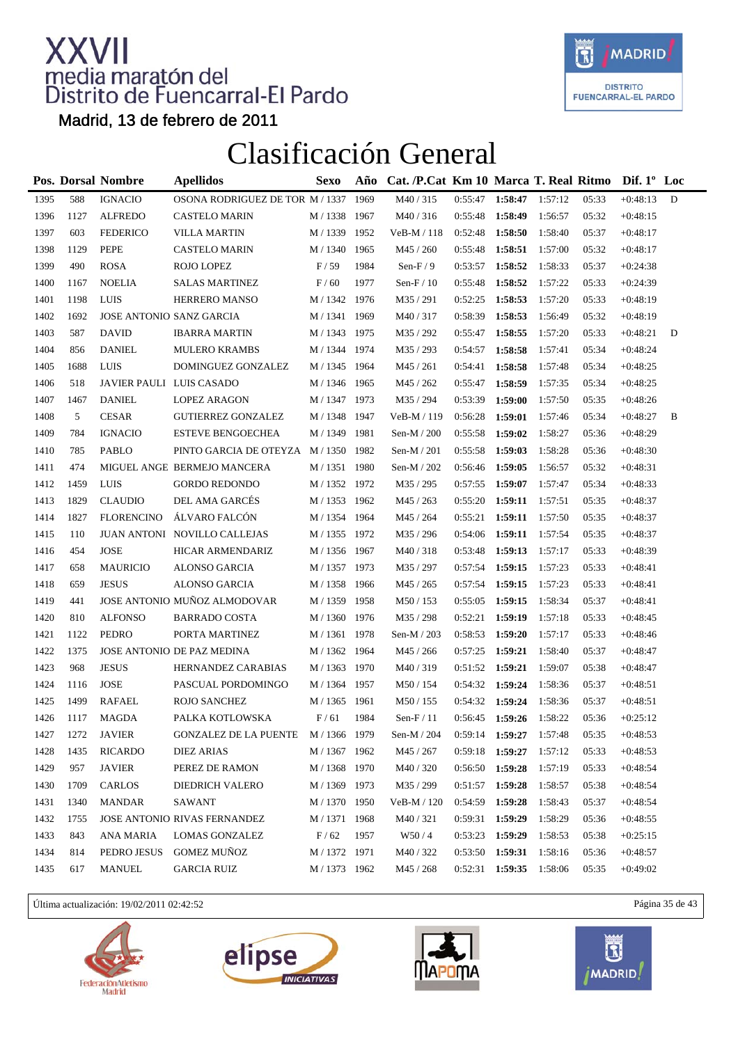# XXVII media maratón del Distrito de Fuencarral-El Pardo

Madrid, 13 de febrero de 2011

# Clasificación General

| Pos. | Dorsal | Nombre | Apellidos | Sexo | Año | Cat. /P.Cat | Km 10 | Marca | T. Real | Ritmo | Dif. 1º | Loc |
|---|---|---|---|---|---|---|---|---|---|---|---|---|
| 1395 | 588 | IGNACIO | OSONA RODRIGUEZ DE TOR | M / 1337 | 1969 | M40 / 315 | 0:55:47 | **1:58:47** | 1:57:12 | 05:33 | +0:48:13 | D |
| 1396 | 1127 | ALFREDO | CASTELO MARIN | M / 1338 | 1967 | M40 / 316 | 0:55:48 | **1:58:49** | 1:56:57 | 05:32 | +0:48:15 | |
| 1397 | 603 | FEDERICO | VILLA MARTIN | M / 1339 | 1952 | VeB-M / 118 | 0:52:48 | **1:58:50** | 1:58:40 | 05:37 | +0:48:17 | |
| 1398 | 1129 | PEPE | CASTELO MARIN | M / 1340 | 1965 | M45 / 260 | 0:55:48 | **1:58:51** | 1:57:00 | 05:32 | +0:48:17 | |
| 1399 | 490 | ROSA | ROJO LOPEZ | F / 59 | 1984 | Sen-F / 9 | 0:53:57 | **1:58:52** | 1:58:33 | 05:37 | +0:24:38 | |
| 1400 | 1167 | NOELIA | SALAS MARTINEZ | F / 60 | 1977 | Sen-F / 10 | 0:55:48 | **1:58:52** | 1:57:22 | 05:33 | +0:24:39 | |
| 1401 | 1198 | LUIS | HERRERO MANSO | M / 1342 | 1976 | M35 / 291 | 0:52:25 | **1:58:53** | 1:57:20 | 05:33 | +0:48:19 | |
| 1402 | 1692 | JOSE ANTONIO | SANZ GARCIA | M / 1341 | 1969 | M40 / 317 | 0:58:39 | **1:58:53** | 1:56:49 | 05:32 | +0:48:19 | |
| 1403 | 587 | DAVID | IBARRA MARTIN | M / 1343 | 1975 | M35 / 292 | 0:55:47 | **1:58:55** | 1:57:20 | 05:33 | +0:48:21 | D |
| 1404 | 856 | DANIEL | MULERO KRAMBS | M / 1344 | 1974 | M35 / 293 | 0:54:57 | **1:58:58** | 1:57:41 | 05:34 | +0:48:24 | |
| 1405 | 1688 | LUIS | DOMINGUEZ GONZALEZ | M / 1345 | 1964 | M45 / 261 | 0:54:41 | **1:58:58** | 1:57:48 | 05:34 | +0:48:25 | |
| 1406 | 518 | JAVIER PAULI | LUIS CASADO | M / 1346 | 1965 | M45 / 262 | 0:55:47 | **1:58:59** | 1:57:35 | 05:34 | +0:48:25 | |
| 1407 | 1467 | DANIEL | LOPEZ ARAGON | M / 1347 | 1973 | M35 / 294 | 0:53:39 | **1:59:00** | 1:57:50 | 05:35 | +0:48:26 | |
| 1408 | 5 | CESAR | GUTIERREZ GONZALEZ | M / 1348 | 1947 | VeB-M / 119 | 0:56:28 | **1:59:01** | 1:57:46 | 05:34 | +0:48:27 | B |
| 1409 | 784 | IGNACIO | ESTEVE BENGOECHEA | M / 1349 | 1981 | Sen-M / 200 | 0:55:58 | **1:59:02** | 1:58:27 | 05:36 | +0:48:29 | |
| 1410 | 785 | PABLO | PINTO GARCIA DE OTEYZA | M / 1350 | 1982 | Sen-M / 201 | 0:55:58 | **1:59:03** | 1:58:28 | 05:36 | +0:48:30 | |
| 1411 | 474 | MIGUEL ANGE | BERMEJO MANCERA | M / 1351 | 1980 | Sen-M / 202 | 0:56:46 | **1:59:05** | 1:56:57 | 05:32 | +0:48:31 | |
| 1412 | 1459 | LUIS | GORDO REDONDO | M / 1352 | 1972 | M35 / 295 | 0:57:55 | **1:59:07** | 1:57:47 | 05:34 | +0:48:33 | |
| 1413 | 1829 | CLAUDIO | DEL AMA GARCÉS | M / 1353 | 1962 | M45 / 263 | 0:55:20 | **1:59:11** | 1:57:51 | 05:35 | +0:48:37 | |
| 1414 | 1827 | FLORENCINO | ÁLVARO FALCÓN | M / 1354 | 1964 | M45 / 264 | 0:55:21 | **1:59:11** | 1:57:50 | 05:35 | +0:48:37 | |
| 1415 | 110 | JUAN ANTONI | NOVILLO CALLEJAS | M / 1355 | 1972 | M35 / 296 | 0:54:06 | **1:59:11** | 1:57:54 | 05:35 | +0:48:37 | |
| 1416 | 454 | JOSE | HICAR ARMENDARIZ | M / 1356 | 1967 | M40 / 318 | 0:53:48 | **1:59:13** | 1:57:17 | 05:33 | +0:48:39 | |
| 1417 | 658 | MAURICIO | ALONSO GARCIA | M / 1357 | 1973 | M35 / 297 | 0:57:54 | **1:59:15** | 1:57:23 | 05:33 | +0:48:41 | |
| 1418 | 659 | JESUS | ALONSO GARCIA | M / 1358 | 1966 | M45 / 265 | 0:57:54 | **1:59:15** | 1:57:23 | 05:33 | +0:48:41 | |
| 1419 | 441 | JOSE ANTONIO | MUÑOZ ALMODOVAR | M / 1359 | 1958 | M50 / 153 | 0:55:05 | **1:59:15** | 1:58:34 | 05:37 | +0:48:41 | |
| 1420 | 810 | ALFONSO | BARRADO COSTA | M / 1360 | 1976 | M35 / 298 | 0:52:21 | **1:59:19** | 1:57:18 | 05:33 | +0:48:45 | |
| 1421 | 1122 | PEDRO | PORTA MARTINEZ | M / 1361 | 1978 | Sen-M / 203 | 0:58:53 | **1:59:20** | 1:57:17 | 05:33 | +0:48:46 | |
| 1422 | 1375 | JOSE ANTONIO | DE PAZ MEDINA | M / 1362 | 1964 | M45 / 266 | 0:57:25 | **1:59:21** | 1:58:40 | 05:37 | +0:48:47 | |
| 1423 | 968 | JESUS | HERNANDEZ CARABIAS | M / 1363 | 1970 | M40 / 319 | 0:51:52 | **1:59:21** | 1:59:07 | 05:38 | +0:48:47 | |
| 1424 | 1116 | JOSE | PASCUAL PORDOMINGO | M / 1364 | 1957 | M50 / 154 | 0:54:32 | **1:59:24** | 1:58:36 | 05:37 | +0:48:51 | |
| 1425 | 1499 | RAFAEL | ROJO SANCHEZ | M / 1365 | 1961 | M50 / 155 | 0:54:32 | **1:59:24** | 1:58:36 | 05:37 | +0:48:51 | |
| 1426 | 1117 | MAGDA | PALKA KOTLOWSKA | F / 61 | 1984 | Sen-F / 11 | 0:56:45 | **1:59:26** | 1:58:22 | 05:36 | +0:25:12 | |
| 1427 | 1272 | JAVIER | GONZALEZ DE LA PUENTE | M / 1366 | 1979 | Sen-M / 204 | 0:59:14 | **1:59:27** | 1:57:48 | 05:35 | +0:48:53 | |
| 1428 | 1435 | RICARDO | DIEZ ARIAS | M / 1367 | 1962 | M45 / 267 | 0:59:18 | **1:59:27** | 1:57:12 | 05:33 | +0:48:53 | |
| 1429 | 957 | JAVIER | PEREZ DE RAMON | M / 1368 | 1970 | M40 / 320 | 0:56:50 | **1:59:28** | 1:57:19 | 05:33 | +0:48:54 | |
| 1430 | 1709 | CARLOS | DIEDRICH VALERO | M / 1369 | 1973 | M35 / 299 | 0:51:57 | **1:59:28** | 1:58:57 | 05:38 | +0:48:54 | |
| 1431 | 1340 | MANDAR | SAWANT | M / 1370 | 1950 | VeB-M / 120 | 0:54:59 | **1:59:28** | 1:58:43 | 05:37 | +0:48:54 | |
| 1432 | 1755 | JOSE ANTONIO | RIVAS FERNANDEZ | M / 1371 | 1968 | M40 / 321 | 0:59:31 | **1:59:29** | 1:58:29 | 05:36 | +0:48:55 | |
| 1433 | 843 | ANA MARIA | LOMAS GONZALEZ | F / 62 | 1957 | W50 / 4 | 0:53:23 | **1:59:29** | 1:58:53 | 05:38 | +0:25:15 | |
| 1434 | 814 | PEDRO JESUS | GOMEZ MUÑOZ | M / 1372 | 1971 | M40 / 322 | 0:53:50 | **1:59:31** | 1:58:16 | 05:36 | +0:48:57 | |
| 1435 | 617 | MANUEL | GARCIA RUIZ | M / 1373 | 1962 | M45 / 268 | 0:52:31 | **1:59:35** | 1:58:06 | 05:35 | +0:49:02 | |

Última actualización: 19/02/2011 02:42:52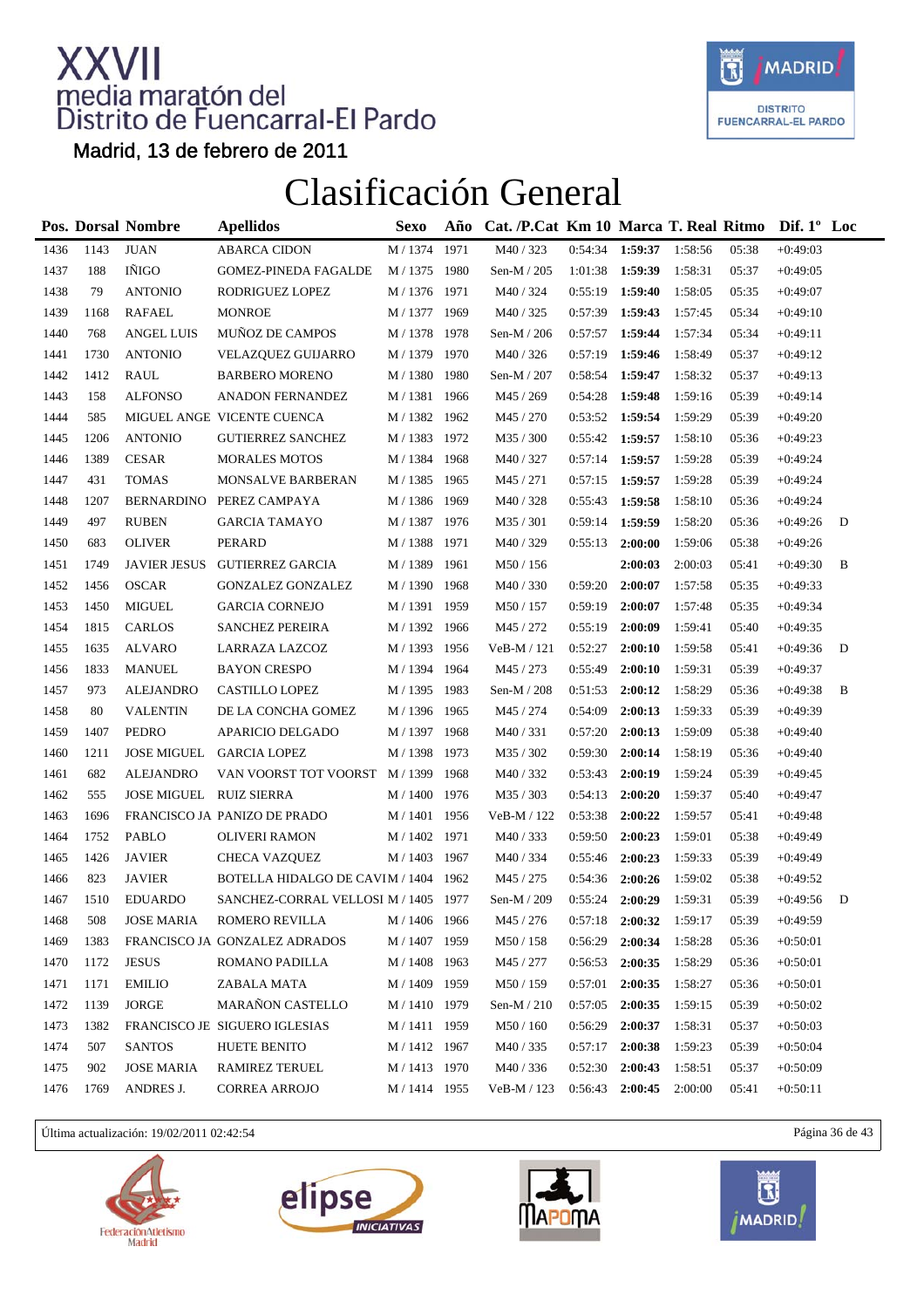# XXVII media maratón del Distrito de Fuencarral-El Pardo

Madrid, 13 de febrero de 2011

# Clasificación General

| Pos. | Dorsal | Nombre | Apellidos | Sexo | Año | Cat. /P.Cat | Km 10 | Marca | T. Real | Ritmo | Dif. 1º | Loc |
|---|---|---|---|---|---|---|---|---|---|---|---|---|
| 1436 | 1143 | JUAN | ABARCA CIDON | M / 1374 | 1971 | M40 / 323 | 0:54:34 | **1:59:37** | 1:58:56 | 05:38 | +0:49:03 | |
| 1437 | 188 | IÑIGO | GOMEZ-PINEDA FAGALDE | M / 1375 | 1980 | Sen-M / 205 | 1:01:38 | **1:59:39** | 1:58:31 | 05:37 | +0:49:05 | |
| 1438 | 79 | ANTONIO | RODRIGUEZ LOPEZ | M / 1376 | 1971 | M40 / 324 | 0:55:19 | **1:59:40** | 1:58:05 | 05:35 | +0:49:07 | |
| 1439 | 1168 | RAFAEL | MONROE | M / 1377 | 1969 | M40 / 325 | 0:57:39 | **1:59:43** | 1:57:45 | 05:34 | +0:49:10 | |
| 1440 | 768 | ANGEL LUIS | MUÑOZ DE CAMPOS | M / 1378 | 1978 | Sen-M / 206 | 0:57:57 | **1:59:44** | 1:57:34 | 05:34 | +0:49:11 | |
| 1441 | 1730 | ANTONIO | VELAZQUEZ GUIJARRO | M / 1379 | 1970 | M40 / 326 | 0:57:19 | **1:59:46** | 1:58:49 | 05:37 | +0:49:12 | |
| 1442 | 1412 | RAUL | BARBERO MORENO | M / 1380 | 1980 | Sen-M / 207 | 0:58:54 | **1:59:47** | 1:58:32 | 05:37 | +0:49:13 | |
| 1443 | 158 | ALFONSO | ANADON FERNANDEZ | M / 1381 | 1966 | M45 / 269 | 0:54:28 | **1:59:48** | 1:59:16 | 05:39 | +0:49:14 | |
| 1444 | 585 | MIGUEL ANGE | VICENTE CUENCA | M / 1382 | 1962 | M45 / 270 | 0:53:52 | **1:59:54** | 1:59:29 | 05:39 | +0:49:20 | |
| 1445 | 1206 | ANTONIO | GUTIERREZ SANCHEZ | M / 1383 | 1972 | M35 / 300 | 0:55:42 | **1:59:57** | 1:58:10 | 05:36 | +0:49:23 | |
| 1446 | 1389 | CESAR | MORALES MOTOS | M / 1384 | 1968 | M40 / 327 | 0:57:14 | **1:59:57** | 1:59:28 | 05:39 | +0:49:24 | |
| 1447 | 431 | TOMAS | MONSALVE BARBERAN | M / 1385 | 1965 | M45 / 271 | 0:57:15 | **1:59:57** | 1:59:28 | 05:39 | +0:49:24 | |
| 1448 | 1207 | BERNARDINO | PEREZ CAMPAYA | M / 1386 | 1969 | M40 / 328 | 0:55:43 | **1:59:58** | 1:58:10 | 05:36 | +0:49:24 | |
| 1449 | 497 | RUBEN | GARCIA TAMAYO | M / 1387 | 1976 | M35 / 301 | 0:59:14 | **1:59:59** | 1:58:20 | 05:36 | +0:49:26 | D |
| 1450 | 683 | OLIVER | PERARD | M / 1388 | 1971 | M40 / 329 | 0:55:13 | **2:00:00** | 1:59:06 | 05:38 | +0:49:26 | |
| 1451 | 1749 | JAVIER JESUS | GUTIERREZ GARCIA | M / 1389 | 1961 | M50 / 156 | | **2:00:03** | 2:00:03 | 05:41 | +0:49:30 | B |
| 1452 | 1456 | OSCAR | GONZALEZ GONZALEZ | M / 1390 | 1968 | M40 / 330 | 0:59:20 | **2:00:07** | 1:57:58 | 05:35 | +0:49:33 | |
| 1453 | 1450 | MIGUEL | GARCIA CORNEJO | M / 1391 | 1959 | M50 / 157 | 0:59:19 | **2:00:07** | 1:57:48 | 05:35 | +0:49:34 | |
| 1454 | 1815 | CARLOS | SANCHEZ PEREIRA | M / 1392 | 1966 | M45 / 272 | 0:55:19 | **2:00:09** | 1:59:41 | 05:40 | +0:49:35 | |
| 1455 | 1635 | ALVARO | LARRAZA LAZCOZ | M / 1393 | 1956 | VeB-M / 121 | 0:52:27 | **2:00:10** | 1:59:58 | 05:41 | +0:49:36 | D |
| 1456 | 1833 | MANUEL | BAYON CRESPO | M / 1394 | 1964 | M45 / 273 | 0:55:49 | **2:00:10** | 1:59:31 | 05:39 | +0:49:37 | |
| 1457 | 973 | ALEJANDRO | CASTILLO LOPEZ | M / 1395 | 1983 | Sen-M / 208 | 0:51:53 | **2:00:12** | 1:58:29 | 05:36 | +0:49:38 | B |
| 1458 | 80 | VALENTIN | DE LA CONCHA GOMEZ | M / 1396 | 1965 | M45 / 274 | 0:54:09 | **2:00:13** | 1:59:33 | 05:39 | +0:49:39 | |
| 1459 | 1407 | PEDRO | APARICIO DELGADO | M / 1397 | 1968 | M40 / 331 | 0:57:20 | **2:00:13** | 1:59:09 | 05:38 | +0:49:40 | |
| 1460 | 1211 | JOSE MIGUEL | GARCIA LOPEZ | M / 1398 | 1973 | M35 / 302 | 0:59:30 | **2:00:14** | 1:58:19 | 05:36 | +0:49:40 | |
| 1461 | 682 | ALEJANDRO | VAN VOORST TOT VOORST | M / 1399 | 1968 | M40 / 332 | 0:53:43 | **2:00:19** | 1:59:24 | 05:39 | +0:49:45 | |
| 1462 | 555 | JOSE MIGUEL | RUIZ SIERRA | M / 1400 | 1976 | M35 / 303 | 0:54:13 | **2:00:20** | 1:59:37 | 05:40 | +0:49:47 | |
| 1463 | 1696 | FRANCISCO JA | PANIZO DE PRADO | M / 1401 | 1956 | VeB-M / 122 | 0:53:38 | **2:00:22** | 1:59:57 | 05:41 | +0:49:48 | |
| 1464 | 1752 | PABLO | OLIVERI RAMON | M / 1402 | 1971 | M40 / 333 | 0:59:50 | **2:00:23** | 1:59:01 | 05:38 | +0:49:49 | |
| 1465 | 1426 | JAVIER | CHECA VAZQUEZ | M / 1403 | 1967 | M40 / 334 | 0:55:46 | **2:00:23** | 1:59:33 | 05:39 | +0:49:49 | |
| 1466 | 823 | JAVIER | BOTELLA HIDALGO DE CAVI | M / 1404 | 1962 | M45 / 275 | 0:54:36 | **2:00:26** | 1:59:02 | 05:38 | +0:49:52 | |
| 1467 | 1510 | EDUARDO | SANCHEZ-CORRAL VELLOSI | M / 1405 | 1977 | Sen-M / 209 | 0:55:24 | **2:00:29** | 1:59:31 | 05:39 | +0:49:56 | D |
| 1468 | 508 | JOSE MARIA | ROMERO REVILLA | M / 1406 | 1966 | M45 / 276 | 0:57:18 | **2:00:32** | 1:59:17 | 05:39 | +0:49:59 | |
| 1469 | 1383 | FRANCISCO JA | GONZALEZ ADRADOS | M / 1407 | 1959 | M50 / 158 | 0:56:29 | **2:00:34** | 1:58:28 | 05:36 | +0:50:01 | |
| 1470 | 1172 | JESUS | ROMANO PADILLA | M / 1408 | 1963 | M45 / 277 | 0:56:53 | **2:00:35** | 1:58:29 | 05:36 | +0:50:01 | |
| 1471 | 1171 | EMILIO | ZABALA MATA | M / 1409 | 1959 | M50 / 159 | 0:57:01 | **2:00:35** | 1:58:27 | 05:36 | +0:50:01 | |
| 1472 | 1139 | JORGE | MARAÑON CASTELLO | M / 1410 | 1979 | Sen-M / 210 | 0:57:05 | **2:00:35** | 1:59:15 | 05:39 | +0:50:02 | |
| 1473 | 1382 | FRANCISCO JE | SIGUERO IGLESIAS | M / 1411 | 1959 | M50 / 160 | 0:56:29 | **2:00:37** | 1:58:31 | 05:37 | +0:50:03 | |
| 1474 | 507 | SANTOS | HUETE BENITO | M / 1412 | 1967 | M40 / 335 | 0:57:17 | **2:00:38** | 1:59:23 | 05:39 | +0:50:04 | |
| 1475 | 902 | JOSE MARIA | RAMIREZ TERUEL | M / 1413 | 1970 | M40 / 336 | 0:52:30 | **2:00:43** | 1:58:51 | 05:37 | +0:50:09 | |
| 1476 | 1769 | ANDRES J. | CORREA ARROJO | M / 1414 | 1955 | VeB-M / 123 | 0:56:43 | **2:00:45** | 2:00:00 | 05:41 | +0:50:11 | |

Última actualización: 19/02/2011 02:42:54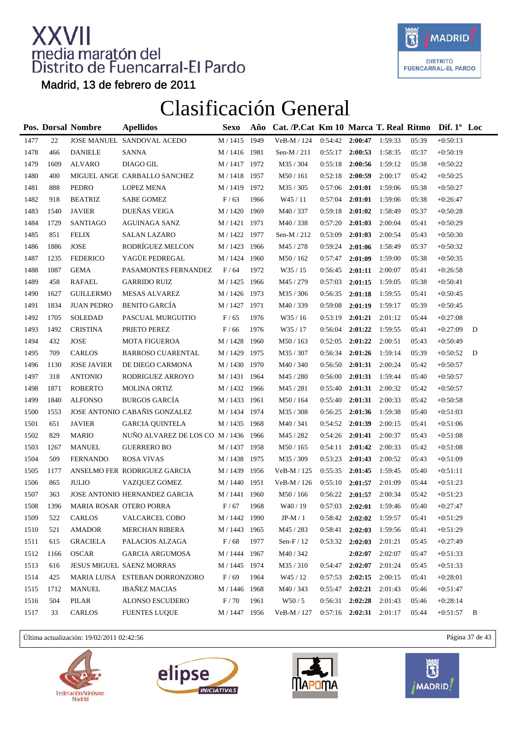# XXVII media maratón del Distrito de Fuencarral-El Pardo

Madrid, 13 de febrero de 2011

## Clasificación General

| Pos. | Dorsal | Nombre | Apellidos | Sexo | Año | Cat. /P.Cat | Km 10 | Marca | T. Real | Ritmo | Dif. 1º | Loc |
|---|---|---|---|---|---|---|---|---|---|---|---|---|
| 1477 | 22 | JOSE MANUEL | SANDOVAL ACEDO | M / 1415 | 1949 | VeB-M / 124 | 0:54:42 | **2:00:47** | 1:59:33 | 05:39 | +0:50:13 | |
| 1478 | 466 | DANIELE | SANNA | M / 1416 | 1981 | Sen-M / 211 | 0:55:17 | **2:00:53** | 1:58:35 | 05:37 | +0:50:19 | |
| 1479 | 1609 | ALVARO | DIAGO GIL | M / 1417 | 1972 | M35 / 304 | 0:55:18 | **2:00:56** | 1:59:12 | 05:38 | +0:50:22 | |
| 1480 | 400 | MIGUEL ANGE | CARBALLO SANCHEZ | M / 1418 | 1957 | M50 / 161 | 0:52:18 | **2:00:59** | 2:00:17 | 05:42 | +0:50:25 | |
| 1481 | 888 | PEDRO | LOPEZ MENA | M / 1419 | 1972 | M35 / 305 | 0:57:06 | **2:01:01** | 1:59:06 | 05:38 | +0:50:27 | |
| 1482 | 918 | BEATRIZ | SABE GOMEZ | F / 63 | 1966 | W45 / 11 | 0:57:04 | **2:01:01** | 1:59:06 | 05:38 | +0:26:47 | |
| 1483 | 1540 | JAVIER | DUEÑAS VEIGA | M / 1420 | 1969 | M40 / 337 | 0:59:18 | **2:01:02** | 1:58:49 | 05:37 | +0:50:28 | |
| 1484 | 1729 | SANTIAGO | AGUINAGA SANZ | M / 1421 | 1971 | M40 / 338 | 0:57:20 | **2:01:03** | 2:00:04 | 05:41 | +0:50:29 | |
| 1485 | 851 | FELIX | SALAN LAZARO | M / 1422 | 1977 | Sen-M / 212 | 0:53:09 | **2:01:03** | 2:00:54 | 05:43 | +0:50:30 | |
| 1486 | 1886 | JOSE | RODRÍGUEZ MELCON | M / 1423 | 1966 | M45 / 278 | 0:59:24 | **2:01:06** | 1:58:49 | 05:37 | +0:50:32 | |
| 1487 | 1235 | FEDERICO | YAGÜE PEDREGAL | M / 1424 | 1960 | M50 / 162 | 0:57:47 | **2:01:09** | 1:59:00 | 05:38 | +0:50:35 | |
| 1488 | 1087 | GEMA | PASAMONTES FERNANDEZ | F / 64 | 1972 | W35 / 15 | 0:56:45 | **2:01:11** | 2:00:07 | 05:41 | +0:26:58 | |
| 1489 | 458 | RAFAEL | GARRIDO RUIZ | M / 1425 | 1966 | M45 / 279 | 0:57:03 | **2:01:15** | 1:59:05 | 05:38 | +0:50:41 | |
| 1490 | 1627 | GUILLERMO | MESAS ALVAREZ | M / 1426 | 1973 | M35 / 306 | 0:56:35 | **2:01:18** | 1:59:55 | 05:41 | +0:50:45 | |
| 1491 | 1834 | JUAN PEDRO | BENITO GARCÍA | M / 1427 | 1971 | M40 / 339 | 0:59:08 | **2:01:19** | 1:59:17 | 05:39 | +0:50:45 | |
| 1492 | 1705 | SOLEDAD | PASCUAL MURGUITIO | F / 65 | 1976 | W35 / 16 | 0:53:19 | **2:01:21** | 2:01:12 | 05:44 | +0:27:08 | |
| 1493 | 1492 | CRISTINA | PRIETO PEREZ | F / 66 | 1976 | W35 / 17 | 0:56:04 | **2:01:22** | 1:59:55 | 05:41 | +0:27:09 | D |
| 1494 | 432 | JOSE | MOTA FIGUEROA | M / 1428 | 1960 | M50 / 163 | 0:52:05 | **2:01:22** | 2:00:51 | 05:43 | +0:50:49 | |
| 1495 | 709 | CARLOS | BARROSO CUARENTAL | M / 1429 | 1975 | M35 / 307 | 0:56:34 | **2:01:26** | 1:59:14 | 05:39 | +0:50:52 | D |
| 1496 | 1130 | JOSE JAVIER | DE DIEGO CARMONA | M / 1430 | 1970 | M40 / 340 | 0:56:50 | **2:01:31** | 2:00:24 | 05:42 | +0:50:57 | |
| 1497 | 318 | ANTONIO | RODRIGUEZ ARROYO | M / 1431 | 1964 | M45 / 280 | 0:56:00 | **2:01:31** | 1:59:44 | 05:40 | +0:50:57 | |
| 1498 | 1871 | ROBERTO | MOLINA ORTIZ | M / 1432 | 1966 | M45 / 281 | 0:55:40 | **2:01:31** | 2:00:32 | 05:42 | +0:50:57 | |
| 1499 | 1840 | ALFONSO | BURGOS GARCÍA | M / 1433 | 1961 | M50 / 164 | 0:55:40 | **2:01:31** | 2:00:33 | 05:42 | +0:50:58 | |
| 1500 | 1553 | JOSE ANTONIO | CABAÑIS GONZALEZ | M / 1434 | 1974 | M35 / 308 | 0:56:25 | **2:01:36** | 1:59:38 | 05:40 | +0:51:03 | |
| 1501 | 651 | JAVIER | GARCIA QUINTELA | M / 1435 | 1968 | M40 / 341 | 0:54:52 | **2:01:39** | 2:00:15 | 05:41 | +0:51:06 | |
| 1502 | 829 | MARIO | NUÑO ALVAREZ DE LOS CO | M / 1436 | 1966 | M45 / 282 | 0:54:26 | **2:01:41** | 2:00:37 | 05:43 | +0:51:08 | |
| 1503 | 1267 | MANUEL | GUERRERO BO | M / 1437 | 1958 | M50 / 165 | 0:54:11 | **2:01:42** | 2:00:33 | 05:42 | +0:51:08 | |
| 1504 | 509 | FERNANDO | ROSA VIVAS | M / 1438 | 1975 | M35 / 309 | 0:53:23 | **2:01:43** | 2:00:52 | 05:43 | +0:51:09 | |
| 1505 | 1177 | ANSELMO FER | RODRIGUEZ GARCIA | M / 1439 | 1956 | VeB-M / 125 | 0:55:35 | **2:01:45** | 1:59:45 | 05:40 | +0:51:11 | |
| 1506 | 865 | JULIO | VAZQUEZ GOMEZ | M / 1440 | 1951 | VeB-M / 126 | 0:55:10 | **2:01:57** | 2:01:09 | 05:44 | +0:51:23 | |
| 1507 | 363 | JOSE ANTONIO | HERNANDEZ GARCIA | M / 1441 | 1960 | M50 / 166 | 0:56:22 | **2:01:57** | 2:00:34 | 05:42 | +0:51:23 | |
| 1508 | 1396 | MARIA ROSAR | OTERO PORRA | F / 67 | 1968 | W40 / 19 | 0:57:03 | **2:02:01** | 1:59:46 | 05:40 | +0:27:47 | |
| 1509 | 522 | CARLOS | VALCARCEL COBO | M / 1442 | 1990 | JP-M / 1 | 0:58:42 | **2:02:02** | 1:59:57 | 05:41 | +0:51:29 | |
| 1510 | 521 | AMADOR | MERCHAN RIBERA | M / 1443 | 1965 | M45 / 283 | 0:58:41 | **2:02:03** | 1:59:56 | 05:41 | +0:51:29 | |
| 1511 | 615 | GRACIELA | PALACIOS ALZAGA | F / 68 | 1977 | Sen-F / 12 | 0:53:32 | **2:02:03** | 2:01:21 | 05:45 | +0:27:49 | |
| 1512 | 1166 | OSCAR | GARCIA ARGUMOSA | M / 1444 | 1967 | M40 / 342 | | **2:02:07** | 2:02:07 | 05:47 | +0:51:33 | |
| 1513 | 616 | JESUS MIGUEL | SAENZ MORRAS | M / 1445 | 1974 | M35 / 310 | 0:54:47 | **2:02:07** | 2:01:24 | 05:45 | +0:51:33 | |
| 1514 | 425 | MARIA LUISA | ESTEBAN DORRONZORO | F / 69 | 1964 | W45 / 12 | 0:57:53 | **2:02:15** | 2:00:15 | 05:41 | +0:28:01 | |
| 1515 | 1712 | MANUEL | IBAÑEZ MACIAS | M / 1446 | 1968 | M40 / 343 | 0:55:47 | **2:02:21** | 2:01:43 | 05:46 | +0:51:47 | |
| 1516 | 504 | PILAR | ALONSO ESCUDERO | F / 70 | 1961 | W50 / 5 | 0:56:31 | **2:02:28** | 2:01:43 | 05:46 | +0:28:14 | |
| 1517 | 33 | CARLOS | FUENTES LUQUE | M / 1447 | 1956 | VeB-M / 127 | 0:57:16 | **2:02:31** | 2:01:17 | 05:44 | +0:51:57 | B |

Última actualización: 19/02/2011 02:42:56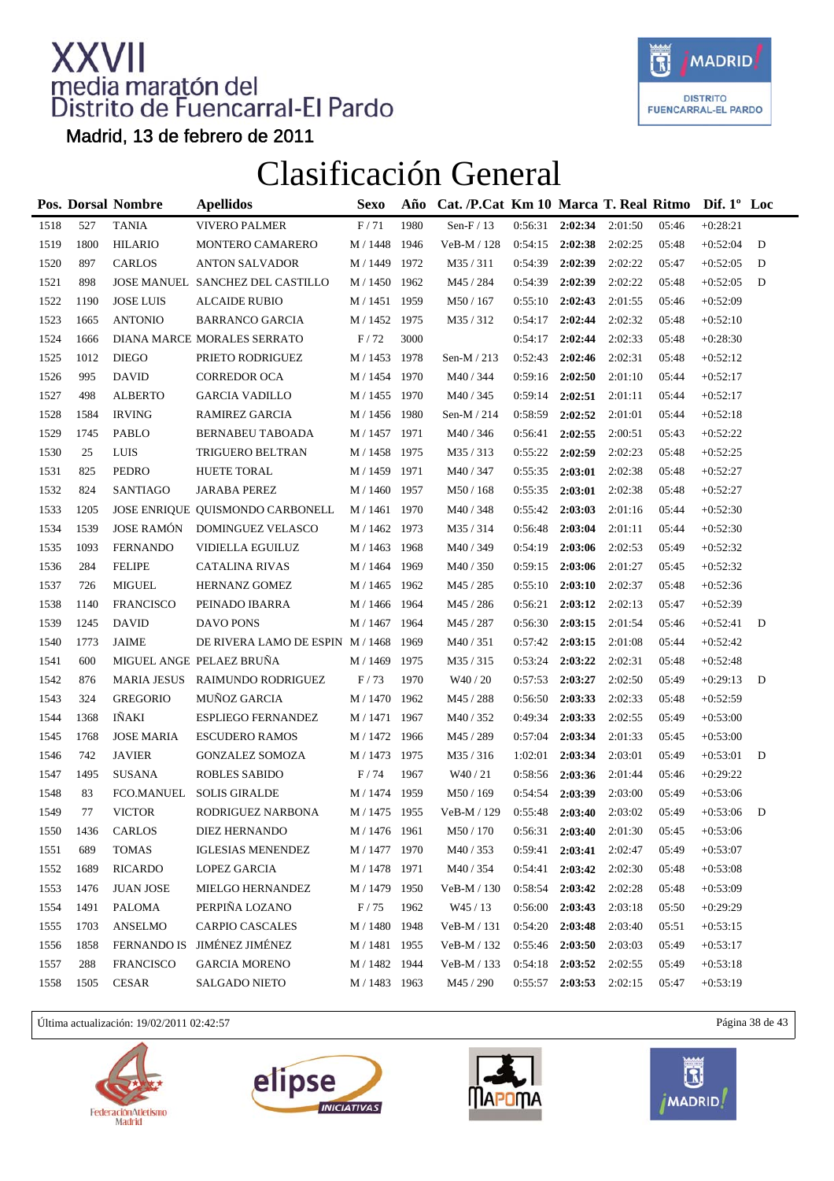# XXVII media maratón del Distrito de Fuencarral-El Pardo

Madrid, 13 de febrero de 2011

## Clasificación General

| Pos. | Dorsal | Nombre | Apellidos | Sexo | Año | Cat. /P.Cat | Km 10 | Marca | T. Real | Ritmo | Dif. 1º | Loc |
|---|---|---|---|---|---|---|---|---|---|---|---|---|
| 1518 | 527 | TANIA | VIVERO PALMER | F / 71 | 1980 | Sen-F / 13 | 0:56:31 | **2:02:34** | 2:01:50 | 05:46 | +0:28:21 | |
| 1519 | 1800 | HILARIO | MONTERO CAMARERO | M / 1448 | 1946 | VeB-M / 128 | 0:54:15 | **2:02:38** | 2:02:25 | 05:48 | +0:52:04 | D |
| 1520 | 897 | CARLOS | ANTON SALVADOR | M / 1449 | 1972 | M35 / 311 | 0:54:39 | **2:02:39** | 2:02:22 | 05:47 | +0:52:05 | D |
| 1521 | 898 | JOSE MANUEL | SANCHEZ DEL CASTILLO | M / 1450 | 1962 | M45 / 284 | 0:54:39 | **2:02:39** | 2:02:22 | 05:48 | +0:52:05 | D |
| 1522 | 1190 | JOSE LUIS | ALCAIDE RUBIO | M / 1451 | 1959 | M50 / 167 | 0:55:10 | **2:02:43** | 2:01:55 | 05:46 | +0:52:09 | |
| 1523 | 1665 | ANTONIO | BARRANCO GARCIA | M / 1452 | 1975 | M35 / 312 | 0:54:17 | **2:02:44** | 2:02:32 | 05:48 | +0:52:10 | |
| 1524 | 1666 | DIANA MARCE | MORALES SERRATO | F / 72 | 3000 | | 0:54:17 | **2:02:44** | 2:02:33 | 05:48 | +0:28:30 | |
| 1525 | 1012 | DIEGO | PRIETO RODRIGUEZ | M / 1453 | 1978 | Sen-M / 213 | 0:52:43 | **2:02:46** | 2:02:31 | 05:48 | +0:52:12 | |
| 1526 | 995 | DAVID | CORREDOR OCA | M / 1454 | 1970 | M40 / 344 | 0:59:16 | **2:02:50** | 2:01:10 | 05:44 | +0:52:17 | |
| 1527 | 498 | ALBERTO | GARCIA VADILLO | M / 1455 | 1970 | M40 / 345 | 0:59:14 | **2:02:51** | 2:01:11 | 05:44 | +0:52:17 | |
| 1528 | 1584 | IRVING | RAMIREZ GARCIA | M / 1456 | 1980 | Sen-M / 214 | 0:58:59 | **2:02:52** | 2:01:01 | 05:44 | +0:52:18 | |
| 1529 | 1745 | PABLO | BERNABEU TABOADA | M / 1457 | 1971 | M40 / 346 | 0:56:41 | **2:02:55** | 2:00:51 | 05:43 | +0:52:22 | |
| 1530 | 25 | LUIS | TRIGUERO BELTRAN | M / 1458 | 1975 | M35 / 313 | 0:55:22 | **2:02:59** | 2:02:23 | 05:48 | +0:52:25 | |
| 1531 | 825 | PEDRO | HUETE TORAL | M / 1459 | 1971 | M40 / 347 | 0:55:35 | **2:03:01** | 2:02:38 | 05:48 | +0:52:27 | |
| 1532 | 824 | SANTIAGO | JARABA PEREZ | M / 1460 | 1957 | M50 / 168 | 0:55:35 | **2:03:01** | 2:02:38 | 05:48 | +0:52:27 | |
| 1533 | 1205 | JOSE ENRIQUE | QUISMONDO CARBONELL | M / 1461 | 1970 | M40 / 348 | 0:55:42 | **2:03:03** | 2:01:16 | 05:44 | +0:52:30 | |
| 1534 | 1539 | JOSE RAMÓN | DOMINGUEZ VELASCO | M / 1462 | 1973 | M35 / 314 | 0:56:48 | **2:03:04** | 2:01:11 | 05:44 | +0:52:30 | |
| 1535 | 1093 | FERNANDO | VIDIELLA EGUILUZ | M / 1463 | 1968 | M40 / 349 | 0:54:19 | **2:03:06** | 2:02:53 | 05:49 | +0:52:32 | |
| 1536 | 284 | FELIPE | CATALINA RIVAS | M / 1464 | 1969 | M40 / 350 | 0:59:15 | **2:03:06** | 2:01:27 | 05:45 | +0:52:32 | |
| 1537 | 726 | MIGUEL | HERNANZ GOMEZ | M / 1465 | 1962 | M45 / 285 | 0:55:10 | **2:03:10** | 2:02:37 | 05:48 | +0:52:36 | |
| 1538 | 1140 | FRANCISCO | PEINADO IBARRA | M / 1466 | 1964 | M45 / 286 | 0:56:21 | **2:03:12** | 2:02:13 | 05:47 | +0:52:39 | |
| 1539 | 1245 | DAVID | DAVO PONS | M / 1467 | 1964 | M45 / 287 | 0:56:30 | **2:03:15** | 2:01:54 | 05:46 | +0:52:41 | D |
| 1540 | 1773 | JAIME | DE RIVERA LAMO DE ESPIN | M / 1468 | 1969 | M40 / 351 | 0:57:42 | **2:03:15** | 2:01:08 | 05:44 | +0:52:42 | |
| 1541 | 600 | MIGUEL ANGE | PELAEZ BRUÑA | M / 1469 | 1975 | M35 / 315 | 0:53:24 | **2:03:22** | 2:02:31 | 05:48 | +0:52:48 | |
| 1542 | 876 | MARIA JESUS | RAIMUNDO RODRIGUEZ | F / 73 | 1970 | W40 / 20 | 0:57:53 | **2:03:27** | 2:02:50 | 05:49 | +0:29:13 | D |
| 1543 | 324 | GREGORIO | MUÑOZ GARCIA | M / 1470 | 1962 | M45 / 288 | 0:56:50 | **2:03:33** | 2:02:33 | 05:48 | +0:52:59 | |
| 1544 | 1368 | IÑAKI | ESPLIEGO FERNANDEZ | M / 1471 | 1967 | M40 / 352 | 0:49:34 | **2:03:33** | 2:02:55 | 05:49 | +0:53:00 | |
| 1545 | 1768 | JOSE MARIA | ESCUDERO RAMOS | M / 1472 | 1966 | M45 / 289 | 0:57:04 | **2:03:34** | 2:01:33 | 05:45 | +0:53:00 | |
| 1546 | 742 | JAVIER | GONZALEZ SOMOZA | M / 1473 | 1975 | M35 / 316 | 1:02:01 | **2:03:34** | 2:03:01 | 05:49 | +0:53:01 | D |
| 1547 | 1495 | SUSANA | ROBLES SABIDO | F / 74 | 1967 | W40 / 21 | 0:58:56 | **2:03:36** | 2:01:44 | 05:46 | +0:29:22 | |
| 1548 | 83 | FCO.MANUEL | SOLIS GIRALDE | M / 1474 | 1959 | M50 / 169 | 0:54:54 | **2:03:39** | 2:03:00 | 05:49 | +0:53:06 | |
| 1549 | 77 | VICTOR | RODRIGUEZ NARBONA | M / 1475 | 1955 | VeB-M / 129 | 0:55:48 | **2:03:40** | 2:03:02 | 05:49 | +0:53:06 | D |
| 1550 | 1436 | CARLOS | DIEZ HERNANDO | M / 1476 | 1961 | M50 / 170 | 0:56:31 | **2:03:40** | 2:01:30 | 05:45 | +0:53:06 | |
| 1551 | 689 | TOMAS | IGLESIAS MENENDEZ | M / 1477 | 1970 | M40 / 353 | 0:59:41 | **2:03:41** | 2:02:47 | 05:49 | +0:53:07 | |
| 1552 | 1689 | RICARDO | LOPEZ GARCIA | M / 1478 | 1971 | M40 / 354 | 0:54:41 | **2:03:42** | 2:02:30 | 05:48 | +0:53:08 | |
| 1553 | 1476 | JUAN JOSE | MIELGO HERNANDEZ | M / 1479 | 1950 | VeB-M / 130 | 0:58:54 | **2:03:42** | 2:02:28 | 05:48 | +0:53:09 | |
| 1554 | 1491 | PALOMA | PERPIÑA LOZANO | F / 75 | 1962 | W45 / 13 | 0:56:00 | **2:03:43** | 2:03:18 | 05:50 | +0:29:29 | |
| 1555 | 1703 | ANSELMO | CARPIO CASCALES | M / 1480 | 1948 | VeB-M / 131 | 0:54:20 | **2:03:48** | 2:03:40 | 05:51 | +0:53:15 | |
| 1556 | 1858 | FERNANDO IS | JIMÉNEZ JIMÉNEZ | M / 1481 | 1955 | VeB-M / 132 | 0:55:46 | **2:03:50** | 2:03:03 | 05:49 | +0:53:17 | |
| 1557 | 288 | FRANCISCO | GARCIA MORENO | M / 1482 | 1944 | VeB-M / 133 | 0:54:18 | **2:03:52** | 2:02:55 | 05:49 | +0:53:18 | |
| 1558 | 1505 | CESAR | SALGADO NIETO | M / 1483 | 1963 | M45 / 290 | 0:55:57 | **2:03:53** | 2:02:15 | 05:47 | +0:53:19 | |

Última actualización: 19/02/2011 02:42:57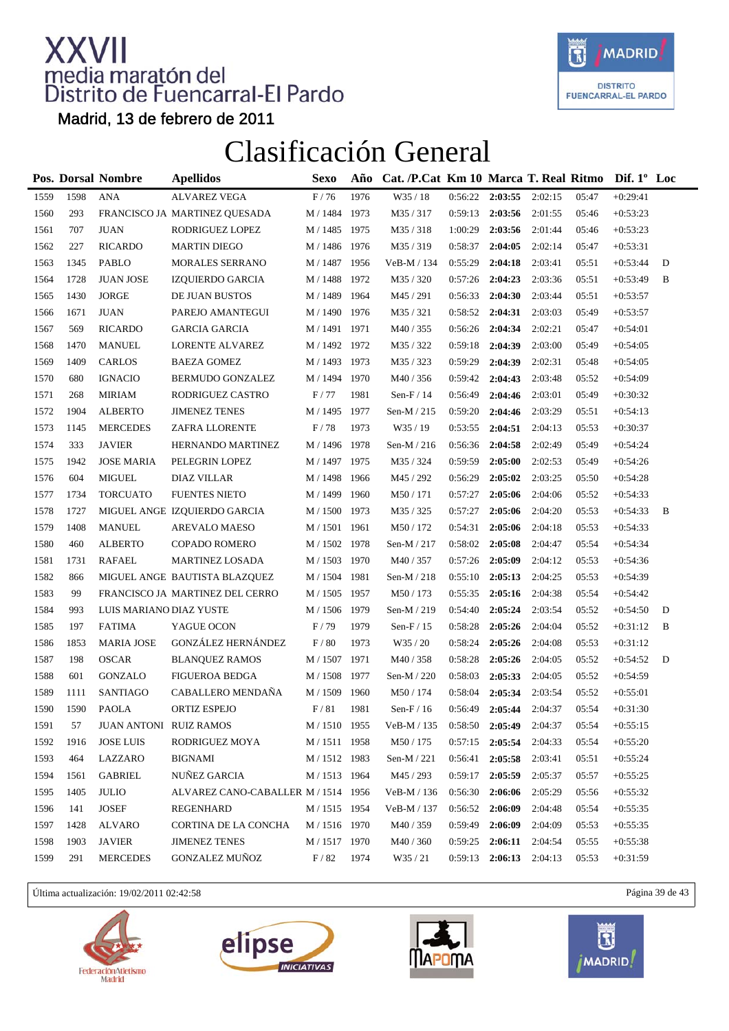# XXVII media maratón del Distrito de Fuencarral-El Pardo

Madrid, 13 de febrero de 2011

## Clasificación General

| Pos. | Dorsal | Nombre | Apellidos | Sexo | Año | Cat. /P.Cat | Km 10 | Marca | T. Real | Ritmo | Dif. 1º | Loc |
|---|---|---|---|---|---|---|---|---|---|---|---|---|
| 1559 | 1598 | ANA | ALVAREZ VEGA | F / 76 | 1976 | W35 / 18 | 0:56:22 | **2:03:55** | 2:02:15 | 05:47 | +0:29:41 | |
| 1560 | 293 | FRANCISCO JA | MARTINEZ QUESADA | M / 1484 | 1973 | M35 / 317 | 0:59:13 | **2:03:56** | 2:01:55 | 05:46 | +0:53:23 | |
| 1561 | 707 | JUAN | RODRIGUEZ LOPEZ | M / 1485 | 1975 | M35 / 318 | 1:00:29 | **2:03:56** | 2:01:44 | 05:46 | +0:53:23 | |
| 1562 | 227 | RICARDO | MARTIN DIEGO | M / 1486 | 1976 | M35 / 319 | 0:58:37 | **2:04:05** | 2:02:14 | 05:47 | +0:53:31 | |
| 1563 | 1345 | PABLO | MORALES SERRANO | M / 1487 | 1956 | VeB-M / 134 | 0:55:29 | **2:04:18** | 2:03:41 | 05:51 | +0:53:44 | D |
| 1564 | 1728 | JUAN JOSE | IZQUIERDO GARCIA | M / 1488 | 1972 | M35 / 320 | 0:57:26 | **2:04:23** | 2:03:36 | 05:51 | +0:53:49 | B |
| 1565 | 1430 | JORGE | DE JUAN BUSTOS | M / 1489 | 1964 | M45 / 291 | 0:56:33 | **2:04:30** | 2:03:44 | 05:51 | +0:53:57 | |
| 1566 | 1671 | JUAN | PAREJO AMANTEGUI | M / 1490 | 1976 | M35 / 321 | 0:58:52 | **2:04:31** | 2:03:03 | 05:49 | +0:53:57 | |
| 1567 | 569 | RICARDO | GARCIA GARCIA | M / 1491 | 1971 | M40 / 355 | 0:56:26 | **2:04:34** | 2:02:21 | 05:47 | +0:54:01 | |
| 1568 | 1470 | MANUEL | LORENTE ALVAREZ | M / 1492 | 1972 | M35 / 322 | 0:59:18 | **2:04:39** | 2:03:00 | 05:49 | +0:54:05 | |
| 1569 | 1409 | CARLOS | BAEZA GOMEZ | M / 1493 | 1973 | M35 / 323 | 0:59:29 | **2:04:39** | 2:02:31 | 05:48 | +0:54:05 | |
| 1570 | 680 | IGNACIO | BERMUDO GONZALEZ | M / 1494 | 1970 | M40 / 356 | 0:59:42 | **2:04:43** | 2:03:48 | 05:52 | +0:54:09 | |
| 1571 | 268 | MIRIAM | RODRIGUEZ CASTRO | F / 77 | 1981 | Sen-F / 14 | 0:56:49 | **2:04:46** | 2:03:01 | 05:49 | +0:30:32 | |
| 1572 | 1904 | ALBERTO | JIMENEZ TENES | M / 1495 | 1977 | Sen-M / 215 | 0:59:20 | **2:04:46** | 2:03:29 | 05:51 | +0:54:13 | |
| 1573 | 1145 | MERCEDES | ZAFRA LLORENTE | F / 78 | 1973 | W35 / 19 | 0:53:55 | **2:04:51** | 2:04:13 | 05:53 | +0:30:37 | |
| 1574 | 333 | JAVIER | HERNANDO MARTINEZ | M / 1496 | 1978 | Sen-M / 216 | 0:56:36 | **2:04:58** | 2:02:49 | 05:49 | +0:54:24 | |
| 1575 | 1942 | JOSE MARIA | PELEGRIN LOPEZ | M / 1497 | 1975 | M35 / 324 | 0:59:59 | **2:05:00** | 2:02:53 | 05:49 | +0:54:26 | |
| 1576 | 604 | MIGUEL | DIAZ VILLAR | M / 1498 | 1966 | M45 / 292 | 0:56:29 | **2:05:02** | 2:03:25 | 05:50 | +0:54:28 | |
| 1577 | 1734 | TORCUATO | FUENTES NIETO | M / 1499 | 1960 | M50 / 171 | 0:57:27 | **2:05:06** | 2:04:06 | 05:52 | +0:54:33 | |
| 1578 | 1727 | MIGUEL ANGE | IZQUIERDO GARCIA | M / 1500 | 1973 | M35 / 325 | 0:57:27 | **2:05:06** | 2:04:20 | 05:53 | +0:54:33 | B |
| 1579 | 1408 | MANUEL | AREVALO MAESO | M / 1501 | 1961 | M50 / 172 | 0:54:31 | **2:05:06** | 2:04:18 | 05:53 | +0:54:33 | |
| 1580 | 460 | ALBERTO | COPADO ROMERO | M / 1502 | 1978 | Sen-M / 217 | 0:58:02 | **2:05:08** | 2:04:47 | 05:54 | +0:54:34 | |
| 1581 | 1731 | RAFAEL | MARTINEZ LOSADA | M / 1503 | 1970 | M40 / 357 | 0:57:26 | **2:05:09** | 2:04:12 | 05:53 | +0:54:36 | |
| 1582 | 866 | MIGUEL ANGE | BAUTISTA BLAZQUEZ | M / 1504 | 1981 | Sen-M / 218 | 0:55:10 | **2:05:13** | 2:04:25 | 05:53 | +0:54:39 | |
| 1583 | 99 | FRANCISCO JA | MARTINEZ DEL CERRO | M / 1505 | 1957 | M50 / 173 | 0:55:35 | **2:05:16** | 2:04:38 | 05:54 | +0:54:42 | |
| 1584 | 993 | LUIS MARIANO | DIAZ YUSTE | M / 1506 | 1979 | Sen-M / 219 | 0:54:40 | **2:05:24** | 2:03:54 | 05:52 | +0:54:50 | D |
| 1585 | 197 | FATIMA | YAGUE OCON | F / 79 | 1979 | Sen-F / 15 | 0:58:28 | **2:05:26** | 2:04:04 | 05:52 | +0:31:12 | B |
| 1586 | 1853 | MARIA JOSE | GONZÁLEZ HERNÁNDEZ | F / 80 | 1973 | W35 / 20 | 0:58:24 | **2:05:26** | 2:04:08 | 05:53 | +0:31:12 | |
| 1587 | 198 | OSCAR | BLANQUEZ RAMOS | M / 1507 | 1971 | M40 / 358 | 0:58:28 | **2:05:26** | 2:04:05 | 05:52 | +0:54:52 | D |
| 1588 | 601 | GONZALO | FIGUEROA BEDGA | M / 1508 | 1977 | Sen-M / 220 | 0:58:03 | **2:05:33** | 2:04:05 | 05:52 | +0:54:59 | |
| 1589 | 1111 | SANTIAGO | CABALLERO MENDAÑA | M / 1509 | 1960 | M50 / 174 | 0:58:04 | **2:05:34** | 2:03:54 | 05:52 | +0:55:01 | |
| 1590 | 1590 | PAOLA | ORTIZ ESPEJO | F / 81 | 1981 | Sen-F / 16 | 0:56:49 | **2:05:44** | 2:04:37 | 05:54 | +0:31:30 | |
| 1591 | 57 | JUAN ANTONI | RUIZ RAMOS | M / 1510 | 1955 | VeB-M / 135 | 0:58:50 | **2:05:49** | 2:04:37 | 05:54 | +0:55:15 | |
| 1592 | 1916 | JOSE LUIS | RODRIGUEZ MOYA | M / 1511 | 1958 | M50 / 175 | 0:57:15 | **2:05:54** | 2:04:33 | 05:54 | +0:55:20 | |
| 1593 | 464 | LAZZARO | BIGNAMI | M / 1512 | 1983 | Sen-M / 221 | 0:56:41 | **2:05:58** | 2:03:41 | 05:51 | +0:55:24 | |
| 1594 | 1561 | GABRIEL | NUÑEZ GARCIA | M / 1513 | 1964 | M45 / 293 | 0:59:17 | **2:05:59** | 2:05:37 | 05:57 | +0:55:25 | |
| 1595 | 1405 | JULIO | ALVAREZ CANO-CABALLER | M / 1514 | 1956 | VeB-M / 136 | 0:56:30 | **2:06:06** | 2:05:29 | 05:56 | +0:55:32 | |
| 1596 | 141 | JOSEF | REGENHARD | M / 1515 | 1954 | VeB-M / 137 | 0:56:52 | **2:06:09** | 2:04:48 | 05:54 | +0:55:35 | |
| 1597 | 1428 | ALVARO | CORTINA DE LA CONCHA | M / 1516 | 1970 | M40 / 359 | 0:59:49 | **2:06:09** | 2:04:09 | 05:53 | +0:55:35 | |
| 1598 | 1903 | JAVIER | JIMENEZ TENES | M / 1517 | 1970 | M40 / 360 | 0:59:25 | **2:06:11** | 2:04:54 | 05:55 | +0:55:38 | |
| 1599 | 291 | MERCEDES | GONZALEZ MUÑOZ | F / 82 | 1974 | W35 / 21 | 0:59:13 | **2:06:13** | 2:04:13 | 05:53 | +0:31:59 | |

Última actualización: 19/02/2011 02:42:58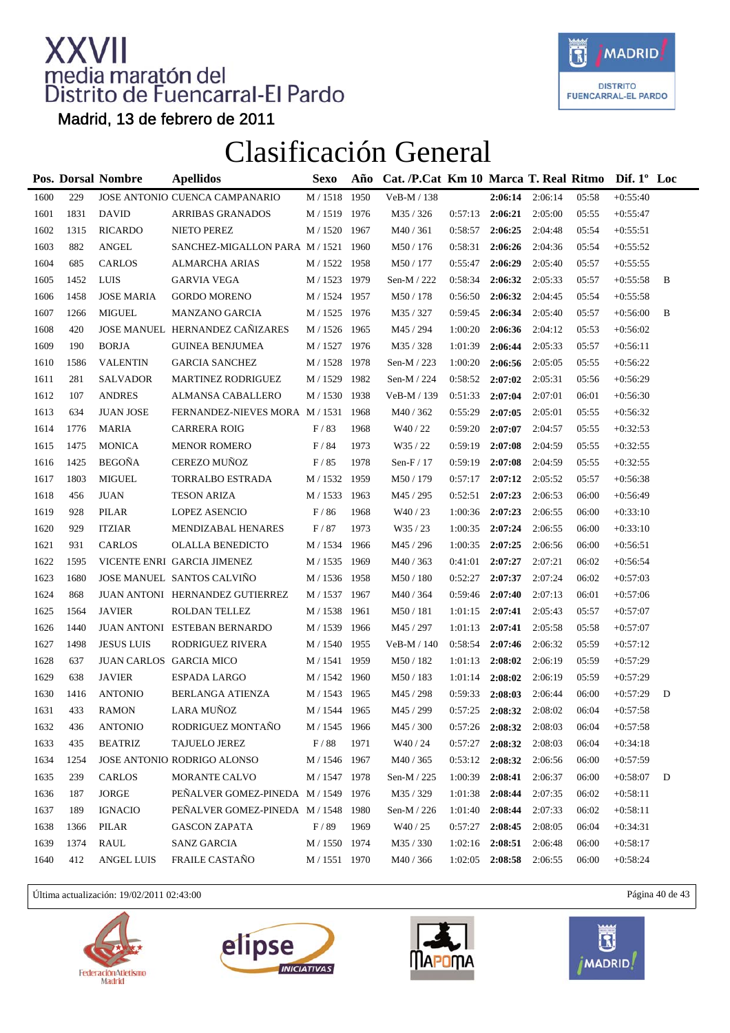# XXVII media maratón del Distrito de Fuencarral-El Pardo

Madrid, 13 de febrero de 2011

## Clasificación General

| Pos. | Dorsal | Nombre | Apellidos | Sexo | Año | Cat. /P.Cat | Km 10 | Marca | T. Real | Ritmo | Dif. 1º | Loc |
|---|---|---|---|---|---|---|---|---|---|---|---|---|
| 1600 | 229 | JOSE ANTONIO | CUENCA CAMPANARIO | M / 1518 | 1950 | VeB-M / 138 | | **2:06:14** | 2:06:14 | 05:58 | +0:55:40 | |
| 1601 | 1831 | DAVID | ARRIBAS GRANADOS | M / 1519 | 1976 | M35 / 326 | 0:57:13 | **2:06:21** | 2:05:00 | 05:55 | +0:55:47 | |
| 1602 | 1315 | RICARDO | NIETO PEREZ | M / 1520 | 1967 | M40 / 361 | 0:58:57 | **2:06:25** | 2:04:48 | 05:54 | +0:55:51 | |
| 1603 | 882 | ANGEL | SANCHEZ-MIGALLON PARA | M / 1521 | 1960 | M50 / 176 | 0:58:31 | **2:06:26** | 2:04:36 | 05:54 | +0:55:52 | |
| 1604 | 685 | CARLOS | ALMARCHA ARIAS | M / 1522 | 1958 | M50 / 177 | 0:55:47 | **2:06:29** | 2:05:40 | 05:57 | +0:55:55 | |
| 1605 | 1452 | LUIS | GARVIA VEGA | M / 1523 | 1979 | Sen-M / 222 | 0:58:34 | **2:06:32** | 2:05:33 | 05:57 | +0:55:58 | B |
| 1606 | 1458 | JOSE MARIA | GORDO MORENO | M / 1524 | 1957 | M50 / 178 | 0:56:50 | **2:06:32** | 2:04:45 | 05:54 | +0:55:58 | |
| 1607 | 1266 | MIGUEL | MANZANO GARCIA | M / 1525 | 1976 | M35 / 327 | 0:59:45 | **2:06:34** | 2:05:40 | 05:57 | +0:56:00 | B |
| 1608 | 420 | JOSE MANUEL | HERNANDEZ CAÑIZARES | M / 1526 | 1965 | M45 / 294 | 1:00:20 | **2:06:36** | 2:04:12 | 05:53 | +0:56:02 | |
| 1609 | 190 | BORJA | GUINEA BENJUMEA | M / 1527 | 1976 | M35 / 328 | 1:01:39 | **2:06:44** | 2:05:33 | 05:57 | +0:56:11 | |
| 1610 | 1586 | VALENTIN | GARCIA SANCHEZ | M / 1528 | 1978 | Sen-M / 223 | 1:00:20 | **2:06:56** | 2:05:05 | 05:55 | +0:56:22 | |
| 1611 | 281 | SALVADOR | MARTINEZ RODRIGUEZ | M / 1529 | 1982 | Sen-M / 224 | 0:58:52 | **2:07:02** | 2:05:31 | 05:56 | +0:56:29 | |
| 1612 | 107 | ANDRES | ALMANSA CABALLERO | M / 1530 | 1938 | VeB-M / 139 | 0:51:33 | **2:07:04** | 2:07:01 | 06:01 | +0:56:30 | |
| 1613 | 634 | JUAN JOSE | FERNANDEZ-NIEVES MORA | M / 1531 | 1968 | M40 / 362 | 0:55:29 | **2:07:05** | 2:05:01 | 05:55 | +0:56:32 | |
| 1614 | 1776 | MARIA | CARRERA ROIG | F / 83 | 1968 | W40 / 22 | 0:59:20 | **2:07:07** | 2:04:57 | 05:55 | +0:32:53 | |
| 1615 | 1475 | MONICA | MENOR ROMERO | F / 84 | 1973 | W35 / 22 | 0:59:19 | **2:07:08** | 2:04:59 | 05:55 | +0:32:55 | |
| 1616 | 1425 | BEGOÑA | CEREZO MUÑOZ | F / 85 | 1978 | Sen-F / 17 | 0:59:19 | **2:07:08** | 2:04:59 | 05:55 | +0:32:55 | |
| 1617 | 1803 | MIGUEL | TORRALBO ESTRADA | M / 1532 | 1959 | M50 / 179 | 0:57:17 | **2:07:12** | 2:05:52 | 05:57 | +0:56:38 | |
| 1618 | 456 | JUAN | TESON ARIZA | M / 1533 | 1963 | M45 / 295 | 0:52:51 | **2:07:23** | 2:06:53 | 06:00 | +0:56:49 | |
| 1619 | 928 | PILAR | LOPEZ ASENCIO | F / 86 | 1968 | W40 / 23 | 1:00:36 | **2:07:23** | 2:06:55 | 06:00 | +0:33:10 | |
| 1620 | 929 | ITZIAR | MENDIZABAL HENARES | F / 87 | 1973 | W35 / 23 | 1:00:35 | **2:07:24** | 2:06:55 | 06:00 | +0:33:10 | |
| 1621 | 931 | CARLOS | OLALLA BENEDICTO | M / 1534 | 1966 | M45 / 296 | 1:00:35 | **2:07:25** | 2:06:56 | 06:00 | +0:56:51 | |
| 1622 | 1595 | VICENTE ENRI | GARCIA JIMENEZ | M / 1535 | 1969 | M40 / 363 | 0:41:01 | **2:07:27** | 2:07:21 | 06:02 | +0:56:54 | |
| 1623 | 1680 | JOSE MANUEL | SANTOS CALVIÑO | M / 1536 | 1958 | M50 / 180 | 0:52:27 | **2:07:37** | 2:07:24 | 06:02 | +0:57:03 | |
| 1624 | 868 | JUAN ANTONI | HERNANDEZ GUTIERREZ | M / 1537 | 1967 | M40 / 364 | 0:59:46 | **2:07:40** | 2:07:13 | 06:01 | +0:57:06 | |
| 1625 | 1564 | JAVIER | ROLDAN TELLEZ | M / 1538 | 1961 | M50 / 181 | 1:01:15 | **2:07:41** | 2:05:43 | 05:57 | +0:57:07 | |
| 1626 | 1440 | JUAN ANTONI | ESTEBAN BERNARDO | M / 1539 | 1966 | M45 / 297 | 1:01:13 | **2:07:41** | 2:05:58 | 05:58 | +0:57:07 | |
| 1627 | 1498 | JESUS LUIS | RODRIGUEZ RIVERA | M / 1540 | 1955 | VeB-M / 140 | 0:58:54 | **2:07:46** | 2:06:32 | 05:59 | +0:57:12 | |
| 1628 | 637 | JUAN CARLOS | GARCIA MICO | M / 1541 | 1959 | M50 / 182 | 1:01:13 | **2:08:02** | 2:06:19 | 05:59 | +0:57:29 | |
| 1629 | 638 | JAVIER | ESPADA LARGO | M / 1542 | 1960 | M50 / 183 | 1:01:14 | **2:08:02** | 2:06:19 | 05:59 | +0:57:29 | |
| 1630 | 1416 | ANTONIO | BERLANGA ATIENZA | M / 1543 | 1965 | M45 / 298 | 0:59:33 | **2:08:03** | 2:06:44 | 06:00 | +0:57:29 | D |
| 1631 | 433 | RAMON | LARA MUÑOZ | M / 1544 | 1965 | M45 / 299 | 0:57:25 | **2:08:32** | 2:08:02 | 06:04 | +0:57:58 | |
| 1632 | 436 | ANTONIO | RODRIGUEZ MONTAÑO | M / 1545 | 1966 | M45 / 300 | 0:57:26 | **2:08:32** | 2:08:03 | 06:04 | +0:57:58 | |
| 1633 | 435 | BEATRIZ | TAJUELO JEREZ | F / 88 | 1971 | W40 / 24 | 0:57:27 | **2:08:32** | 2:08:03 | 06:04 | +0:34:18 | |
| 1634 | 1254 | JOSE ANTONIO | RODRIGO ALONSO | M / 1546 | 1967 | M40 / 365 | 0:53:12 | **2:08:32** | 2:06:56 | 06:00 | +0:57:59 | |
| 1635 | 239 | CARLOS | MORANTE CALVO | M / 1547 | 1978 | Sen-M / 225 | 1:00:39 | **2:08:41** | 2:06:37 | 06:00 | +0:58:07 | D |
| 1636 | 187 | JORGE | PEÑALVER GOMEZ-PINEDA | M / 1549 | 1976 | M35 / 329 | 1:01:38 | **2:08:44** | 2:07:35 | 06:02 | +0:58:11 | |
| 1637 | 189 | IGNACIO | PEÑALVER GOMEZ-PINEDA | M / 1548 | 1980 | Sen-M / 226 | 1:01:40 | **2:08:44** | 2:07:33 | 06:02 | +0:58:11 | |
| 1638 | 1366 | PILAR | GASCON ZAPATA | F / 89 | 1969 | W40 / 25 | 0:57:27 | **2:08:45** | 2:08:05 | 06:04 | +0:34:31 | |
| 1639 | 1374 | RAUL | SANZ GARCIA | M / 1550 | 1974 | M35 / 330 | 1:02:16 | **2:08:51** | 2:06:48 | 06:00 | +0:58:17 | |
| 1640 | 412 | ANGEL LUIS | FRAILE CASTAÑO | M / 1551 | 1970 | M40 / 366 | 1:02:05 | **2:08:58** | 2:06:55 | 06:00 | +0:58:24 | |

Última actualización: 19/02/2011 02:43:00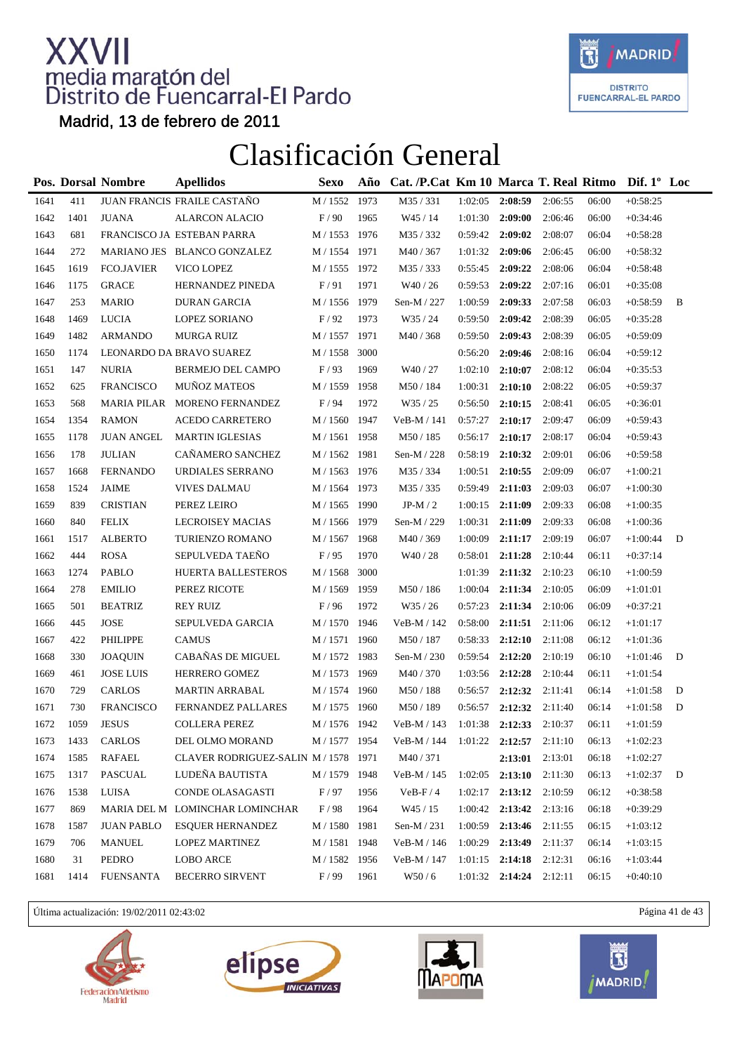# XXVII media maratón del Distrito de Fuencarral-El Pardo

Madrid, 13 de febrero de 2011

# Clasificación General

| Pos. | Dorsal | Nombre | Apellidos | Sexo | Año | Cat. /P.Cat | Km 10 | Marca | T. Real | Ritmo | Dif. 1º | Loc |
|---|---|---|---|---|---|---|---|---|---|---|---|---|
| 1641 | 411 | JUAN FRANCIS | FRAILE CASTAÑO | M / 1552 | 1973 | M35 / 331 | 1:02:05 | **2:08:59** | 2:06:55 | 06:00 | +0:58:25 | |
| 1642 | 1401 | JUANA | ALARCON ALACIO | F / 90 | 1965 | W45 / 14 | 1:01:30 | **2:09:00** | 2:06:46 | 06:00 | +0:34:46 | |
| 1643 | 681 | FRANCISCO JA | ESTEBAN PARRA | M / 1553 | 1976 | M35 / 332 | 0:59:42 | **2:09:02** | 2:08:07 | 06:04 | +0:58:28 | |
| 1644 | 272 | MARIANO JES | BLANCO GONZALEZ | M / 1554 | 1971 | M40 / 367 | 1:01:32 | **2:09:06** | 2:06:45 | 06:00 | +0:58:32 | |
| 1645 | 1619 | FCO.JAVIER | VICO LOPEZ | M / 1555 | 1972 | M35 / 333 | 0:55:45 | **2:09:22** | 2:08:06 | 06:04 | +0:58:48 | |
| 1646 | 1175 | GRACE | HERNANDEZ PINEDA | F / 91 | 1971 | W40 / 26 | 0:59:53 | **2:09:22** | 2:07:16 | 06:01 | +0:35:08 | |
| 1647 | 253 | MARIO | DURAN GARCIA | M / 1556 | 1979 | Sen-M / 227 | 1:00:59 | **2:09:33** | 2:07:58 | 06:03 | +0:58:59 | B |
| 1648 | 1469 | LUCIA | LOPEZ SORIANO | F / 92 | 1973 | W35 / 24 | 0:59:50 | **2:09:42** | 2:08:39 | 06:05 | +0:35:28 | |
| 1649 | 1482 | ARMANDO | MURGA RUIZ | M / 1557 | 1971 | M40 / 368 | 0:59:50 | **2:09:43** | 2:08:39 | 06:05 | +0:59:09 | |
| 1650 | 1174 | LEONARDO DA | BRAVO SUAREZ | M / 1558 | 3000 | | 0:56:20 | **2:09:46** | 2:08:16 | 06:04 | +0:59:12 | |
| 1651 | 147 | NURIA | BERMEJO DEL CAMPO | F / 93 | 1969 | W40 / 27 | 1:02:10 | **2:10:07** | 2:08:12 | 06:04 | +0:35:53 | |
| 1652 | 625 | FRANCISCO | MUÑOZ MATEOS | M / 1559 | 1958 | M50 / 184 | 1:00:31 | **2:10:10** | 2:08:22 | 06:05 | +0:59:37 | |
| 1653 | 568 | MARIA PILAR | MORENO FERNANDEZ | F / 94 | 1972 | W35 / 25 | 0:56:50 | **2:10:15** | 2:08:41 | 06:05 | +0:36:01 | |
| 1654 | 1354 | RAMON | ACEDO CARRETERO | M / 1560 | 1947 | VeB-M / 141 | 0:57:27 | **2:10:17** | 2:09:47 | 06:09 | +0:59:43 | |
| 1655 | 1178 | JUAN ANGEL | MARTIN IGLESIAS | M / 1561 | 1958 | M50 / 185 | 0:56:17 | **2:10:17** | 2:08:17 | 06:04 | +0:59:43 | |
| 1656 | 178 | JULIAN | CAÑAMERO SANCHEZ | M / 1562 | 1981 | Sen-M / 228 | 0:58:19 | **2:10:32** | 2:09:01 | 06:06 | +0:59:58 | |
| 1657 | 1668 | FERNANDO | URDIALES SERRANO | M / 1563 | 1976 | M35 / 334 | 1:00:51 | **2:10:55** | 2:09:09 | 06:07 | +1:00:21 | |
| 1658 | 1524 | JAIME | VIVES DALMAU | M / 1564 | 1973 | M35 / 335 | 0:59:49 | **2:11:03** | 2:09:03 | 06:07 | +1:00:30 | |
| 1659 | 839 | CRISTIAN | PEREZ LEIRO | M / 1565 | 1990 | JP-M / 2 | 1:00:15 | **2:11:09** | 2:09:33 | 06:08 | +1:00:35 | |
| 1660 | 840 | FELIX | LECROISEY MACIAS | M / 1566 | 1979 | Sen-M / 229 | 1:00:31 | **2:11:09** | 2:09:33 | 06:08 | +1:00:36 | |
| 1661 | 1517 | ALBERTO | TURIENZO ROMANO | M / 1567 | 1968 | M40 / 369 | 1:00:09 | **2:11:17** | 2:09:19 | 06:07 | +1:00:44 | D |
| 1662 | 444 | ROSA | SEPULVEDA TAEÑO | F / 95 | 1970 | W40 / 28 | 0:58:01 | **2:11:28** | 2:10:44 | 06:11 | +0:37:14 | |
| 1663 | 1274 | PABLO | HUERTA BALLESTEROS | M / 1568 | 3000 | | 1:01:39 | **2:11:32** | 2:10:23 | 06:10 | +1:00:59 | |
| 1664 | 278 | EMILIO | PEREZ RICOTE | M / 1569 | 1959 | M50 / 186 | 1:00:04 | **2:11:34** | 2:10:05 | 06:09 | +1:01:01 | |
| 1665 | 501 | BEATRIZ | REY RUIZ | F / 96 | 1972 | W35 / 26 | 0:57:23 | **2:11:34** | 2:10:06 | 06:09 | +0:37:21 | |
| 1666 | 445 | JOSE | SEPULVEDA GARCIA | M / 1570 | 1946 | VeB-M / 142 | 0:58:00 | **2:11:51** | 2:11:06 | 06:12 | +1:01:17 | |
| 1667 | 422 | PHILIPPE | CAMUS | M / 1571 | 1960 | M50 / 187 | 0:58:33 | **2:12:10** | 2:11:08 | 06:12 | +1:01:36 | |
| 1668 | 330 | JOAQUIN | CABAÑAS DE MIGUEL | M / 1572 | 1983 | Sen-M / 230 | 0:59:54 | **2:12:20** | 2:10:19 | 06:10 | +1:01:46 | D |
| 1669 | 461 | JOSE LUIS | HERRERO GOMEZ | M / 1573 | 1969 | M40 / 370 | 1:03:56 | **2:12:28** | 2:10:44 | 06:11 | +1:01:54 | |
| 1670 | 729 | CARLOS | MARTIN ARRABAL | M / 1574 | 1960 | M50 / 188 | 0:56:57 | **2:12:32** | 2:11:41 | 06:14 | +1:01:58 | D |
| 1671 | 730 | FRANCISCO | FERNANDEZ PALLARES | M / 1575 | 1960 | M50 / 189 | 0:56:57 | **2:12:32** | 2:11:40 | 06:14 | +1:01:58 | D |
| 1672 | 1059 | JESUS | COLLERA PEREZ | M / 1576 | 1942 | VeB-M / 143 | 1:01:38 | **2:12:33** | 2:10:37 | 06:11 | +1:01:59 | |
| 1673 | 1433 | CARLOS | DEL OLMO MORAND | M / 1577 | 1954 | VeB-M / 144 | 1:01:22 | **2:12:57** | 2:11:10 | 06:13 | +1:02:23 | |
| 1674 | 1585 | RAFAEL | CLAVER RODRIGUEZ-SALIN | M / 1578 | 1971 | M40 / 371 | | **2:13:01** | 2:13:01 | 06:18 | +1:02:27 | |
| 1675 | 1317 | PASCUAL | LUDEÑA BAUTISTA | M / 1579 | 1948 | VeB-M / 145 | 1:02:05 | **2:13:10** | 2:11:30 | 06:13 | +1:02:37 | D |
| 1676 | 1538 | LUISA | CONDE OLASAGASTI | F / 97 | 1956 | VeB-F / 4 | 1:02:17 | **2:13:12** | 2:10:59 | 06:12 | +0:38:58 | |
| 1677 | 869 | MARIA DEL M | LOMINCHAR LOMINCHAR | F / 98 | 1964 | W45 / 15 | 1:00:42 | **2:13:42** | 2:13:16 | 06:18 | +0:39:29 | |
| 1678 | 1587 | JUAN PABLO | ESQUER HERNANDEZ | M / 1580 | 1981 | Sen-M / 231 | 1:00:59 | **2:13:46** | 2:11:55 | 06:15 | +1:03:12 | |
| 1679 | 706 | MANUEL | LOPEZ MARTINEZ | M / 1581 | 1948 | VeB-M / 146 | 1:00:29 | **2:13:49** | 2:11:37 | 06:14 | +1:03:15 | |
| 1680 | 31 | PEDRO | LOBO ARCE | M / 1582 | 1956 | VeB-M / 147 | 1:01:15 | **2:14:18** | 2:12:31 | 06:16 | +1:03:44 | |
| 1681 | 1414 | FUENSANTA | BECERRO SIRVENT | F / 99 | 1961 | W50 / 6 | 1:01:32 | **2:14:24** | 2:12:11 | 06:15 | +0:40:10 | |

Última actualización: 19/02/2011 02:43:02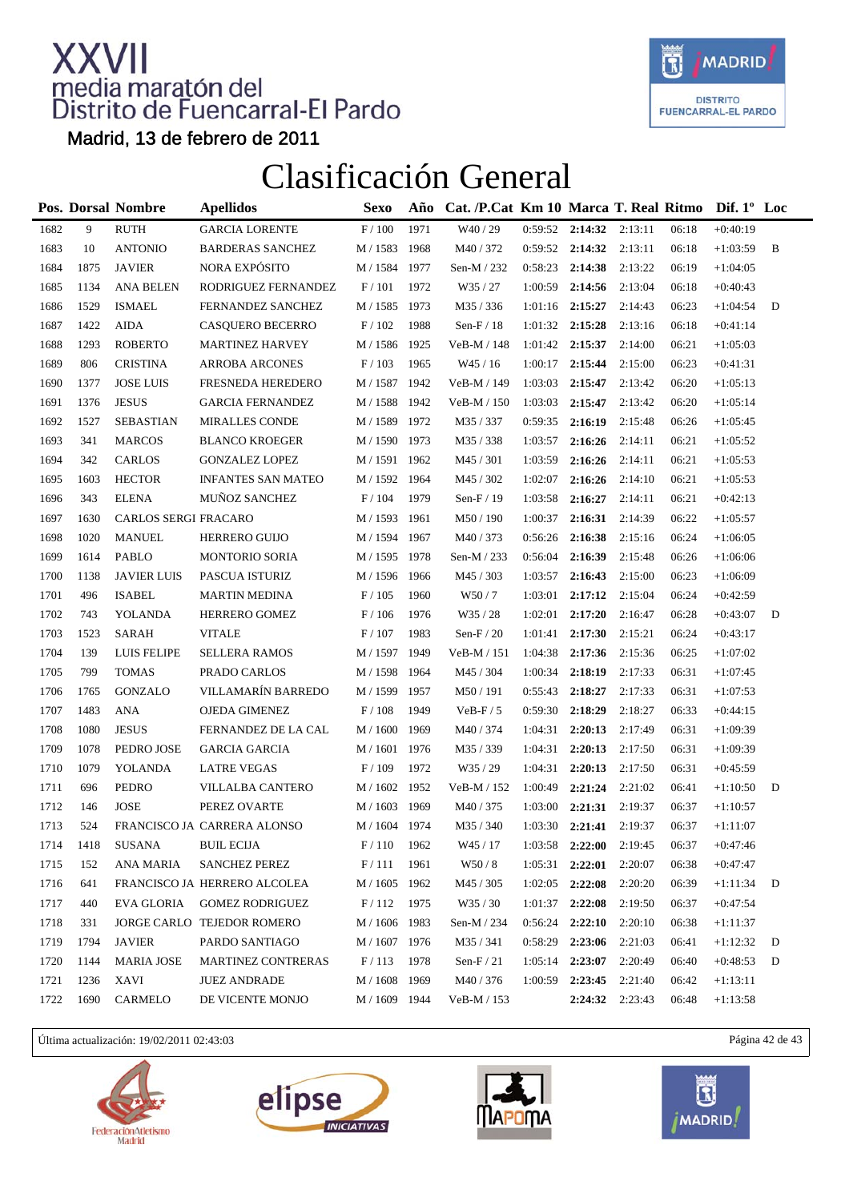# XXVII media maratón del Distrito de Fuencarral-El Pardo

Madrid, 13 de febrero de 2011

# Clasificación General

| Pos. | Dorsal | Nombre | Apellidos | Sexo | Año | Cat. /P.Cat | Km 10 | Marca | T. Real | Ritmo | Dif. 1º | Loc |
|---|---|---|---|---|---|---|---|---|---|---|---|---|
| 1682 | 9 | RUTH | GARCIA LORENTE | F / 100 | 1971 | W40 / 29 | 0:59:52 | **2:14:32** | 2:13:11 | 06:18 | +0:40:19 | |
| 1683 | 10 | ANTONIO | BARDERAS SANCHEZ | M / 1583 | 1968 | M40 / 372 | 0:59:52 | **2:14:32** | 2:13:11 | 06:18 | +1:03:59 | B |
| 1684 | 1875 | JAVIER | NORA EXPÓSITO | M / 1584 | 1977 | Sen-M / 232 | 0:58:23 | **2:14:38** | 2:13:22 | 06:19 | +1:04:05 | |
| 1685 | 1134 | ANA BELEN | RODRIGUEZ FERNANDEZ | F / 101 | 1972 | W35 / 27 | 1:00:59 | **2:14:56** | 2:13:04 | 06:18 | +0:40:43 | |
| 1686 | 1529 | ISMAEL | FERNANDEZ SANCHEZ | M / 1585 | 1973 | M35 / 336 | 1:01:16 | **2:15:27** | 2:14:43 | 06:23 | +1:04:54 | D |
| 1687 | 1422 | AIDA | CASQUERO BECERRO | F / 102 | 1988 | Sen-F / 18 | 1:01:32 | **2:15:28** | 2:13:16 | 06:18 | +0:41:14 | |
| 1688 | 1293 | ROBERTO | MARTINEZ HARVEY | M / 1586 | 1925 | VeB-M / 148 | 1:01:42 | **2:15:37** | 2:14:00 | 06:21 | +1:05:03 | |
| 1689 | 806 | CRISTINA | ARROBA ARCONES | F / 103 | 1965 | W45 / 16 | 1:00:17 | **2:15:44** | 2:15:00 | 06:23 | +0:41:31 | |
| 1690 | 1377 | JOSE LUIS | FRESNEDA HEREDERO | M / 1587 | 1942 | VeB-M / 149 | 1:03:03 | **2:15:47** | 2:13:42 | 06:20 | +1:05:13 | |
| 1691 | 1376 | JESUS | GARCIA FERNANDEZ | M / 1588 | 1942 | VeB-M / 150 | 1:03:03 | **2:15:47** | 2:13:42 | 06:20 | +1:05:14 | |
| 1692 | 1527 | SEBASTIAN | MIRALLES CONDE | M / 1589 | 1972 | M35 / 337 | 0:59:35 | **2:16:19** | 2:15:48 | 06:26 | +1:05:45 | |
| 1693 | 341 | MARCOS | BLANCO KROEGER | M / 1590 | 1973 | M35 / 338 | 1:03:57 | **2:16:26** | 2:14:11 | 06:21 | +1:05:52 | |
| 1694 | 342 | CARLOS | GONZALEZ LOPEZ | M / 1591 | 1962 | M45 / 301 | 1:03:59 | **2:16:26** | 2:14:11 | 06:21 | +1:05:53 | |
| 1695 | 1603 | HECTOR | INFANTES SAN MATEO | M / 1592 | 1964 | M45 / 302 | 1:02:07 | **2:16:26** | 2:14:10 | 06:21 | +1:05:53 | |
| 1696 | 343 | ELENA | MUÑOZ SANCHEZ | F / 104 | 1979 | Sen-F / 19 | 1:03:58 | **2:16:27** | 2:14:11 | 06:21 | +0:42:13 | |
| 1697 | 1630 | CARLOS SERGI | FRACARO | M / 1593 | 1961 | M50 / 190 | 1:00:37 | **2:16:31** | 2:14:39 | 06:22 | +1:05:57 | |
| 1698 | 1020 | MANUEL | HERRERO GUIJO | M / 1594 | 1967 | M40 / 373 | 0:56:26 | **2:16:38** | 2:15:16 | 06:24 | +1:06:05 | |
| 1699 | 1614 | PABLO | MONTORIO SORIA | M / 1595 | 1978 | Sen-M / 233 | 0:56:04 | **2:16:39** | 2:15:48 | 06:26 | +1:06:06 | |
| 1700 | 1138 | JAVIER LUIS | PASCUA ISTURIZ | M / 1596 | 1966 | M45 / 303 | 1:03:57 | **2:16:43** | 2:15:00 | 06:23 | +1:06:09 | |
| 1701 | 496 | ISABEL | MARTIN MEDINA | F / 105 | 1960 | W50 / 7 | 1:03:01 | **2:17:12** | 2:15:04 | 06:24 | +0:42:59 | |
| 1702 | 743 | YOLANDA | HERRERO GOMEZ | F / 106 | 1976 | W35 / 28 | 1:02:01 | **2:17:20** | 2:16:47 | 06:28 | +0:43:07 | D |
| 1703 | 1523 | SARAH | VITALE | F / 107 | 1983 | Sen-F / 20 | 1:01:41 | **2:17:30** | 2:15:21 | 06:24 | +0:43:17 | |
| 1704 | 139 | LUIS FELIPE | SELLERA RAMOS | M / 1597 | 1949 | VeB-M / 151 | 1:04:38 | **2:17:36** | 2:15:36 | 06:25 | +1:07:02 | |
| 1705 | 799 | TOMAS | PRADO CARLOS | M / 1598 | 1964 | M45 / 304 | 1:00:34 | **2:18:19** | 2:17:33 | 06:31 | +1:07:45 | |
| 1706 | 1765 | GONZALO | VILLAMARÍN BARREDO | M / 1599 | 1957 | M50 / 191 | 0:55:43 | **2:18:27** | 2:17:33 | 06:31 | +1:07:53 | |
| 1707 | 1483 | ANA | OJEDA GIMENEZ | F / 108 | 1949 | VeB-F / 5 | 0:59:30 | **2:18:29** | 2:18:27 | 06:33 | +0:44:15 | |
| 1708 | 1080 | JESUS | FERNANDEZ DE LA CAL | M / 1600 | 1969 | M40 / 374 | 1:04:31 | **2:20:13** | 2:17:49 | 06:31 | +1:09:39 | |
| 1709 | 1078 | PEDRO JOSE | GARCIA GARCIA | M / 1601 | 1976 | M35 / 339 | 1:04:31 | **2:20:13** | 2:17:50 | 06:31 | +1:09:39 | |
| 1710 | 1079 | YOLANDA | LATRE VEGAS | F / 109 | 1972 | W35 / 29 | 1:04:31 | **2:20:13** | 2:17:50 | 06:31 | +0:45:59 | |
| 1711 | 696 | PEDRO | VILLALBA CANTERO | M / 1602 | 1952 | VeB-M / 152 | 1:00:49 | **2:21:24** | 2:21:02 | 06:41 | +1:10:50 | D |
| 1712 | 146 | JOSE | PEREZ OVARTE | M / 1603 | 1969 | M40 / 375 | 1:03:00 | **2:21:31** | 2:19:37 | 06:37 | +1:10:57 | |
| 1713 | 524 | FRANCISCO JA | CARRERA ALONSO | M / 1604 | 1974 | M35 / 340 | 1:03:30 | **2:21:41** | 2:19:37 | 06:37 | +1:11:07 | |
| 1714 | 1418 | SUSANA | BUIL ECIJA | F / 110 | 1962 | W45 / 17 | 1:03:58 | **2:22:00** | 2:19:45 | 06:37 | +0:47:46 | |
| 1715 | 152 | ANA MARIA | SANCHEZ PEREZ | F / 111 | 1961 | W50 / 8 | 1:05:31 | **2:22:01** | 2:20:07 | 06:38 | +0:47:47 | |
| 1716 | 641 | FRANCISCO JA | HERRERO ALCOLEA | M / 1605 | 1962 | M45 / 305 | 1:02:05 | **2:22:08** | 2:20:20 | 06:39 | +1:11:34 | D |
| 1717 | 440 | EVA GLORIA | GOMEZ RODRIGUEZ | F / 112 | 1975 | W35 / 30 | 1:01:37 | **2:22:08** | 2:19:50 | 06:37 | +0:47:54 | |
| 1718 | 331 | JORGE CARLO | TEJEDOR ROMERO | M / 1606 | 1983 | Sen-M / 234 | 0:56:24 | **2:22:10** | 2:20:10 | 06:38 | +1:11:37 | |
| 1719 | 1794 | JAVIER | PARDO SANTIAGO | M / 1607 | 1976 | M35 / 341 | 0:58:29 | **2:23:06** | 2:21:03 | 06:41 | +1:12:32 | D |
| 1720 | 1144 | MARIA JOSE | MARTINEZ CONTRERAS | F / 113 | 1978 | Sen-F / 21 | 1:05:14 | **2:23:07** | 2:20:49 | 06:40 | +0:48:53 | D |
| 1721 | 1236 | XAVI | JUEZ ANDRADE | M / 1608 | 1969 | M40 / 376 | 1:00:59 | **2:23:45** | 2:21:40 | 06:42 | +1:13:11 | |
| 1722 | 1690 | CARMELO | DE VICENTE MONJO | M / 1609 | 1944 | VeB-M / 153 | | **2:24:32** | 2:23:43 | 06:48 | +1:13:58 | |

Última actualización: 19/02/2011 02:43:03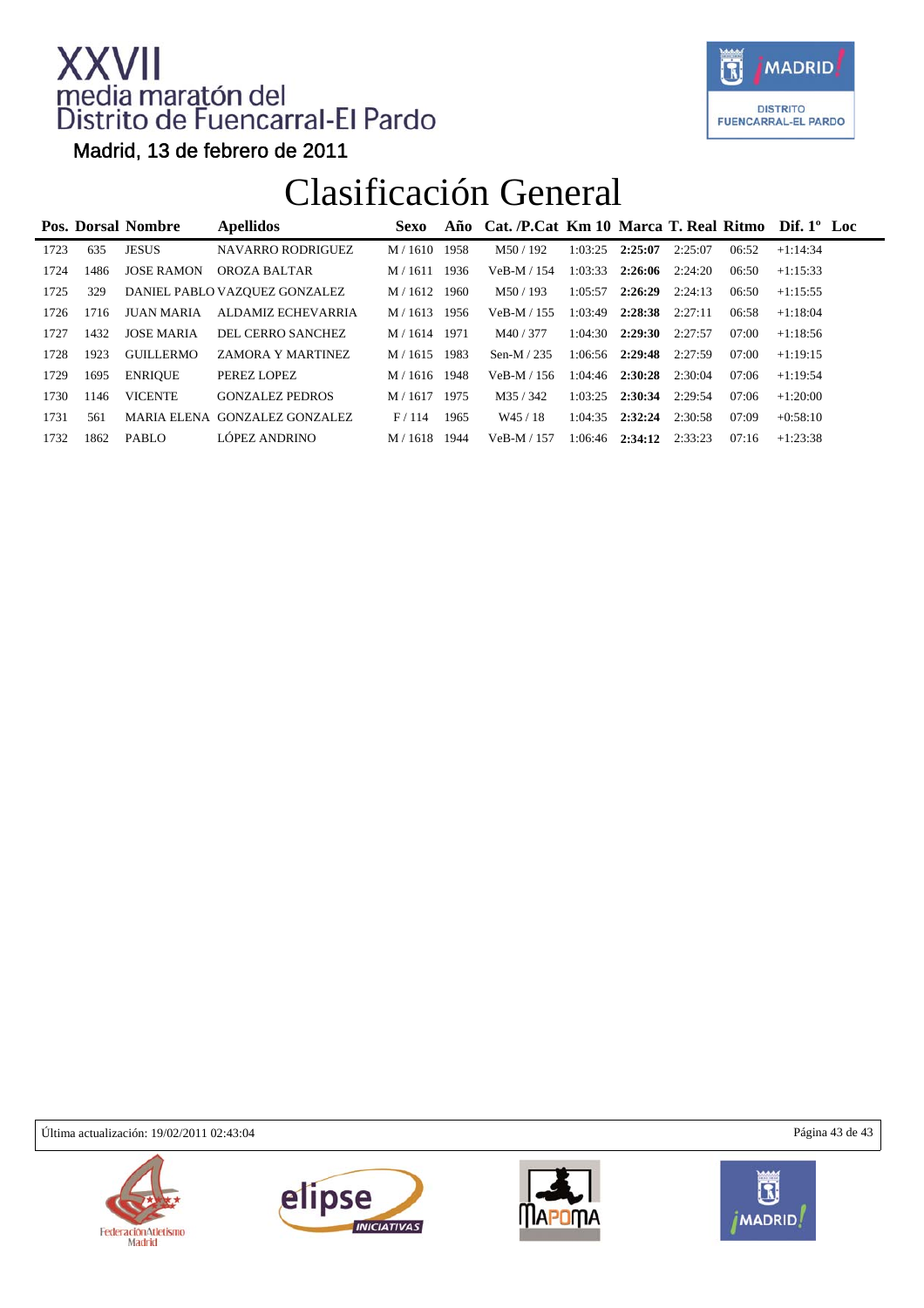# XXVII media maratón del Distrito de Fuencarral-El Pardo

Madrid, 13 de febrero de 2011

## Clasificación General

| Pos. | Dorsal | Nombre | Apellidos | Sexo | Año | Cat. /P.Cat | Km 10 | Marca | T. Real | Ritmo | Dif. 1º | Loc |
|---|---|---|---|---|---|---|---|---|---|---|---|---|
| 1723 | 635 | JESUS | NAVARRO RODRIGUEZ | M / 1610 | 1958 | M50 / 192 | 1:03:25 | **2:25:07** | 2:25:07 | 06:52 | +1:14:34 | |
| 1724 | 1486 | JOSE RAMON | OROZA BALTAR | M / 1611 | 1936 | VeB-M / 154 | 1:03:33 | **2:26:06** | 2:24:20 | 06:50 | +1:15:33 | |
| 1725 | 329 | DANIEL PABLO | VAZQUEZ GONZALEZ | M / 1612 | 1960 | M50 / 193 | 1:05:57 | **2:26:29** | 2:24:13 | 06:50 | +1:15:55 | |
| 1726 | 1716 | JUAN MARIA | ALDAMIZ ECHEVARRIA | M / 1613 | 1956 | VeB-M / 155 | 1:03:49 | **2:28:38** | 2:27:11 | 06:58 | +1:18:04 | |
| 1727 | 1432 | JOSE MARIA | DEL CERRO SANCHEZ | M / 1614 | 1971 | M40 / 377 | 1:04:30 | **2:29:30** | 2:27:57 | 07:00 | +1:18:56 | |
| 1728 | 1923 | GUILLERMO | ZAMORA Y MARTINEZ | M / 1615 | 1983 | Sen-M / 235 | 1:06:56 | **2:29:48** | 2:27:59 | 07:00 | +1:19:15 | |
| 1729 | 1695 | ENRIQUE | PEREZ LOPEZ | M / 1616 | 1948 | VeB-M / 156 | 1:04:46 | **2:30:28** | 2:30:04 | 07:06 | +1:19:54 | |
| 1730 | 1146 | VICENTE | GONZALEZ PEDROS | M / 1617 | 1975 | M35 / 342 | 1:03:25 | **2:30:34** | 2:29:54 | 07:06 | +1:20:00 | |
| 1731 | 561 | MARIA ELENA | GONZALEZ GONZALEZ | F / 114 | 1965 | W45 / 18 | 1:04:35 | **2:32:24** | 2:30:58 | 07:09 | +0:58:10 | |
| 1732 | 1862 | PABLO | LÓPEZ ANDRINO | M / 1618 | 1944 | VeB-M / 157 | 1:06:46 | **2:34:12** | 2:33:23 | 07:16 | +1:23:38 | |

Última actualización: 19/02/2011 02:43:04